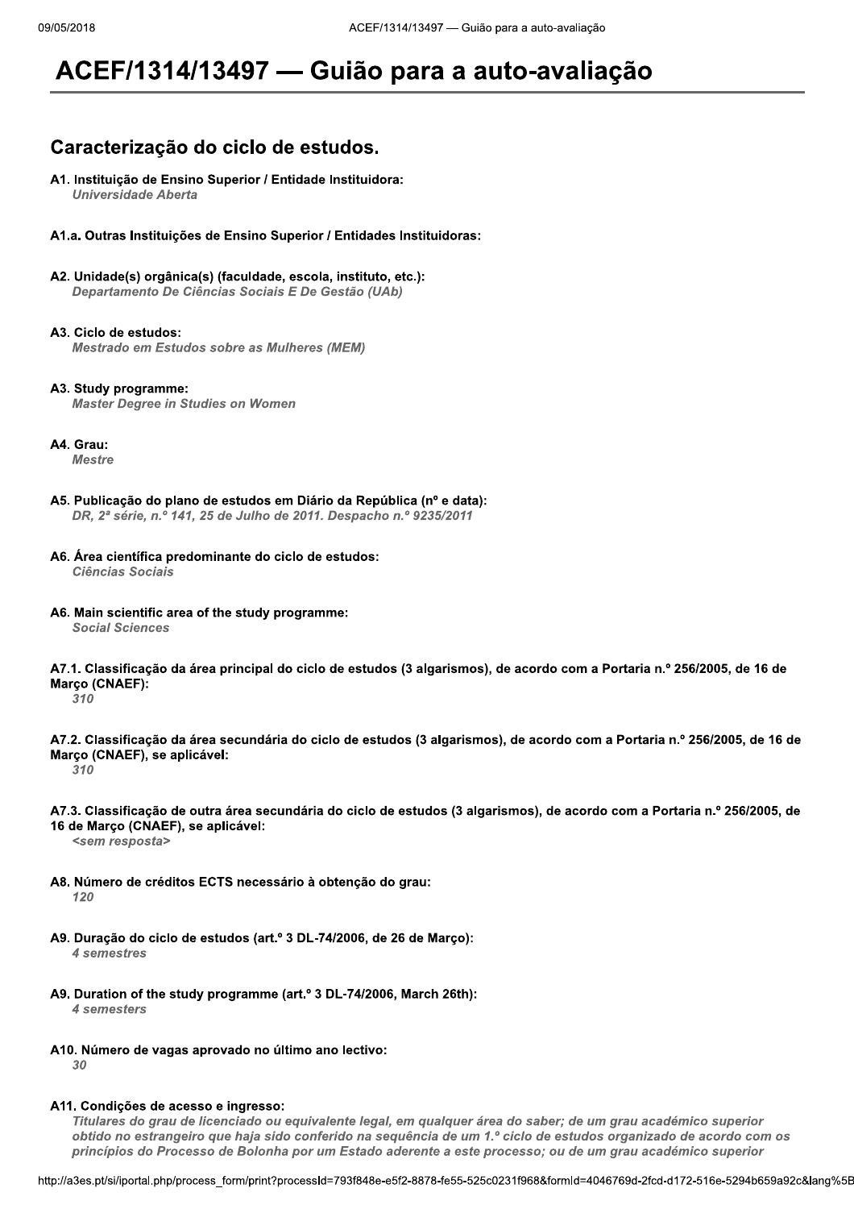# ACEF/1314/13497 — Guião para a auto-avaliação

## Caracterização do ciclo de estudos.

**A1. Instituição de Ensino Superior / Entidade Instituidora:**
*Universidade Aberta*

**A1.a. Outras Instituições de Ensino Superior / Entidades Instituidoras:**

**A2. Unidade(s) orgânica(s) (faculdade, escola, instituto, etc.):**
*Departamento De Ciências Sociais E De Gestão (UAb)*

**A3. Ciclo de estudos:**
*Mestrado em Estudos sobre as Mulheres (MEM)*

**A3. Study programme:**
*Master Degree in Studies on Women*

**A4. Grau:**
*Mestre*

**A5. Publicação do plano de estudos em Diário da República (nº e data):**
*DR, 2ª série, n.º 141, 25 de Julho de 2011. Despacho n.º 9235/2011*

**A6. Área científica predominante do ciclo de estudos:**
*Ciências Sociais*

**A6. Main scientific area of the study programme:**
*Social Sciences*

**A7.1. Classificação da área principal do ciclo de estudos (3 algarismos), de acordo com a Portaria n.º 256/2005, de 16 de Março (CNAEF):**
*310*

**A7.2. Classificação da área secundária do ciclo de estudos (3 algarismos), de acordo com a Portaria n.º 256/2005, de 16 de Março (CNAEF), se aplicável:**
*310*

**A7.3. Classificação de outra área secundária do ciclo de estudos (3 algarismos), de acordo com a Portaria n.º 256/2005, de 16 de Março (CNAEF), se aplicável:**
*<sem resposta>*

**A8. Número de créditos ECTS necessário à obtenção do grau:**
*120*

**A9. Duração do ciclo de estudos (art.º 3 DL-74/2006, de 26 de Março):**
*4 semestres*

**A9. Duration of the study programme (art.º 3 DL-74/2006, March 26th):**
*4 semesters*

**A10. Número de vagas aprovado no último ano lectivo:**
*30*

**A11. Condições de acesso e ingresso:**
*Titulares do grau de licenciado ou equivalente legal, em qualquer área do saber; de um grau académico superior obtido no estrangeiro que haja sido conferido na sequência de um 1.º ciclo de estudos organizado de acordo com os princípios do Processo de Bolonha por um Estado aderente a este processo; ou de um grau académico superior*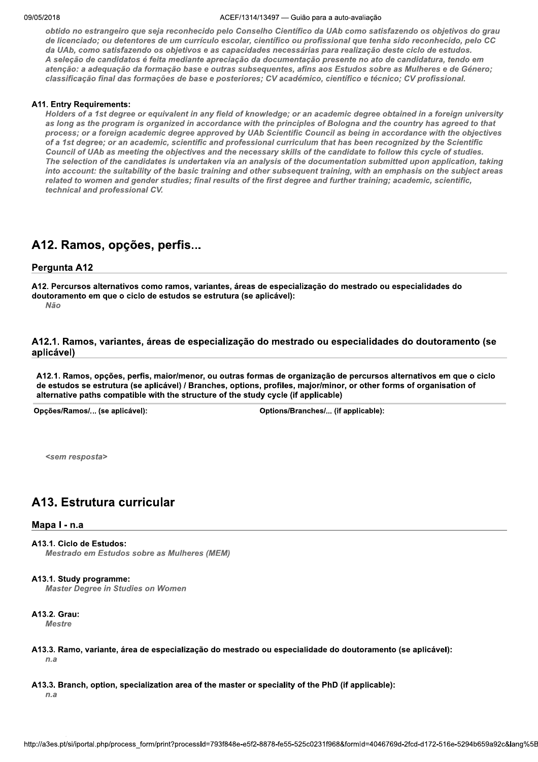*obtido no estrangeiro que seja reconhecido pelo Conselho Científico da UAb como satisfazendo os objetivos do grau de licenciado; ou detentores de um currículo escolar, científico ou profissional que tenha sido reconhecido, pelo CC da UAb, como satisfazendo os objetivos e as capacidades necessárias para realização deste ciclo de estudos.*
*A seleção de candidatos é feita mediante apreciação da documentação presente no ato de candidatura, tendo em atenção: a adequação da formação base e outras subsequentes, afins aos Estudos sobre as Mulheres e de Género; classificação final das formações de base e posteriores; CV académico, científico e técnico; CV profissional.*

**A11. Entry Requirements:**

*Holders of a 1st degree or equivalent in any field of knowledge; or an academic degree obtained in a foreign university as long as the program is organized in accordance with the principles of Bologna and the country has agreed to that process; or a foreign academic degree approved by UAb Scientific Council as being in accordance with the objectives of a 1st degree; or an academic, scientific and professional curriculum that has been recognized by the Scientific Council of UAb as meeting the objectives and the necessary skills of the candidate to follow this cycle of studies.*
*The selection of the candidates is undertaken via an analysis of the documentation submitted upon application, taking into account: the suitability of the basic training and other subsequent training, with an emphasis on the subject areas related to women and gender studies; final results of the first degree and further training; academic, scientific, technical and professional CV.*

## A12. Ramos, opções, perfis...

### Pergunta A12

**A12. Percursos alternativos como ramos, variantes, áreas de especialização do mestrado ou especialidades do doutoramento em que o ciclo de estudos se estrutura (se aplicável):**

*Não*

### A12.1. Ramos, variantes, áreas de especialização do mestrado ou especialidades do doutoramento (se aplicável)

**A12.1. Ramos, opções, perfis, maior/menor, ou outras formas de organização de percursos alternativos em que o ciclo de estudos se estrutura (se aplicável) / Branches, options, profiles, major/minor, or other forms of organisation of alternative paths compatible with the structure of the study cycle (if applicable)**

| Opções/Ramos/... (se aplicável): | Options/Branches/... (if applicable): |
|---|---|

*<sem resposta>*

## A13. Estrutura curricular

### Mapa I - n.a

**A13.1. Ciclo de Estudos:**

*Mestrado em Estudos sobre as Mulheres (MEM)*

**A13.1. Study programme:**

*Master Degree in Studies on Women*

**A13.2. Grau:**

*Mestre*

**A13.3. Ramo, variante, área de especialização do mestrado ou especialidade do doutoramento (se aplicável):**

*n.a*

**A13.3. Branch, option, specialization area of the master or speciality of the PhD (if applicable):**

*n.a*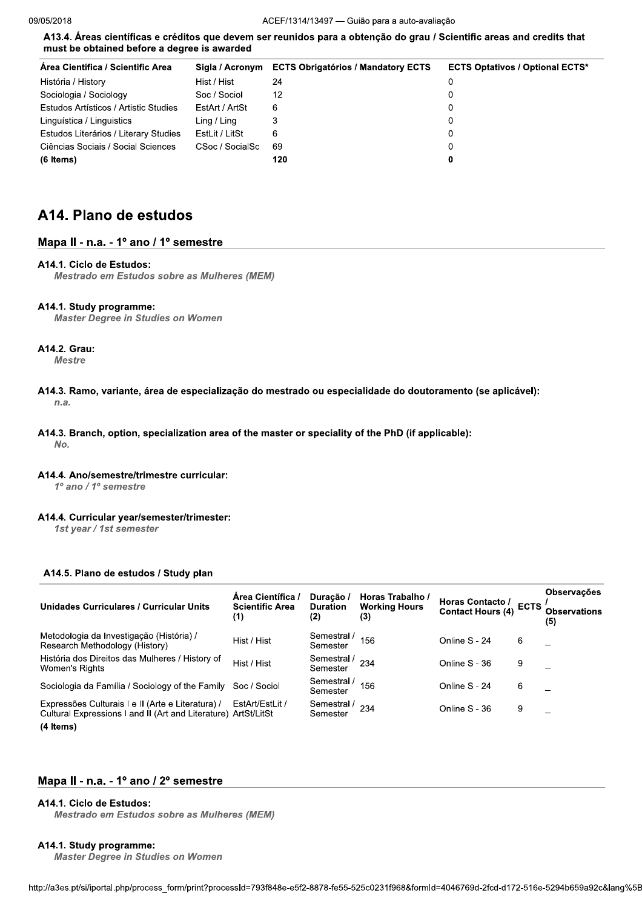#### A13.4. Áreas científicas e créditos que devem ser reunidos para a obtenção do grau / Scientific areas and credits that must be obtained before a degree is awarded

| Área Científica / Scientific Area | Sigla / Acronym | ECTS Obrigatórios / Mandatory ECTS | ECTS Optativos / Optional ECTS* |
|---|---|---|---|
| História / History | Hist / Hist | 24 | 0 |
| Sociologia / Sociology | Soc / Sociol | 12 | 0 |
| Estudos Artísticos / Artistic Studies | EstArt / ArtSt | 6 | 0 |
| Linguística / Linguistics | Ling / Ling | 3 | 0 |
| Estudos Literários / Literary Studies | EstLit / LitSt | 6 | 0 |
| Ciências Sociais / Social Sciences | CSoc / SocialSc | 69 | 0 |
| **(6 Items)** | | **120** | **0** |

## A14. Plano de estudos

### Mapa II - n.a. - 1º ano / 1º semestre

#### A14.1. Ciclo de Estudos:
*Mestrado em Estudos sobre as Mulheres (MEM)*

#### A14.1. Study programme:
*Master Degree in Studies on Women*

#### A14.2. Grau:
*Mestre*

#### A14.3. Ramo, variante, área de especialização do mestrado ou especialidade do doutoramento (se aplicável):
*n.a.*

#### A14.3. Branch, option, specialization area of the master or speciality of the PhD (if applicable):
*No.*

#### A14.4. Ano/semestre/trimestre curricular:
*1º ano / 1º semestre*

#### A14.4. Curricular year/semester/trimester:
*1st year / 1st semester*

#### A14.5. Plano de estudos / Study plan

| Unidades Curriculares / Curricular Units | Área Científica / Scientific Area (1) | Duração / Duration (2) | Horas Trabalho / Working Hours (3) | Horas Contacto / Contact Hours (4) | ECTS | Observações / Observations (5) |
|---|---|---|---|---|---|---|
| Metodologia da Investigação (História) / Research Methodology (History) | Hist / Hist | Semestral / Semester | 156 | Online S - 24 | 6 | _ |
| História dos Direitos das Mulheres / History of Women's Rights | Hist / Hist | Semestral / Semester | 234 | Online S - 36 | 9 | _ |
| Sociologia da Família / Sociology of the Family | Soc / Sociol | Semestral / Semester | 156 | Online S - 24 | 6 | _ |
| Expressões Culturais I e II (Arte e Literatura) / Cultural Expressions I and II (Art and Literature) | EstArt/EstLit / ArtSt/LitSt | Semestral / Semester | 234 | Online S - 36 | 9 | _ |
| **(4 Items)** | | | | | | |

### Mapa II - n.a. - 1º ano / 2º semestre

#### A14.1. Ciclo de Estudos:
*Mestrado em Estudos sobre as Mulheres (MEM)*

#### A14.1. Study programme:
*Master Degree in Studies on Women*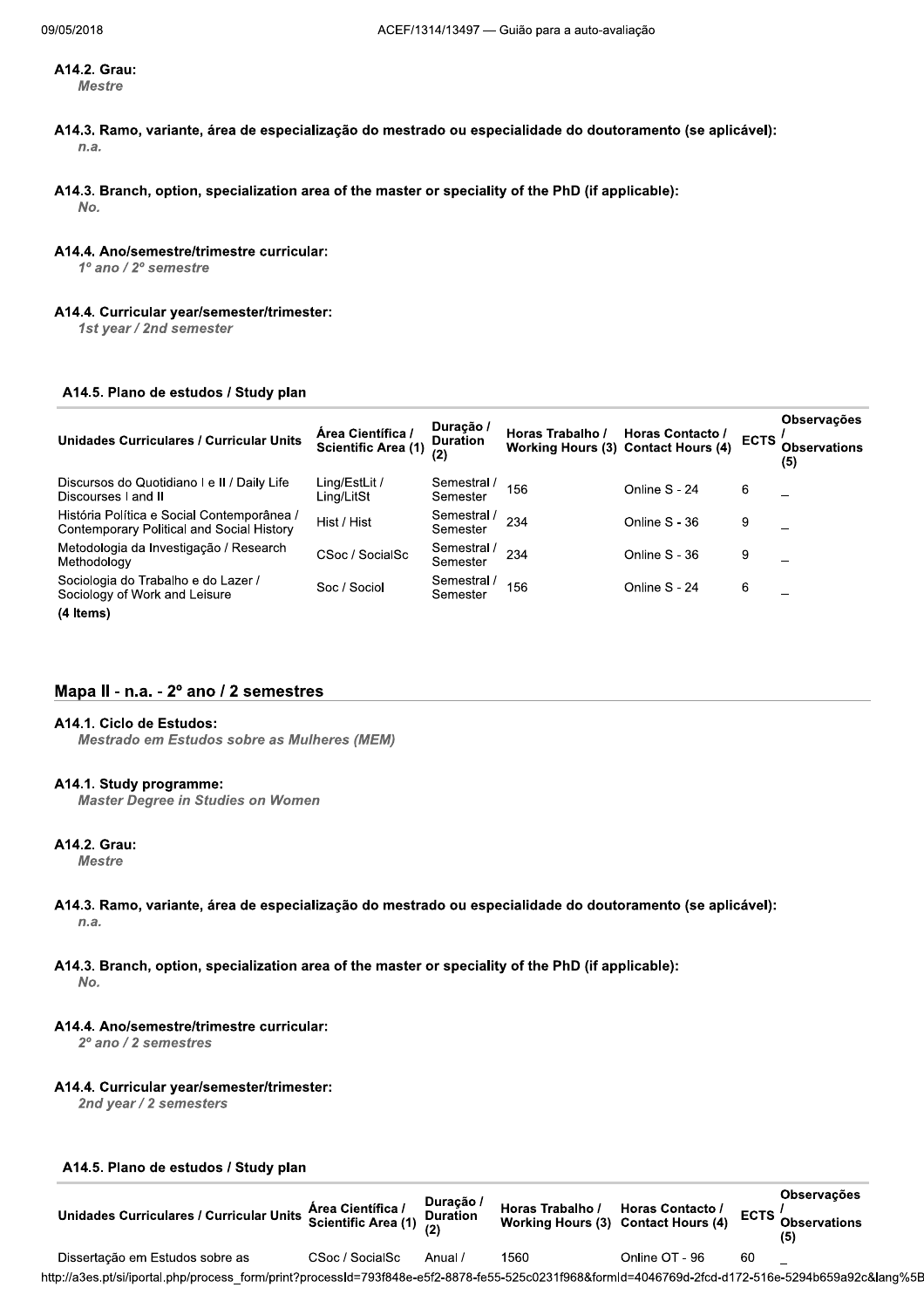**A14.2. Grau:**
*Mestre*

**A14.3. Ramo, variante, área de especialização do mestrado ou especialidade do doutoramento (se aplicável):**
*n.a.*

**A14.3. Branch, option, specialization area of the master or speciality of the PhD (if applicable):**
*No.*

**A14.4. Ano/semestre/trimestre curricular:**
*1º ano / 2º semestre*

**A14.4. Curricular year/semester/trimester:**
*1st year / 2nd semester*

#### A14.5. Plano de estudos / Study plan

| Unidades Curriculares / Curricular Units | Área Científica / Scientific Area (1) | Duração / Duration (2) | Horas Trabalho / Working Hours (3) | Horas Contacto / Contact Hours (4) | ECTS | Observações / Observations (5) |
|---|---|---|---|---|---|---|
| Discursos do Quotidiano I e II / Daily Life Discourses I and II | Ling/EstLit / Ling/LitSt | Semestral / Semester | 156 | Online S - 24 | 6 | _ |
| História Política e Social Contemporânea / Contemporary Political and Social History | Hist / Hist | Semestral / Semester | 234 | Online S - 36 | 9 | _ |
| Metodologia da Investigação / Research Methodology | CSoc / SocialSc | Semestral / Semester | 234 | Online S - 36 | 9 | _ |
| Sociologia do Trabalho e do Lazer / Sociology of Work and Leisure | Soc / Sociol | Semestral / Semester | 156 | Online S - 24 | 6 | _ |

**(4 Items)**

## Mapa II - n.a. - 2º ano / 2 semestres

**A14.1. Ciclo de Estudos:**
*Mestrado em Estudos sobre as Mulheres (MEM)*

**A14.1. Study programme:**
*Master Degree in Studies on Women*

**A14.2. Grau:**
*Mestre*

**A14.3. Ramo, variante, área de especialização do mestrado ou especialidade do doutoramento (se aplicável):**
*n.a.*

**A14.3. Branch, option, specialization area of the master or speciality of the PhD (if applicable):**
*No.*

**A14.4. Ano/semestre/trimestre curricular:**
*2º ano / 2 semestres*

**A14.4. Curricular year/semester/trimester:**
*2nd year / 2 semesters*

#### A14.5. Plano de estudos / Study plan

| Unidades Curriculares / Curricular Units | Área Científica / Scientific Area (1) | Duração / Duration (2) | Horas Trabalho / Working Hours (3) | Horas Contacto / Contact Hours (4) | ECTS | Observações / Observations (5) |
|---|---|---|---|---|---|---|
| Dissertação em Estudos sobre as | CSoc / SocialSc | Anual / | 1560 | Online OT - 96 | 60 | _ |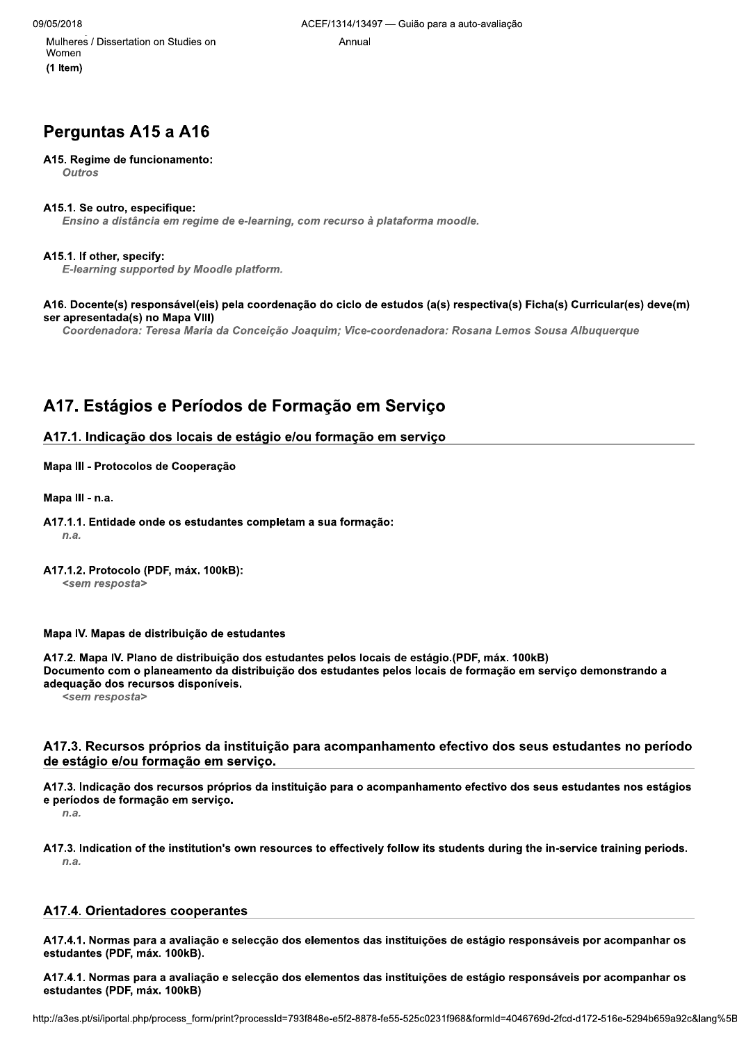Mulheres / Dissertation on Studies on Women
(1 Item)

Annual

## Perguntas A15 a A16

**A15. Regime de funcionamento:**
*Outros*

**A15.1. Se outro, especifique:**
*Ensino a distância em regime de e-learning, com recurso à plataforma moodle.*

**A15.1. If other, specify:**
*E-learning supported by Moodle platform.*

**A16. Docente(s) responsável(eis) pela coordenação do ciclo de estudos (a(s) respectiva(s) Ficha(s) Curricular(es) deve(m) ser apresentada(s) no Mapa VIII)**
*Coordenadora: Teresa Maria da Conceição Joaquim; Vice-coordenadora: Rosana Lemos Sousa Albuquerque*

## A17. Estágios e Períodos de Formação em Serviço

### A17.1. Indicação dos locais de estágio e/ou formação em serviço

**Mapa III - Protocolos de Cooperação**

**Mapa III - n.a.**

**A17.1.1. Entidade onde os estudantes completam a sua formação:**
*n.a.*

**A17.1.2. Protocolo (PDF, máx. 100kB):**
*<sem resposta>*

**Mapa IV. Mapas de distribuição de estudantes**

**A17.2. Mapa IV. Plano de distribuição dos estudantes pelos locais de estágio.(PDF, máx. 100kB)**
**Documento com o planeamento da distribuição dos estudantes pelos locais de formação em serviço demonstrando a adequação dos recursos disponíveis.**
*<sem resposta>*

### A17.3. Recursos próprios da instituição para acompanhamento efectivo dos seus estudantes no período de estágio e/ou formação em serviço.

**A17.3. Indicação dos recursos próprios da instituição para o acompanhamento efectivo dos seus estudantes nos estágios e períodos de formação em serviço.**
*n.a.*

**A17.3. Indication of the institution's own resources to effectively follow its students during the in-service training periods.**
*n.a.*

### A17.4. Orientadores cooperantes

**A17.4.1. Normas para a avaliação e selecção dos elementos das instituições de estágio responsáveis por acompanhar os estudantes (PDF, máx. 100kB).**

**A17.4.1. Normas para a avaliação e selecção dos elementos das instituições de estágio responsáveis por acompanhar os estudantes (PDF, máx. 100kB)**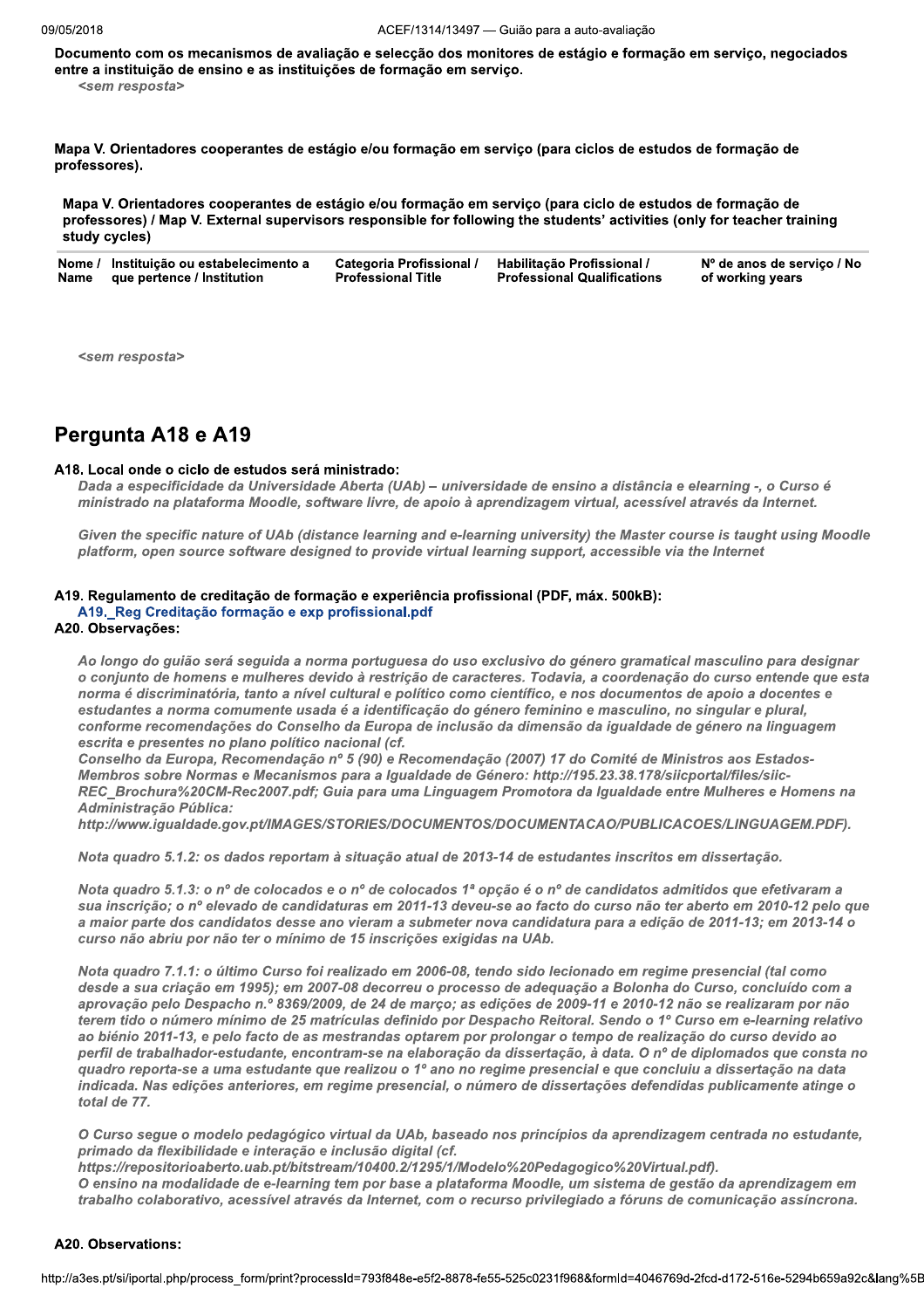**Documento com os mecanismos de avaliação e selecção dos monitores de estágio e formação em serviço, negociados entre a instituição de ensino e as instituições de formação em serviço.**

*<sem resposta>*

**Mapa V. Orientadores cooperantes de estágio e/ou formação em serviço (para ciclos de estudos de formação de professores).**

**Mapa V. Orientadores cooperantes de estágio e/ou formação em serviço (para ciclo de estudos de formação de professores) / Map V. External supervisors responsible for following the students' activities (only for teacher training study cycles)**

| Nome / Name | Instituição ou estabelecimento a que pertence / Institution | Categoria Profissional / Professional Title | Habilitação Profissional / Professional Qualifications | Nº de anos de serviço / No of working years |
|---|---|---|---|---|

*<sem resposta>*

## Pergunta A18 e A19

**A18. Local onde o ciclo de estudos será ministrado:**

*Dada a especificidade da Universidade Aberta (UAb) – universidade de ensino a distância e elearning -, o Curso é ministrado na plataforma Moodle, software livre, de apoio à aprendizagem virtual, acessível através da Internet.*

*Given the specific nature of UAb (distance learning and e-learning university) the Master course is taught using Moodle platform, open source software designed to provide virtual learning support, accessible via the Internet*

**A19. Regulamento de creditação de formação e experiência profissional (PDF, máx. 500kB):**

A19._Reg Creditação formação e exp profissional.pdf

**A20. Observações:**

*Ao longo do guião será seguida a norma portuguesa do uso exclusivo do género gramatical masculino para designar o conjunto de homens e mulheres devido à restrição de caracteres. Todavia, a coordenação do curso entende que esta norma é discriminatória, tanto a nível cultural e político como científico, e nos documentos de apoio a docentes e estudantes a norma comumente usada é a identificação do género feminino e masculino, no singular e plural, conforme recomendações do Conselho da Europa de inclusão da dimensão da igualdade de género na linguagem escrita e presentes no plano político nacional (cf.*
*Conselho da Europa, Recomendação nº 5 (90) e Recomendação (2007) 17 do Comité de Ministros aos Estados-Membros sobre Normas e Mecanismos para a Igualdade de Género: http://195.23.38.178/siicportal/files/siic-REC_Brochura%20CM-Rec2007.pdf; Guia para uma Linguagem Promotora da Igualdade entre Mulheres e Homens na Administração Pública:*
*http://www.igualdade.gov.pt/IMAGES/STORIES/DOCUMENTOS/DOCUMENTACAO/PUBLICACOES/LINGUAGEM.PDF).*

*Nota quadro 5.1.2: os dados reportam à situação atual de 2013-14 de estudantes inscritos em dissertação.*

*Nota quadro 5.1.3: o nº de colocados e o nº de colocados 1ª opção é o nº de candidatos admitidos que efetivaram a sua inscrição; o nº elevado de candidaturas em 2011-13 deveu-se ao facto do curso não ter aberto em 2010-12 pelo que a maior parte dos candidatos desse ano vieram a submeter nova candidatura para a edição de 2011-13; em 2013-14 o curso não abriu por não ter o mínimo de 15 inscrições exigidas na UAb.*

*Nota quadro 7.1.1: o último Curso foi realizado em 2006-08, tendo sido lecionado em regime presencial (tal como desde a sua criação em 1995); em 2007-08 decorreu o processo de adequação a Bolonha do Curso, concluído com a aprovação pelo Despacho n.º 8369/2009, de 24 de março; as edições de 2009-11 e 2010-12 não se realizaram por não terem tido o número mínimo de 25 matrículas definido por Despacho Reitoral. Sendo o 1º Curso em e-learning relativo ao biénio 2011-13, e pelo facto de as mestrandas optarem por prolongar o tempo de realização do curso devido ao perfil de trabalhador-estudante, encontram-se na elaboração da dissertação, à data. O nº de diplomados que consta no quadro reporta-se a uma estudante que realizou o 1º ano no regime presencial e que concluiu a dissertação na data indicada. Nas edições anteriores, em regime presencial, o número de dissertações defendidas publicamente atinge o total de 77.*

*O Curso segue o modelo pedagógico virtual da UAb, baseado nos princípios da aprendizagem centrada no estudante, primado da flexibilidade e interação e inclusão digital (cf.*
*https://repositorioaberto.uab.pt/bitstream/10400.2/1295/1/Modelo%20Pedagogico%20Virtual.pdf).*
*O ensino na modalidade de e-learning tem por base a plataforma Moodle, um sistema de gestão da aprendizagem em trabalho colaborativo, acessível através da Internet, com o recurso privilegiado a fóruns de comunicação assíncrona.*

**A20. Observations:**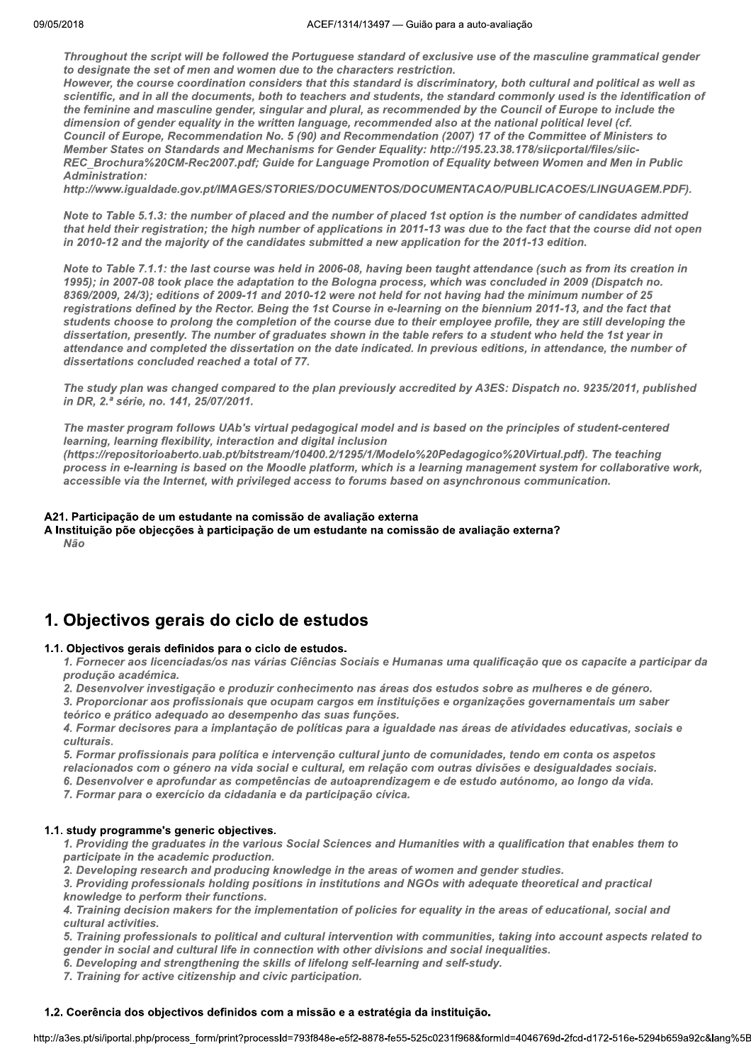*Throughout the script will be followed the Portuguese standard of exclusive use of the masculine grammatical gender to designate the set of men and women due to the characters restriction.*
*However, the course coordination considers that this standard is discriminatory, both cultural and political as well as scientific, and in all the documents, both to teachers and students, the standard commonly used is the identification of the feminine and masculine gender, singular and plural, as recommended by the Council of Europe to include the dimension of gender equality in the written language, recommended also at the national political level (cf. Council of Europe, Recommendation No. 5 (90) and Recommendation (2007) 17 of the Committee of Ministers to Member States on Standards and Mechanisms for Gender Equality: http://195.23.38.178/siicportal/files/siic-REC_Brochura%20CM-Rec2007.pdf; Guide for Language Promotion of Equality between Women and Men in Public Administration:*
*http://www.igualdade.gov.pt/IMAGES/STORIES/DOCUMENTOS/DOCUMENTACAO/PUBLICACOES/LINGUAGEM.PDF).*

*Note to Table 5.1.3: the number of placed and the number of placed 1st option is the number of candidates admitted that held their registration; the high number of applications in 2011-13 was due to the fact that the course did not open in 2010-12 and the majority of the candidates submitted a new application for the 2011-13 edition.*

*Note to Table 7.1.1: the last course was held in 2006-08, having been taught attendance (such as from its creation in 1995); in 2007-08 took place the adaptation to the Bologna process, which was concluded in 2009 (Dispatch no. 8369/2009, 24/3); editions of 2009-11 and 2010-12 were not held for not having had the minimum number of 25 registrations defined by the Rector. Being the 1st Course in e-learning on the biennium 2011-13, and the fact that students choose to prolong the completion of the course due to their employee profile, they are still developing the dissertation, presently. The number of graduates shown in the table refers to a student who held the 1st year in attendance and completed the dissertation on the date indicated. In previous editions, in attendance, the number of dissertations concluded reached a total of 77.*

*The study plan was changed compared to the plan previously accredited by A3ES: Dispatch no. 9235/2011, published in DR, 2.ª série, no. 141, 25/07/2011.*

*The master program follows UAb's virtual pedagogical model and is based on the principles of student-centered learning, learning flexibility, interaction and digital inclusion*
*(https://repositorioaberto.uab.pt/bitstream/10400.2/1295/1/Modelo%20Pedagogico%20Virtual.pdf). The teaching process in e-learning is based on the Moodle platform, which is a learning management system for collaborative work, accessible via the Internet, with privileged access to forums based on asynchronous communication.*

**A21. Participação de um estudante na comissão de avaliação externa**
**A Instituição põe objecções à participação de um estudante na comissão de avaliação externa?**
*Não*

# 1. Objectivos gerais do ciclo de estudos

**1.1. Objectivos gerais definidos para o ciclo de estudos.**

*1. Fornecer aos licenciadas/os nas várias Ciências Sociais e Humanas uma qualificação que os capacite a participar da produção académica.*
*2. Desenvolver investigação e produzir conhecimento nas áreas dos estudos sobre as mulheres e de género.*
*3. Proporcionar aos profissionais que ocupam cargos em instituições e organizações governamentais um saber teórico e prático adequado ao desempenho das suas funções.*
*4. Formar decisores para a implantação de políticas para a igualdade nas áreas de atividades educativas, sociais e culturais.*
*5. Formar profissionais para política e intervenção cultural junto de comunidades, tendo em conta os aspetos relacionados com o género na vida social e cultural, em relação com outras divisões e desigualdades sociais.*
*6. Desenvolver e aprofundar as competências de autoaprendizagem e de estudo autónomo, ao longo da vida.*
*7. Formar para o exercício da cidadania e da participação cívica.*

**1.1. study programme's generic objectives.**

*1. Providing the graduates in the various Social Sciences and Humanities with a qualification that enables them to participate in the academic production.*
*2. Developing research and producing knowledge in the areas of women and gender studies.*
*3. Providing professionals holding positions in institutions and NGOs with adequate theoretical and practical knowledge to perform their functions.*
*4. Training decision makers for the implementation of policies for equality in the areas of educational, social and cultural activities.*
*5. Training professionals to political and cultural intervention with communities, taking into account aspects related to gender in social and cultural life in connection with other divisions and social inequalities.*
*6. Developing and strengthening the skills of lifelong self-learning and self-study.*
*7. Training for active citizenship and civic participation.*

**1.2. Coerência dos objectivos definidos com a missão e a estratégia da instituição.**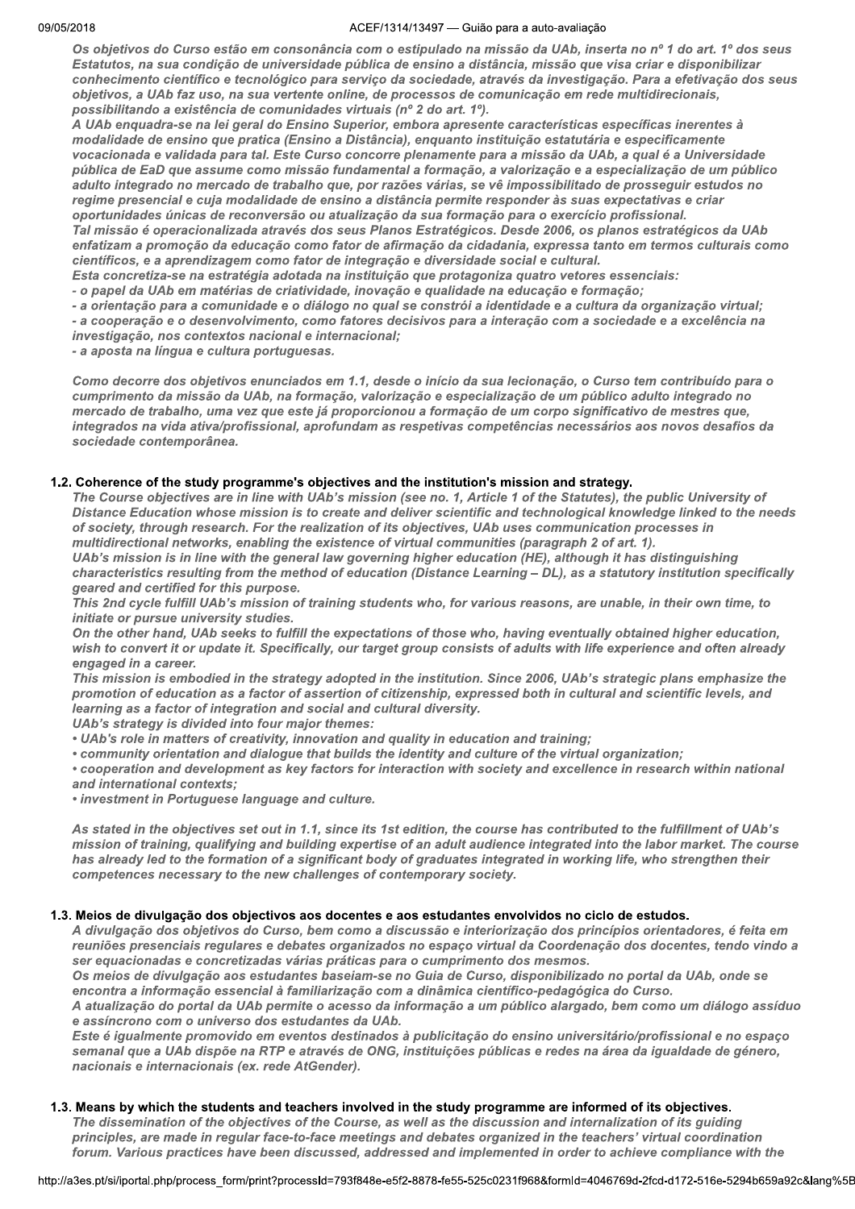*Os objetivos do Curso estão em consonância com o estipulado na missão da UAb, inserta no nº 1 do art. 1º dos seus Estatutos, na sua condição de universidade pública de ensino a distância, missão que visa criar e disponibilizar conhecimento científico e tecnológico para serviço da sociedade, através da investigação. Para a efetivação dos seus objetivos, a UAb faz uso, na sua vertente online, de processos de comunicação em rede multidirecionais, possibilitando a existência de comunidades virtuais (nº 2 do art. 1º).*
*A UAb enquadra-se na lei geral do Ensino Superior, embora apresente características específicas inerentes à modalidade de ensino que pratica (Ensino a Distância), enquanto instituição estatutária e especificamente vocacionada e validada para tal. Este Curso concorre plenamente para a missão da UAb, a qual é a Universidade pública de EaD que assume como missão fundamental a formação, a valorização e a especialização de um público adulto integrado no mercado de trabalho que, por razões várias, se vê impossibilitado de prosseguir estudos no regime presencial e cuja modalidade de ensino a distância permite responder às suas expectativas e criar oportunidades únicas de reconversão ou atualização da sua formação para o exercício profissional.*
*Tal missão é operacionalizada através dos seus Planos Estratégicos. Desde 2006, os planos estratégicos da UAb enfatizam a promoção da educação como fator de afirmação da cidadania, expressa tanto em termos culturais como científicos, e a aprendizagem como fator de integração e diversidade social e cultural.*
*Esta concretiza-se na estratégia adotada na instituição que protagoniza quatro vetores essenciais:*
*- o papel da UAb em matérias de criatividade, inovação e qualidade na educação e formação;*
*- a orientação para a comunidade e o diálogo no qual se constrói a identidade e a cultura da organização virtual;*
*- a cooperação e o desenvolvimento, como fatores decisivos para a interação com a sociedade e a excelência na investigação, nos contextos nacional e internacional;*
*- a aposta na língua e cultura portuguesas.*

*Como decorre dos objetivos enunciados em 1.1, desde o início da sua lecionação, o Curso tem contribuído para o cumprimento da missão da UAb, na formação, valorização e especialização de um público adulto integrado no mercado de trabalho, uma vez que este já proporcionou a formação de um corpo significativo de mestres que, integrados na vida ativa/profissional, aprofundam as respetivas competências necessários aos novos desafios da sociedade contemporânea.*

### 1.2. Coherence of the study programme's objectives and the institution's mission and strategy.

*The Course objectives are in line with UAb's mission (see no. 1, Article 1 of the Statutes), the public University of Distance Education whose mission is to create and deliver scientific and technological knowledge linked to the needs of society, through research. For the realization of its objectives, UAb uses communication processes in multidirectional networks, enabling the existence of virtual communities (paragraph 2 of art. 1).*
*UAb's mission is in line with the general law governing higher education (HE), although it has distinguishing characteristics resulting from the method of education (Distance Learning – DL), as a statutory institution specifically geared and certified for this purpose.*
*This 2nd cycle fulfill UAb's mission of training students who, for various reasons, are unable, in their own time, to initiate or pursue university studies.*
*On the other hand, UAb seeks to fulfill the expectations of those who, having eventually obtained higher education, wish to convert it or update it. Specifically, our target group consists of adults with life experience and often already engaged in a career.*
*This mission is embodied in the strategy adopted in the institution. Since 2006, UAb's strategic plans emphasize the promotion of education as a factor of assertion of citizenship, expressed both in cultural and scientific levels, and learning as a factor of integration and social and cultural diversity.*
*UAb's strategy is divided into four major themes:*
*• UAb's role in matters of creativity, innovation and quality in education and training;*
*• community orientation and dialogue that builds the identity and culture of the virtual organization;*
*• cooperation and development as key factors for interaction with society and excellence in research within national and international contexts;*
*• investment in Portuguese language and culture.*

*As stated in the objectives set out in 1.1, since its 1st edition, the course has contributed to the fulfillment of UAb's mission of training, qualifying and building expertise of an adult audience integrated into the labor market. The course has already led to the formation of a significant body of graduates integrated in working life, who strengthen their competences necessary to the new challenges of contemporary society.*

### 1.3. Meios de divulgação dos objectivos aos docentes e aos estudantes envolvidos no ciclo de estudos.

*A divulgação dos objetivos do Curso, bem como a discussão e interiorização dos princípios orientadores, é feita em reuniões presenciais regulares e debates organizados no espaço virtual da Coordenação dos docentes, tendo vindo a ser equacionadas e concretizadas várias práticas para o cumprimento dos mesmos.*
*Os meios de divulgação aos estudantes baseiam-se no Guia de Curso, disponibilizado no portal da UAb, onde se encontra a informação essencial à familiarização com a dinâmica científico-pedagógica do Curso.*
*A atualização do portal da UAb permite o acesso da informação a um público alargado, bem como um diálogo assíduo e assíncrono com o universo dos estudantes da UAb.*
*Este é igualmente promovido em eventos destinados à publicitação do ensino universitário/profissional e no espaço semanal que a UAb dispõe na RTP e através de ONG, instituições públicas e redes na área da igualdade de género, nacionais e internacionais (ex. rede AtGender).*

### 1.3. Means by which the students and teachers involved in the study programme are informed of its objectives.

*The dissemination of the objectives of the Course, as well as the discussion and internalization of its guiding principles, are made in regular face-to-face meetings and debates organized in the teachers' virtual coordination forum. Various practices have been discussed, addressed and implemented in order to achieve compliance with the*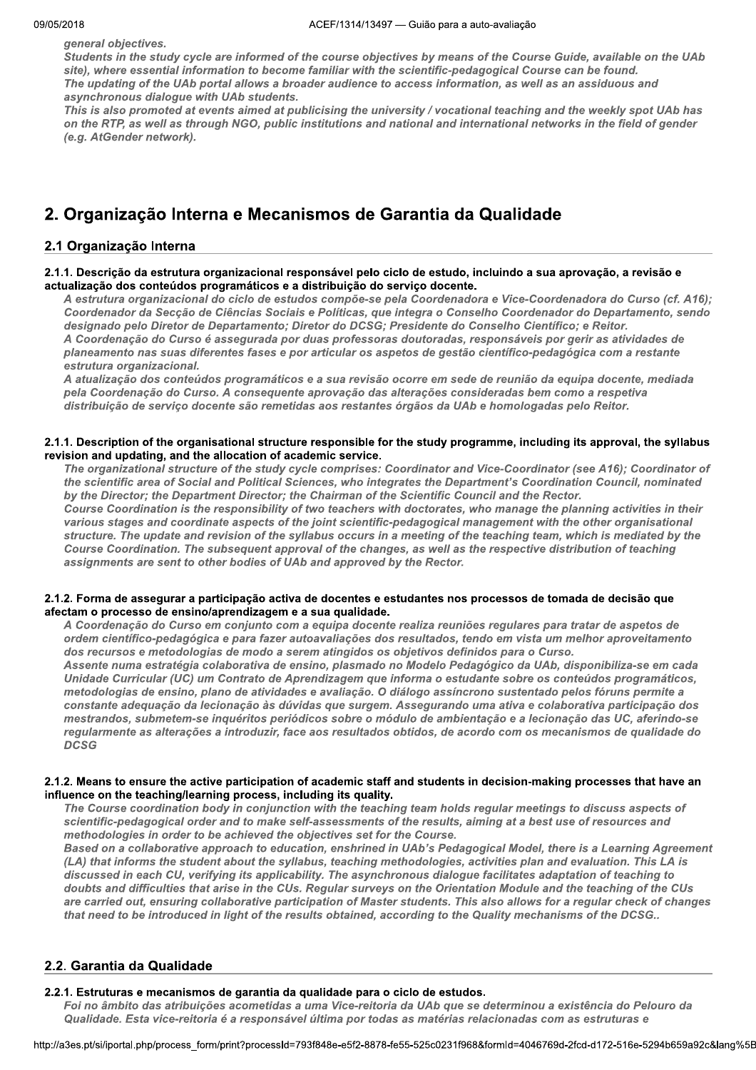*general objectives.*
*Students in the study cycle are informed of the course objectives by means of the Course Guide, available on the UAb site), where essential information to become familiar with the scientific-pedagogical Course can be found.*
*The updating of the UAb portal allows a broader audience to access information, as well as an assiduous and asynchronous dialogue with UAb students.*
*This is also promoted at events aimed at publicising the university / vocational teaching and the weekly spot UAb has on the RTP, as well as through NGO, public institutions and national and international networks in the field of gender (e.g. AtGender network).*

## 2. Organização Interna e Mecanismos de Garantia da Qualidade

### 2.1 Organização Interna

**2.1.1. Descrição da estrutura organizacional responsável pelo ciclo de estudo, incluindo a sua aprovação, a revisão e actualização dos conteúdos programáticos e a distribuição do serviço docente.**

*A estrutura organizacional do ciclo de estudos compõe-se pela Coordenadora e Vice-Coordenadora do Curso (cf. A16); Coordenador da Secção de Ciências Sociais e Políticas, que integra o Conselho Coordenador do Departamento, sendo designado pelo Diretor de Departamento; Diretor do DCSG; Presidente do Conselho Científico; e Reitor.*
*A Coordenação do Curso é assegurada por duas professoras doutoradas, responsáveis por gerir as atividades de planeamento nas suas diferentes fases e por articular os aspetos de gestão científico-pedagógica com a restante estrutura organizacional.*
*A atualização dos conteúdos programáticos e a sua revisão ocorre em sede de reunião da equipa docente, mediada pela Coordenação do Curso. A consequente aprovação das alterações consideradas bem como a respetiva distribuição de serviço docente são remetidas aos restantes órgãos da UAb e homologadas pelo Reitor.*

**2.1.1. Description of the organisational structure responsible for the study programme, including its approval, the syllabus revision and updating, and the allocation of academic service.**

*The organizational structure of the study cycle comprises: Coordinator and Vice-Coordinator (see A16); Coordinator of the scientific area of Social and Political Sciences, who integrates the Department's Coordination Council, nominated by the Director; the Department Director; the Chairman of the Scientific Council and the Rector.*
*Course Coordination is the responsibility of two teachers with doctorates, who manage the planning activities in their various stages and coordinate aspects of the joint scientific-pedagogical management with the other organisational structure. The update and revision of the syllabus occurs in a meeting of the teaching team, which is mediated by the Course Coordination. The subsequent approval of the changes, as well as the respective distribution of teaching assignments are sent to other bodies of UAb and approved by the Rector.*

**2.1.2. Forma de assegurar a participação activa de docentes e estudantes nos processos de tomada de decisão que afectam o processo de ensino/aprendizagem e a sua qualidade.**

*A Coordenação do Curso em conjunto com a equipa docente realiza reuniões regulares para tratar de aspetos de ordem científico-pedagógica e para fazer autoavaliações dos resultados, tendo em vista um melhor aproveitamento dos recursos e metodologias de modo a serem atingidos os objetivos definidos para o Curso.*
*Assente numa estratégia colaborativa de ensino, plasmado no Modelo Pedagógico da UAb, disponibiliza-se em cada Unidade Curricular (UC) um Contrato de Aprendizagem que informa o estudante sobre os conteúdos programáticos, metodologias de ensino, plano de atividades e avaliação. O diálogo assíncrono sustentado pelos fóruns permite a constante adequação da lecionação às dúvidas que surgem. Assegurando uma ativa e colaborativa participação dos mestrandos, submetem-se inquéritos periódicos sobre o módulo de ambientação e a lecionação das UC, aferindo-se regularmente as alterações a introduzir, face aos resultados obtidos, de acordo com os mecanismos de qualidade do DCSG*

**2.1.2. Means to ensure the active participation of academic staff and students in decision-making processes that have an influence on the teaching/learning process, including its quality.**

*The Course coordination body in conjunction with the teaching team holds regular meetings to discuss aspects of scientific-pedagogical order and to make self-assessments of the results, aiming at a best use of resources and methodologies in order to be achieved the objectives set for the Course.*
*Based on a collaborative approach to education, enshrined in UAb's Pedagogical Model, there is a Learning Agreement (LA) that informs the student about the syllabus, teaching methodologies, activities plan and evaluation. This LA is discussed in each CU, verifying its applicability. The asynchronous dialogue facilitates adaptation of teaching to doubts and difficulties that arise in the CUs. Regular surveys on the Orientation Module and the teaching of the CUs are carried out, ensuring collaborative participation of Master students. This also allows for a regular check of changes that need to be introduced in light of the results obtained, according to the Quality mechanisms of the DCSG..*

### 2.2. Garantia da Qualidade

**2.2.1. Estruturas e mecanismos de garantia da qualidade para o ciclo de estudos.**

*Foi no âmbito das atribuições acometidas a uma Vice-reitoria da UAb que se determinou a existência do Pelouro da Qualidade. Esta vice-reitoria é a responsável última por todas as matérias relacionadas com as estruturas e*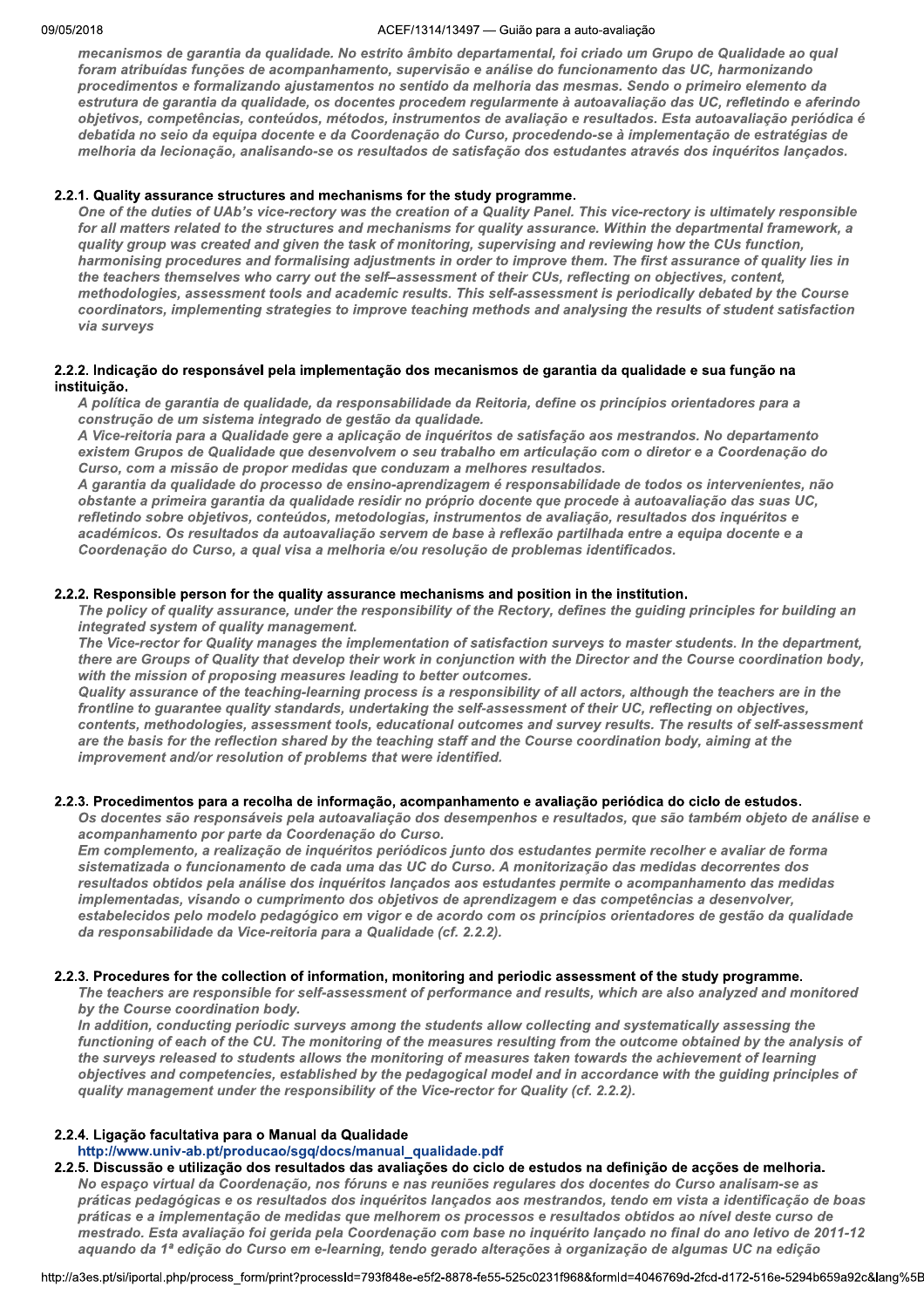*mecanismos de garantia da qualidade. No estrito âmbito departamental, foi criado um Grupo de Qualidade ao qual foram atribuídas funções de acompanhamento, supervisão e análise do funcionamento das UC, harmonizando procedimentos e formalizando ajustamentos no sentido da melhoria das mesmas. Sendo o primeiro elemento da estrutura de garantia da qualidade, os docentes procedem regularmente à autoavaliação das UC, refletindo e aferindo objetivos, competências, conteúdos, métodos, instrumentos de avaliação e resultados. Esta autoavaliação periódica é debatida no seio da equipa docente e da Coordenação do Curso, procedendo-se à implementação de estratégias de melhoria da lecionação, analisando-se os resultados de satisfação dos estudantes através dos inquéritos lançados.*

### 2.2.1. Quality assurance structures and mechanisms for the study programme.

*One of the duties of UAb's vice-rectory was the creation of a Quality Panel. This vice-rectory is ultimately responsible for all matters related to the structures and mechanisms for quality assurance. Within the departmental framework, a quality group was created and given the task of monitoring, supervising and reviewing how the CUs function, harmonising procedures and formalising adjustments in order to improve them. The first assurance of quality lies in the teachers themselves who carry out the self–assessment of their CUs, reflecting on objectives, content, methodologies, assessment tools and academic results. This self-assessment is periodically debated by the Course coordinators, implementing strategies to improve teaching methods and analysing the results of student satisfaction via surveys*

### 2.2.2. Indicação do responsável pela implementação dos mecanismos de garantia da qualidade e sua função na instituição.

*A política de garantia de qualidade, da responsabilidade da Reitoria, define os princípios orientadores para a construção de um sistema integrado de gestão da qualidade.*
*A Vice-reitoria para a Qualidade gere a aplicação de inquéritos de satisfação aos mestrandos. No departamento existem Grupos de Qualidade que desenvolvem o seu trabalho em articulação com o diretor e a Coordenação do Curso, com a missão de propor medidas que conduzam a melhores resultados.*
*A garantia da qualidade do processo de ensino-aprendizagem é responsabilidade de todos os intervenientes, não obstante a primeira garantia da qualidade residir no próprio docente que procede à autoavaliação das suas UC, refletindo sobre objetivos, conteúdos, metodologias, instrumentos de avaliação, resultados dos inquéritos e académicos. Os resultados da autoavaliação servem de base à reflexão partilhada entre a equipa docente e a Coordenação do Curso, a qual visa a melhoria e/ou resolução de problemas identificados.*

### 2.2.2. Responsible person for the quality assurance mechanisms and position in the institution.

*The policy of quality assurance, under the responsibility of the Rectory, defines the guiding principles for building an integrated system of quality management.*
*The Vice-rector for Quality manages the implementation of satisfaction surveys to master students. In the department, there are Groups of Quality that develop their work in conjunction with the Director and the Course coordination body, with the mission of proposing measures leading to better outcomes.*
*Quality assurance of the teaching-learning process is a responsibility of all actors, although the teachers are in the frontline to guarantee quality standards, undertaking the self-assessment of their UC, reflecting on objectives, contents, methodologies, assessment tools, educational outcomes and survey results. The results of self-assessment are the basis for the reflection shared by the teaching staff and the Course coordination body, aiming at the improvement and/or resolution of problems that were identified.*

### 2.2.3. Procedimentos para a recolha de informação, acompanhamento e avaliação periódica do ciclo de estudos.

*Os docentes são responsáveis pela autoavaliação dos desempenhos e resultados, que são também objeto de análise e acompanhamento por parte da Coordenação do Curso.*
*Em complemento, a realização de inquéritos periódicos junto dos estudantes permite recolher e avaliar de forma sistematizada o funcionamento de cada uma das UC do Curso. A monitorização das medidas decorrentes dos resultados obtidos pela análise dos inquéritos lançados aos estudantes permite o acompanhamento das medidas implementadas, visando o cumprimento dos objetivos de aprendizagem e das competências a desenvolver, estabelecidos pelo modelo pedagógico em vigor e de acordo com os princípios orientadores de gestão da qualidade da responsabilidade da Vice-reitoria para a Qualidade (cf. 2.2.2).*

### 2.2.3. Procedures for the collection of information, monitoring and periodic assessment of the study programme.

*The teachers are responsible for self-assessment of performance and results, which are also analyzed and monitored by the Course coordination body.*
*In addition, conducting periodic surveys among the students allow collecting and systematically assessing the functioning of each of the CU. The monitoring of the measures resulting from the outcome obtained by the analysis of the surveys released to students allows the monitoring of measures taken towards the achievement of learning objectives and competencies, established by the pedagogical model and in accordance with the guiding principles of quality management under the responsibility of the Vice-rector for Quality (cf. 2.2.2).*

### 2.2.4. Ligação facultativa para o Manual da Qualidade

http://www.univ-ab.pt/producao/sgq/docs/manual_qualidade.pdf

### 2.2.5. Discussão e utilização dos resultados das avaliações do ciclo de estudos na definição de acções de melhoria.

*No espaço virtual da Coordenação, nos fóruns e nas reuniões regulares dos docentes do Curso analisam-se as práticas pedagógicas e os resultados dos inquéritos lançados aos mestrandos, tendo em vista a identificação de boas práticas e a implementação de medidas que melhorem os processos e resultados obtidos ao nível deste curso de mestrado. Esta avaliação foi gerida pela Coordenação com base no inquérito lançado no final do ano letivo de 2011-12 aquando da 1ª edição do Curso em e-learning, tendo gerado alterações à organização de algumas UC na edição*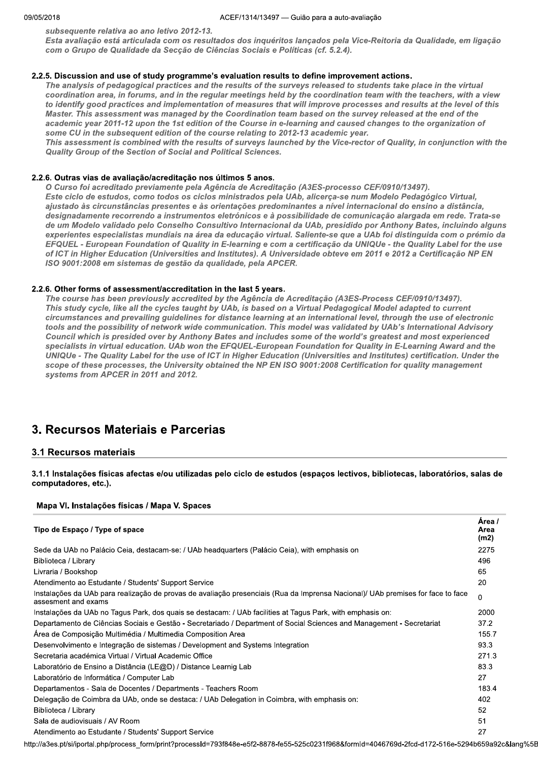*subsequente relativa ao ano letivo 2012-13.*
*Esta avaliação está articulada com os resultados dos inquéritos lançados pela Vice-Reitoria da Qualidade, em ligação com o Grupo de Qualidade da Secção de Ciências Sociais e Políticas (cf. 5.2.4).*

#### 2.2.5. Discussion and use of study programme's evaluation results to define improvement actions.

*The analysis of pedagogical practices and the results of the surveys released to students take place in the virtual coordination area, in forums, and in the regular meetings held by the coordination team with the teachers, with a view to identify good practices and implementation of measures that will improve processes and results at the level of this Master. This assessment was managed by the Coordination team based on the survey released at the end of the academic year 2011-12 upon the 1st edition of the Course in e-learning and caused changes to the organization of some CU in the subsequent edition of the course relating to 2012-13 academic year.*
*This assessment is combined with the results of surveys launched by the Vice-rector of Quality, in conjunction with the Quality Group of the Section of Social and Political Sciences.*

#### 2.2.6. Outras vias de avaliação/acreditação nos últimos 5 anos.

*O Curso foi acreditado previamente pela Agência de Acreditação (A3ES-processo CEF/0910/13497).*
*Este ciclo de estudos, como todos os ciclos ministrados pela UAb, alicerça-se num Modelo Pedagógico Virtual, ajustado às circunstâncias presentes e às orientações predominantes a nível internacional do ensino a distância, designadamente recorrendo a instrumentos eletrónicos e à possibilidade de comunicação alargada em rede. Trata-se de um Modelo validado pelo Conselho Consultivo Internacional da UAb, presidido por Anthony Bates, incluindo alguns experientes especialistas mundiais na área da educação virtual. Saliente-se que a UAb foi distinguida com o prémio da EFQUEL - European Foundation of Quality in E-learning e com a certificação da UNIQUe - the Quality Label for the use of ICT in Higher Education (Universities and Institutes). A Universidade obteve em 2011 e 2012 a Certificação NP EN ISO 9001:2008 em sistemas de gestão da qualidade, pela APCER.*

#### 2.2.6. Other forms of assessment/accreditation in the last 5 years.

*The course has been previously accredited by the Agência de Acreditação (A3ES-Process CEF/0910/13497).*
*This study cycle, like all the cycles taught by UAb, is based on a Virtual Pedagogical Model adapted to current circumstances and prevailing guidelines for distance learning at an international level, through the use of electronic tools and the possibility of network wide communication. This model was validated by UAb's International Advisory Council which is presided over by Anthony Bates and includes some of the world's greatest and most experienced specialists in virtual education. UAb won the EFQUEL-European Foundation for Quality in E-Learning Award and the UNIQUe - The Quality Label for the use of ICT in Higher Education (Universities and Institutes) certification. Under the scope of these processes, the University obtained the NP EN ISO 9001:2008 Certification for quality management systems from APCER in 2011 and 2012.*

# 3. Recursos Materiais e Parcerias

## 3.1 Recursos materiais

#### 3.1.1 Instalações físicas afectas e/ou utilizadas pelo ciclo de estudos (espaços lectivos, bibliotecas, laboratórios, salas de computadores, etc.).

**Mapa VI. Instalações físicas / Mapa V. Spaces**

| Tipo de Espaço / Type of space | Área / Area (m2) |
|---|---|
| Sede da UAb no Palácio Ceia, destacam-se: / UAb headquarters (Palácio Ceia), with emphasis on | 2275 |
| Biblioteca / Library | 496 |
| Livraria / Bookshop | 65 |
| Atendimento ao Estudante / Students' Support Service | 20 |
| Instalações da UAb para realização de provas de avaliação presenciais (Rua da Imprensa Nacional)/ UAb premises for face to face assesment and exams | 0 |
| Instalações da UAb no Tagus Park, dos quais se destacam: / UAb facilities at Tagus Park, with emphasis on: | 2000 |
| Departamento de Ciências Sociais e Gestão - Secretariado / Department of Social Sciences and Management - Secretariat | 37.2 |
| Área de Composição Multimédia / Multimedia Composition Area | 155.7 |
| Desenvolvimento e Integração de sistemas / Development and Systems Integration | 93.3 |
| Secretaria académica Virtual / Virtual Academic Office | 271.3 |
| Laboratório de Ensino a Distância (LE@D) / Distance Learnig Lab | 83.3 |
| Laboratório de Informática / Computer Lab | 27 |
| Departamentos - Sala de Docentes / Departments - Teachers Room | 183.4 |
| Delegação de Coimbra da UAb, onde se destaca: / UAb Delegation in Coimbra, with emphasis on: | 402 |
| Biblioteca / Library | 52 |
| Sala de audiovisuais / AV Room | 51 |
| Atendimento ao Estudante / Students' Support Service | 27 |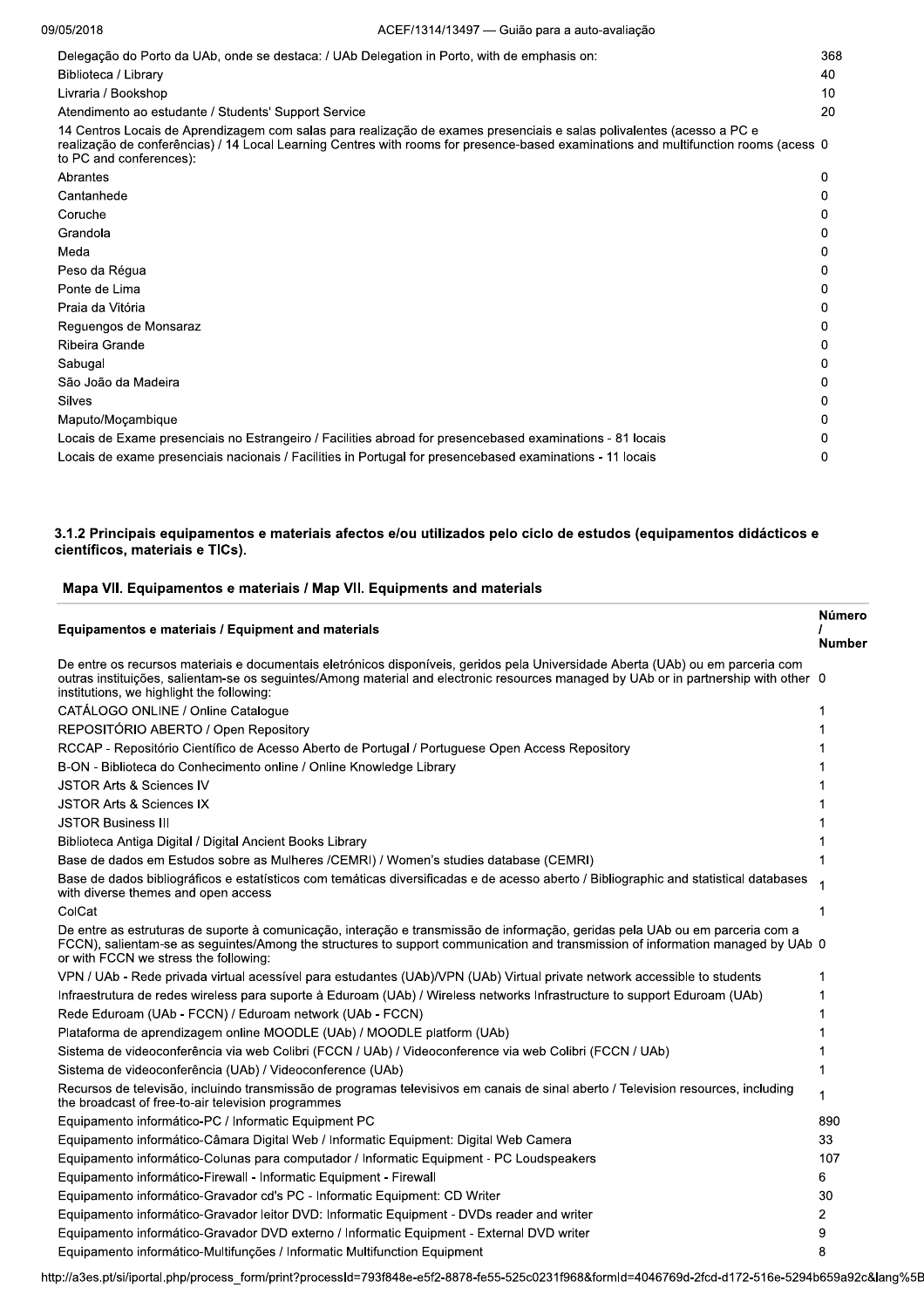| | |
|---|---|
| Delegação do Porto da UAb, onde se destaca: / UAb Delegation in Porto, with de emphasis on: | 368 |
| Biblioteca / Library | 40 |
| Livraria / Bookshop | 10 |
| Atendimento ao estudante / Students' Support Service | 20 |
| 14 Centros Locais de Aprendizagem com salas para realização de exames presenciais e salas polivalentes (acesso a PC e realização de conferências) / 14 Local Learning Centres with rooms for presence-based examinations and multifunction rooms (acess to PC and conferences): | 0 |
| Abrantes | 0 |
| Cantanhede | 0 |
| Coruche | 0 |
| Grandola | 0 |
| Meda | 0 |
| Peso da Régua | 0 |
| Ponte de Lima | 0 |
| Praia da Vitória | 0 |
| Reguengos de Monsaraz | 0 |
| Ribeira Grande | 0 |
| Sabugal | 0 |
| São João da Madeira | 0 |
| Silves | 0 |
| Maputo/Moçambique | 0 |
| Locais de Exame presenciais no Estrangeiro / Facilities abroad for presencebased examinations - 81 locais | 0 |
| Locais de exame presenciais nacionais / Facilities in Portugal for presencebased examinations - 11 locais | 0 |

### 3.1.2 Principais equipamentos e materiais afectos e/ou utilizados pelo ciclo de estudos (equipamentos didácticos e científicos, materiais e TICs).

#### Mapa VII. Equipamentos e materiais / Map VII. Equipments and materials

| Equipamentos e materiais / Equipment and materials | Número / Number |
|---|---|
| De entre os recursos materiais e documentais eletrónicos disponíveis, geridos pela Universidade Aberta (UAb) ou em parceria com outras instituições, salientam-se os seguintes/Among material and electronic resources managed by UAb or in partnership with other institutions, we highlight the following: | 0 |
| CATÁLOGO ONLINE / Online Catalogue | 1 |
| REPOSITÓRIO ABERTO / Open Repository | 1 |
| RCCAP - Repositório Científico de Acesso Aberto de Portugal / Portuguese Open Access Repository | 1 |
| B-ON - Biblioteca do Conhecimento online / Online Knowledge Library | 1 |
| JSTOR Arts & Sciences IV | 1 |
| JSTOR Arts & Sciences IX | 1 |
| JSTOR Business III | 1 |
| Biblioteca Antiga Digital / Digital Ancient Books Library | 1 |
| Base de dados em Estudos sobre as Mulheres /CEMRI) / Women's studies database (CEMRI) | 1 |
| Base de dados bibliográficos e estatísticos com temáticas diversificadas e de acesso aberto / Bibliographic and statistical databases with diverse themes and open access | 1 |
| ColCat | 1 |
| De entre as estruturas de suporte à comunicação, interação e transmissão de informação, geridas pela UAb ou em parceria com a FCCN), salientam-se as seguintes/Among the structures to support communication and transmission of information managed by UAb or with FCCN we stress the following: | 0 |
| VPN / UAb - Rede privada virtual acessível para estudantes (UAb)/VPN (UAb) Virtual private network accessible to students | 1 |
| Infraestrutura de redes wireless para suporte à Eduroam (UAb) / Wireless networks Infrastructure to support Eduroam (UAb) | 1 |
| Rede Eduroam (UAb - FCCN) / Eduroam network (UAb - FCCN) | 1 |
| Plataforma de aprendizagem online MOODLE (UAb) / MOODLE platform (UAb) | 1 |
| Sistema de videoconferência via web Colibri (FCCN / UAb) / Videoconference via web Colibri (FCCN / UAb) | 1 |
| Sistema de videoconferência (UAb) / Videoconference (UAb) | 1 |
| Recursos de televisão, incluindo transmissão de programas televisivos em canais de sinal aberto / Television resources, including the broadcast of free-to-air television programmes | 1 |
| Equipamento informático-PC / Informatic Equipment PC | 890 |
| Equipamento informático-Câmara Digital Web / Informatic Equipment: Digital Web Camera | 33 |
| Equipamento informático-Colunas para computador / Informatic Equipment - PC Loudspeakers | 107 |
| Equipamento informático-Firewall - Informatic Equipment - Firewall | 6 |
| Equipamento informático-Gravador cd's PC - Informatic Equipment: CD Writer | 30 |
| Equipamento informático-Gravador leitor DVD: Informatic Equipment - DVDs reader and writer | 2 |
| Equipamento informático-Gravador DVD externo / Informatic Equipment - External DVD writer | 9 |
| Equipamento informático-Multifunções / Informatic Multifunction Equipment | 8 |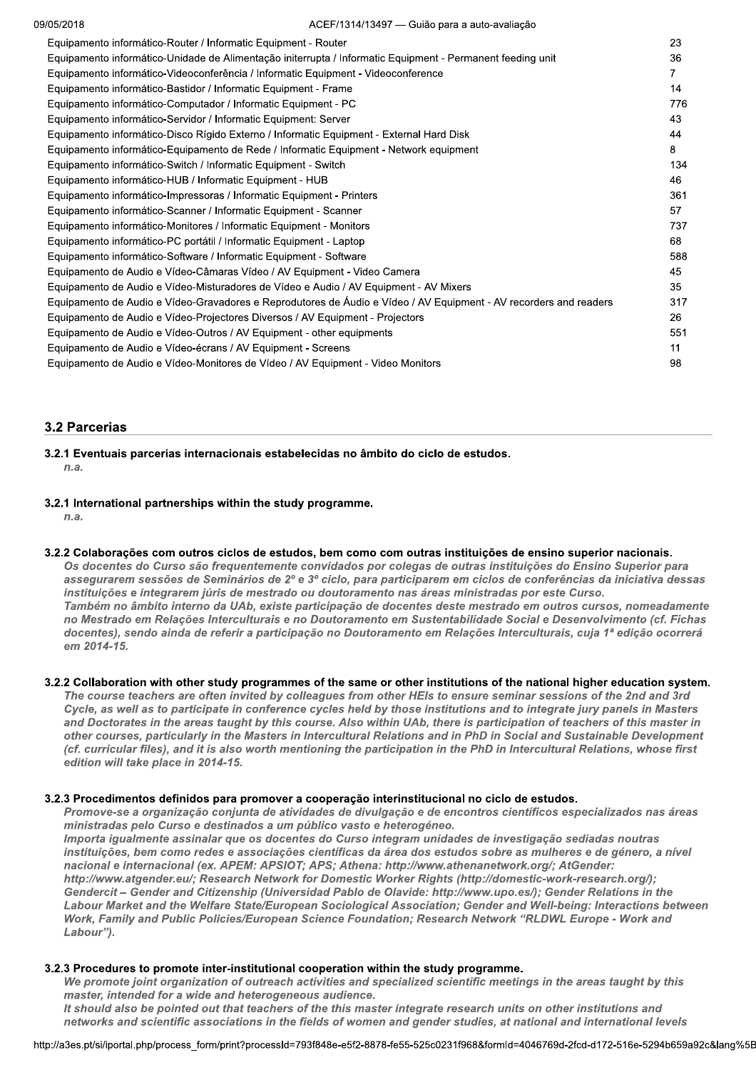| | |
|---|---|
| Equipamento informático-Router / Informatic Equipment - Router | 23 |
| Equipamento informático-Unidade de Alimentação ininterrupta / Informatic Equipment - Permanent feeding unit | 36 |
| Equipamento informático-Videoconferência / Informatic Equipment - Videoconference | 7 |
| Equipamento informático-Bastidor / Informatic Equipment - Frame | 14 |
| Equipamento informático-Computador / Informatic Equipment - PC | 776 |
| Equipamento informático-Servidor / Informatic Equipment: Server | 43 |
| Equipamento informático-Disco Rígido Externo / Informatic Equipment - External Hard Disk | 44 |
| Equipamento informático-Equipamento de Rede / Informatic Equipment - Network equipment | 8 |
| Equipamento informático-Switch / Informatic Equipment - Switch | 134 |
| Equipamento informático-HUB / Informatic Equipment - HUB | 46 |
| Equipamento informático-Impressoras / Informatic Equipment - Printers | 361 |
| Equipamento informático-Scanner / Informatic Equipment - Scanner | 57 |
| Equipamento informático-Monitores / Informatic Equipment - Monitors | 737 |
| Equipamento informático-PC portátil / Informatic Equipment - Laptop | 68 |
| Equipamento informático-Software / Informatic Equipment - Software | 588 |
| Equipamento de Audio e Vídeo-Câmaras Vídeo / AV Equipment - Video Camera | 45 |
| Equipamento de Audio e Vídeo-Misturadores de Vídeo e Audio / AV Equipment - AV Mixers | 35 |
| Equipamento de Audio e Vídeo-Gravadores e Reprodutores de Áudio e Vídeo / AV Equipment - AV recorders and readers | 317 |
| Equipamento de Audio e Vídeo-Projectores Diversos / AV Equipment - Projectors | 26 |
| Equipamento de Audio e Vídeo-Outros / AV Equipment - other equipments | 551 |
| Equipamento de Audio e Vídeo-écrans / AV Equipment - Screens | 11 |
| Equipamento de Audio e Vídeo-Monitores de Vídeo / AV Equipment - Video Monitors | 98 |

## 3.2 Parcerias

**3.2.1 Eventuais parcerias internacionais estabelecidas no âmbito do ciclo de estudos.**

*n.a.*

**3.2.1 International partnerships within the study programme.**

*n.a.*

**3.2.2 Colaborações com outros ciclos de estudos, bem como com outras instituições de ensino superior nacionais.**

***Os docentes do Curso são frequentemente convidados por colegas de outras instituições do Ensino Superior para assegurarem sessões de Seminários de 2º e 3º ciclo, para participarem em ciclos de conferências da iniciativa dessas instituições e integrarem júris de mestrado ou doutoramento nas áreas ministradas por este Curso.***
***Também no âmbito interno da UAb, existe participação de docentes deste mestrado em outros cursos, nomeadamente no Mestrado em Relações Interculturais e no Doutoramento em Sustentabilidade Social e Desenvolvimento (cf. Fichas docentes), sendo ainda de referir a participação no Doutoramento em Relações Interculturais, cuja 1ª edição ocorrerá em 2014-15.***

**3.2.2 Collaboration with other study programmes of the same or other institutions of the national higher education system.**

***The course teachers are often invited by colleagues from other HEIs to ensure seminar sessions of the 2nd and 3rd Cycle, as well as to participate in conference cycles held by those institutions and to integrate jury panels in Masters and Doctorates in the areas taught by this course. Also within UAb, there is participation of teachers of this master in other courses, particularly in the Masters in Intercultural Relations and in PhD in Social and Sustainable Development (cf. curricular files), and it is also worth mentioning the participation in the PhD in Intercultural Relations, whose first edition will take place in 2014-15.***

**3.2.3 Procedimentos definidos para promover a cooperação interinstitucional no ciclo de estudos.**

***Promove-se a organização conjunta de atividades de divulgação e de encontros científicos especializados nas áreas ministradas pelo Curso e destinados a um público vasto e heterogéneo.***
***Importa igualmente assinalar que os docentes do Curso integram unidades de investigação sediadas noutras instituições, bem como redes e associações científicas da área dos estudos sobre as mulheres e de género, a nível nacional e internacional (ex. APEM: APSIOT; APS; Athena: http://www.athenanetwork.org/; AtGender: http://www.atgender.eu/; Research Network for Domestic Worker Rights (http://domestic-work-research.org/); Gendercit – Gender and Citizenship (Universidad Pablo de Olavide: http://www.upo.es/); Gender Relations in the Labour Market and the Welfare State/European Sociological Association; Gender and Well-being: Interactions between Work, Family and Public Policies/European Science Foundation; Research Network "RLDWL Europe - Work and Labour").***

**3.2.3 Procedures to promote inter-institutional cooperation within the study programme.**

***We promote joint organization of outreach activities and specialized scientific meetings in the areas taught by this master, intended for a wide and heterogeneous audience.***
***It should also be pointed out that teachers of the this master integrate research units on other institutions and networks and scientific associations in the fields of women and gender studies, at national and international levels***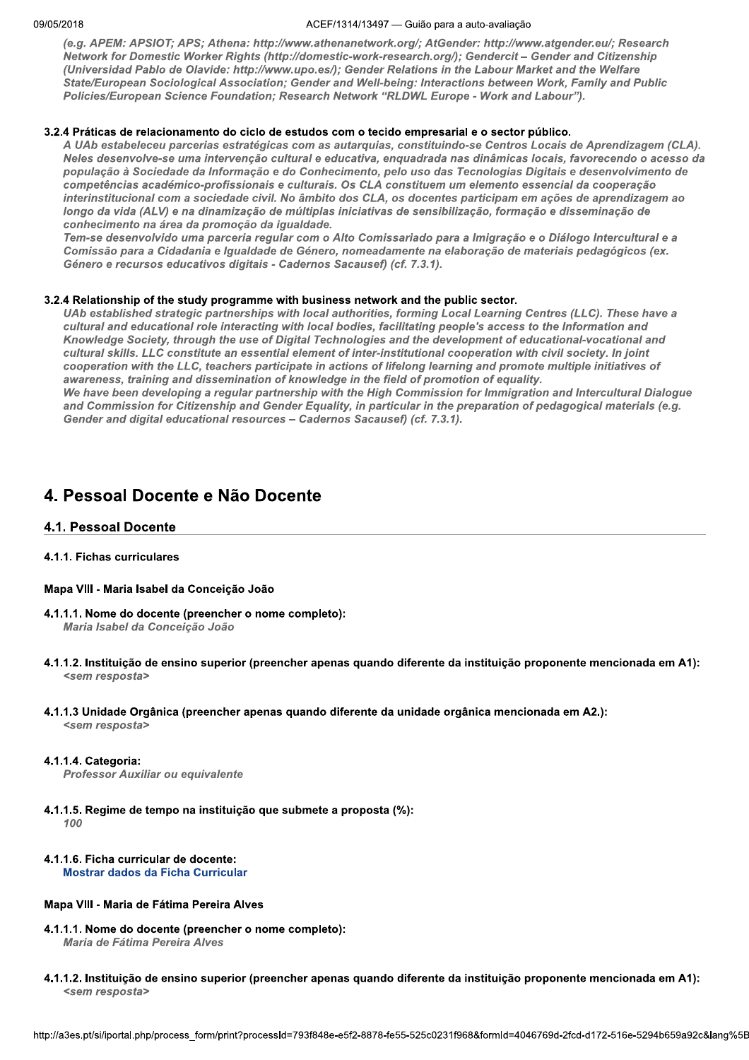*(e.g. APEM: APSIOT; APS; Athena: http://www.athenanetwork.org/; AtGender: http://www.atgender.eu/; Research Network for Domestic Worker Rights (http://domestic-work-research.org/); Gendercit – Gender and Citizenship (Universidad Pablo de Olavide: http://www.upo.es/); Gender Relations in the Labour Market and the Welfare State/European Sociological Association; Gender and Well-being: Interactions between Work, Family and Public Policies/European Science Foundation; Research Network "RLDWL Europe - Work and Labour").*

#### 3.2.4 Práticas de relacionamento do ciclo de estudos com o tecido empresarial e o sector público.

*A UAb estabeleceu parcerias estratégicas com as autarquias, constituindo-se Centros Locais de Aprendizagem (CLA). Neles desenvolve-se uma intervenção cultural e educativa, enquadrada nas dinâmicas locais, favorecendo o acesso da população à Sociedade da Informação e do Conhecimento, pelo uso das Tecnologias Digitais e desenvolvimento de competências académico-profissionais e culturais. Os CLA constituem um elemento essencial da cooperação interinstitucional com a sociedade civil. No âmbito dos CLA, os docentes participam em ações de aprendizagem ao longo da vida (ALV) e na dinamização de múltiplas iniciativas de sensibilização, formação e disseminação de conhecimento na área da promoção da igualdade.*
*Tem-se desenvolvido uma parceria regular com o Alto Comissariado para a Imigração e o Diálogo Intercultural e a Comissão para a Cidadania e Igualdade de Género, nomeadamente na elaboração de materiais pedagógicos (ex. Género e recursos educativos digitais - Cadernos Sacausef) (cf. 7.3.1).*

#### 3.2.4 Relationship of the study programme with business network and the public sector.

*UAb established strategic partnerships with local authorities, forming Local Learning Centres (LLC). These have a cultural and educational role interacting with local bodies, facilitating people's access to the Information and Knowledge Society, through the use of Digital Technologies and the development of educational-vocational and cultural skills. LLC constitute an essential element of inter-institutional cooperation with civil society. In joint cooperation with the LLC, teachers participate in actions of lifelong learning and promote multiple initiatives of awareness, training and dissemination of knowledge in the field of promotion of equality.*
*We have been developing a regular partnership with the High Commission for Immigration and Intercultural Dialogue and Commission for Citizenship and Gender Equality, in particular in the preparation of pedagogical materials (e.g. Gender and digital educational resources – Cadernos Sacausef) (cf. 7.3.1).*

# 4. Pessoal Docente e Não Docente

## 4.1. Pessoal Docente

#### 4.1.1. Fichas curriculares

#### Mapa VIII - Maria Isabel da Conceição João

**4.1.1.1. Nome do docente (preencher o nome completo):**
*Maria Isabel da Conceição João*

**4.1.1.2. Instituição de ensino superior (preencher apenas quando diferente da instituição proponente mencionada em A1):**
*<sem resposta>*

**4.1.1.3 Unidade Orgânica (preencher apenas quando diferente da unidade orgânica mencionada em A2.):**
*<sem resposta>*

**4.1.1.4. Categoria:**
*Professor Auxiliar ou equivalente*

**4.1.1.5. Regime de tempo na instituição que submete a proposta (%):**
*100*

**4.1.1.6. Ficha curricular de docente:**
Mostrar dados da Ficha Curricular

#### Mapa VIII - Maria de Fátima Pereira Alves

**4.1.1.1. Nome do docente (preencher o nome completo):**
*Maria de Fátima Pereira Alves*

**4.1.1.2. Instituição de ensino superior (preencher apenas quando diferente da instituição proponente mencionada em A1):**
*<sem resposta>*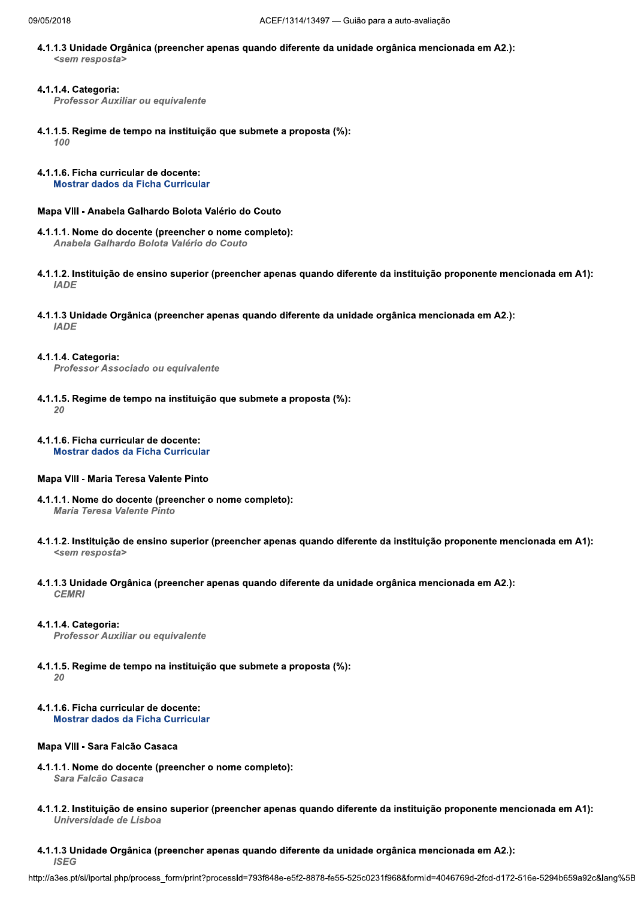**4.1.1.3 Unidade Orgânica (preencher apenas quando diferente da unidade orgânica mencionada em A2.):**
*<sem resposta>*

**4.1.1.4. Categoria:**
*Professor Auxiliar ou equivalente*

**4.1.1.5. Regime de tempo na instituição que submete a proposta (%):**
*100*

**4.1.1.6. Ficha curricular de docente:**
Mostrar dados da Ficha Curricular

**Mapa VIII - Anabela Galhardo Bolota Valério do Couto**

**4.1.1.1. Nome do docente (preencher o nome completo):**
*Anabela Galhardo Bolota Valério do Couto*

**4.1.1.2. Instituição de ensino superior (preencher apenas quando diferente da instituição proponente mencionada em A1):**
*IADE*

**4.1.1.3 Unidade Orgânica (preencher apenas quando diferente da unidade orgânica mencionada em A2.):**
*IADE*

**4.1.1.4. Categoria:**
*Professor Associado ou equivalente*

**4.1.1.5. Regime de tempo na instituição que submete a proposta (%):**
*20*

**4.1.1.6. Ficha curricular de docente:**
Mostrar dados da Ficha Curricular

**Mapa VIII - Maria Teresa Valente Pinto**

**4.1.1.1. Nome do docente (preencher o nome completo):**
*Maria Teresa Valente Pinto*

**4.1.1.2. Instituição de ensino superior (preencher apenas quando diferente da instituição proponente mencionada em A1):**
*<sem resposta>*

**4.1.1.3 Unidade Orgânica (preencher apenas quando diferente da unidade orgânica mencionada em A2.):**
*CEMRI*

**4.1.1.4. Categoria:**
*Professor Auxiliar ou equivalente*

**4.1.1.5. Regime de tempo na instituição que submete a proposta (%):**
*20*

**4.1.1.6. Ficha curricular de docente:**
Mostrar dados da Ficha Curricular

**Mapa VIII - Sara Falcão Casaca**

**4.1.1.1. Nome do docente (preencher o nome completo):**
*Sara Falcão Casaca*

**4.1.1.2. Instituição de ensino superior (preencher apenas quando diferente da instituição proponente mencionada em A1):**
*Universidade de Lisboa*

**4.1.1.3 Unidade Orgânica (preencher apenas quando diferente da unidade orgânica mencionada em A2.):**
*ISEG*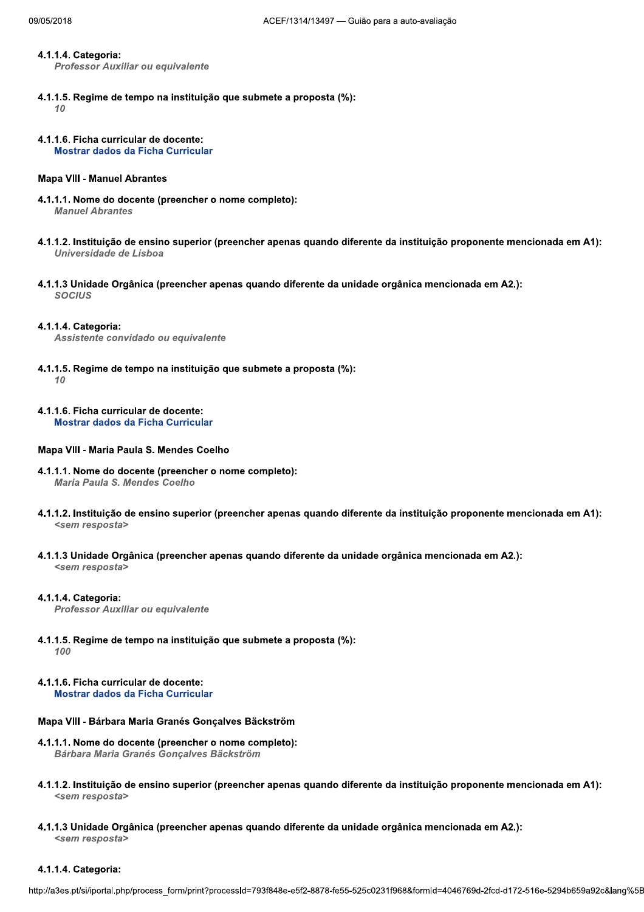**4.1.1.4. Categoria:**
*Professor Auxiliar ou equivalente*

**4.1.1.5. Regime de tempo na instituição que submete a proposta (%):**
*10*

**4.1.1.6. Ficha curricular de docente:**
**Mostrar dados da Ficha Curricular**

**Mapa VIII - Manuel Abrantes**

**4.1.1.1. Nome do docente (preencher o nome completo):**
*Manuel Abrantes*

**4.1.1.2. Instituição de ensino superior (preencher apenas quando diferente da instituição proponente mencionada em A1):**
*Universidade de Lisboa*

**4.1.1.3 Unidade Orgânica (preencher apenas quando diferente da unidade orgânica mencionada em A2.):**
*SOCIUS*

**4.1.1.4. Categoria:**
*Assistente convidado ou equivalente*

**4.1.1.5. Regime de tempo na instituição que submete a proposta (%):**
*10*

**4.1.1.6. Ficha curricular de docente:**
**Mostrar dados da Ficha Curricular**

**Mapa VIII - Maria Paula S. Mendes Coelho**

**4.1.1.1. Nome do docente (preencher o nome completo):**
*Maria Paula S. Mendes Coelho*

**4.1.1.2. Instituição de ensino superior (preencher apenas quando diferente da instituição proponente mencionada em A1):**
*<sem resposta>*

**4.1.1.3 Unidade Orgânica (preencher apenas quando diferente da unidade orgânica mencionada em A2.):**
*<sem resposta>*

**4.1.1.4. Categoria:**
*Professor Auxiliar ou equivalente*

**4.1.1.5. Regime de tempo na instituição que submete a proposta (%):**
*100*

**4.1.1.6. Ficha curricular de docente:**
**Mostrar dados da Ficha Curricular**

**Mapa VIII - Bárbara Maria Granés Gonçalves Bäckström**

**4.1.1.1. Nome do docente (preencher o nome completo):**
*Bárbara Maria Granés Gonçalves Bäckström*

**4.1.1.2. Instituição de ensino superior (preencher apenas quando diferente da instituição proponente mencionada em A1):**
*<sem resposta>*

**4.1.1.3 Unidade Orgânica (preencher apenas quando diferente da unidade orgânica mencionada em A2.):**
*<sem resposta>*

**4.1.1.4. Categoria:**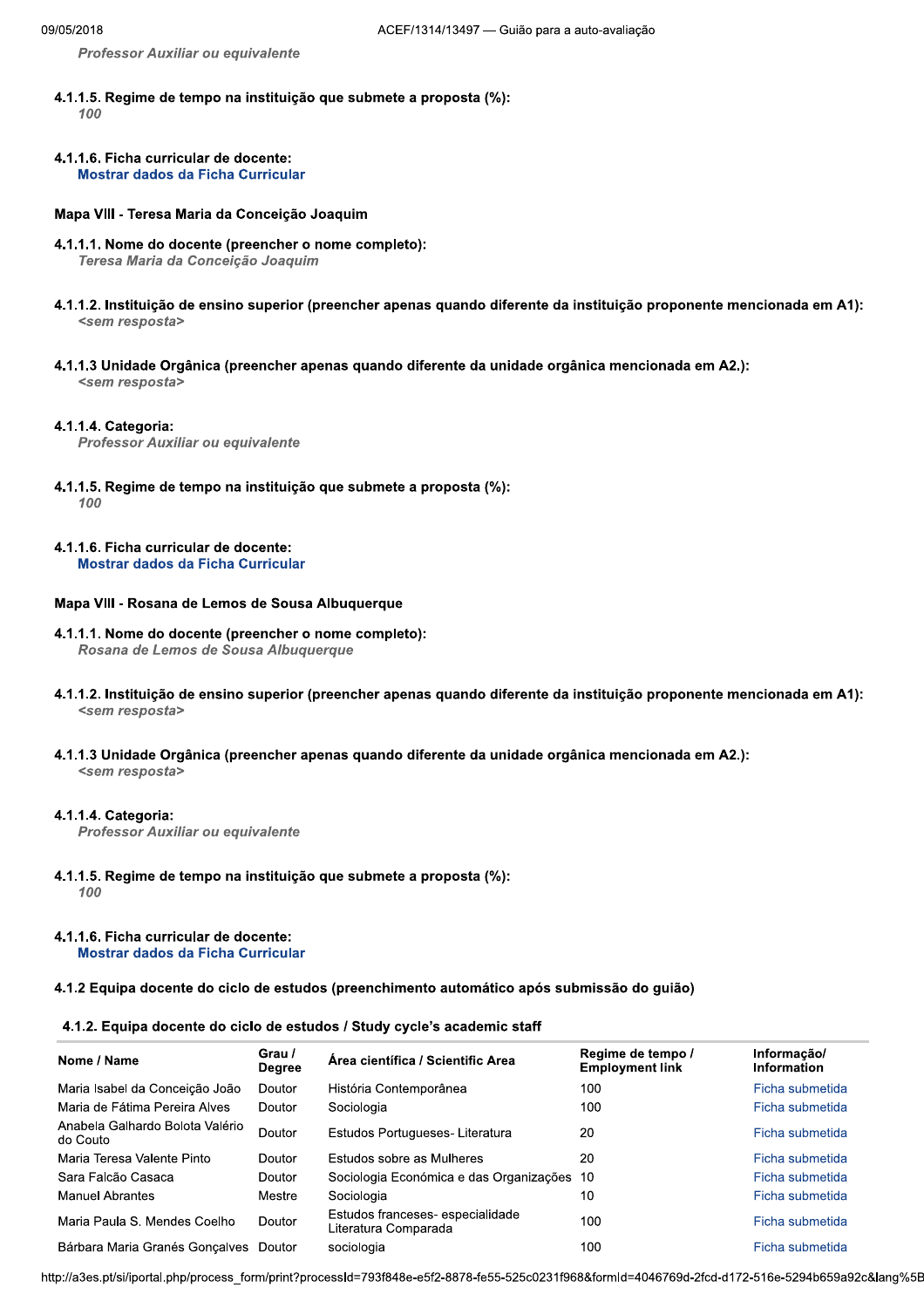*Professor Auxiliar ou equivalente*

**4.1.1.5. Regime de tempo na instituição que submete a proposta (%):**
*100*

**4.1.1.6. Ficha curricular de docente:**
**Mostrar dados da Ficha Curricular**

**Mapa VIII - Teresa Maria da Conceição Joaquim**

**4.1.1.1. Nome do docente (preencher o nome completo):**
*Teresa Maria da Conceição Joaquim*

**4.1.1.2. Instituição de ensino superior (preencher apenas quando diferente da instituição proponente mencionada em A1):**
*<sem resposta>*

**4.1.1.3 Unidade Orgânica (preencher apenas quando diferente da unidade orgânica mencionada em A2.):**
*<sem resposta>*

**4.1.1.4. Categoria:**
*Professor Auxiliar ou equivalente*

**4.1.1.5. Regime de tempo na instituição que submete a proposta (%):**
*100*

**4.1.1.6. Ficha curricular de docente:**
**Mostrar dados da Ficha Curricular**

**Mapa VIII - Rosana de Lemos de Sousa Albuquerque**

**4.1.1.1. Nome do docente (preencher o nome completo):**
*Rosana de Lemos de Sousa Albuquerque*

**4.1.1.2. Instituição de ensino superior (preencher apenas quando diferente da instituição proponente mencionada em A1):**
*<sem resposta>*

**4.1.1.3 Unidade Orgânica (preencher apenas quando diferente da unidade orgânica mencionada em A2.):**
*<sem resposta>*

**4.1.1.4. Categoria:**
*Professor Auxiliar ou equivalente*

**4.1.1.5. Regime de tempo na instituição que submete a proposta (%):**
*100*

**4.1.1.6. Ficha curricular de docente:**
**Mostrar dados da Ficha Curricular**

**4.1.2 Equipa docente do ciclo de estudos (preenchimento automático após submissão do guião)**

**4.1.2. Equipa docente do ciclo de estudos / Study cycle's academic staff**

| Nome / Name | Grau / Degree | Área científica / Scientific Area | Regime de tempo / Employment link | Informação/ Information |
|---|---|---|---|---|
| Maria Isabel da Conceição João | Doutor | História Contemporânea | 100 | Ficha submetida |
| Maria de Fátima Pereira Alves | Doutor | Sociologia | 100 | Ficha submetida |
| Anabela Galhardo Bolota Valério do Couto | Doutor | Estudos Portugueses- Literatura | 20 | Ficha submetida |
| Maria Teresa Valente Pinto | Doutor | Estudos sobre as Mulheres | 20 | Ficha submetida |
| Sara Falcão Casaca | Doutor | Sociologia Económica e das Organizações | 10 | Ficha submetida |
| Manuel Abrantes | Mestre | Sociologia | 10 | Ficha submetida |
| Maria Paula S. Mendes Coelho | Doutor | Estudos franceses- especialidade Literatura Comparada | 100 | Ficha submetida |
| Bárbara Maria Granés Gonçalves | Doutor | sociologia | 100 | Ficha submetida |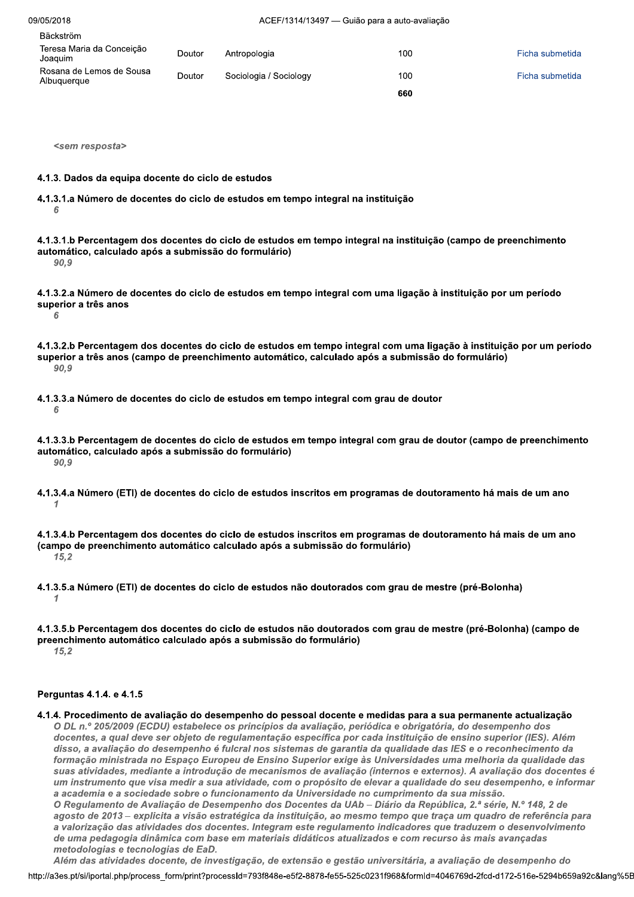| | | | | |
|---|---|---|---|---|
| Bäckström | | | | |
| Teresa Maria da Conceição Joaquim | Doutor | Antropologia | 100 | Ficha submetida |
| Rosana de Lemos de Sousa Albuquerque | Doutor | Sociologia / Sociology | 100 | Ficha submetida |
| | | | **660** | |

*<sem resposta>*

**4.1.3. Dados da equipa docente do ciclo de estudos**

**4.1.3.1.a Número de docentes do ciclo de estudos em tempo integral na instituição**

*6*

**4.1.3.1.b Percentagem dos docentes do ciclo de estudos em tempo integral na instituição (campo de preenchimento automático, calculado após a submissão do formulário)**

*90,9*

**4.1.3.2.a Número de docentes do ciclo de estudos em tempo integral com uma ligação à instituição por um período superior a três anos**

*6*

**4.1.3.2.b Percentagem dos docentes do ciclo de estudos em tempo integral com uma ligação à instituição por um período superior a três anos (campo de preenchimento automático, calculado após a submissão do formulário)**

*90,9*

**4.1.3.3.a Número de docentes do ciclo de estudos em tempo integral com grau de doutor**

*6*

**4.1.3.3.b Percentagem de docentes do ciclo de estudos em tempo integral com grau de doutor (campo de preenchimento automático, calculado após a submissão do formulário)**

*90,9*

**4.1.3.4.a Número (ETI) de docentes do ciclo de estudos inscritos em programas de doutoramento há mais de um ano**

*1*

**4.1.3.4.b Percentagem dos docentes do ciclo de estudos inscritos em programas de doutoramento há mais de um ano (campo de preenchimento automático calculado após a submissão do formulário)**

*15,2*

**4.1.3.5.a Número (ETI) de docentes do ciclo de estudos não doutorados com grau de mestre (pré-Bolonha)**

*1*

**4.1.3.5.b Percentagem dos docentes do ciclo de estudos não doutorados com grau de mestre (pré-Bolonha) (campo de preenchimento automático calculado após a submissão do formulário)**

*15,2*

**Perguntas 4.1.4. e 4.1.5**

**4.1.4. Procedimento de avaliação do desempenho do pessoal docente e medidas para a sua permanente actualização**

*O DL n.º 205/2009 (ECDU) estabelece os princípios da avaliação, periódica e obrigatória, do desempenho dos docentes, a qual deve ser objeto de regulamentação específica por cada instituição de ensino superior (IES). Além disso, a avaliação do desempenho é fulcral nos sistemas de garantia da qualidade das IES e o reconhecimento da formação ministrada no Espaço Europeu de Ensino Superior exige às Universidades uma melhoria da qualidade das suas atividades, mediante a introdução de mecanismos de avaliação (internos e externos). A avaliação dos docentes é um instrumento que visa medir a sua atividade, com o propósito de elevar a qualidade do seu desempenho, e informar a academia e a sociedade sobre o funcionamento da Universidade no cumprimento da sua missão.*
*O Regulamento de Avaliação de Desempenho dos Docentes da UAb – Diário da República, 2.ª série, N.º 148, 2 de agosto de 2013 – explicita a visão estratégica da instituição, ao mesmo tempo que traça um quadro de referência para a valorização das atividades dos docentes. Integram este regulamento indicadores que traduzem o desenvolvimento de uma pedagogia dinâmica com base em materiais didáticos atualizados e com recurso às mais avançadas metodologias e tecnologias de EaD.*
*Além das atividades docente, de investigação, de extensão e gestão universitária, a avaliação de desempenho do*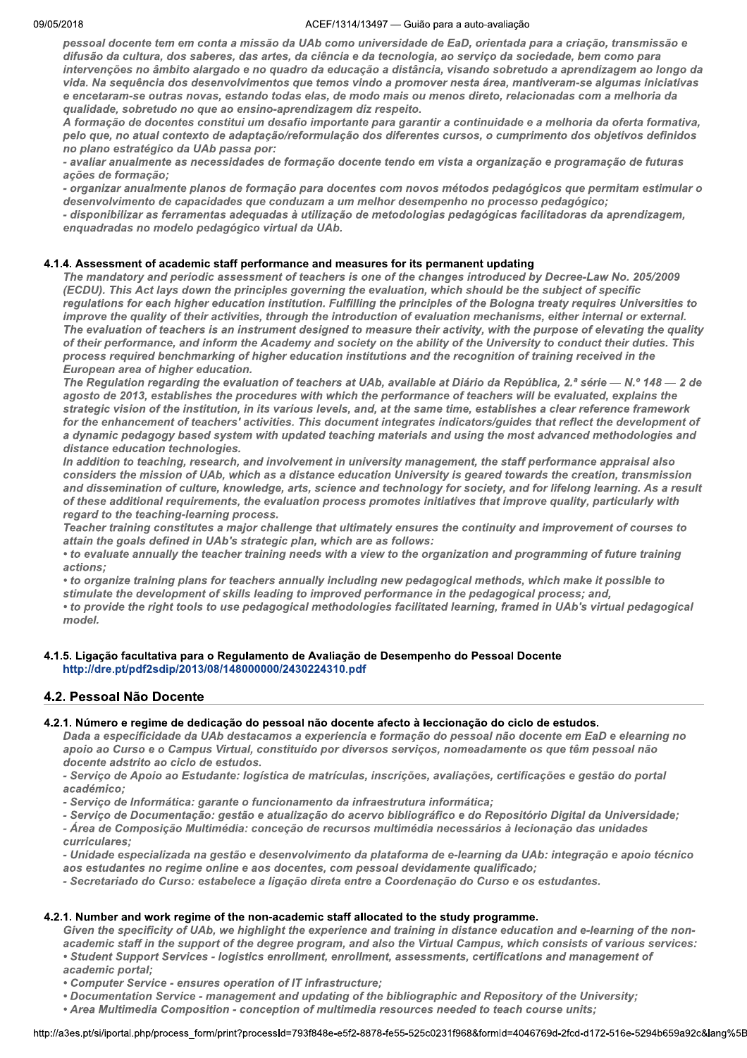*pessoal docente tem em conta a missão da UAb como universidade de EaD, orientada para a criação, transmissão e difusão da cultura, dos saberes, das artes, da ciência e da tecnologia, ao serviço da sociedade, bem como para intervenções no âmbito alargado e no quadro da educação a distância, visando sobretudo a aprendizagem ao longo da vida. Na sequência dos desenvolvimentos que temos vindo a promover nesta área, mantiveram-se algumas iniciativas e encetaram-se outras novas, estando todas elas, de modo mais ou menos direto, relacionadas com a melhoria da qualidade, sobretudo no que ao ensino-aprendizagem diz respeito.*
*A formação de docentes constitui um desafio importante para garantir a continuidade e a melhoria da oferta formativa, pelo que, no atual contexto de adaptação/reformulação dos diferentes cursos, o cumprimento dos objetivos definidos no plano estratégico da UAb passa por:*
*- avaliar anualmente as necessidades de formação docente tendo em vista a organização e programação de futuras ações de formação;*
*- organizar anualmente planos de formação para docentes com novos métodos pedagógicos que permitam estimular o desenvolvimento de capacidades que conduzam a um melhor desempenho no processo pedagógico;*
*- disponibilizar as ferramentas adequadas à utilização de metodologias pedagógicas facilitadoras da aprendizagem, enquadradas no modelo pedagógico virtual da UAb.*

#### 4.1.4. Assessment of academic staff performance and measures for its permanent updating

*The mandatory and periodic assessment of teachers is one of the changes introduced by Decree-Law No. 205/2009 (ECDU). This Act lays down the principles governing the evaluation, which should be the subject of specific regulations for each higher education institution. Fulfilling the principles of the Bologna treaty requires Universities to improve the quality of their activities, through the introduction of evaluation mechanisms, either internal or external. The evaluation of teachers is an instrument designed to measure their activity, with the purpose of elevating the quality of their performance, and inform the Academy and society on the ability of the University to conduct their duties. This process required benchmarking of higher education institutions and the recognition of training received in the European area of higher education.*
*The Regulation regarding the evaluation of teachers at UAb, available at Diário da República, 2.ª série — N.º 148 — 2 de agosto de 2013, establishes the procedures with which the performance of teachers will be evaluated, explains the strategic vision of the institution, in its various levels, and, at the same time, establishes a clear reference framework for the enhancement of teachers' activities. This document integrates indicators/guides that reflect the development of a dynamic pedagogy based system with updated teaching materials and using the most advanced methodologies and distance education technologies.*
*In addition to teaching, research, and involvement in university management, the staff performance appraisal also considers the mission of UAb, which as a distance education University is geared towards the creation, transmission and dissemination of culture, knowledge, arts, science and technology for society, and for lifelong learning. As a result of these additional requirements, the evaluation process promotes initiatives that improve quality, particularly with regard to the teaching-learning process.*
*Teacher training constitutes a major challenge that ultimately ensures the continuity and improvement of courses to attain the goals defined in UAb's strategic plan, which are as follows:*
*• to evaluate annually the teacher training needs with a view to the organization and programming of future training actions;*
*• to organize training plans for teachers annually including new pedagogical methods, which make it possible to stimulate the development of skills leading to improved performance in the pedagogical process; and,*
*• to provide the right tools to use pedagogical methodologies facilitated learning, framed in UAb's virtual pedagogical model.*

#### 4.1.5. Ligação facultativa para o Regulamento de Avaliação de Desempenho do Pessoal Docente

http://dre.pt/pdf2sdip/2013/08/148000000/2430224310.pdf

### 4.2. Pessoal Não Docente

#### 4.2.1. Número e regime de dedicação do pessoal não docente afecto à leccionação do ciclo de estudos.

*Dada a especificidade da UAb destacamos a experiencia e formação do pessoal não docente em EaD e elearning no apoio ao Curso e o Campus Virtual, constituído por diversos serviços, nomeadamente os que têm pessoal não docente adstrito ao ciclo de estudos.*
*- Serviço de Apoio ao Estudante: logística de matrículas, inscrições, avaliações, certificações e gestão do portal académico;*
*- Serviço de Informática: garante o funcionamento da infraestrutura informática;*
*- Serviço de Documentação: gestão e atualização do acervo bibliográfico e do Repositório Digital da Universidade;*
*- Área de Composição Multimédia: conceção de recursos multimédia necessários à lecionação das unidades curriculares;*
*- Unidade especializada na gestão e desenvolvimento da plataforma de e-learning da UAb: integração e apoio técnico aos estudantes no regime online e aos docentes, com pessoal devidamente qualificado;*
*- Secretariado do Curso: estabelece a ligação direta entre a Coordenação do Curso e os estudantes.*

#### 4.2.1. Number and work regime of the non-academic staff allocated to the study programme.

*Given the specificity of UAb, we highlight the experience and training in distance education and e-learning of the non-academic staff in the support of the degree program, and also the Virtual Campus, which consists of various services:*
*• Student Support Services - logistics enrollment, enrollment, assessments, certifications and management of academic portal;*
*• Computer Service - ensures operation of IT infrastructure;*
*• Documentation Service - management and updating of the bibliographic and Repository of the University;*
*• Area Multimedia Composition - conception of multimedia resources needed to teach course units;*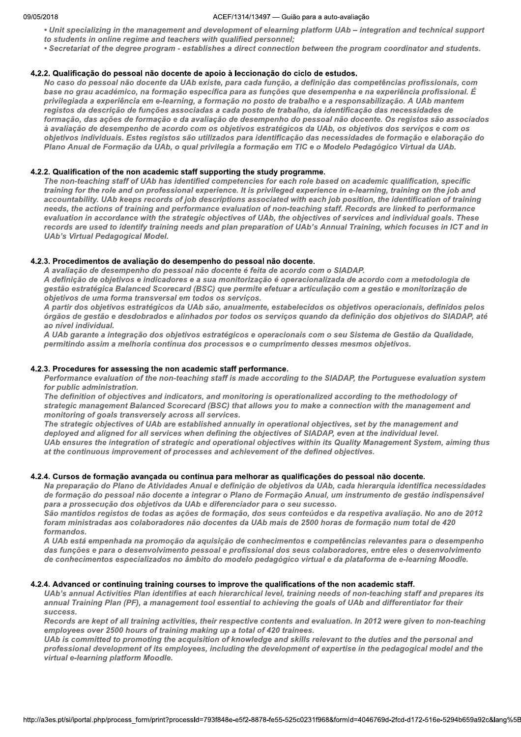- *Unit specializing in the management and development of elearning platform UAb – integration and technical support to students in online regime and teachers with qualified personnel;*
- *Secretariat of the degree program - establishes a direct connection between the program coordinator and students.*

### 4.2.2. Qualificação do pessoal não docente de apoio à leccionação do ciclo de estudos.

*No caso do pessoal não docente da UAb existe, para cada função, a definição das competências profissionais, com base no grau académico, na formação específica para as funções que desempenha e na experiência profissional. É privilegiada a experiência em e-learning, a formação no posto de trabalho e a responsabilização. A UAb mantem registos da descrição de funções associadas a cada posto de trabalho, da identificação das necessidades de formação, das ações de formação e da avaliação de desempenho do pessoal não docente. Os registos são associados à avaliação de desempenho de acordo com os objetivos estratégicos da UAb, os objetivos dos serviços e com os objetivos individuais. Estes registos são utilizados para identificação das necessidades de formação e elaboração do Plano Anual de Formação da UAb, o qual privilegia a formação em TIC e o Modelo Pedagógico Virtual da UAb.*

### 4.2.2. Qualification of the non academic staff supporting the study programme.

*The non-teaching staff of UAb has identified competencies for each role based on academic qualification, specific training for the role and on professional experience. It is privileged experience in e-learning, training on the job and accountability. UAb keeps records of job descriptions associated with each job position, the identification of training needs, the actions of training and performance evaluation of non-teaching staff. Records are linked to performance evaluation in accordance with the strategic objectives of UAb, the objectives of services and individual goals. These records are used to identify training needs and plan preparation of UAb's Annual Training, which focuses in ICT and in UAb's Virtual Pedagogical Model.*

### 4.2.3. Procedimentos de avaliação do desempenho do pessoal não docente.

*A avaliação de desempenho do pessoal não docente é feita de acordo com o SIADAP.*
*A definição de objetivos e indicadores e a sua monitorização é operacionalizada de acordo com a metodologia de gestão estratégica Balanced Scorecard (BSC) que permite efetuar a articulação com a gestão e monitorização de objetivos de uma forma transversal em todos os serviços.*
*A partir dos objetivos estratégicos da UAb são, anualmente, estabelecidos os objetivos operacionais, definidos pelos órgãos de gestão e desdobrados e alinhados por todos os serviços quando da definição dos objetivos do SIADAP, até ao nível individual.*
*A UAb garante a integração dos objetivos estratégicos e operacionais com o seu Sistema de Gestão da Qualidade, permitindo assim a melhoria contínua dos processos e o cumprimento desses mesmos objetivos.*

### 4.2.3. Procedures for assessing the non academic staff performance.

*Performance evaluation of the non-teaching staff is made according to the SIADAP, the Portuguese evaluation system for public administration.*
*The definition of objectives and indicators, and monitoring is operationalized according to the methodology of strategic management Balanced Scorecard (BSC) that allows you to make a connection with the management and monitoring of goals transversely across all services.*
*The strategic objectives of UAb are established annually in operational objectives, set by the management and deployed and aligned for all services when defining the objectives of SIADAP, even at the individual level.*
*UAb ensures the integration of strategic and operational objectives within its Quality Management System, aiming thus at the continuous improvement of processes and achievement of the defined objectives.*

### 4.2.4. Cursos de formação avançada ou contínua para melhorar as qualificações do pessoal não docente.

*Na preparação do Plano de Atividades Anual e definição de objetivos da UAb, cada hierarquia identifica necessidades de formação do pessoal não docente a integrar o Plano de Formação Anual, um instrumento de gestão indispensável para a prossecução dos objetivos da UAb e diferenciador para o seu sucesso.*
*São mantidos registos de todas as ações de formação, dos seus conteúdos e da respetiva avaliação. No ano de 2012 foram ministradas aos colaboradores não docentes da UAb mais de 2500 horas de formação num total de 420 formandos.*
*A UAb está empenhada na promoção da aquisição de conhecimentos e competências relevantes para o desempenho das funções e para o desenvolvimento pessoal e profissional dos seus colaboradores, entre eles o desenvolvimento de conhecimentos especializados no âmbito do modelo pedagógico virtual e da plataforma de e-learning Moodle.*

### 4.2.4. Advanced or continuing training courses to improve the qualifications of the non academic staff.

*UAb's annual Activities Plan identifies at each hierarchical level, training needs of non-teaching staff and prepares its annual Training Plan (PF), a management tool essential to achieving the goals of UAb and differentiator for their success.*
*Records are kept of all training activities, their respective contents and evaluation. In 2012 were given to non-teaching employees over 2500 hours of training making up a total of 420 trainees.*
*UAb is committed to promoting the acquisition of knowledge and skills relevant to the duties and the personal and professional development of its employees, including the development of expertise in the pedagogical model and the virtual e-learning platform Moodle.*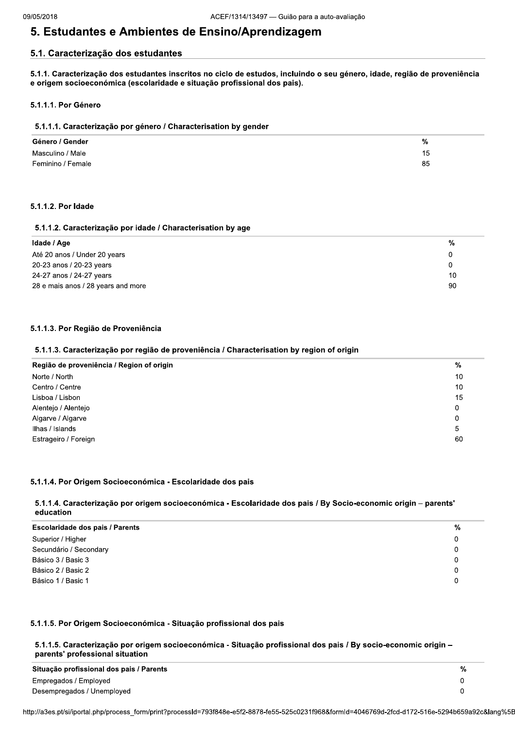# 5. Estudantes e Ambientes de Ensino/Aprendizagem

## 5.1. Caracterização dos estudantes

### 5.1.1. Caracterização dos estudantes inscritos no ciclo de estudos, incluindo o seu género, idade, região de proveniência e origem socioeconómica (escolaridade e situação profissional dos pais).

#### 5.1.1.1. Por Género

**5.1.1.1. Caracterização por género / Characterisation by gender**

| Género / Gender | % |
|---|---|
| Masculino / Male | 15 |
| Feminino / Female | 85 |

#### 5.1.1.2. Por Idade

**5.1.1.2. Caracterização por idade / Characterisation by age**

| Idade / Age | % |
|---|---|
| Até 20 anos / Under 20 years | 0 |
| 20-23 anos / 20-23 years | 0 |
| 24-27 anos / 24-27 years | 10 |
| 28 e mais anos / 28 years and more | 90 |

#### 5.1.1.3. Por Região de Proveniência

**5.1.1.3. Caracterização por região de proveniência / Characterisation by region of origin**

| Região de proveniência / Region of origin | % |
|---|---|
| Norte / North | 10 |
| Centro / Centre | 10 |
| Lisboa / Lisbon | 15 |
| Alentejo / Alentejo | 0 |
| Algarve / Algarve | 0 |
| Ilhas / Islands | 5 |
| Estrageiro / Foreign | 60 |

#### 5.1.1.4. Por Origem Socioeconómica - Escolaridade dos pais

**5.1.1.4. Caracterização por origem socioeconómica - Escolaridade dos pais / By Socio-economic origin – parents' education**

| Escolaridade dos pais / Parents | % |
|---|---|
| Superior / Higher | 0 |
| Secundário / Secondary | 0 |
| Básico 3 / Basic 3 | 0 |
| Básico 2 / Basic 2 | 0 |
| Básico 1 / Basic 1 | 0 |

#### 5.1.1.5. Por Origem Socioeconómica - Situação profissional dos pais

**5.1.1.5. Caracterização por origem socioeconómica - Situação profissional dos pais / By socio-economic origin – parents' professional situation**

| Situação profissional dos pais / Parents | % |
|---|---|
| Empregados / Employed | 0 |
| Desempregados / Unemployed | 0 |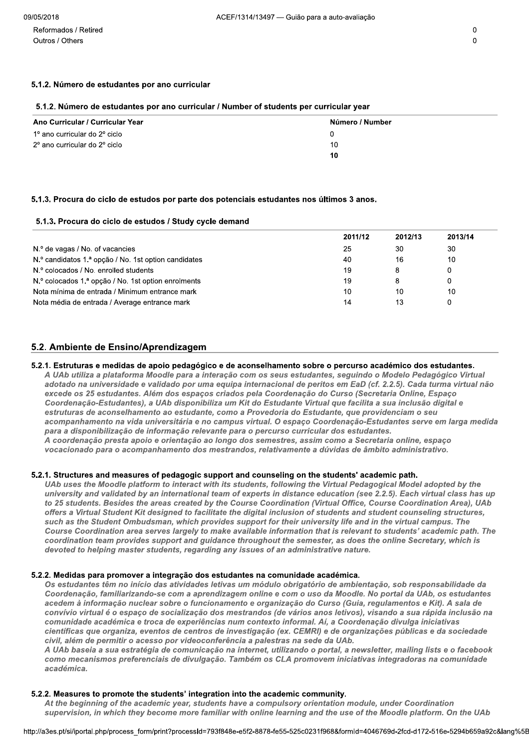| | |
|---|---|
| Reformados / Retired | 0 |
| Outros / Others | 0 |

#### 5.1.2. Número de estudantes por ano curricular

##### 5.1.2. Número de estudantes por ano curricular / Number of students per curricular year

| Ano Curricular / Curricular Year | Número / Number |
|---|---|
| 1º ano curricular do 2º ciclo | 0 |
| 2º ano curricular do 2º ciclo | 10 |
| | **10** |

#### 5.1.3. Procura do ciclo de estudos por parte dos potenciais estudantes nos últimos 3 anos.

##### 5.1.3. Procura do ciclo de estudos / Study cycle demand

| | 2011/12 | 2012/13 | 2013/14 |
|---|---|---|---|
| N.º de vagas / No. of vacancies | 25 | 30 | 30 |
| N.º candidatos 1.ª opção / No. 1st option candidates | 40 | 16 | 10 |
| N.º colocados / No. enrolled students | 19 | 8 | 0 |
| N.º colocados 1.ª opção / No. 1st option enrolments | 19 | 8 | 0 |
| Nota mínima de entrada / Minimum entrance mark | 10 | 10 | 10 |
| Nota média de entrada / Average entrance mark | 14 | 13 | 0 |

## 5.2. Ambiente de Ensino/Aprendizagem

#### 5.2.1. Estruturas e medidas de apoio pedagógico e de aconselhamento sobre o percurso académico dos estudantes.

*A UAb utiliza a plataforma Moodle para a interação com os seus estudantes, seguindo o Modelo Pedagógico Virtual adotado na universidade e validado por uma equipa internacional de peritos em EaD (cf. 2.2.5). Cada turma virtual não excede os 25 estudantes. Além dos espaços criados pela Coordenação do Curso (Secretaria Online, Espaço Coordenação-Estudantes), a UAb disponibiliza um Kit do Estudante Virtual que facilita a sua inclusão digital e estruturas de aconselhamento ao estudante, como a Provedoria do Estudante, que providenciam o seu acompanhamento na vida universitária e no campus virtual. O espaço Coordenação-Estudantes serve em larga medida para a disponibilização de informação relevante para o percurso curricular dos estudantes.*
*A coordenação presta apoio e orientação ao longo dos semestres, assim como a Secretaria online, espaço vocacionado para o acompanhamento dos mestrandos, relativamente a dúvidas de âmbito administrativo.*

#### 5.2.1. Structures and measures of pedagogic support and counseling on the students' academic path.

*UAb uses the Moodle platform to interact with its students, following the Virtual Pedagogical Model adopted by the university and validated by an international team of experts in distance education (see 2.2.5). Each virtual class has up to 25 students. Besides the areas created by the Course Coordination (Virtual Office, Course Coordination Area), UAb offers a Virtual Student Kit designed to facilitate the digital inclusion of students and student counseling structures, such as the Student Ombudsman, which provides support for their university life and in the virtual campus. The Course Coordination area serves largely to make available information that is relevant to students' academic path. The coordination team provides support and guidance throughout the semester, as does the online Secretary, which is devoted to helping master students, regarding any issues of an administrative nature.*

#### 5.2.2. Medidas para promover a integração dos estudantes na comunidade académica.

*Os estudantes têm no início das atividades letivas um módulo obrigatório de ambientação, sob responsabilidade da Coordenação, familiarizando-se com a aprendizagem online e com o uso da Moodle. No portal da UAb, os estudantes acedem à informação nuclear sobre o funcionamento e organização do Curso (Guia, regulamentos e Kit). A sala de convívio virtual é o espaço de socialização dos mestrandos (de vários anos letivos), visando a sua rápida inclusão na comunidade académica e troca de experiências num contexto informal. Aí, a Coordenação divulga iniciativas científicas que organiza, eventos de centros de investigação (ex. CEMRI) e de organizações públicas e da sociedade civil, além de permitir o acesso por videoconferência a palestras na sede da UAb.*
*A UAb baseia a sua estratégia de comunicação na internet, utilizando o portal, a newsletter, mailing lists e o facebook como mecanismos preferenciais de divulgação. Também os CLA promovem iniciativas integradoras na comunidade académica.*

#### 5.2.2. Measures to promote the students' integration into the academic community.

*At the beginning of the academic year, students have a compulsory orientation module, under Coordination supervision, in which they become more familiar with online learning and the use of the Moodle platform. On the UAb*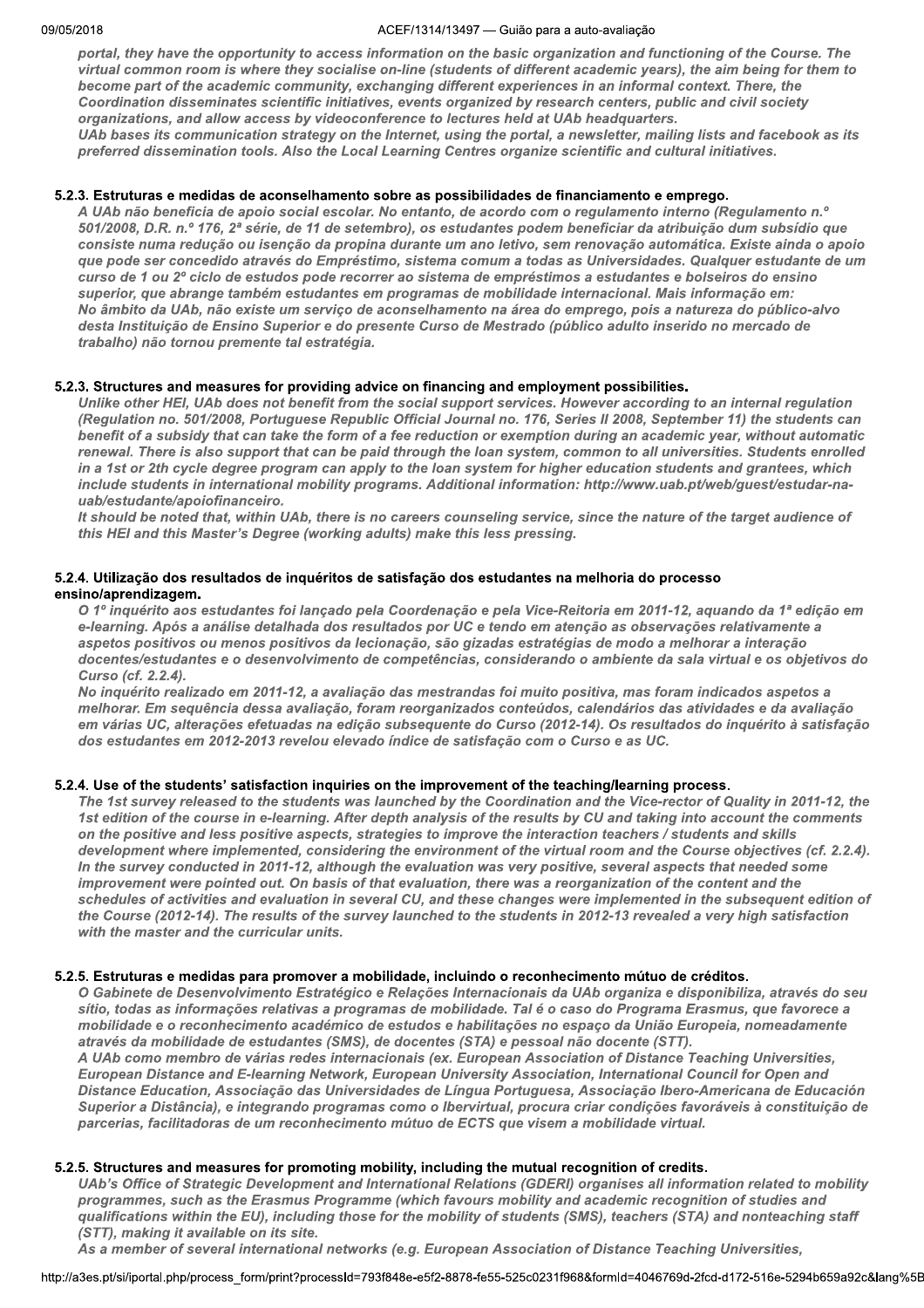portal, they have the opportunity to access information on the basic organization and functioning of the Course. The virtual common room is where they socialise on-line (students of different academic years), the aim being for them to become part of the academic community, exchanging different experiences in an informal context. There, the Coordination disseminates scientific initiatives, events organized by research centers, public and civil society organizations, and allow access by videoconference to lectures held at UAb headquarters.
UAb bases its communication strategy on the Internet, using the portal, a newsletter, mailing lists and facebook as its preferred dissemination tools. Also the Local Learning Centres organize scientific and cultural initiatives.

### 5.2.3. Estruturas e medidas de aconselhamento sobre as possibilidades de financiamento e emprego.

*A UAb não beneficia de apoio social escolar. No entanto, de acordo com o regulamento interno (Regulamento n.º 501/2008, D.R. n.º 176, 2ª série, de 11 de setembro), os estudantes podem beneficiar da atribuição dum subsídio que consiste numa redução ou isenção da propina durante um ano letivo, sem renovação automática. Existe ainda o apoio que pode ser concedido através do Empréstimo, sistema comum a todas as Universidades. Qualquer estudante de um curso de 1 ou 2º ciclo de estudos pode recorrer ao sistema de empréstimos a estudantes e bolseiros do ensino superior, que abrange também estudantes em programas de mobilidade internacional. Mais informação em:
No âmbito da UAb, não existe um serviço de aconselhamento na área do emprego, pois a natureza do público-alvo desta Instituição de Ensino Superior e do presente Curso de Mestrado (público adulto inserido no mercado de trabalho) não tornou premente tal estratégia.*

### 5.2.3. Structures and measures for providing advice on financing and employment possibilities.

*Unlike other HEI, UAb does not benefit from the social support services. However according to an internal regulation (Regulation no. 501/2008, Portuguese Republic Official Journal no. 176, Series II 2008, September 11) the students can benefit of a subsidy that can take the form of a fee reduction or exemption during an academic year, without automatic renewal. There is also support that can be paid through the loan system, common to all universities. Students enrolled in a 1st or 2th cycle degree program can apply to the loan system for higher education students and grantees, which include students in international mobility programs. Additional information: http://www.uab.pt/web/guest/estudar-na-uab/estudante/apoiofinanceiro.
It should be noted that, within UAb, there is no careers counseling service, since the nature of the target audience of this HEI and this Master's Degree (working adults) make this less pressing.*

### 5.2.4. Utilização dos resultados de inquéritos de satisfação dos estudantes na melhoria do processo ensino/aprendizagem.

*O 1º inquérito aos estudantes foi lançado pela Coordenação e pela Vice-Reitoria em 2011-12, aquando da 1ª edição em e-learning. Após a análise detalhada dos resultados por UC e tendo em atenção as observações relativamente a aspetos positivos ou menos positivos da lecionação, são gizadas estratégias de modo a melhorar a interação docentes/estudantes e o desenvolvimento de competências, considerando o ambiente da sala virtual e os objetivos do Curso (cf. 2.2.4).
No inquérito realizado em 2011-12, a avaliação das mestrandas foi muito positiva, mas foram indicados aspetos a melhorar. Em sequência dessa avaliação, foram reorganizados conteúdos, calendários das atividades e da avaliação em várias UC, alterações efetuadas na edição subsequente do Curso (2012-14). Os resultados do inquérito à satisfação dos estudantes em 2012-2013 revelou elevado índice de satisfação com o Curso e as UC.*

### 5.2.4. Use of the students' satisfaction inquiries on the improvement of the teaching/learning process.

*The 1st survey released to the students was launched by the Coordination and the Vice-rector of Quality in 2011-12, the 1st edition of the course in e-learning. After depth analysis of the results by CU and taking into account the comments on the positive and less positive aspects, strategies to improve the interaction teachers / students and skills development where implemented, considering the environment of the virtual room and the Course objectives (cf. 2.2.4).
In the survey conducted in 2011-12, although the evaluation was very positive, several aspects that needed some improvement were pointed out. On basis of that evaluation, there was a reorganization of the content and the schedules of activities and evaluation in several CU, and these changes were implemented in the subsequent edition of the Course (2012-14). The results of the survey launched to the students in 2012-13 revealed a very high satisfaction with the master and the curricular units.*

### 5.2.5. Estruturas e medidas para promover a mobilidade, incluindo o reconhecimento mútuo de créditos.

*O Gabinete de Desenvolvimento Estratégico e Relações Internacionais da UAb organiza e disponibiliza, através do seu sítio, todas as informações relativas a programas de mobilidade. Tal é o caso do Programa Erasmus, que favorece a mobilidade e o reconhecimento académico de estudos e habilitações no espaço da União Europeia, nomeadamente através da mobilidade de estudantes (SMS), de docentes (STA) e pessoal não docente (STT).
A UAb como membro de várias redes internacionais (ex. European Association of Distance Teaching Universities, European Distance and E-learning Network, European University Association, International Council for Open and Distance Education, Associação das Universidades de Língua Portuguesa, Associação Ibero-Americana de Educación Superior a Distância), e integrando programas como o Ibervirtual, procura criar condições favoráveis à constituição de parcerias, facilitadoras de um reconhecimento mútuo de ECTS que visem a mobilidade virtual.*

### 5.2.5. Structures and measures for promoting mobility, including the mutual recognition of credits.

*UAb's Office of Strategic Development and International Relations (GDERI) organises all information related to mobility programmes, such as the Erasmus Programme (which favours mobility and academic recognition of studies and qualifications within the EU), including those for the mobility of students (SMS), teachers (STA) and nonteaching staff (STT), making it available on its site.
As a member of several international networks (e.g. European Association of Distance Teaching Universities,*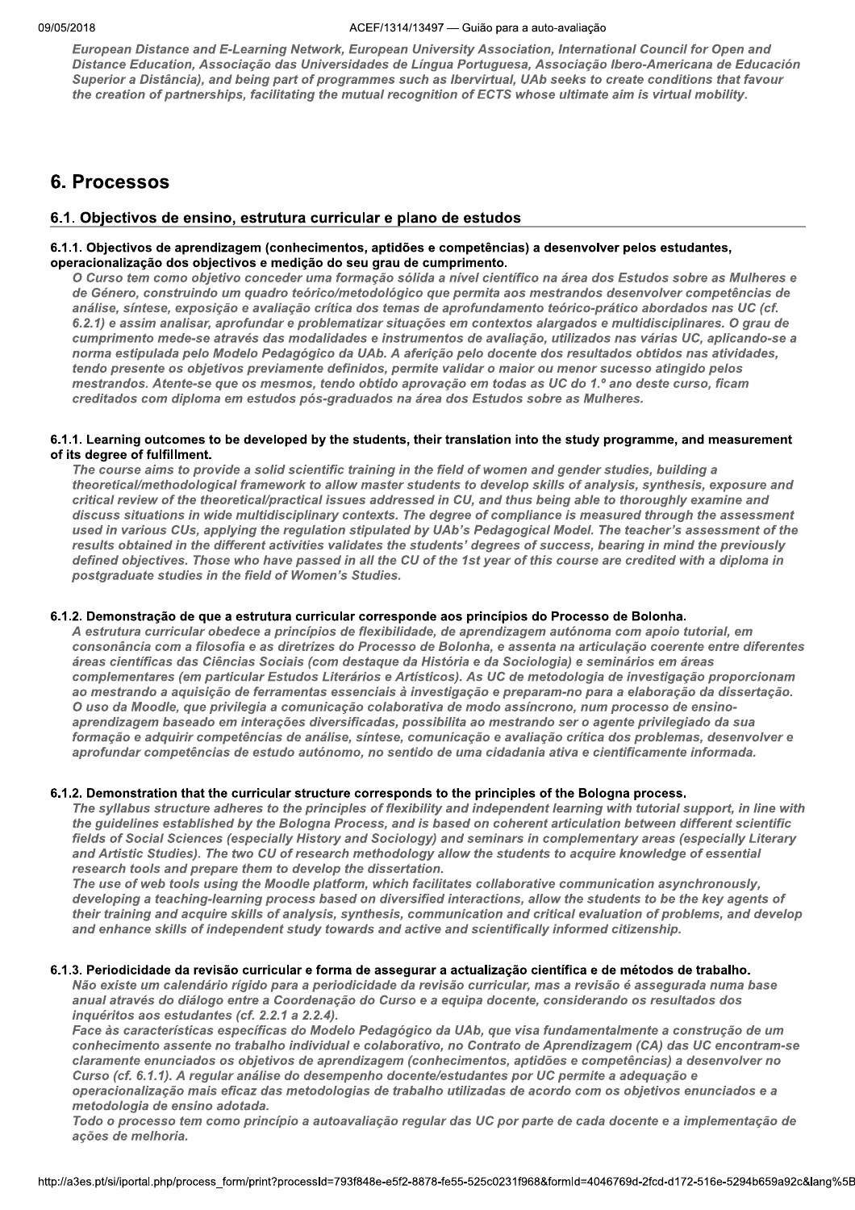*European Distance and E-Learning Network, European University Association, International Council for Open and Distance Education, Associação das Universidades de Língua Portuguesa, Associação Ibero-Americana de Educación Superior a Distância), and being part of programmes such as Ibervirtual, UAb seeks to create conditions that favour the creation of partnerships, facilitating the mutual recognition of ECTS whose ultimate aim is virtual mobility.*

# 6. Processos

## 6.1. Objectivos de ensino, estrutura curricular e plano de estudos

### 6.1.1. Objectivos de aprendizagem (conhecimentos, aptidões e competências) a desenvolver pelos estudantes, operacionalização dos objectivos e medição do seu grau de cumprimento.

*O Curso tem como objetivo conceder uma formação sólida a nível científico na área dos Estudos sobre as Mulheres e de Género, construindo um quadro teórico/metodológico que permita aos mestrandos desenvolver competências de análise, síntese, exposição e avaliação crítica dos temas de aprofundamento teórico-prático abordados nas UC (cf. 6.2.1) e assim analisar, aprofundar e problematizar situações em contextos alargados e multidisciplinares. O grau de cumprimento mede-se através das modalidades e instrumentos de avaliação, utilizados nas várias UC, aplicando-se a norma estipulada pelo Modelo Pedagógico da UAb. A aferição pelo docente dos resultados obtidos nas atividades, tendo presente os objetivos previamente definidos, permite validar o maior ou menor sucesso atingido pelos mestrandos. Atente-se que os mesmos, tendo obtido aprovação em todas as UC do 1.º ano deste curso, ficam creditados com diploma em estudos pós-graduados na área dos Estudos sobre as Mulheres.*

### 6.1.1. Learning outcomes to be developed by the students, their translation into the study programme, and measurement of its degree of fulfillment.

*The course aims to provide a solid scientific training in the field of women and gender studies, building a theoretical/methodological framework to allow master students to develop skills of analysis, synthesis, exposure and critical review of the theoretical/practical issues addressed in CU, and thus being able to thoroughly examine and discuss situations in wide multidisciplinary contexts. The degree of compliance is measured through the assessment used in various CUs, applying the regulation stipulated by UAb's Pedagogical Model. The teacher's assessment of the results obtained in the different activities validates the students' degrees of success, bearing in mind the previously defined objectives. Those who have passed in all the CU of the 1st year of this course are credited with a diploma in postgraduate studies in the field of Women's Studies.*

### 6.1.2. Demonstração de que a estrutura curricular corresponde aos princípios do Processo de Bolonha.

*A estrutura curricular obedece a princípios de flexibilidade, de aprendizagem autónoma com apoio tutorial, em consonância com a filosofia e as diretrizes do Processo de Bolonha, e assenta na articulação coerente entre diferentes áreas científicas das Ciências Sociais (com destaque da História e da Sociologia) e seminários em áreas complementares (em particular Estudos Literários e Artísticos). As UC de metodologia de investigação proporcionam ao mestrando a aquisição de ferramentas essenciais à investigação e preparam-no para a elaboração da dissertação. O uso da Moodle, que privilegia a comunicação colaborativa de modo assíncrono, num processo de ensino-aprendizagem baseado em interações diversificadas, possibilita ao mestrando ser o agente privilegiado da sua formação e adquirir competências de análise, síntese, comunicação e avaliação crítica dos problemas, desenvolver e aprofundar competências de estudo autónomo, no sentido de uma cidadania ativa e cientificamente informada.*

### 6.1.2. Demonstration that the curricular structure corresponds to the principles of the Bologna process.

*The syllabus structure adheres to the principles of flexibility and independent learning with tutorial support, in line with the guidelines established by the Bologna Process, and is based on coherent articulation between different scientific fields of Social Sciences (especially History and Sociology) and seminars in complementary areas (especially Literary and Artistic Studies). The two CU of research methodology allow the students to acquire knowledge of essential research tools and prepare them to develop the dissertation.*

*The use of web tools using the Moodle platform, which facilitates collaborative communication asynchronously, developing a teaching-learning process based on diversified interactions, allow the students to be the key agents of their training and acquire skills of analysis, synthesis, communication and critical evaluation of problems, and develop and enhance skills of independent study towards and active and scientifically informed citizenship.*

### 6.1.3. Periodicidade da revisão curricular e forma de assegurar a actualização científica e de métodos de trabalho.

*Não existe um calendário rígido para a periodicidade da revisão curricular, mas a revisão é assegurada numa base anual através do diálogo entre a Coordenação do Curso e a equipa docente, considerando os resultados dos inquéritos aos estudantes (cf. 2.2.1 a 2.2.4).*

*Face às características específicas do Modelo Pedagógico da UAb, que visa fundamentalmente a construção de um conhecimento assente no trabalho individual e colaborativo, no Contrato de Aprendizagem (CA) das UC encontram-se claramente enunciados os objetivos de aprendizagem (conhecimentos, aptidões e competências) a desenvolver no Curso (cf. 6.1.1). A regular análise do desempenho docente/estudantes por UC permite a adequação e operacionalização mais eficaz das metodologias de trabalho utilizadas de acordo com os objetivos enunciados e a metodologia de ensino adotada.*

*Todo o processo tem como princípio a autoavaliação regular das UC por parte de cada docente e a implementação de ações de melhoria.*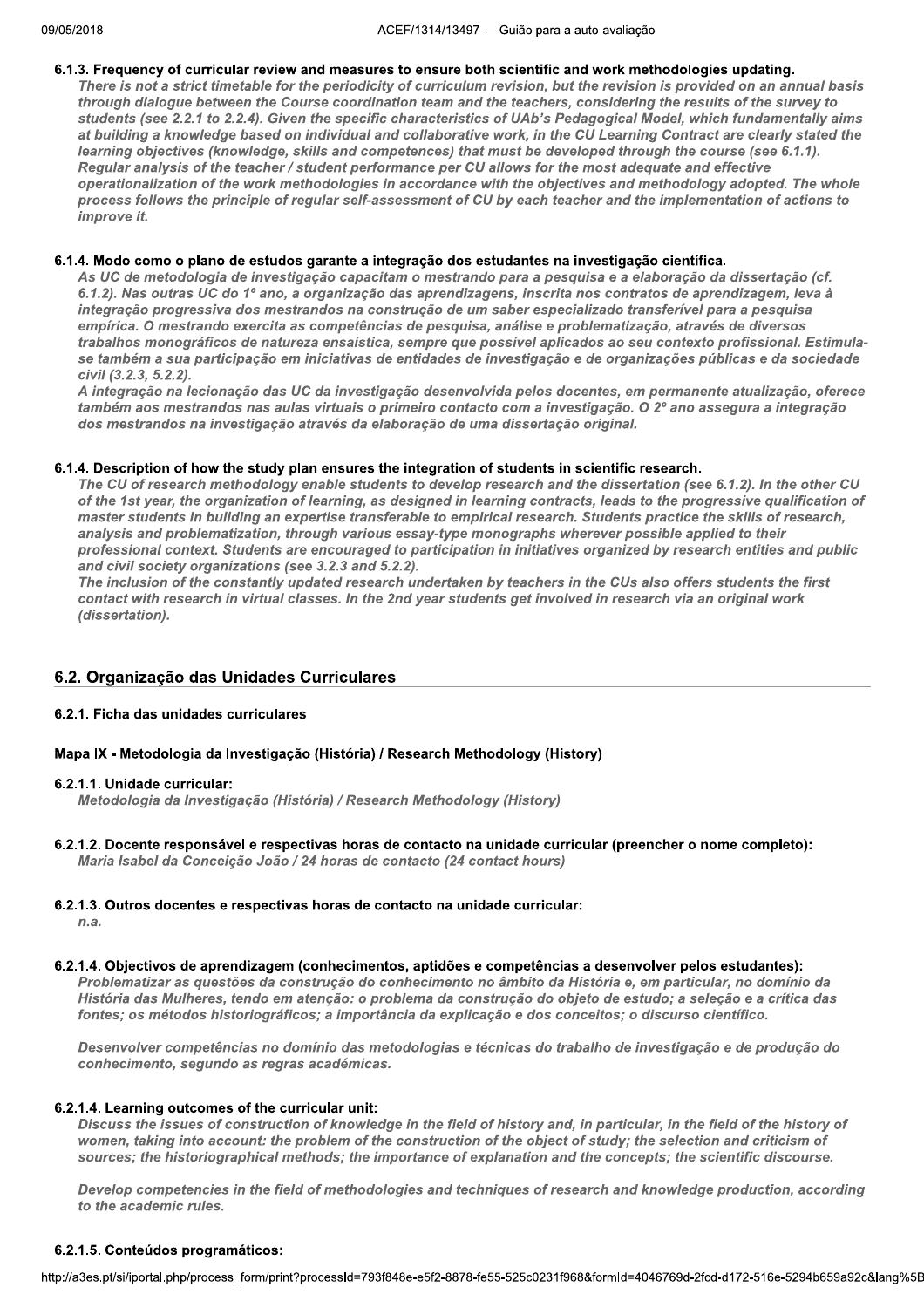#### 6.1.3. Frequency of curricular review and measures to ensure both scientific and work methodologies updating.

*There is not a strict timetable for the periodicity of curriculum revision, but the revision is provided on an annual basis through dialogue between the Course coordination team and the teachers, considering the results of the survey to students (see 2.2.1 to 2.2.4). Given the specific characteristics of UAb's Pedagogical Model, which fundamentally aims at building a knowledge based on individual and collaborative work, in the CU Learning Contract are clearly stated the learning objectives (knowledge, skills and competences) that must be developed through the course (see 6.1.1). Regular analysis of the teacher / student performance per CU allows for the most adequate and effective operationalization of the work methodologies in accordance with the objectives and methodology adopted. The whole process follows the principle of regular self-assessment of CU by each teacher and the implementation of actions to improve it.*

#### 6.1.4. Modo como o plano de estudos garante a integração dos estudantes na investigação científica.

*As UC de metodologia de investigação capacitam o mestrando para a pesquisa e a elaboração da dissertação (cf. 6.1.2). Nas outras UC do 1º ano, a organização das aprendizagens, inscrita nos contratos de aprendizagem, leva à integração progressiva dos mestrandos na construção de um saber especializado transferível para a pesquisa empírica. O mestrando exercita as competências de pesquisa, análise e problematização, através de diversos trabalhos monográficos de natureza ensaística, sempre que possível aplicados ao seu contexto profissional. Estimula-se também a sua participação em iniciativas de entidades de investigação e de organizações públicas e da sociedade civil (3.2.3, 5.2.2).*

*A integração na lecionação das UC da investigação desenvolvida pelos docentes, em permanente atualização, oferece também aos mestrandos nas aulas virtuais o primeiro contacto com a investigação. O 2º ano assegura a integração dos mestrandos na investigação através da elaboração de uma dissertação original.*

#### 6.1.4. Description of how the study plan ensures the integration of students in scientific research.

*The CU of research methodology enable students to develop research and the dissertation (see 6.1.2). In the other CU of the 1st year, the organization of learning, as designed in learning contracts, leads to the progressive qualification of master students in building an expertise transferable to empirical research. Students practice the skills of research, analysis and problematization, through various essay-type monographs wherever possible applied to their professional context. Students are encouraged to participation in initiatives organized by research entities and public and civil society organizations (see 3.2.3 and 5.2.2).*

*The inclusion of the constantly updated research undertaken by teachers in the CUs also offers students the first contact with research in virtual classes. In the 2nd year students get involved in research via an original work (dissertation).*

## 6.2. Organização das Unidades Curriculares

#### 6.2.1. Ficha das unidades curriculares

#### Mapa IX - Metodologia da Investigação (História) / Research Methodology (History)

#### 6.2.1.1. Unidade curricular:

*Metodologia da Investigação (História) / Research Methodology (History)*

#### 6.2.1.2. Docente responsável e respectivas horas de contacto na unidade curricular (preencher o nome completo):

*Maria Isabel da Conceição João / 24 horas de contacto (24 contact hours)*

#### 6.2.1.3. Outros docentes e respectivas horas de contacto na unidade curricular:

*n.a.*

#### 6.2.1.4. Objectivos de aprendizagem (conhecimentos, aptidões e competências a desenvolver pelos estudantes):

*Problematizar as questões da construção do conhecimento no âmbito da História e, em particular, no domínio da História das Mulheres, tendo em atenção: o problema da construção do objeto de estudo; a seleção e a crítica das fontes; os métodos historiográficos; a importância da explicação e dos conceitos; o discurso científico.*

*Desenvolver competências no domínio das metodologias e técnicas do trabalho de investigação e de produção do conhecimento, segundo as regras académicas.*

#### 6.2.1.4. Learning outcomes of the curricular unit:

*Discuss the issues of construction of knowledge in the field of history and, in particular, in the field of the history of women, taking into account: the problem of the construction of the object of study; the selection and criticism of sources; the historiographical methods; the importance of explanation and the concepts; the scientific discourse.*

*Develop competencies in the field of methodologies and techniques of research and knowledge production, according to the academic rules.*

#### 6.2.1.5. Conteúdos programáticos: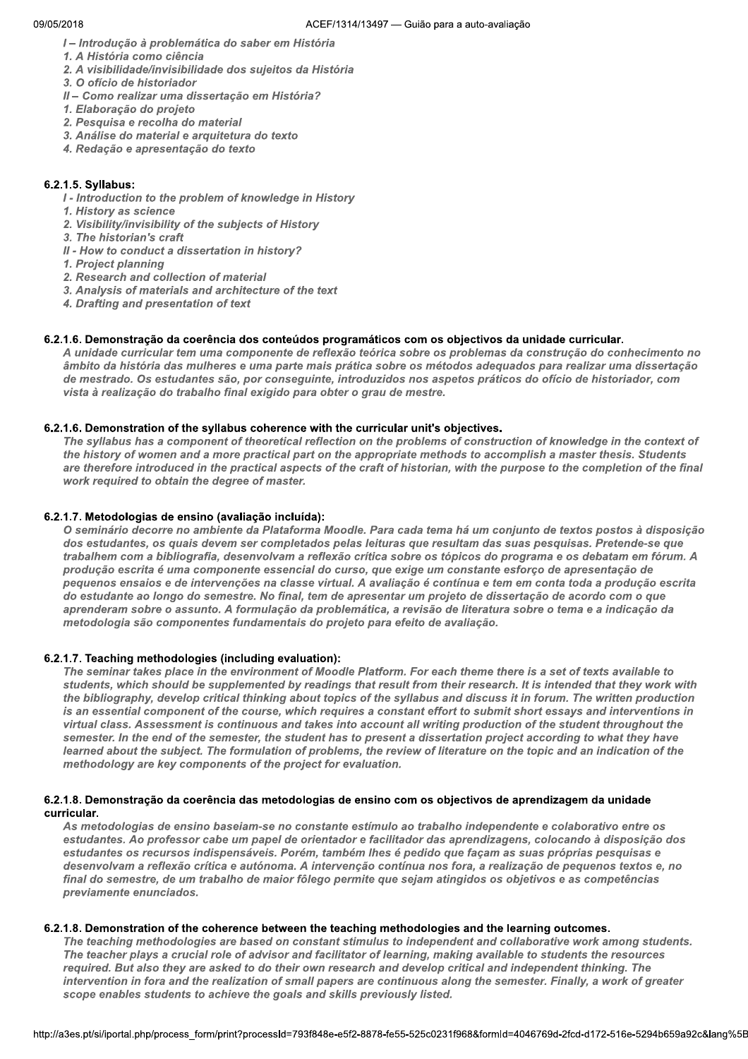*I – Introdução à problemática do saber em História*
*1. A História como ciência*
*2. A visibilidade/invisibilidade dos sujeitos da História*
*3. O ofício de historiador*
*II – Como realizar uma dissertação em História?*
*1. Elaboração do projeto*
*2. Pesquisa e recolha do material*
*3. Análise do material e arquitetura do texto*
*4. Redação e apresentação do texto*

#### 6.2.1.5. Syllabus:

*I - Introduction to the problem of knowledge in History*
*1. History as science*
*2. Visibility/invisibility of the subjects of History*
*3. The historian's craft*
*II - How to conduct a dissertation in history?*
*1. Project planning*
*2. Research and collection of material*
*3. Analysis of materials and architecture of the text*
*4. Drafting and presentation of text*

#### 6.2.1.6. Demonstração da coerência dos conteúdos programáticos com os objectivos da unidade curricular.

*A unidade curricular tem uma componente de reflexão teórica sobre os problemas da construção do conhecimento no âmbito da história das mulheres e uma parte mais prática sobre os métodos adequados para realizar uma dissertação de mestrado. Os estudantes são, por conseguinte, introduzidos nos aspetos práticos do ofício de historiador, com vista à realização do trabalho final exigido para obter o grau de mestre.*

#### 6.2.1.6. Demonstration of the syllabus coherence with the curricular unit's objectives.

*The syllabus has a component of theoretical reflection on the problems of construction of knowledge in the context of the history of women and a more practical part on the appropriate methods to accomplish a master thesis. Students are therefore introduced in the practical aspects of the craft of historian, with the purpose to the completion of the final work required to obtain the degree of master.*

#### 6.2.1.7. Metodologias de ensino (avaliação incluída):

*O seminário decorre no ambiente da Plataforma Moodle. Para cada tema há um conjunto de textos postos à disposição dos estudantes, os quais devem ser completados pelas leituras que resultam das suas pesquisas. Pretende-se que trabalhem com a bibliografia, desenvolvam a reflexão crítica sobre os tópicos do programa e os debatam em fórum. A produção escrita é uma componente essencial do curso, que exige um constante esforço de apresentação de pequenos ensaios e de intervenções na classe virtual. A avaliação é contínua e tem em conta toda a produção escrita do estudante ao longo do semestre. No final, tem de apresentar um projeto de dissertação de acordo com o que aprenderam sobre o assunto. A formulação da problemática, a revisão de literatura sobre o tema e a indicação da metodologia são componentes fundamentais do projeto para efeito de avaliação.*

#### 6.2.1.7. Teaching methodologies (including evaluation):

*The seminar takes place in the environment of Moodle Platform. For each theme there is a set of texts available to students, which should be supplemented by readings that result from their research. It is intended that they work with the bibliography, develop critical thinking about topics of the syllabus and discuss it in forum. The written production is an essential component of the course, which requires a constant effort to submit short essays and interventions in virtual class. Assessment is continuous and takes into account all writing production of the student throughout the semester. In the end of the semester, the student has to present a dissertation project according to what they have learned about the subject. The formulation of problems, the review of literature on the topic and an indication of the methodology are key components of the project for evaluation.*

#### 6.2.1.8. Demonstração da coerência das metodologias de ensino com os objectivos de aprendizagem da unidade curricular.

*As metodologias de ensino baseiam-se no constante estímulo ao trabalho independente e colaborativo entre os estudantes. Ao professor cabe um papel de orientador e facilitador das aprendizagens, colocando à disposição dos estudantes os recursos indispensáveis. Porém, também lhes é pedido que façam as suas próprias pesquisas e desenvolvam a reflexão crítica e autónoma. A intervenção contínua nos fora, a realização de pequenos textos e, no final do semestre, de um trabalho de maior fôlego permite que sejam atingidos os objetivos e as competências previamente enunciados.*

#### 6.2.1.8. Demonstration of the coherence between the teaching methodologies and the learning outcomes.

*The teaching methodologies are based on constant stimulus to independent and collaborative work among students. The teacher plays a crucial role of advisor and facilitator of learning, making available to students the resources required. But also they are asked to do their own research and develop critical and independent thinking. The intervention in fora and the realization of small papers are continuous along the semester. Finally, a work of greater scope enables students to achieve the goals and skills previously listed.*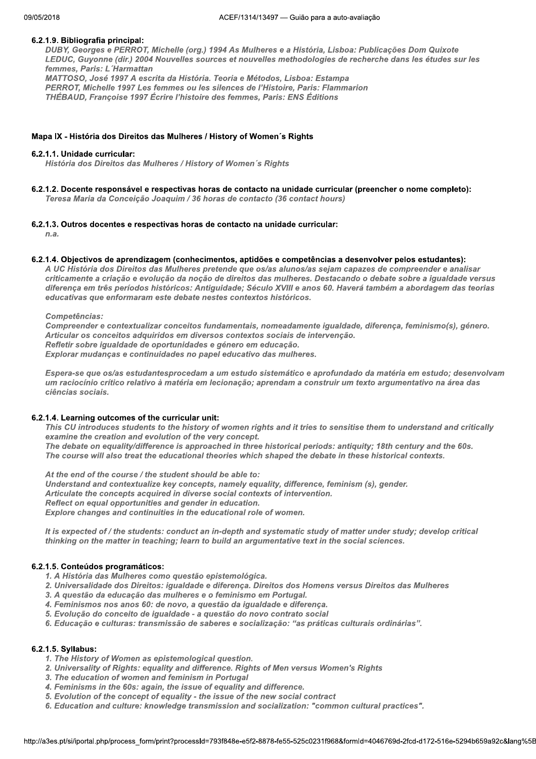#### 6.2.1.9. Bibliografia principal:

*DUBY, Georges e PERROT, Michelle (org.) 1994 As Mulheres e a História, Lisboa: Publicações Dom Quixote*
*LEDUC, Guyonne (dir.) 2004 Nouvelles sources et nouvelles methodologies de recherche dans les études sur les femmes, Paris: L´Harmattan*
*MATTOSO, José 1997 A escrita da História. Teoria e Métodos, Lisboa: Estampa*
*PERROT, Michelle 1997 Les femmes ou les silences de l'Histoire, Paris: Flammarion*
*THÉBAUD, Françoise 1997 Écrire l'histoire des femmes, Paris: ENS Éditions*

### Mapa IX - História dos Direitos das Mulheres / History of Women´s Rights

#### 6.2.1.1. Unidade curricular:

*História dos Direitos das Mulheres / History of Women´s Rights*

#### 6.2.1.2. Docente responsável e respectivas horas de contacto na unidade curricular (preencher o nome completo):

*Teresa Maria da Conceição Joaquim / 36 horas de contacto (36 contact hours)*

#### 6.2.1.3. Outros docentes e respectivas horas de contacto na unidade curricular:

*n.a.*

#### 6.2.1.4. Objectivos de aprendizagem (conhecimentos, aptidões e competências a desenvolver pelos estudantes):

*A UC História dos Direitos das Mulheres pretende que os/as alunos/as sejam capazes de compreender e analisar criticamente a criação e evolução da noção de direitos das mulheres. Destacando o debate sobre a igualdade versus diferença em três períodos históricos: Antiguidade; Século XVIII e anos 60. Haverá também a abordagem das teorias educativas que enformaram este debate nestes contextos históricos.*

*Competências:*
*Compreender e contextualizar conceitos fundamentais, nomeadamente igualdade, diferença, feminismo(s), género.*
*Articular os conceitos adquiridos em diversos contextos sociais de intervenção.*
*Refletir sobre igualdade de oportunidades e género em educação.*
*Explorar mudanças e continuidades no papel educativo das mulheres.*

*Espera-se que os/as estudantesprocedam a um estudo sistemático e aprofundado da matéria em estudo; desenvolvam um raciocínio crítico relativo à matéria em lecionação; aprendam a construir um texto argumentativo na área das ciências sociais.*

#### 6.2.1.4. Learning outcomes of the curricular unit:

*This CU introduces students to the history of women rights and it tries to sensitise them to understand and critically examine the creation and evolution of the very concept.*
*The debate on equality/difference is approached in three historical periods: antiquity; 18th century and the 60s.*
*The course will also treat the educational theories which shaped the debate in these historical contexts.*

*At the end of the course / the student should be able to:*
*Understand and contextualize key concepts, namely equality, difference, feminism (s), gender.*
*Articulate the concepts acquired in diverse social contexts of intervention.*
*Reflect on equal opportunities and gender in education.*
*Explore changes and continuities in the educational role of women.*

*It is expected of / the students: conduct an in-depth and systematic study of matter under study; develop critical thinking on the matter in teaching; learn to build an argumentative text in the social sciences.*

#### 6.2.1.5. Conteúdos programáticos:

1. *A História das Mulheres como questão epistemológica.*
2. *Universalidade dos Direitos: igualdade e diferença. Direitos dos Homens versus Direitos das Mulheres*
3. *A questão da educação das mulheres e o feminismo em Portugal.*
4. *Feminismos nos anos 60: de novo, a questão da igualdade e diferença.*
5. *Evolução do conceito de igualdade - a questão do novo contrato social*
6. *Educação e culturas: transmissão de saberes e socialização: "as práticas culturais ordinárias".*

#### 6.2.1.5. Syllabus:

1. *The History of Women as epistemological question.*
2. *Universality of Rights: equality and difference. Rights of Men versus Women's Rights*
3. *The education of women and feminism in Portugal*
4. *Feminisms in the 60s: again, the issue of equality and difference.*
5. *Evolution of the concept of equality - the issue of the new social contract*
6. *Education and culture: knowledge transmission and socialization: "common cultural practices".*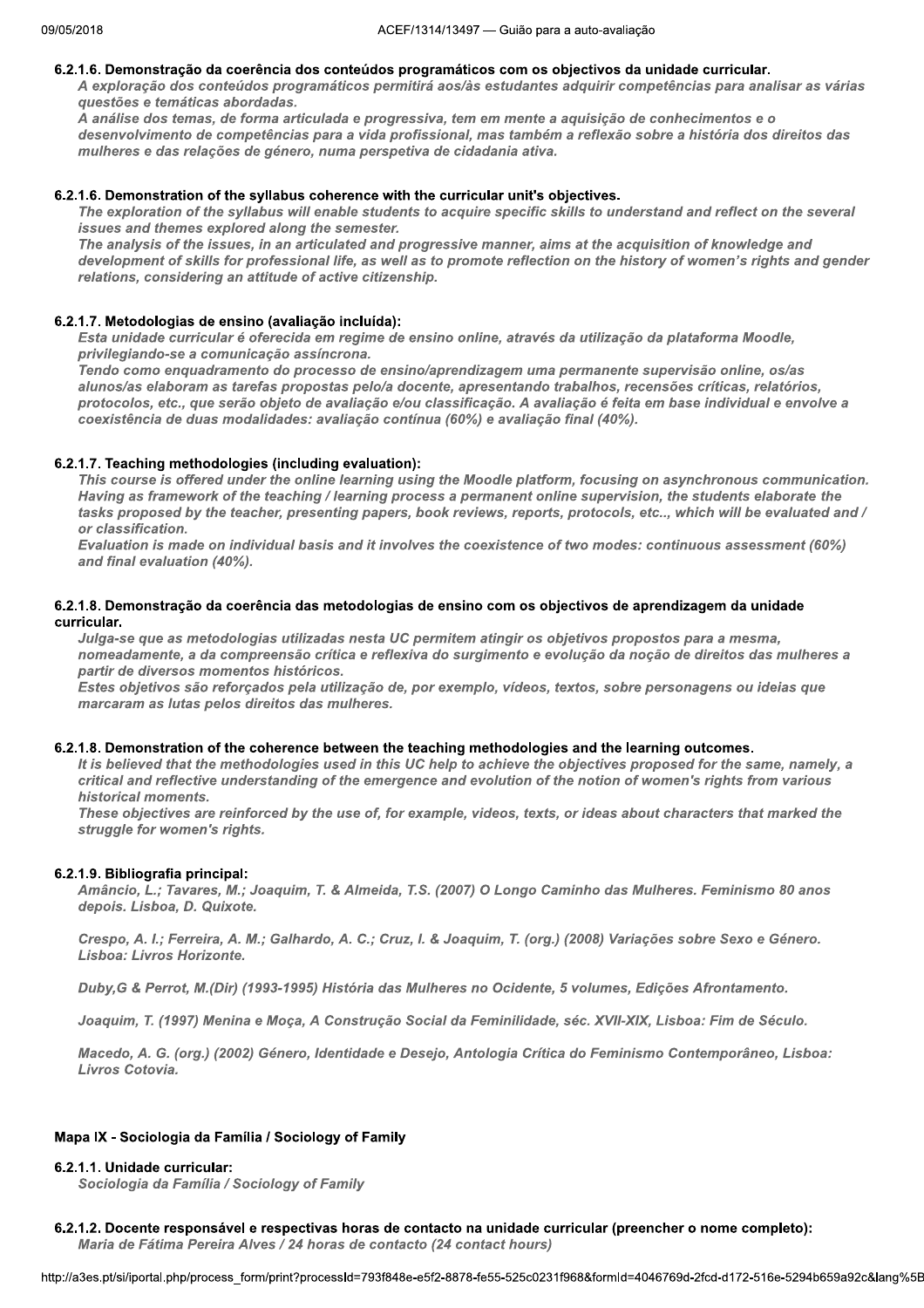#### 6.2.1.6. Demonstração da coerência dos conteúdos programáticos com os objectivos da unidade curricular.

*A exploração dos conteúdos programáticos permitirá aos/às estudantes adquirir competências para analisar as várias questões e temáticas abordadas.*
*A análise dos temas, de forma articulada e progressiva, tem em mente a aquisição de conhecimentos e o desenvolvimento de competências para a vida profissional, mas também a reflexão sobre a história dos direitos das mulheres e das relações de género, numa perspetiva de cidadania ativa.*

#### 6.2.1.6. Demonstration of the syllabus coherence with the curricular unit's objectives.

*The exploration of the syllabus will enable students to acquire specific skills to understand and reflect on the several issues and themes explored along the semester.*
*The analysis of the issues, in an articulated and progressive manner, aims at the acquisition of knowledge and development of skills for professional life, as well as to promote reflection on the history of women's rights and gender relations, considering an attitude of active citizenship.*

#### 6.2.1.7. Metodologias de ensino (avaliação incluída):

*Esta unidade curricular é oferecida em regime de ensino online, através da utilização da plataforma Moodle, privilegiando-se a comunicação assíncrona.*
*Tendo como enquadramento do processo de ensino/aprendizagem uma permanente supervisão online, os/as alunos/as elaboram as tarefas propostas pelo/a docente, apresentando trabalhos, recensões críticas, relatórios, protocolos, etc., que serão objeto de avaliação e/ou classificação. A avaliação é feita em base individual e envolve a coexistência de duas modalidades: avaliação contínua (60%) e avaliação final (40%).*

#### 6.2.1.7. Teaching methodologies (including evaluation):

*This course is offered under the online learning using the Moodle platform, focusing on asynchronous communication. Having as framework of the teaching / learning process a permanent online supervision, the students elaborate the tasks proposed by the teacher, presenting papers, book reviews, reports, protocols, etc.., which will be evaluated and / or classification.*
*Evaluation is made on individual basis and it involves the coexistence of two modes: continuous assessment (60%) and final evaluation (40%).*

#### 6.2.1.8. Demonstração da coerência das metodologias de ensino com os objectivos de aprendizagem da unidade curricular.

*Julga-se que as metodologias utilizadas nesta UC permitem atingir os objetivos propostos para a mesma, nomeadamente, a da compreensão crítica e reflexiva do surgimento e evolução da noção de direitos das mulheres a partir de diversos momentos históricos.*
*Estes objetivos são reforçados pela utilização de, por exemplo, vídeos, textos, sobre personagens ou ideias que marcaram as lutas pelos direitos das mulheres.*

#### 6.2.1.8. Demonstration of the coherence between the teaching methodologies and the learning outcomes.

*It is believed that the methodologies used in this UC help to achieve the objectives proposed for the same, namely, a critical and reflective understanding of the emergence and evolution of the notion of women's rights from various historical moments.*
*These objectives are reinforced by the use of, for example, videos, texts, or ideas about characters that marked the struggle for women's rights.*

#### 6.2.1.9. Bibliografia principal:

*Amâncio, L.; Tavares, M.; Joaquim, T. & Almeida, T.S. (2007) O Longo Caminho das Mulheres. Feminismo 80 anos depois. Lisboa, D. Quixote.*

*Crespo, A. I.; Ferreira, A. M.; Galhardo, A. C.; Cruz, I. & Joaquim, T. (org.) (2008) Variações sobre Sexo e Género. Lisboa: Livros Horizonte.*

*Duby,G & Perrot, M.(Dir) (1993-1995) História das Mulheres no Ocidente, 5 volumes, Edições Afrontamento.*

*Joaquim, T. (1997) Menina e Moça, A Construção Social da Feminilidade, séc. XVII-XIX, Lisboa: Fim de Século.*

*Macedo, A. G. (org.) (2002) Género, Identidade e Desejo, Antologia Crítica do Feminismo Contemporâneo, Lisboa: Livros Cotovia.*

### Mapa IX - Sociologia da Família / Sociology of Family

#### 6.2.1.1. Unidade curricular:

*Sociologia da Família / Sociology of Family*

#### 6.2.1.2. Docente responsável e respectivas horas de contacto na unidade curricular (preencher o nome completo):

*Maria de Fátima Pereira Alves / 24 horas de contacto (24 contact hours)*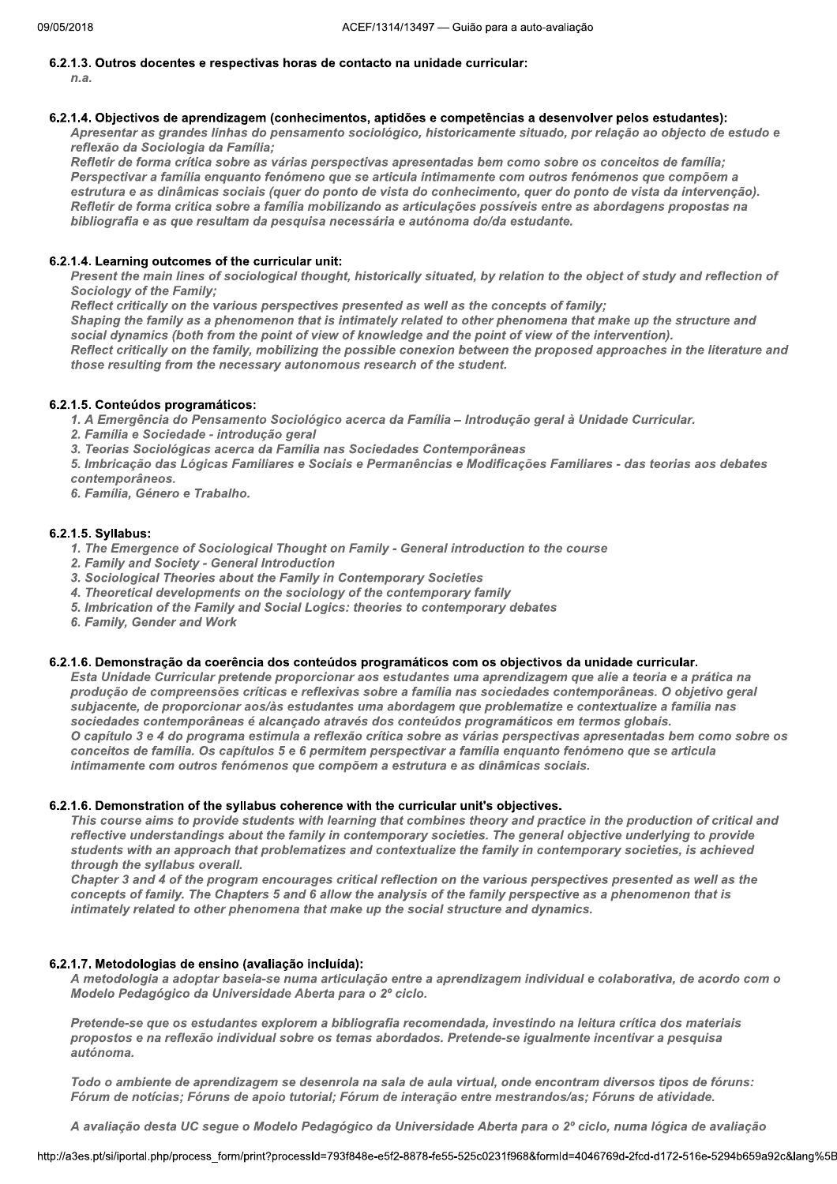#### 6.2.1.3. Outros docentes e respectivas horas de contacto na unidade curricular:

*n.a.*

#### 6.2.1.4. Objectivos de aprendizagem (conhecimentos, aptidões e competências a desenvolver pelos estudantes):

*Apresentar as grandes linhas do pensamento sociológico, historicamente situado, por relação ao objecto de estudo e reflexão da Sociologia da Família;*
*Refletir de forma crítica sobre as várias perspectivas apresentadas bem como sobre os conceitos de família;*
*Perspectivar a família enquanto fenómeno que se articula intimamente com outros fenómenos que compõem a estrutura e as dinâmicas sociais (quer do ponto de vista do conhecimento, quer do ponto de vista da intervenção).*
*Refletir de forma crítica sobre a família mobilizando as articulações possíveis entre as abordagens propostas na bibliografia e as que resultam da pesquisa necessária e autónoma do/da estudante.*

#### 6.2.1.4. Learning outcomes of the curricular unit:

*Present the main lines of sociological thought, historically situated, by relation to the object of study and reflection of Sociology of the Family;*
*Reflect critically on the various perspectives presented as well as the concepts of family;*
*Shaping the family as a phenomenon that is intimately related to other phenomena that make up the structure and social dynamics (both from the point of view of knowledge and the point of view of the intervention).*
*Reflect critically on the family, mobilizing the possible conexion between the proposed approaches in the literature and those resulting from the necessary autonomous research of the student.*

#### 6.2.1.5. Conteúdos programáticos:

*1. A Emergência do Pensamento Sociológico acerca da Família – Introdução geral à Unidade Curricular.*
*2. Família e Sociedade - introdução geral*
*3. Teorias Sociológicas acerca da Família nas Sociedades Contemporâneas*
*5. Imbricação das Lógicas Familiares e Sociais e Permanências e Modificações Familiares - das teorias aos debates contemporâneos.*
*6. Família, Género e Trabalho.*

#### 6.2.1.5. Syllabus:

*1. The Emergence of Sociological Thought on Family - General introduction to the course*
*2. Family and Society - General Introduction*
*3. Sociological Theories about the Family in Contemporary Societies*
*4. Theoretical developments on the sociology of the contemporary family*
*5. Imbrication of the Family and Social Logics: theories to contemporary debates*
*6. Family, Gender and Work*

#### 6.2.1.6. Demonstração da coerência dos conteúdos programáticos com os objectivos da unidade curricular.

*Esta Unidade Curricular pretende proporcionar aos estudantes uma aprendizagem que alie a teoria e a prática na produção de compreensões críticas e reflexivas sobre a família nas sociedades contemporâneas. O objetivo geral subjacente, de proporcionar aos/às estudantes uma abordagem que problematize e contextualize a família nas sociedades contemporâneas é alcançado através dos conteúdos programáticos em termos globais.*
*O capítulo 3 e 4 do programa estimula a reflexão crítica sobre as várias perspectivas apresentadas bem como sobre os conceitos de família. Os capítulos 5 e 6 permitem perspectivar a família enquanto fenómeno que se articula intimamente com outros fenómenos que compõem a estrutura e as dinâmicas sociais.*

#### 6.2.1.6. Demonstration of the syllabus coherence with the curricular unit's objectives.

*This course aims to provide students with learning that combines theory and practice in the production of critical and reflective understandings about the family in contemporary societies. The general objective underlying to provide students with an approach that problematizes and contextualize the family in contemporary societies, is achieved through the syllabus overall.*
*Chapter 3 and 4 of the program encourages critical reflection on the various perspectives presented as well as the concepts of family. The Chapters 5 and 6 allow the analysis of the family perspective as a phenomenon that is intimately related to other phenomena that make up the social structure and dynamics.*

#### 6.2.1.7. Metodologias de ensino (avaliação incluída):

*A metodologia a adoptar baseia-se numa articulação entre a aprendizagem individual e colaborativa, de acordo com o Modelo Pedagógico da Universidade Aberta para o 2º ciclo.*

*Pretende-se que os estudantes explorem a bibliografia recomendada, investindo na leitura crítica dos materiais propostos e na reflexão individual sobre os temas abordados. Pretende-se igualmente incentivar a pesquisa autónoma.*

*Todo o ambiente de aprendizagem se desenrola na sala de aula virtual, onde encontram diversos tipos de fóruns: Fórum de notícias; Fóruns de apoio tutorial; Fórum de interação entre mestrandos/as; Fóruns de atividade.*

*A avaliação desta UC segue o Modelo Pedagógico da Universidade Aberta para o 2º ciclo, numa lógica de avaliação*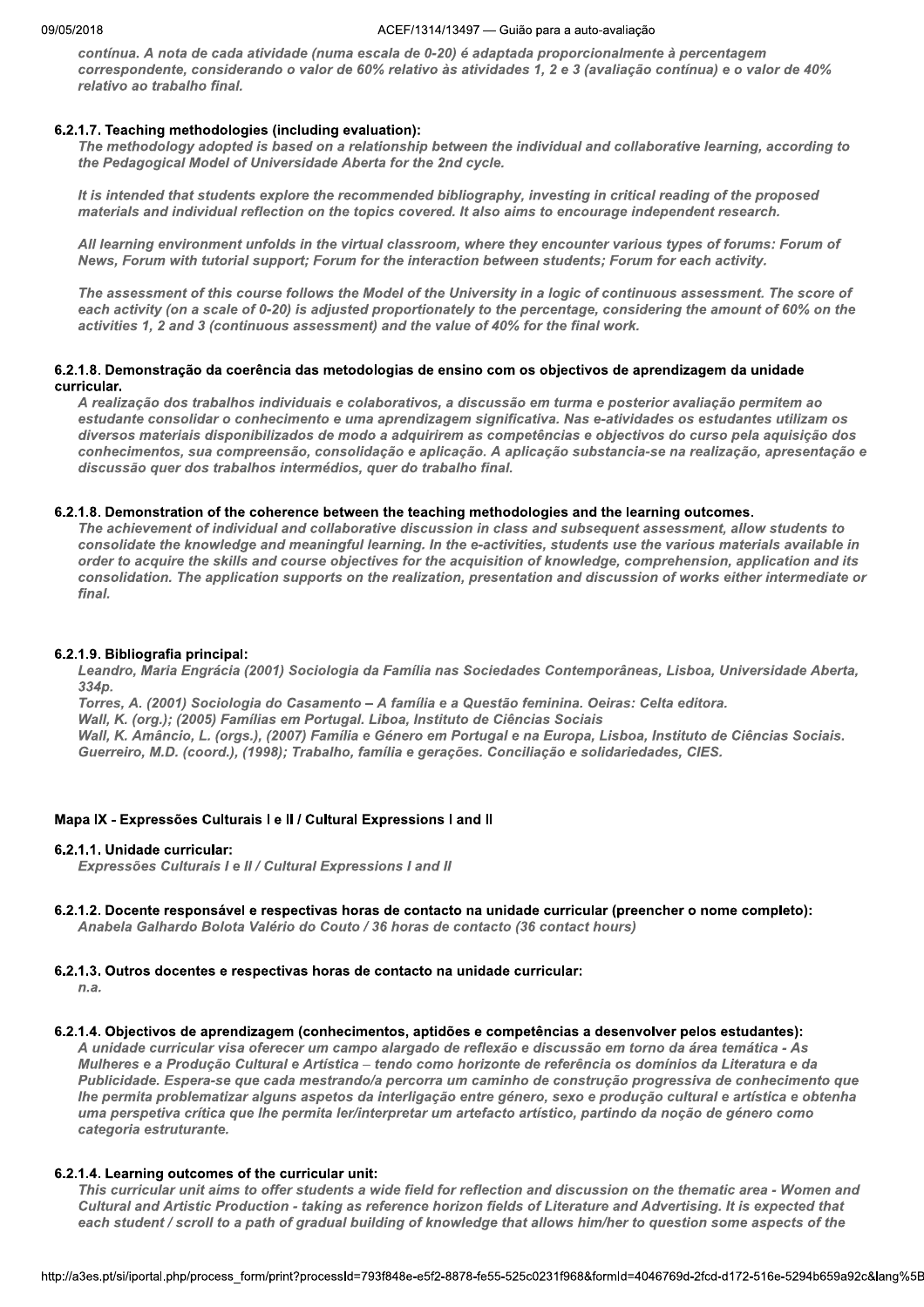*contínua. A nota de cada atividade (numa escala de 0-20) é adaptada proporcionalmente à percentagem correspondente, considerando o valor de 60% relativo às atividades 1, 2 e 3 (avaliação contínua) e o valor de 40% relativo ao trabalho final.*

#### 6.2.1.7. Teaching methodologies (including evaluation):

*The methodology adopted is based on a relationship between the individual and collaborative learning, according to the Pedagogical Model of Universidade Aberta for the 2nd cycle.*

*It is intended that students explore the recommended bibliography, investing in critical reading of the proposed materials and individual reflection on the topics covered. It also aims to encourage independent research.*

*All learning environment unfolds in the virtual classroom, where they encounter various types of forums: Forum of News, Forum with tutorial support; Forum for the interaction between students; Forum for each activity.*

*The assessment of this course follows the Model of the University in a logic of continuous assessment. The score of each activity (on a scale of 0-20) is adjusted proportionately to the percentage, considering the amount of 60% on the activities 1, 2 and 3 (continuous assessment) and the value of 40% for the final work.*

#### 6.2.1.8. Demonstração da coerência das metodologias de ensino com os objectivos de aprendizagem da unidade curricular.

*A realização dos trabalhos individuais e colaborativos, a discussão em turma e posterior avaliação permitem ao estudante consolidar o conhecimento e uma aprendizagem significativa. Nas e-atividades os estudantes utilizam os diversos materiais disponibilizados de modo a adquirirem as competências e objectivos do curso pela aquisição dos conhecimentos, sua compreensão, consolidação e aplicação. A aplicação substancia-se na realização, apresentação e discussão quer dos trabalhos intermédios, quer do trabalho final.*

#### 6.2.1.8. Demonstration of the coherence between the teaching methodologies and the learning outcomes.

*The achievement of individual and collaborative discussion in class and subsequent assessment, allow students to consolidate the knowledge and meaningful learning. In the e-activities, students use the various materials available in order to acquire the skills and course objectives for the acquisition of knowledge, comprehension, application and its consolidation. The application supports on the realization, presentation and discussion of works either intermediate or final.*

#### 6.2.1.9. Bibliografia principal:

*Leandro, Maria Engrácia (2001) Sociologia da Família nas Sociedades Contemporâneas, Lisboa, Universidade Aberta, 334p.*
*Torres, A. (2001) Sociologia do Casamento – A família e a Questão feminina. Oeiras: Celta editora.*
*Wall, K. (org.); (2005) Famílias em Portugal. Liboa, Instituto de Ciências Sociais*
*Wall, K. Amâncio, L. (orgs.), (2007) Família e Género em Portugal e na Europa, Lisboa, Instituto de Ciências Sociais.*
*Guerreiro, M.D. (coord.), (1998); Trabalho, família e gerações. Conciliação e solidariedades, CIES.*

### Mapa IX - Expressões Culturais I e II / Cultural Expressions I and II

#### 6.2.1.1. Unidade curricular:

*Expressões Culturais I e II / Cultural Expressions I and II*

#### 6.2.1.2. Docente responsável e respectivas horas de contacto na unidade curricular (preencher o nome completo):

*Anabela Galhardo Bolota Valério do Couto / 36 horas de contacto (36 contact hours)*

#### 6.2.1.3. Outros docentes e respectivas horas de contacto na unidade curricular:

*n.a.*

#### 6.2.1.4. Objectivos de aprendizagem (conhecimentos, aptidões e competências a desenvolver pelos estudantes):

*A unidade curricular visa oferecer um campo alargado de reflexão e discussão em torno da área temática - As Mulheres e a Produção Cultural e Artística – tendo como horizonte de referência os domínios da Literatura e da Publicidade. Espera-se que cada mestrando/a percorra um caminho de construção progressiva de conhecimento que lhe permita problematizar alguns aspetos da interligação entre género, sexo e produção cultural e artística e obtenha uma perspetiva crítica que lhe permita ler/interpretar um artefacto artístico, partindo da noção de género como categoria estruturante.*

#### 6.2.1.4. Learning outcomes of the curricular unit:

*This curricular unit aims to offer students a wide field for reflection and discussion on the thematic area - Women and Cultural and Artistic Production - taking as reference horizon fields of Literature and Advertising. It is expected that each student / scroll to a path of gradual building of knowledge that allows him/her to question some aspects of the*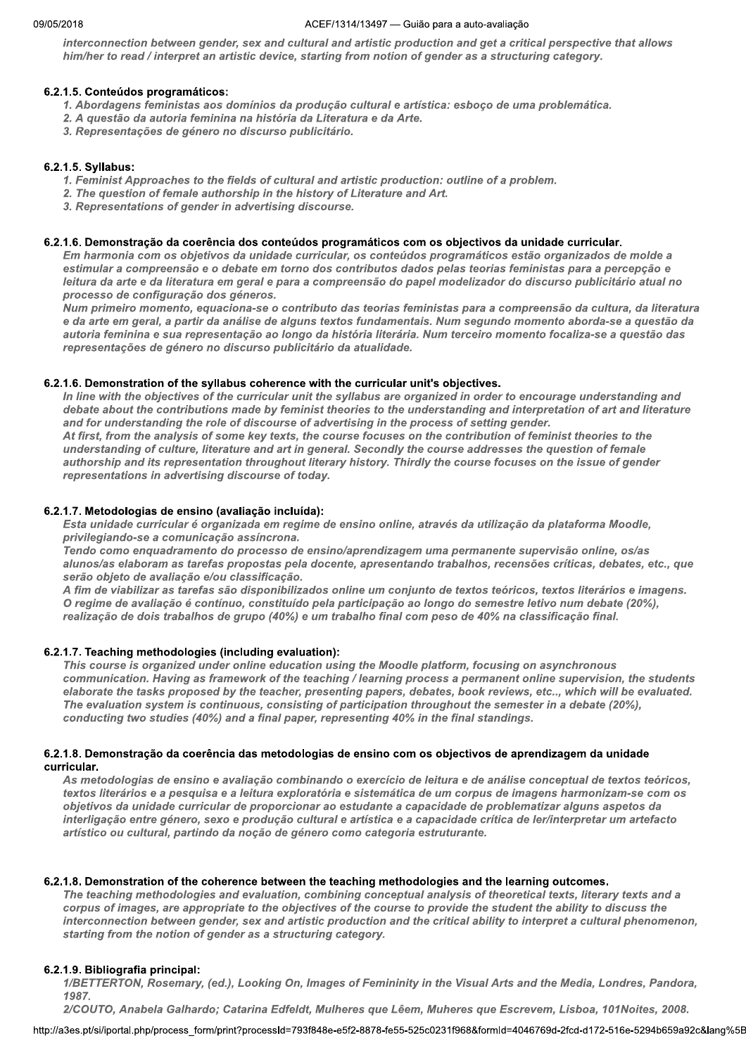*interconnection between gender, sex and cultural and artistic production and get a critical perspective that allows him/her to read / interpret an artistic device, starting from notion of gender as a structuring category.*

#### 6.2.1.5. Conteúdos programáticos:

*1. Abordagens feministas aos domínios da produção cultural e artística: esboço de uma problemática.*
*2. A questão da autoria feminina na história da Literatura e da Arte.*
*3. Representações de género no discurso publicitário.*

#### 6.2.1.5. Syllabus:

*1. Feminist Approaches to the fields of cultural and artistic production: outline of a problem.*
*2. The question of female authorship in the history of Literature and Art.*
*3. Representations of gender in advertising discourse.*

#### 6.2.1.6. Demonstração da coerência dos conteúdos programáticos com os objectivos da unidade curricular.

*Em harmonia com os objetivos da unidade curricular, os conteúdos programáticos estão organizados de molde a estimular a compreensão e o debate em torno dos contributos dados pelas teorias feministas para a percepção e leitura da arte e da literatura em geral e para a compreensão do papel modelizador do discurso publicitário atual no processo de configuração dos géneros.*
*Num primeiro momento, equaciona-se o contributo das teorias feministas para a compreensão da cultura, da literatura e da arte em geral, a partir da análise de alguns textos fundamentais. Num segundo momento aborda-se a questão da autoria feminina e sua representação ao longo da história literária. Num terceiro momento focaliza-se a questão das representações de género no discurso publicitário da atualidade.*

#### 6.2.1.6. Demonstration of the syllabus coherence with the curricular unit's objectives.

*In line with the objectives of the curricular unit the syllabus are organized in order to encourage understanding and debate about the contributions made by feminist theories to the understanding and interpretation of art and literature and for understanding the role of discourse of advertising in the process of setting gender.*
*At first, from the analysis of some key texts, the course focuses on the contribution of feminist theories to the understanding of culture, literature and art in general. Secondly the course addresses the question of female authorship and its representation throughout literary history. Thirdly the course focuses on the issue of gender representations in advertising discourse of today.*

#### 6.2.1.7. Metodologias de ensino (avaliação incluída):

*Esta unidade curricular é organizada em regime de ensino online, através da utilização da plataforma Moodle, privilegiando-se a comunicação assíncrona.*
*Tendo como enquadramento do processo de ensino/aprendizagem uma permanente supervisão online, os/as alunos/as elaboram as tarefas propostas pela docente, apresentando trabalhos, recensões críticas, debates, etc., que serão objeto de avaliação e/ou classificação.*
*A fim de viabilizar as tarefas são disponibilizados online um conjunto de textos teóricos, textos literários e imagens. O regime de avaliação é contínuo, constituído pela participação ao longo do semestre letivo num debate (20%), realização de dois trabalhos de grupo (40%) e um trabalho final com peso de 40% na classificação final.*

#### 6.2.1.7. Teaching methodologies (including evaluation):

*This course is organized under online education using the Moodle platform, focusing on asynchronous communication. Having as framework of the teaching / learning process a permanent online supervision, the students elaborate the tasks proposed by the teacher, presenting papers, debates, book reviews, etc.., which will be evaluated. The evaluation system is continuous, consisting of participation throughout the semester in a debate (20%), conducting two studies (40%) and a final paper, representing 40% in the final standings.*

#### 6.2.1.8. Demonstração da coerência das metodologias de ensino com os objectivos de aprendizagem da unidade curricular.

*As metodologias de ensino e avaliação combinando o exercício de leitura e de análise conceptual de textos teóricos, textos literários e a pesquisa e a leitura exploratória e sistemática de um corpus de imagens harmonizam-se com os objetivos da unidade curricular de proporcionar ao estudante a capacidade de problematizar alguns aspetos da interligação entre género, sexo e produção cultural e artística e a capacidade crítica de ler/interpretar um artefacto artístico ou cultural, partindo da noção de género como categoria estruturante.*

#### 6.2.1.8. Demonstration of the coherence between the teaching methodologies and the learning outcomes.

*The teaching methodologies and evaluation, combining conceptual analysis of theoretical texts, literary texts and a corpus of images, are appropriate to the objectives of the course to provide the student the ability to discuss the interconnection between gender, sex and artistic production and the critical ability to interpret a cultural phenomenon, starting from the notion of gender as a structuring category.*

#### 6.2.1.9. Bibliografia principal:

*1/BETTERTON, Rosemary, (ed.), Looking On, Images of Femininity in the Visual Arts and the Media, Londres, Pandora, 1987.*
*2/COUTO, Anabela Galhardo; Catarina Edfeldt, Mulheres que Lêem, Muheres que Escrevem, Lisboa, 101Noites, 2008.*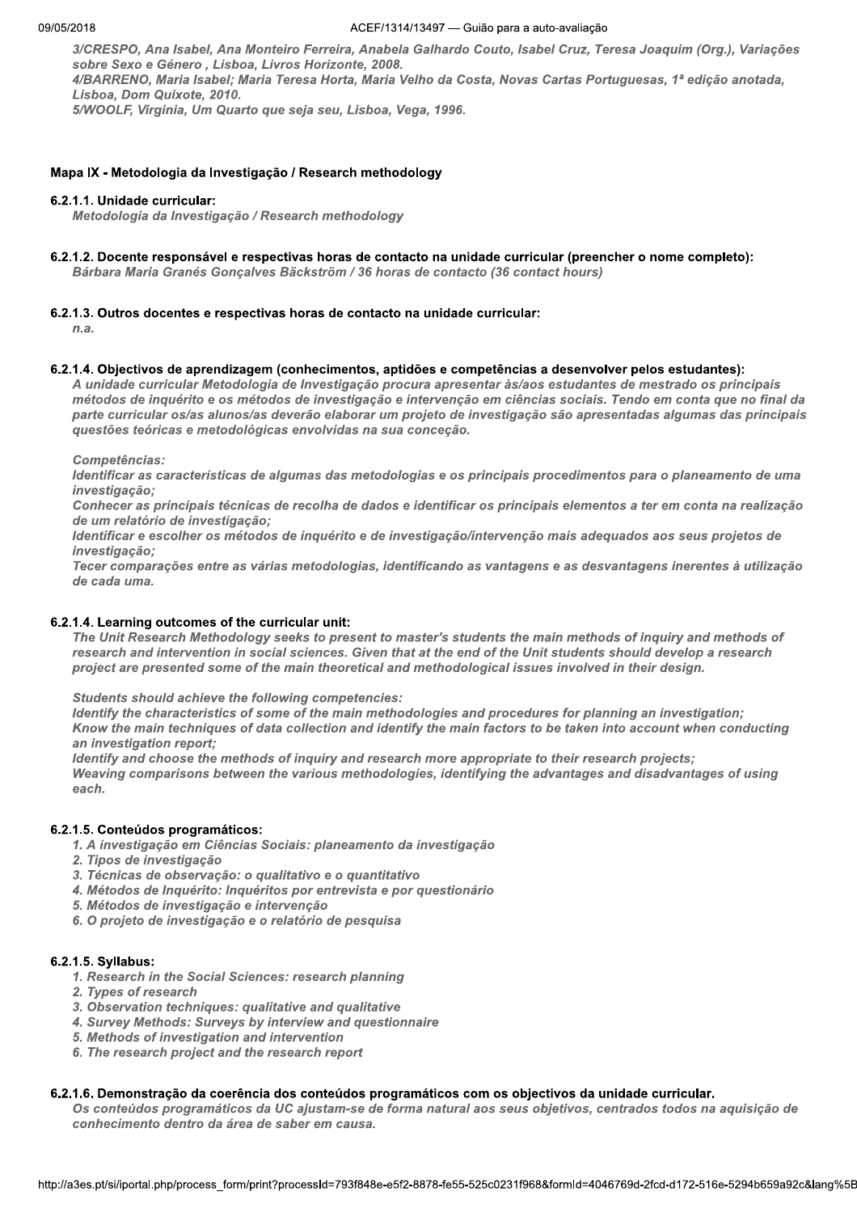*3/CRESPO, Ana Isabel, Ana Monteiro Ferreira, Anabela Galhardo Couto, Isabel Cruz, Teresa Joaquim (Org.), Variações sobre Sexo e Género , Lisboa, Livros Horizonte, 2008.*
*4/BARRENO, Maria Isabel; Maria Teresa Horta, Maria Velho da Costa, Novas Cartas Portuguesas, 1ª edição anotada, Lisboa, Dom Quixote, 2010.*
*5/WOOLF, Virginia, Um Quarto que seja seu, Lisboa, Vega, 1996.*

## Mapa IX - Metodologia da Investigação / Research methodology

### 6.2.1.1. Unidade curricular:

*Metodologia da Investigação / Research methodology*

### 6.2.1.2. Docente responsável e respectivas horas de contacto na unidade curricular (preencher o nome completo):

*Bárbara Maria Granés Gonçalves Bäckström / 36 horas de contacto (36 contact hours)*

### 6.2.1.3. Outros docentes e respectivas horas de contacto na unidade curricular:

*n.a.*

### 6.2.1.4. Objectivos de aprendizagem (conhecimentos, aptidões e competências a desenvolver pelos estudantes):

*A unidade curricular Metodologia de Investigação procura apresentar às/aos estudantes de mestrado os principais métodos de inquérito e os métodos de investigação e intervenção em ciências sociais. Tendo em conta que no final da parte curricular os/as alunos/as deverão elaborar um projeto de investigação são apresentadas algumas das principais questões teóricas e metodológicas envolvidas na sua conceção.*

*Competências:*
*Identificar as características de algumas das metodologias e os principais procedimentos para o planeamento de uma investigação;*
*Conhecer as principais técnicas de recolha de dados e identificar os principais elementos a ter em conta na realização de um relatório de investigação;*
*Identificar e escolher os métodos de inquérito e de investigação/intervenção mais adequados aos seus projetos de investigação;*
*Tecer comparações entre as várias metodologias, identificando as vantagens e as desvantagens inerentes à utilização de cada uma.*

### 6.2.1.4. Learning outcomes of the curricular unit:

*The Unit Research Methodology seeks to present to master's students the main methods of inquiry and methods of research and intervention in social sciences. Given that at the end of the Unit students should develop a research project are presented some of the main theoretical and methodological issues involved in their design.*

*Students should achieve the following competencies:*
*Identify the characteristics of some of the main methodologies and procedures for planning an investigation;*
*Know the main techniques of data collection and identify the main factors to be taken into account when conducting an investigation report;*
*Identify and choose the methods of inquiry and research more appropriate to their research projects;*
*Weaving comparisons between the various methodologies, identifying the advantages and disadvantages of using each.*

### 6.2.1.5. Conteúdos programáticos:

1. *A investigação em Ciências Sociais: planeamento da investigação*
2. *Tipos de investigação*
3. *Técnicas de observação: o qualitativo e o quantitativo*
4. *Métodos de Inquérito: Inquéritos por entrevista e por questionário*
5. *Métodos de investigação e intervenção*
6. *O projeto de investigação e o relatório de pesquisa*

### 6.2.1.5. Syllabus:

1. *Research in the Social Sciences: research planning*
2. *Types of research*
3. *Observation techniques: qualitative and qualitative*
4. *Survey Methods: Surveys by interview and questionnaire*
5. *Methods of investigation and intervention*
6. *The research project and the research report*

### 6.2.1.6. Demonstração da coerência dos conteúdos programáticos com os objectivos da unidade curricular.

*Os conteúdos programáticos da UC ajustam-se de forma natural aos seus objetivos, centrados todos na aquisição de conhecimento dentro da área de saber em causa.*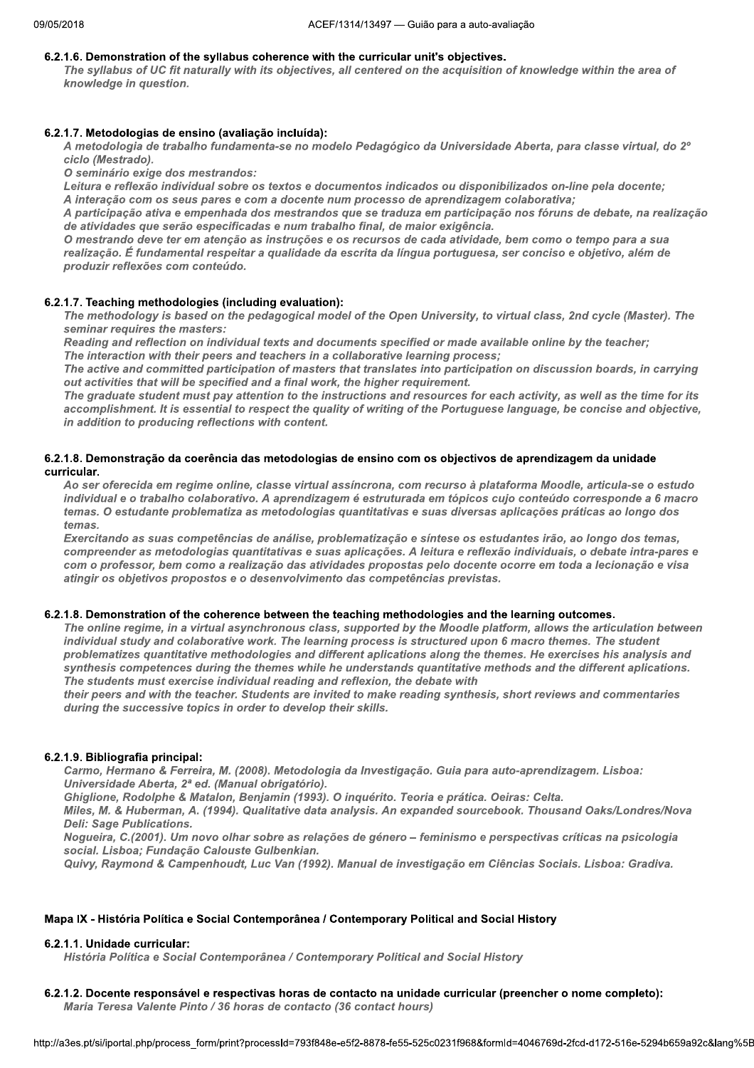#### 6.2.1.6. Demonstration of the syllabus coherence with the curricular unit's objectives.

*The syllabus of UC fit naturally with its objectives, all centered on the acquisition of knowledge within the area of knowledge in question.*

#### 6.2.1.7. Metodologias de ensino (avaliação incluída):

*A metodologia de trabalho fundamenta-se no modelo Pedagógico da Universidade Aberta, para classe virtual, do 2º ciclo (Mestrado).*
*O seminário exige dos mestrandos:*
*Leitura e reflexão individual sobre os textos e documentos indicados ou disponibilizados on-line pela docente;*
*A interação com os seus pares e com a docente num processo de aprendizagem colaborativa;*
*A participação ativa e empenhada dos mestrandos que se traduza em participação nos fóruns de debate, na realização de atividades que serão especificadas e num trabalho final, de maior exigência.*
*O mestrando deve ter em atenção as instruções e os recursos de cada atividade, bem como o tempo para a sua realização. É fundamental respeitar a qualidade da escrita da língua portuguesa, ser conciso e objetivo, além de produzir reflexões com conteúdo.*

#### 6.2.1.7. Teaching methodologies (including evaluation):

*The methodology is based on the pedagogical model of the Open University, to virtual class, 2nd cycle (Master). The seminar requires the masters:*
*Reading and reflection on individual texts and documents specified or made available online by the teacher;*
*The interaction with their peers and teachers in a collaborative learning process;*
*The active and committed participation of masters that translates into participation on discussion boards, in carrying out activities that will be specified and a final work, the higher requirement.*
*The graduate student must pay attention to the instructions and resources for each activity, as well as the time for its accomplishment. It is essential to respect the quality of writing of the Portuguese language, be concise and objective, in addition to producing reflections with content.*

#### 6.2.1.8. Demonstração da coerência das metodologias de ensino com os objectivos de aprendizagem da unidade curricular.

*Ao ser oferecida em regime online, classe virtual assíncrona, com recurso à plataforma Moodle, articula-se o estudo individual e o trabalho colaborativo. A aprendizagem é estruturada em tópicos cujo conteúdo corresponde a 6 macro temas. O estudante problematiza as metodologias quantitativas e suas diversas aplicações práticas ao longo dos temas.*
*Exercitando as suas competências de análise, problematização e síntese os estudantes irão, ao longo dos temas, compreender as metodologias quantitativas e suas aplicações. A leitura e reflexão individuais, o debate intra-pares e com o professor, bem como a realização das atividades propostas pelo docente ocorre em toda a lecionação e visa atingir os objetivos propostos e o desenvolvimento das competências previstas.*

#### 6.2.1.8. Demonstration of the coherence between the teaching methodologies and the learning outcomes.

*The online regime, in a virtual asynchronous class, supported by the Moodle platform, allows the articulation between individual study and colaborative work. The learning process is structured upon 6 macro themes. The student problematizes quantitative methodologies and different aplications along the themes. He exercises his analysis and synthesis competences during the themes while he understands quantitative methods and the different aplications. The students must exercise individual reading and reflexion, the debate with*
*their peers and with the teacher. Students are invited to make reading synthesis, short reviews and commentaries during the successive topics in order to develop their skills.*

#### 6.2.1.9. Bibliografia principal:

*Carmo, Hermano & Ferreira, M. (2008). Metodologia da Investigação. Guia para auto-aprendizagem. Lisboa: Universidade Aberta, 2ª ed. (Manual obrigatório).*
*Ghiglione, Rodolphe & Matalon, Benjamin (1993). O inquérito. Teoria e prática. Oeiras: Celta.*
*Miles, M. & Huberman, A. (1994). Qualitative data analysis. An expanded sourcebook. Thousand Oaks/Londres/Nova Deli: Sage Publications.*
*Nogueira, C.(2001). Um novo olhar sobre as relações de género – feminismo e perspectivas críticas na psicologia social. Lisboa; Fundação Calouste Gulbenkian.*
*Quivy, Raymond & Campenhoudt, Luc Van (1992). Manual de investigação em Ciências Sociais. Lisboa: Gradiva.*

### Mapa IX - História Política e Social Contemporânea / Contemporary Political and Social History

#### 6.2.1.1. Unidade curricular:

*História Política e Social Contemporânea / Contemporary Political and Social History*

#### 6.2.1.2. Docente responsável e respectivas horas de contacto na unidade curricular (preencher o nome completo):

*Maria Teresa Valente Pinto / 36 horas de contacto (36 contact hours)*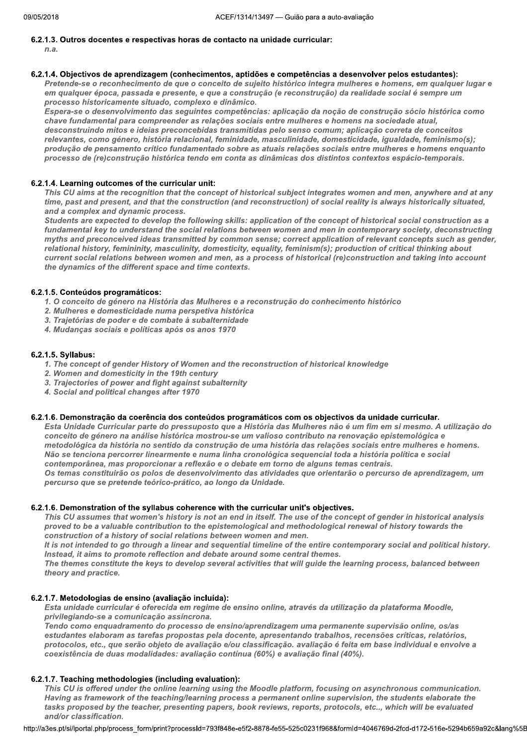### 6.2.1.3. Outros docentes e respectivas horas de contacto na unidade curricular:

*n.a.*

### 6.2.1.4. Objectivos de aprendizagem (conhecimentos, aptidões e competências a desenvolver pelos estudantes):

*Pretende-se o reconhecimento de que o conceito de sujeito histórico integra mulheres e homens, em qualquer lugar e em qualquer época, passada e presente, e que a construção (e reconstrução) da realidade social é sempre um processo historicamente situado, complexo e dinâmico.*

*Espera-se o desenvolvimento das seguintes competências: aplicação da noção de construção sócio histórica como chave fundamental para compreender as relações sociais entre mulheres e homens na sociedade atual, desconstruindo mitos e ideias preconcebidas transmitidas pelo senso comum; aplicação correta de conceitos relevantes, como género, história relacional, feminidade, masculinidade, domesticidade, igualdade, feminismo(s); produção de pensamento crítico fundamentado sobre as atuais relações sociais entre mulheres e homens enquanto processo de (re)construção histórica tendo em conta as dinâmicas dos distintos contextos espácio-temporais.*

### 6.2.1.4. Learning outcomes of the curricular unit:

*This CU aims at the recognition that the concept of historical subject integrates women and men, anywhere and at any time, past and present, and that the construction (and reconstruction) of social reality is always historically situated, and a complex and dynamic process.*

*Students are expected to develop the following skills: application of the concept of historical social construction as a fundamental key to understand the social relations between women and men in contemporary society, deconstructing myths and preconceived ideas transmitted by common sense; correct application of relevant concepts such as gender, relational history, femininity, masculinity, domesticity, equality, feminism(s); production of critical thinking about current social relations between women and men, as a process of historical (re)construction and taking into account the dynamics of the different space and time contexts.*

### 6.2.1.5. Conteúdos programáticos:

*1. O conceito de género na História das Mulheres e a reconstrução do conhecimento histórico*
*2. Mulheres e domesticidade numa perspetiva histórica*
*3. Trajetórias de poder e de combate à subalternidade*
*4. Mudanças sociais e políticas após os anos 1970*

### 6.2.1.5. Syllabus:

*1. The concept of gender History of Women and the reconstruction of historical knowledge*
*2. Women and domesticity in the 19th century*
*3. Trajectories of power and fight against subalternity*
*4. Social and political changes after 1970*

### 6.2.1.6. Demonstração da coerência dos conteúdos programáticos com os objectivos da unidade curricular.

*Esta Unidade Curricular parte do pressuposto que a História das Mulheres não é um fim em si mesmo. A utilização do conceito de género na análise histórica mostrou-se um valioso contributo na renovação epistemológica e metodológica da história no sentido da construção de uma história das relações sociais entre mulheres e homens. Não se tenciona percorrer linearmente e numa linha cronológica sequencial toda a história política e social contemporânea, mas proporcionar a reflexão e o debate em torno de alguns temas centrais.*

*Os temas constituirão os polos de desenvolvimento das atividades que orientarão o percurso de aprendizagem, um percurso que se pretende teórico-prático, ao longo da Unidade.*

### 6.2.1.6. Demonstration of the syllabus coherence with the curricular unit's objectives.

*This CU assumes that women's history is not an end in itself. The use of the concept of gender in historical analysis proved to be a valuable contribution to the epistemological and methodological renewal of history towards the construction of a history of social relations between women and men.*

*It is not intended to go through a linear and sequential timeline of the entire contemporary social and political history. Instead, it aims to promote reflection and debate around some central themes.*

*The themes constitute the keys to develop several activities that will guide the learning process, balanced between theory and practice.*

### 6.2.1.7. Metodologias de ensino (avaliação incluída):

*Esta unidade curricular é oferecida em regime de ensino online, através da utilização da plataforma Moodle, privilegiando-se a comunicação assíncrona.*

*Tendo como enquadramento do processo de ensino/aprendizagem uma permanente supervisão online, os/as estudantes elaboram as tarefas propostas pela docente, apresentando trabalhos, recensões críticas, relatórios, protocolos, etc., que serão objeto de avaliação e/ou classificação. avaliação é feita em base individual e envolve a coexistência de duas modalidades: avaliação contínua (60%) e avaliação final (40%).*

### 6.2.1.7. Teaching methodologies (including evaluation):

*This CU is offered under the online learning using the Moodle platform, focusing on asynchronous communication. Having as framework of the teaching/learning process a permanent online supervision, the students elaborate the tasks proposed by the teacher, presenting papers, book reviews, reports, protocols, etc.., which will be evaluated and/or classification.*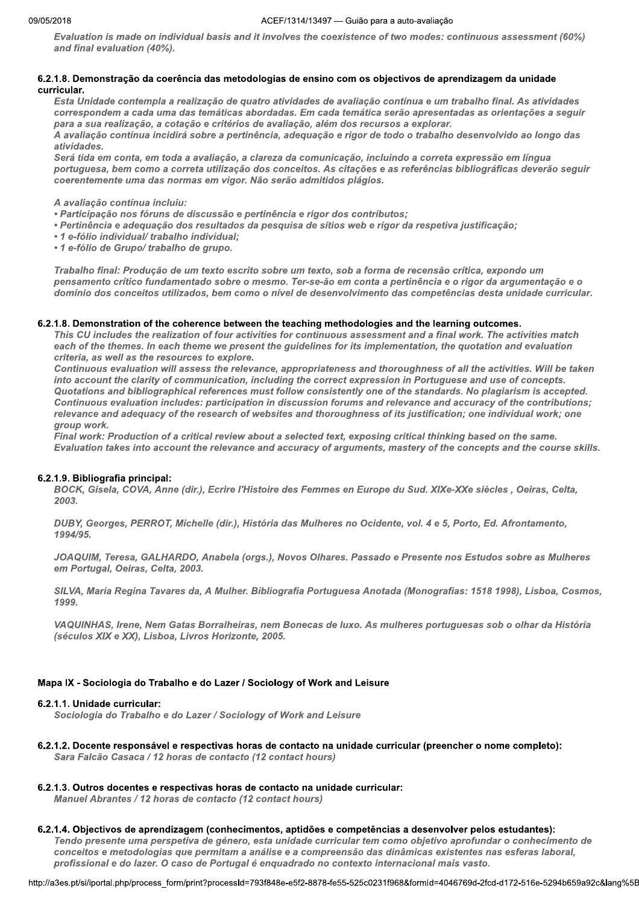*Evaluation is made on individual basis and it involves the coexistence of two modes: continuous assessment (60%) and final evaluation (40%).*

#### 6.2.1.8. Demonstração da coerência das metodologias de ensino com os objectivos de aprendizagem da unidade curricular.

*Esta Unidade contempla a realização de quatro atividades de avaliação contínua e um trabalho final. As atividades correspondem a cada uma das temáticas abordadas. Em cada temática serão apresentadas as orientações a seguir para a sua realização, a cotação e critérios de avaliação, além dos recursos a explorar.*
*A avaliação contínua incidirá sobre a pertinência, adequação e rigor de todo o trabalho desenvolvido ao longo das atividades.*
*Será tida em conta, em toda a avaliação, a clareza da comunicação, incluindo a correta expressão em língua portuguesa, bem como a correta utilização dos conceitos. As citações e as referências bibliográficas deverão seguir coerentemente uma das normas em vigor. Não serão admitidos plágios.*

*A avaliação contínua incluiu:*
*• Participação nos fóruns de discussão e pertinência e rigor dos contributos;*
*• Pertinência e adequação dos resultados da pesquisa de sítios web e rigor da respetiva justificação;*
*• 1 e-fólio individual/ trabalho individual;*
*• 1 e-fólio de Grupo/ trabalho de grupo.*

*Trabalho final: Produção de um texto escrito sobre um texto, sob a forma de recensão crítica, expondo um pensamento crítico fundamentado sobre o mesmo. Ter-se-ão em conta a pertinência e o rigor da argumentação e o domínio dos conceitos utilizados, bem como o nível de desenvolvimento das competências desta unidade curricular.*

#### 6.2.1.8. Demonstration of the coherence between the teaching methodologies and the learning outcomes.

*This CU includes the realization of four activities for continuous assessment and a final work. The activities match each of the themes. In each theme we present the guidelines for its implementation, the quotation and evaluation criteria, as well as the resources to explore.*
*Continuous evaluation will assess the relevance, appropriateness and thoroughness of all the activities. Will be taken into account the clarity of communication, including the correct expression in Portuguese and use of concepts. Quotations and bibliographical references must follow consistently one of the standards. No plagiarism is accepted. Continuous evaluation includes: participation in discussion forums and relevance and accuracy of the contributions; relevance and adequacy of the research of websites and thoroughness of its justification; one individual work; one group work.*
*Final work: Production of a critical review about a selected text, exposing critical thinking based on the same. Evaluation takes into account the relevance and accuracy of arguments, mastery of the concepts and the course skills.*

#### 6.2.1.9. Bibliografia principal:

*BOCK, Gisela, COVA, Anne (dir.), Ecrire l'Histoire des Femmes en Europe du Sud. XIXe-XXe siècles , Oeiras, Celta, 2003.*

*DUBY, Georges, PERROT, Michelle (dir.), História das Mulheres no Ocidente, vol. 4 e 5, Porto, Ed. Afrontamento, 1994/95.*

*JOAQUIM, Teresa, GALHARDO, Anabela (orgs.), Novos Olhares. Passado e Presente nos Estudos sobre as Mulheres em Portugal, Oeiras, Celta, 2003.*

*SILVA, Maria Regina Tavares da, A Mulher. Bibliografia Portuguesa Anotada (Monografias: 1518 1998), Lisboa, Cosmos, 1999.*

*VAQUINHAS, Irene, Nem Gatas Borralheiras, nem Bonecas de luxo. As mulheres portuguesas sob o olhar da História (séculos XIX e XX), Lisboa, Livros Horizonte, 2005.*

### Mapa IX - Sociologia do Trabalho e do Lazer / Sociology of Work and Leisure

#### 6.2.1.1. Unidade curricular:

*Sociologia do Trabalho e do Lazer / Sociology of Work and Leisure*

#### 6.2.1.2. Docente responsável e respectivas horas de contacto na unidade curricular (preencher o nome completo):

*Sara Falcão Casaca / 12 horas de contacto (12 contact hours)*

#### 6.2.1.3. Outros docentes e respectivas horas de contacto na unidade curricular:

*Manuel Abrantes / 12 horas de contacto (12 contact hours)*

#### 6.2.1.4. Objectivos de aprendizagem (conhecimentos, aptidões e competências a desenvolver pelos estudantes):

*Tendo presente uma perspetiva de género, esta unidade curricular tem como objetivo aprofundar o conhecimento de conceitos e metodologias que permitam a análise e a compreensão das dinâmicas existentes nas esferas laboral, profissional e do lazer. O caso de Portugal é enquadrado no contexto internacional mais vasto.*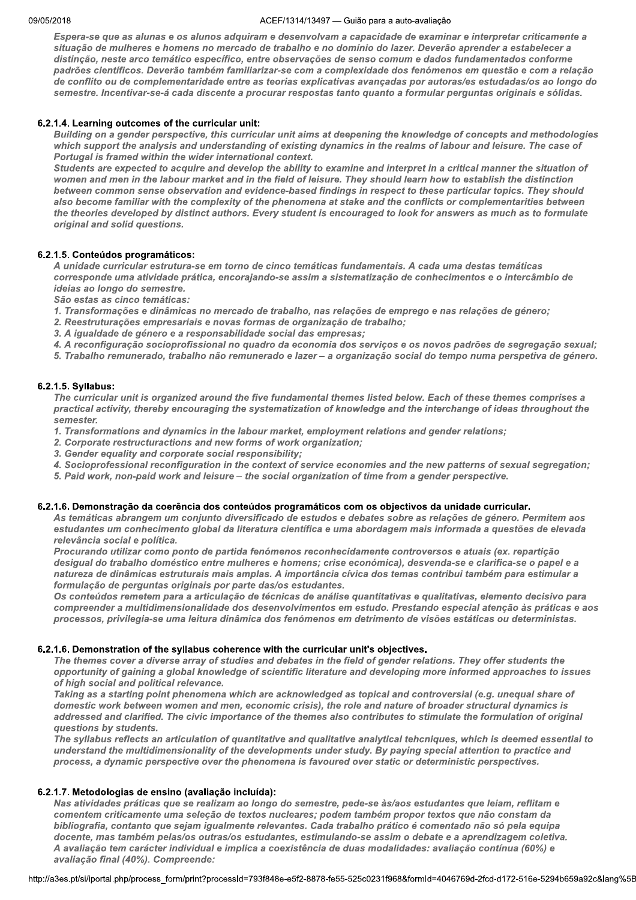Espera-se que as alunas e os alunos adquiram e desenvolvam a capacidade de examinar e interpretar criticamente a situação de mulheres e homens no mercado de trabalho e no domínio do lazer. Deverão aprender a estabelecer a distinção, neste arco temático específico, entre observações de senso comum e dados fundamentados conforme padrões científicos. Deverão também familiarizar-se com a complexidade dos fenómenos em questão e com a relação de conflito ou de complementaridade entre as teorias explicativas avançadas por autoras/es estudadas/os ao longo do semestre. Incentivar-se-á cada discente a procurar respostas tanto quanto a formular perguntas originais e sólidas.

#### 6.2.1.4. Learning outcomes of the curricular unit:

*Building on a gender perspective, this curricular unit aims at deepening the knowledge of concepts and methodologies which support the analysis and understanding of existing dynamics in the realms of labour and leisure. The case of Portugal is framed within the wider international context.*
*Students are expected to acquire and develop the ability to examine and interpret in a critical manner the situation of women and men in the labour market and in the field of leisure. They should learn how to establish the distinction between common sense observation and evidence-based findings in respect to these particular topics. They should also become familiar with the complexity of the phenomena at stake and the conflicts or complementarities between the theories developed by distinct authors. Every student is encouraged to look for answers as much as to formulate original and solid questions.*

#### 6.2.1.5. Conteúdos programáticos:

*A unidade curricular estrutura-se em torno de cinco temáticas fundamentais. A cada uma destas temáticas corresponde uma atividade prática, encorajando-se assim a sistematização de conhecimentos e o intercâmbio de ideias ao longo do semestre.*
*São estas as cinco temáticas:*
1. *Transformações e dinâmicas no mercado de trabalho, nas relações de emprego e nas relações de género;*
2. *Reestruturações empresariais e novas formas de organização de trabalho;*
3. *A igualdade de género e a responsabilidade social das empresas;*
4. *A reconfiguração socioprofissional no quadro da economia dos serviços e os novos padrões de segregação sexual;*
5. *Trabalho remunerado, trabalho não remunerado e lazer – a organização social do tempo numa perspetiva de género.*

#### 6.2.1.5. Syllabus:

*The curricular unit is organized around the five fundamental themes listed below. Each of these themes comprises a practical activity, thereby encouraging the systematization of knowledge and the interchange of ideas throughout the semester.*
1. *Transformations and dynamics in the labour market, employment relations and gender relations;*
2. *Corporate restructuractions and new forms of work organization;*
3. *Gender equality and corporate social responsibility;*
4. *Socioprofessional reconfiguration in the context of service economies and the new patterns of sexual segregation;*
5. *Paid work, non-paid work and leisure – the social organization of time from a gender perspective.*

#### 6.2.1.6. Demonstração da coerência dos conteúdos programáticos com os objectivos da unidade curricular.

*As temáticas abrangem um conjunto diversificado de estudos e debates sobre as relações de género. Permitem aos estudantes um conhecimento global da literatura científica e uma abordagem mais informada a questões de elevada relevância social e política.*
*Procurando utilizar como ponto de partida fenómenos reconhecidamente controversos e atuais (ex. repartição desigual do trabalho doméstico entre mulheres e homens; crise económica), desvenda-se e clarifica-se o papel e a natureza de dinâmicas estruturais mais amplas. A importância cívica dos temas contribui também para estimular a formulação de perguntas originais por parte das/os estudantes.*
*Os conteúdos remetem para a articulação de técnicas de análise quantitativas e qualitativas, elemento decisivo para compreender a multidimensionalidade dos desenvolvimentos em estudo. Prestando especial atenção às práticas e aos processos, privilegia-se uma leitura dinâmica dos fenómenos em detrimento de visões estáticas ou deterministas.*

#### 6.2.1.6. Demonstration of the syllabus coherence with the curricular unit's objectives.

*The themes cover a diverse array of studies and debates in the field of gender relations. They offer students the opportunity of gaining a global knowledge of scientific literature and developing more informed approaches to issues of high social and political relevance.*
*Taking as a starting point phenomena which are acknowledged as topical and controversial (e.g. unequal share of domestic work between women and men, economic crisis), the role and nature of broader structural dynamics is addressed and clarified. The civic importance of the themes also contributes to stimulate the formulation of original questions by students.*
*The syllabus reflects an articulation of quantitative and qualitative analytical tehcniques, which is deemed essential to understand the multidimensionality of the developments under study. By paying special attention to practice and process, a dynamic perspective over the phenomena is favoured over static or deterministic perspectives.*

#### 6.2.1.7. Metodologias de ensino (avaliação incluída):

*Nas atividades práticas que se realizam ao longo do semestre, pede-se às/aos estudantes que leiam, reflitam e comentem criticamente uma seleção de textos nucleares; podem também propor textos que não constam da bibliografia, contanto que sejam igualmente relevantes. Cada trabalho prático é comentado não só pela equipa docente, mas também pelas/os outras/os estudantes, estimulando-se assim o debate e a aprendizagem coletiva.*
*A avaliação tem carácter individual e implica a coexistência de duas modalidades: avaliação contínua (60%) e avaliação final (40%). Compreende:*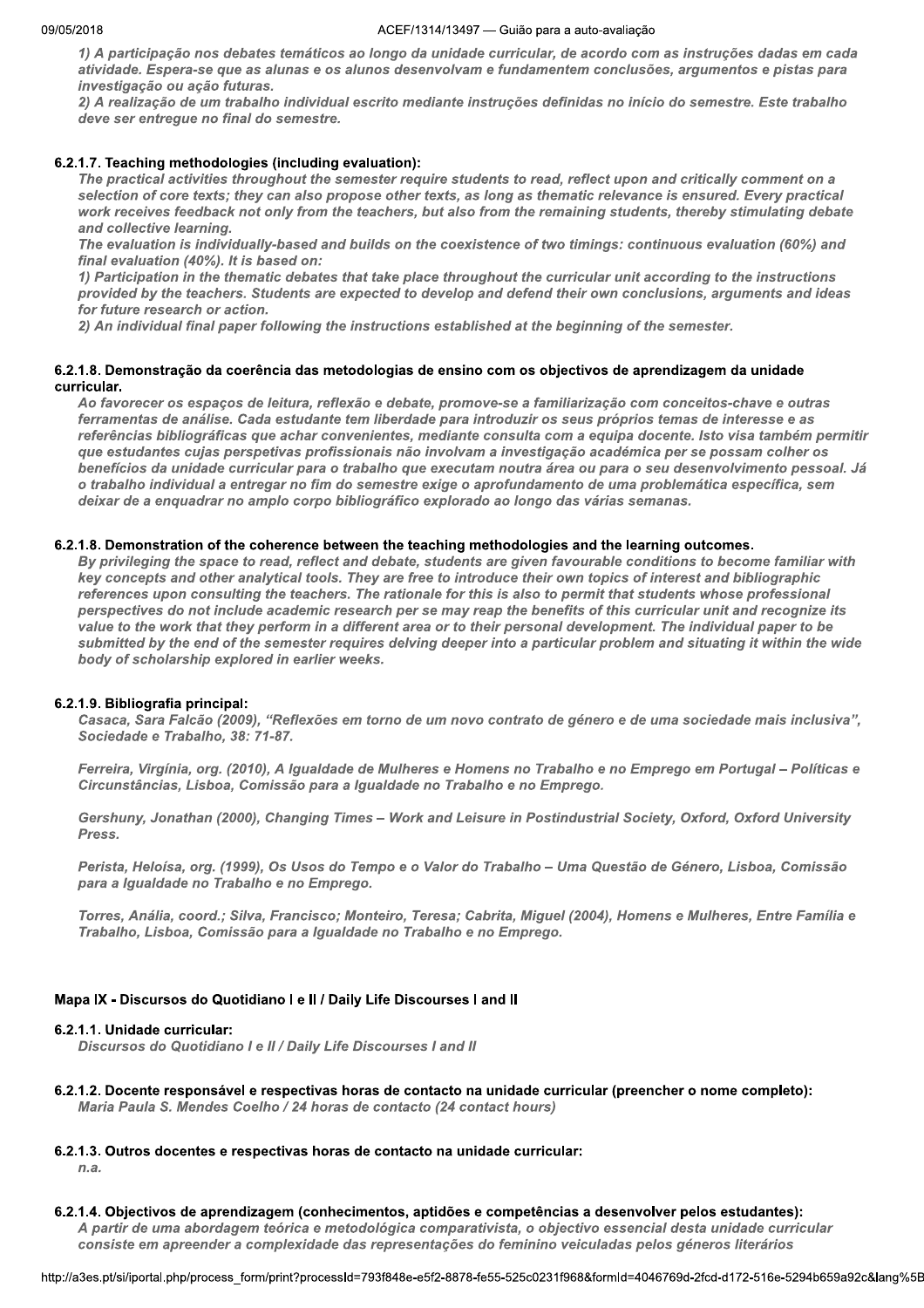*1) A participação nos debates temáticos ao longo da unidade curricular, de acordo com as instruções dadas em cada atividade. Espera-se que as alunas e os alunos desenvolvam e fundamentem conclusões, argumentos e pistas para investigação ou ação futuras.*
*2) A realização de um trabalho individual escrito mediante instruções definidas no início do semestre. Este trabalho deve ser entregue no final do semestre.*

#### 6.2.1.7. Teaching methodologies (including evaluation):

*The practical activities throughout the semester require students to read, reflect upon and critically comment on a selection of core texts; they can also propose other texts, as long as thematic relevance is ensured. Every practical work receives feedback not only from the teachers, but also from the remaining students, thereby stimulating debate and collective learning.*
*The evaluation is individually-based and builds on the coexistence of two timings: continuous evaluation (60%) and final evaluation (40%). It is based on:*
*1) Participation in the thematic debates that take place throughout the curricular unit according to the instructions provided by the teachers. Students are expected to develop and defend their own conclusions, arguments and ideas for future research or action.*
*2) An individual final paper following the instructions established at the beginning of the semester.*

#### 6.2.1.8. Demonstração da coerência das metodologias de ensino com os objectivos de aprendizagem da unidade curricular.

*Ao favorecer os espaços de leitura, reflexão e debate, promove-se a familiarização com conceitos-chave e outras ferramentas de análise. Cada estudante tem liberdade para introduzir os seus próprios temas de interesse e as referências bibliográficas que achar convenientes, mediante consulta com a equipa docente. Isto visa também permitir que estudantes cujas perspetivas profissionais não involvam a investigação académica per se possam colher os benefícios da unidade curricular para o trabalho que executam noutra área ou para o seu desenvolvimento pessoal. Já o trabalho individual a entregar no fim do semestre exige o aprofundamento de uma problemática específica, sem deixar de a enquadrar no amplo corpo bibliográfico explorado ao longo das várias semanas.*

#### 6.2.1.8. Demonstration of the coherence between the teaching methodologies and the learning outcomes.

*By privileging the space to read, reflect and debate, students are given favourable conditions to become familiar with key concepts and other analytical tools. They are free to introduce their own topics of interest and bibliographic references upon consulting the teachers. The rationale for this is also to permit that students whose professional perspectives do not include academic research per se may reap the benefits of this curricular unit and recognize its value to the work that they perform in a different area or to their personal development. The individual paper to be submitted by the end of the semester requires delving deeper into a particular problem and situating it within the wide body of scholarship explored in earlier weeks.*

#### 6.2.1.9. Bibliografia principal:

*Casaca, Sara Falcão (2009), "Reflexões em torno de um novo contrato de género e de uma sociedade mais inclusiva", Sociedade e Trabalho, 38: 71-87.*

*Ferreira, Virgínia, org. (2010), A Igualdade de Mulheres e Homens no Trabalho e no Emprego em Portugal – Políticas e Circunstâncias, Lisboa, Comissão para a Igualdade no Trabalho e no Emprego.*

*Gershuny, Jonathan (2000), Changing Times – Work and Leisure in Postindustrial Society, Oxford, Oxford University Press.*

*Perista, Heloísa, org. (1999), Os Usos do Tempo e o Valor do Trabalho – Uma Questão de Género, Lisboa, Comissão para a Igualdade no Trabalho e no Emprego.*

*Torres, Anália, coord.; Silva, Francisco; Monteiro, Teresa; Cabrita, Miguel (2004), Homens e Mulheres, Entre Família e Trabalho, Lisboa, Comissão para a Igualdade no Trabalho e no Emprego.*

### Mapa IX - Discursos do Quotidiano I e II / Daily Life Discourses I and II

#### 6.2.1.1. Unidade curricular:

*Discursos do Quotidiano I e II / Daily Life Discourses I and II*

#### 6.2.1.2. Docente responsável e respectivas horas de contacto na unidade curricular (preencher o nome completo):

*Maria Paula S. Mendes Coelho / 24 horas de contacto (24 contact hours)*

#### 6.2.1.3. Outros docentes e respectivas horas de contacto na unidade curricular:

*n.a.*

#### 6.2.1.4. Objectivos de aprendizagem (conhecimentos, aptidões e competências a desenvolver pelos estudantes):

*A partir de uma abordagem teórica e metodológica comparativista, o objectivo essencial desta unidade curricular consiste em apreender a complexidade das representações do feminino veiculadas pelos géneros literários*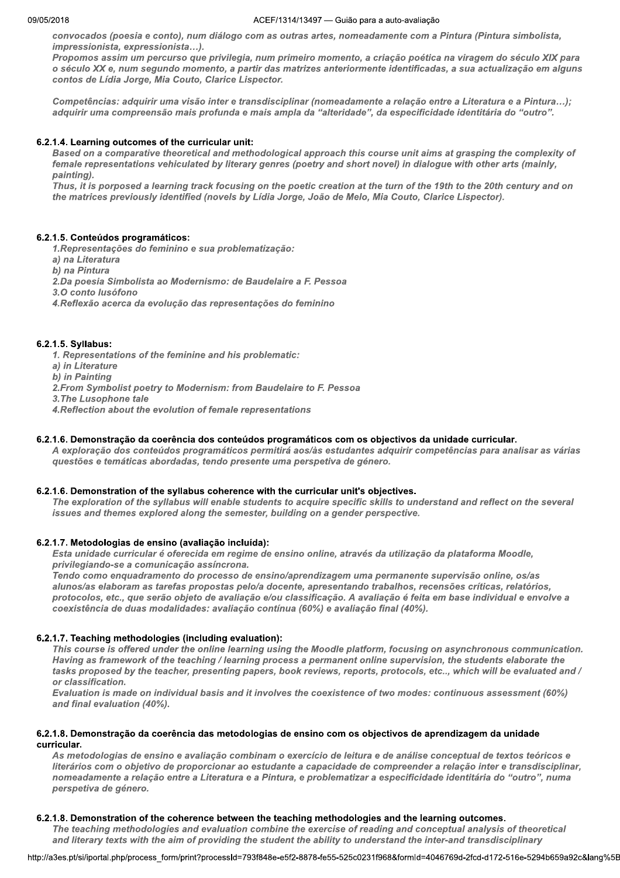*convocados (poesia e conto), num diálogo com as outras artes, nomeadamente com a Pintura (Pintura simbolista, impressionista, expressionista…).*
*Propomos assim um percurso que privilegia, num primeiro momento, a criação poética na viragem do século XIX para o século XX e, num segundo momento, a partir das matrizes anteriormente identificadas, a sua actualização em alguns contos de Lídia Jorge, Mia Couto, Clarice Lispector.*

*Competências: adquirir uma visão inter e transdisciplinar (nomeadamente a relação entre a Literatura e a Pintura…); adquirir uma compreensão mais profunda e mais ampla da "alteridade", da especificidade identitária do "outro".*

#### 6.2.1.4. Learning outcomes of the curricular unit:

*Based on a comparative theoretical and methodological approach this course unit aims at grasping the complexity of female representations vehiculated by literary genres (poetry and short novel) in dialogue with other arts (mainly, painting).*
*Thus, it is porposed a learning track focusing on the poetic creation at the turn of the 19th to the 20th century and on the matrices previously identified (novels by Lídia Jorge, João de Melo, Mia Couto, Clarice Lispector).*

#### 6.2.1.5. Conteúdos programáticos:

*1.Representações do feminino e sua problematização:*
*a) na Literatura*
*b) na Pintura*
*2.Da poesia Simbolista ao Modernismo: de Baudelaire a F. Pessoa*
*3.O conto lusófono*
*4.Reflexão acerca da evolução das representações do feminino*

#### 6.2.1.5. Syllabus:

*1. Representations of the feminine and his problematic:*
*a) in Literature*
*b) in Painting*
*2.From Symbolist poetry to Modernism: from Baudelaire to F. Pessoa*
*3.The Lusophone tale*
*4.Reflection about the evolution of female representations*

#### 6.2.1.6. Demonstração da coerência dos conteúdos programáticos com os objectivos da unidade curricular.

*A exploração dos conteúdos programáticos permitirá aos/às estudantes adquirir competências para analisar as várias questões e temáticas abordadas, tendo presente uma perspetiva de género.*

#### 6.2.1.6. Demonstration of the syllabus coherence with the curricular unit's objectives.

*The exploration of the syllabus will enable students to acquire specific skills to understand and reflect on the several issues and themes explored along the semester, building on a gender perspective.*

#### 6.2.1.7. Metodologias de ensino (avaliação incluída):

*Esta unidade curricular é oferecida em regime de ensino online, através da utilização da plataforma Moodle, privilegiando-se a comunicação assíncrona.*
*Tendo como enquadramento do processo de ensino/aprendizagem uma permanente supervisão online, os/as alunos/as elaboram as tarefas propostas pelo/a docente, apresentando trabalhos, recensões críticas, relatórios, protocolos, etc., que serão objeto de avaliação e/ou classificação. A avaliação é feita em base individual e envolve a coexistência de duas modalidades: avaliação contínua (60%) e avaliação final (40%).*

#### 6.2.1.7. Teaching methodologies (including evaluation):

*This course is offered under the online learning using the Moodle platform, focusing on asynchronous communication. Having as framework of the teaching / learning process a permanent online supervision, the students elaborate the tasks proposed by the teacher, presenting papers, book reviews, reports, protocols, etc.., which will be evaluated and / or classification.*
*Evaluation is made on individual basis and it involves the coexistence of two modes: continuous assessment (60%) and final evaluation (40%).*

#### 6.2.1.8. Demonstração da coerência das metodologias de ensino com os objectivos de aprendizagem da unidade curricular.

*As metodologias de ensino e avaliação combinam o exercício de leitura e de análise conceptual de textos teóricos e literários com o objetivo de proporcionar ao estudante a capacidade de compreender a relação inter e transdisciplinar, nomeadamente a relação entre a Literatura e a Pintura, e problematizar a especificidade identitária do "outro", numa perspetiva de género.*

#### 6.2.1.8. Demonstration of the coherence between the teaching methodologies and the learning outcomes.

*The teaching methodologies and evaluation combine the exercise of reading and conceptual analysis of theoretical and literary texts with the aim of providing the student the ability to understand the inter-and transdisciplinary*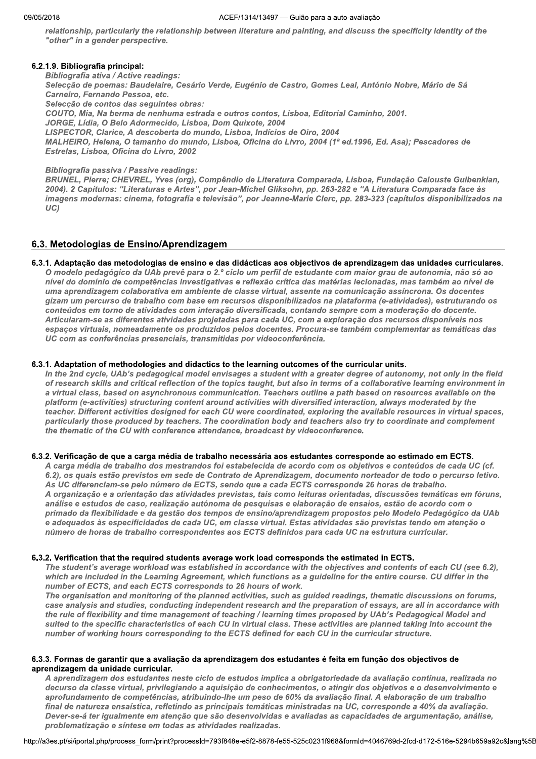*relationship, particularly the relationship between literature and painting, and discuss the specificity identity of the "other" in a gender perspective.*

#### 6.2.1.9. Bibliografia principal:

*Bibliografia ativa / Active readings:*
*Selecção de poemas: Baudelaire, Cesário Verde, Eugénio de Castro, Gomes Leal, António Nobre, Mário de Sá Carneiro, Fernando Pessoa, etc.*
*Selecção de contos das seguintes obras:*
*COUTO, Mia, Na berma de nenhuma estrada e outros contos, Lisboa, Editorial Caminho, 2001.*
*JORGE, Lídia, O Belo Adormecido, Lisboa, Dom Quixote, 2004*
*LISPECTOR, Clarice, A descoberta do mundo, Lisboa, Indícios de Oiro, 2004*
*MALHEIRO, Helena, O tamanho do mundo, Lisboa, Oficina do Livro, 2004 (1ª ed.1996, Ed. Asa); Pescadores de Estrelas, Lisboa, Oficina do Livro, 2002*

*Bibliografia passiva / Passive readings:*
*BRUNEL, Pierre; CHEVREL, Yves (org), Compêndio de Literatura Comparada, Lisboa, Fundação Calouste Gulbenkian, 2004). 2 Capítulos: "Literaturas e Artes", por Jean-Michel Gliksohn, pp. 263-282 e "A Literatura Comparada face às imagens modernas: cinema, fotografia e televisão", por Jeanne-Marie Clerc, pp. 283-323 (capítulos disponibilizados na UC)*

## 6.3. Metodologias de Ensino/Aprendizagem

#### 6.3.1. Adaptação das metodologias de ensino e das didácticas aos objectivos de aprendizagem das unidades curriculares.

*O modelo pedagógico da UAb prevê para o 2.º ciclo um perfil de estudante com maior grau de autonomia, não só ao nível do domínio de competências investigativas e reflexão crítica das matérias lecionadas, mas também ao nível de uma aprendizagem colaborativa em ambiente de classe virtual, assente na comunicação assíncrona. Os docentes gizam um percurso de trabalho com base em recursos disponibilizados na plataforma (e-atividades), estruturando os conteúdos em torno de atividades com interação diversificada, contando sempre com a moderação do docente. Articularam-se as diferentes atividades projetadas para cada UC, com a exploração dos recursos disponíveis nos espaços virtuais, nomeadamente os produzidos pelos docentes. Procura-se também complementar as temáticas das UC com as conferências presenciais, transmitidas por videoconferência.*

#### 6.3.1. Adaptation of methodologies and didactics to the learning outcomes of the curricular units.

*In the 2nd cycle, UAb's pedagogical model envisages a student with a greater degree of autonomy, not only in the field of research skills and critical reflection of the topics taught, but also in terms of a collaborative learning environment in a virtual class, based on asynchronous communication. Teachers outline a path based on resources available on the platform (e-activities) structuring content around activities with diversified interaction, always moderated by the teacher. Different activities designed for each CU were coordinated, exploring the available resources in virtual spaces, particularly those produced by teachers. The coordination body and teachers also try to coordinate and complement the thematic of the CU with conference attendance, broadcast by videoconference.*

#### 6.3.2. Verificação de que a carga média de trabalho necessária aos estudantes corresponde ao estimado em ECTS.

*A carga média de trabalho dos mestrandos foi estabelecida de acordo com os objetivos e conteúdos de cada UC (cf. 6.2), os quais estão previstos em sede de Contrato de Aprendizagem, documento norteador de todo o percurso letivo. As UC diferenciam-se pelo número de ECTS, sendo que a cada ECTS corresponde 26 horas de trabalho.*
*A organização e a orientação das atividades previstas, tais como leituras orientadas, discussões temáticas em fóruns, análise e estudos de caso, realização autónoma de pesquisas e elaboração de ensaios, estão de acordo com o primado da flexibilidade e da gestão dos tempos de ensino/aprendizagem propostos pelo Modelo Pedagógico da UAb e adequados às especificidades de cada UC, em classe virtual. Estas atividades são previstas tendo em atenção o número de horas de trabalho correspondentes aos ECTS definidos para cada UC na estrutura curricular.*

#### 6.3.2. Verification that the required students average work load corresponds the estimated in ECTS.

*The student's average workload was established in accordance with the objectives and contents of each CU (see 6.2), which are included in the Learning Agreement, which functions as a guideline for the entire course. CU differ in the number of ECTS, and each ECTS corresponds to 26 hours of work.*
*The organisation and monitoring of the planned activities, such as guided readings, thematic discussions on forums, case analysis and studies, conducting independent research and the preparation of essays, are all in accordance with the rule of flexibility and time management of teaching / learning times proposed by UAb's Pedagogical Model and suited to the specific characteristics of each CU in virtual class. These activities are planned taking into account the number of working hours corresponding to the ECTS defined for each CU in the curricular structure.*

#### 6.3.3. Formas de garantir que a avaliação da aprendizagem dos estudantes é feita em função dos objectivos de aprendizagem da unidade curricular.

*A aprendizagem dos estudantes neste ciclo de estudos implica a obrigatoriedade da avaliação contínua, realizada no decurso da classe virtual, privilegiando a aquisição de conhecimentos, o atingir dos objetivos e o desenvolvimento e aprofundamento de competências, atribuindo-lhe um peso de 60% da avaliação final. A elaboração de um trabalho final de natureza ensaística, refletindo as principais temáticas ministradas na UC, corresponde a 40% da avaliação. Dever-se-á ter igualmente em atenção que são desenvolvidas e avaliadas as capacidades de argumentação, análise, problematização e síntese em todas as atividades realizadas.*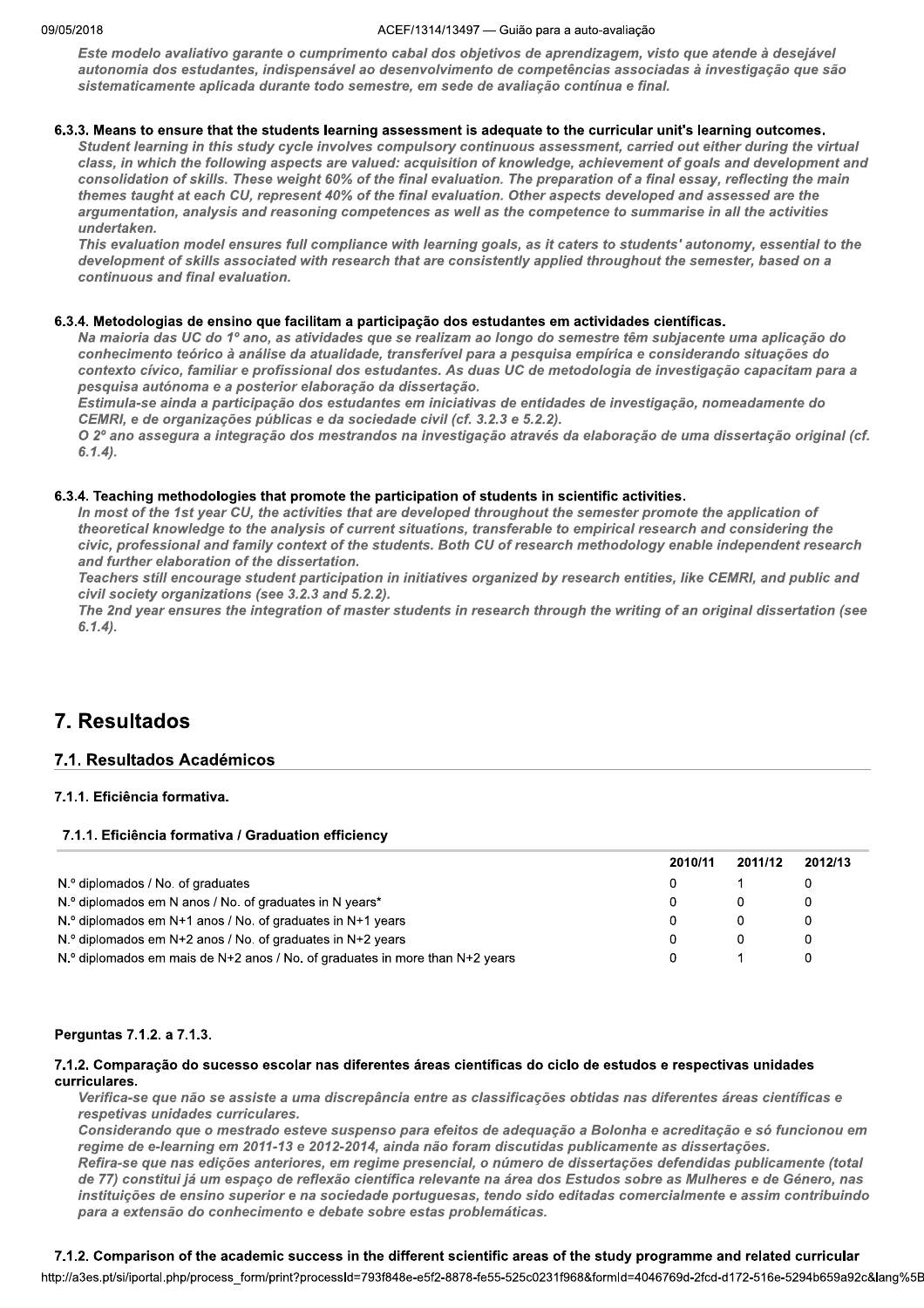*Este modelo avaliativo garante o cumprimento cabal dos objetivos de aprendizagem, visto que atende à desejável autonomia dos estudantes, indispensável ao desenvolvimento de competências associadas à investigação que são sistematicamente aplicada durante todo semestre, em sede de avaliação contínua e final.*

#### 6.3.3. Means to ensure that the students learning assessment is adequate to the curricular unit's learning outcomes.

*Student learning in this study cycle involves compulsory continuous assessment, carried out either during the virtual class, in which the following aspects are valued: acquisition of knowledge, achievement of goals and development and consolidation of skills. These weight 60% of the final evaluation. The preparation of a final essay, reflecting the main themes taught at each CU, represent 40% of the final evaluation. Other aspects developed and assessed are the argumentation, analysis and reasoning competences as well as the competence to summarise in all the activities undertaken.*

*This evaluation model ensures full compliance with learning goals, as it caters to students' autonomy, essential to the development of skills associated with research that are consistently applied throughout the semester, based on a continuous and final evaluation.*

#### 6.3.4. Metodologias de ensino que facilitam a participação dos estudantes em actividades científicas.

*Na maioria das UC do 1º ano, as atividades que se realizam ao longo do semestre têm subjacente uma aplicação do conhecimento teórico à análise da atualidade, transferível para a pesquisa empírica e considerando situações do contexto cívico, familiar e profissional dos estudantes. As duas UC de metodologia de investigação capacitam para a pesquisa autónoma e a posterior elaboração da dissertação.*

*Estimula-se ainda a participação dos estudantes em iniciativas de entidades de investigação, nomeadamente do CEMRI, e de organizações públicas e da sociedade civil (cf. 3.2.3 e 5.2.2).*

*O 2º ano assegura a integração dos mestrandos na investigação através da elaboração de uma dissertação original (cf. 6.1.4).*

#### 6.3.4. Teaching methodologies that promote the participation of students in scientific activities.

*In most of the 1st year CU, the activities that are developed throughout the semester promote the application of theoretical knowledge to the analysis of current situations, transferable to empirical research and considering the civic, professional and family context of the students. Both CU of research methodology enable independent research and further elaboration of the dissertation.*

*Teachers still encourage student participation in initiatives organized by research entities, like CEMRI, and public and civil society organizations (see 3.2.3 and 5.2.2).*

*The 2nd year ensures the integration of master students in research through the writing of an original dissertation (see 6.1.4).*

# 7. Resultados

## 7.1. Resultados Académicos

#### 7.1.1. Eficiência formativa.

#### 7.1.1. Eficiência formativa / Graduation efficiency

| | 2010/11 | 2011/12 | 2012/13 |
|---|---|---|---|
| N.º diplomados / No. of graduates | 0 | 1 | 0 |
| N.º diplomados em N anos / No. of graduates in N years* | 0 | 0 | 0 |
| N.º diplomados em N+1 anos / No. of graduates in N+1 years | 0 | 0 | 0 |
| N.º diplomados em N+2 anos / No. of graduates in N+2 years | 0 | 0 | 0 |
| N.º diplomados em mais de N+2 anos / No. of graduates in more than N+2 years | 0 | 1 | 0 |

#### Perguntas 7.1.2. a 7.1.3.

#### 7.1.2. Comparação do sucesso escolar nas diferentes áreas científicas do ciclo de estudos e respectivas unidades curriculares.

*Verifica-se que não se assiste a uma discrepância entre as classificações obtidas nas diferentes áreas científicas e respetivas unidades curriculares.*

*Considerando que o mestrado esteve suspenso para efeitos de adequação a Bolonha e acreditação e só funcionou em regime de e-learning em 2011-13 e 2012-2014, ainda não foram discutidas publicamente as dissertações.*

*Refira-se que nas edições anteriores, em regime presencial, o número de dissertações defendidas publicamente (total de 77) constitui já um espaço de reflexão científica relevante na área dos Estudos sobre as Mulheres e de Género, nas instituições de ensino superior e na sociedade portuguesas, tendo sido editadas comercialmente e assim contribuindo para a extensão do conhecimento e debate sobre estas problemáticas.*

#### 7.1.2. Comparison of the academic success in the different scientific areas of the study programme and related curricular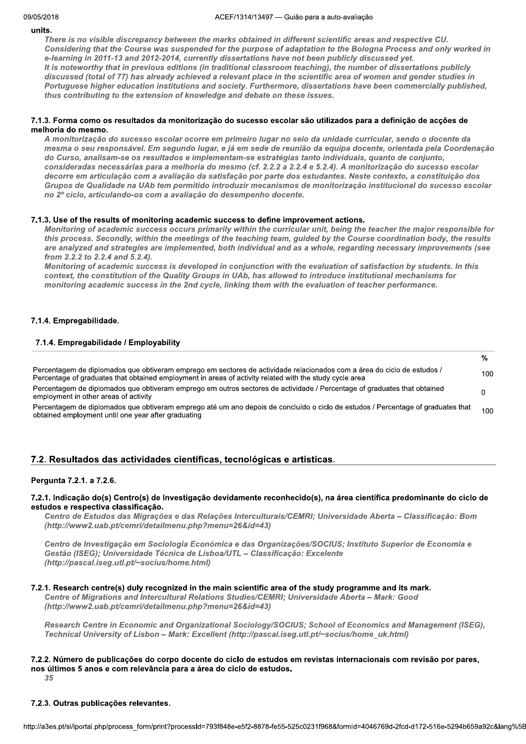units.

*There is no visible discrepancy between the marks obtained in different scientific areas and respective CU. Considering that the Course was suspended for the purpose of adaptation to the Bologna Process and only worked in e-learning in 2011-13 and 2012-2014, currently dissertations have not been publicly discussed yet.*
*It is noteworthy that in previous editions (in traditional classroom teaching), the number of dissertations publicly discussed (total of 77) has already achieved a relevant place in the scientific area of women and gender studies in Portuguese higher education institutions and society. Furthermore, dissertations have been commercially published, thus contributing to the extension of knowledge and debate on these issues.*

#### 7.1.3. Forma como os resultados da monitorização do sucesso escolar são utilizados para a definição de acções de melhoria do mesmo.

*A monitorização do sucesso escolar ocorre em primeiro lugar no seio da unidade curricular, sendo o docente da mesma o seu responsável. Em segundo lugar, e já em sede de reunião da equipa docente, orientada pela Coordenação do Curso, analisam-se os resultados e implementam-se estratégias tanto individuais, quanto de conjunto, consideradas necessárias para a melhoria do mesmo (cf. 2.2.2 a 2.2.4 e 5.2.4). A monitorização do sucesso escolar decorre em articulação com a avaliação da satisfação por parte dos estudantes. Neste contexto, a constituição dos Grupos de Qualidade na UAb tem permitido introduzir mecanismos de monitorização institucional do sucesso escolar no 2º ciclo, articulando-os com a avaliação do desempenho docente.*

#### 7.1.3. Use of the results of monitoring academic success to define improvement actions.

*Monitoring of academic success occurs primarily within the curricular unit, being the teacher the major responsible for this process. Secondly, within the meetings of the teaching team, guided by the Course coordination body, the results are analyzed and strategies are implemented, both individual and as a whole, regarding necessary improvements (see from 2.2.2 to 2.2.4 and 5.2.4).*
*Monitoring of academic success is developed in conjunction with the evaluation of satisfaction by students. In this context, the constitution of the Quality Groups in UAb, has allowed to introduce institutional mechanisms for monitoring academic success in the 2nd cycle, linking them with the evaluation of teacher performance.*

#### 7.1.4. Empregabilidade.

#### 7.1.4. Empregabilidade / Employability

| | % |
|---|---|
| Percentagem de diplomados que obtiveram emprego em sectores de actividade relacionados com a área do ciclo de estudos / Percentage of graduates that obtained employment in areas of activity related with the study cycle area | 100 |
| Percentagem de diplomados que obtiveram emprego em outros sectores de actividade / Percentage of graduates that obtained employment in other areas of activity | 0 |
| Percentagem de diplomados que obtiveram emprego até um ano depois de concluído o ciclo de estudos / Percentage of graduates that obtained employment until one year after graduating | 100 |

## 7.2. Resultados das actividades científicas, tecnológicas e artísticas.

**Pergunta 7.2.1. a 7.2.6.**

#### 7.2.1. Indicação do(s) Centro(s) de Investigação devidamente reconhecido(s), na área científica predominante do ciclo de estudos e respectiva classificação.

*Centro de Estudos das Migrações e das Relações Interculturais/CEMRI; Universidade Aberta – Classificação: Bom (http://www2.uab.pt/cemri/detailmenu.php?menu=26&id=43)*

*Centro de Investigação em Sociologia Económica e das Organizações/SOCIUS; Instituto Superior de Economia e Gestão (ISEG); Universidade Técnica de Lisboa/UTL – Classificação: Excelente (http://pascal.iseg.utl.pt/~socius/home.html)*

#### 7.2.1. Research centre(s) duly recognized in the main scientific area of the study programme and its mark.

*Centre of Migrations and Intercultural Relations Studies/CEMRI; Universidade Aberta – Mark: Good (http://www2.uab.pt/cemri/detailmenu.php?menu=26&id=43)*

*Research Centre in Economic and Organizational Sociology/SOCIUS; School of Economics and Management (ISEG), Technical University of Lisbon – Mark: Excellent (http://pascal.iseg.utl.pt/~socius/home_uk.html)*

#### 7.2.2. Número de publicações do corpo docente do ciclo de estudos em revistas internacionais com revisão por pares, nos últimos 5 anos e com relevância para a área do ciclo de estudos.

*35*

#### 7.2.3. Outras publicações relevantes.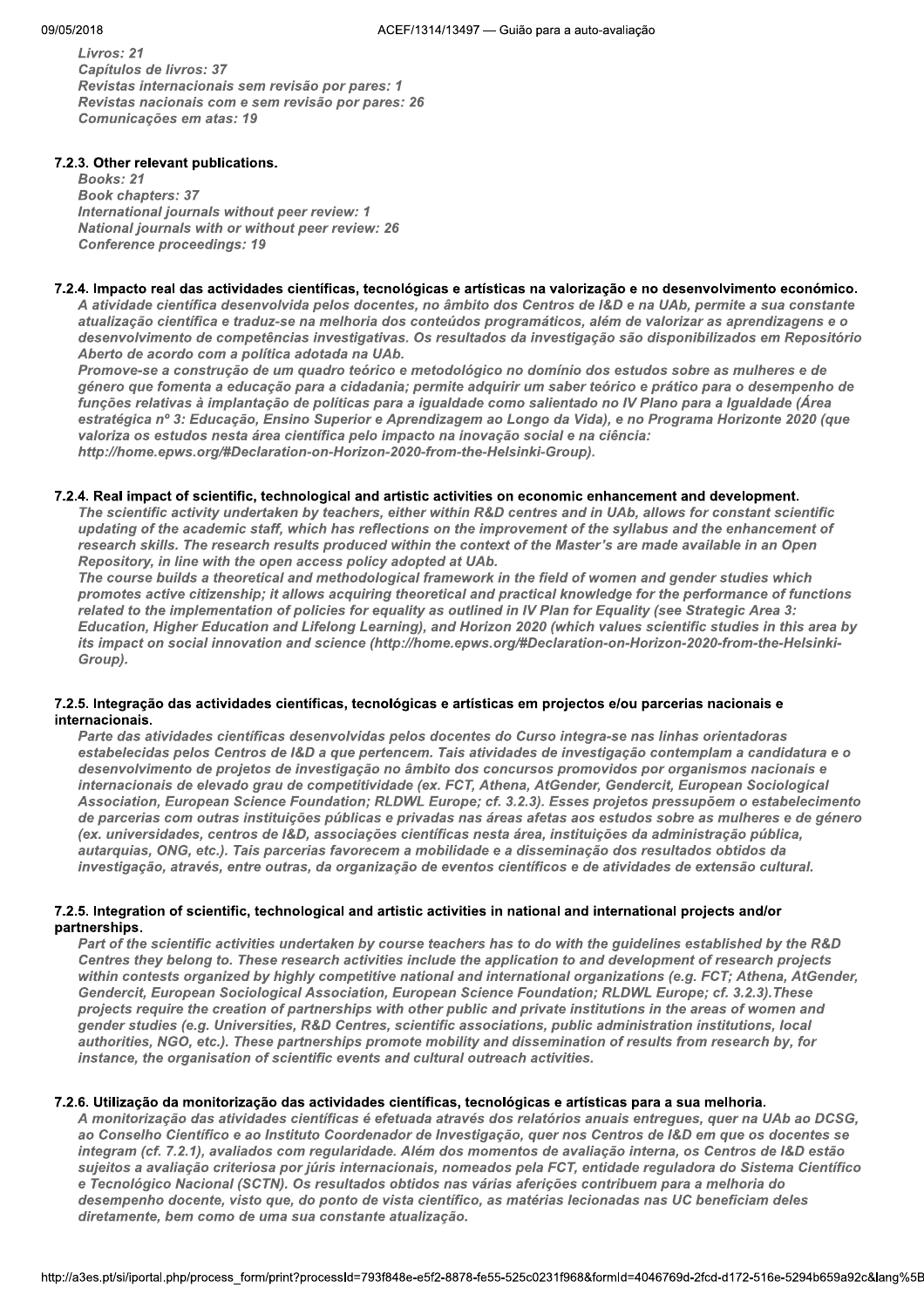*Livros: 21*
*Capítulos de livros: 37*
*Revistas internacionais sem revisão por pares: 1*
*Revistas nacionais com e sem revisão por pares: 26*
*Comunicações em atas: 19*

#### 7.2.3. Other relevant publications.

*Books: 21*
*Book chapters: 37*
*International journals without peer review: 1*
*National journals with or without peer review: 26*
*Conference proceedings: 19*

#### 7.2.4. Impacto real das actividades científicas, tecnológicas e artísticas na valorização e no desenvolvimento económico.

*A atividade científica desenvolvida pelos docentes, no âmbito dos Centros de I&D e na UAb, permite a sua constante atualização científica e traduz-se na melhoria dos conteúdos programáticos, além de valorizar as aprendizagens e o desenvolvimento de competências investigativas. Os resultados da investigação são disponibilizados em Repositório Aberto de acordo com a política adotada na UAb.*

*Promove-se a construção de um quadro teórico e metodológico no domínio dos estudos sobre as mulheres e de género que fomenta a educação para a cidadania; permite adquirir um saber teórico e prático para o desempenho de funções relativas à implantação de políticas para a igualdade como salientado no IV Plano para a Igualdade (Área estratégica nº 3: Educação, Ensino Superior e Aprendizagem ao Longo da Vida), e no Programa Horizonte 2020 (que valoriza os estudos nesta área científica pelo impacto na inovação social e na ciência: http://home.epws.org/#Declaration-on-Horizon-2020-from-the-Helsinki-Group).*

#### 7.2.4. Real impact of scientific, technological and artistic activities on economic enhancement and development.

*The scientific activity undertaken by teachers, either within R&D centres and in UAb, allows for constant scientific updating of the academic staff, which has reflections on the improvement of the syllabus and the enhancement of research skills. The research results produced within the context of the Master's are made available in an Open Repository, in line with the open access policy adopted at UAb.*

*The course builds a theoretical and methodological framework in the field of women and gender studies which promotes active citizenship; it allows acquiring theoretical and practical knowledge for the performance of functions related to the implementation of policies for equality as outlined in IV Plan for Equality (see Strategic Area 3: Education, Higher Education and Lifelong Learning), and Horizon 2020 (which values scientific studies in this area by its impact on social innovation and science (http://home.epws.org/#Declaration-on-Horizon-2020-from-the-Helsinki-Group).*

#### 7.2.5. Integração das actividades científicas, tecnológicas e artísticas em projectos e/ou parcerias nacionais e internacionais.

*Parte das atividades científicas desenvolvidas pelos docentes do Curso integra-se nas linhas orientadoras estabelecidas pelos Centros de I&D a que pertencem. Tais atividades de investigação contemplam a candidatura e o desenvolvimento de projetos de investigação no âmbito dos concursos promovidos por organismos nacionais e internacionais de elevado grau de competitividade (ex. FCT, Athena, AtGender, Gendercit, European Sociological Association, European Science Foundation; RLDWL Europe; cf. 3.2.3). Esses projetos pressupõem o estabelecimento de parcerias com outras instituições públicas e privadas nas áreas afetas aos estudos sobre as mulheres e de género (ex. universidades, centros de I&D, associações científicas nesta área, instituições da administração pública, autarquias, ONG, etc.). Tais parcerias favorecem a mobilidade e a disseminação dos resultados obtidos da investigação, através, entre outras, da organização de eventos científicos e de atividades de extensão cultural.*

#### 7.2.5. Integration of scientific, technological and artistic activities in national and international projects and/or partnerships.

*Part of the scientific activities undertaken by course teachers has to do with the guidelines established by the R&D Centres they belong to. These research activities include the application to and development of research projects within contests organized by highly competitive national and international organizations (e.g. FCT; Athena, AtGender, Gendercit, European Sociological Association, European Science Foundation; RLDWL Europe; cf. 3.2.3).These projects require the creation of partnerships with other public and private institutions in the areas of women and gender studies (e.g. Universities, R&D Centres, scientific associations, public administration institutions, local authorities, NGO, etc.). These partnerships promote mobility and dissemination of results from research by, for instance, the organisation of scientific events and cultural outreach activities.*

#### 7.2.6. Utilização da monitorização das actividades científicas, tecnológicas e artísticas para a sua melhoria.

*A monitorização das atividades científicas é efetuada através dos relatórios anuais entregues, quer na UAb ao DCSG, ao Conselho Científico e ao Instituto Coordenador de Investigação, quer nos Centros de I&D em que os docentes se integram (cf. 7.2.1), avaliados com regularidade. Além dos momentos de avaliação interna, os Centros de I&D estão sujeitos a avaliação criteriosa por júris internacionais, nomeados pela FCT, entidade reguladora do Sistema Científico e Tecnológico Nacional (SCTN). Os resultados obtidos nas várias aferições contribuem para a melhoria do desempenho docente, visto que, do ponto de vista científico, as matérias lecionadas nas UC beneficiam deles diretamente, bem como de uma sua constante atualização.*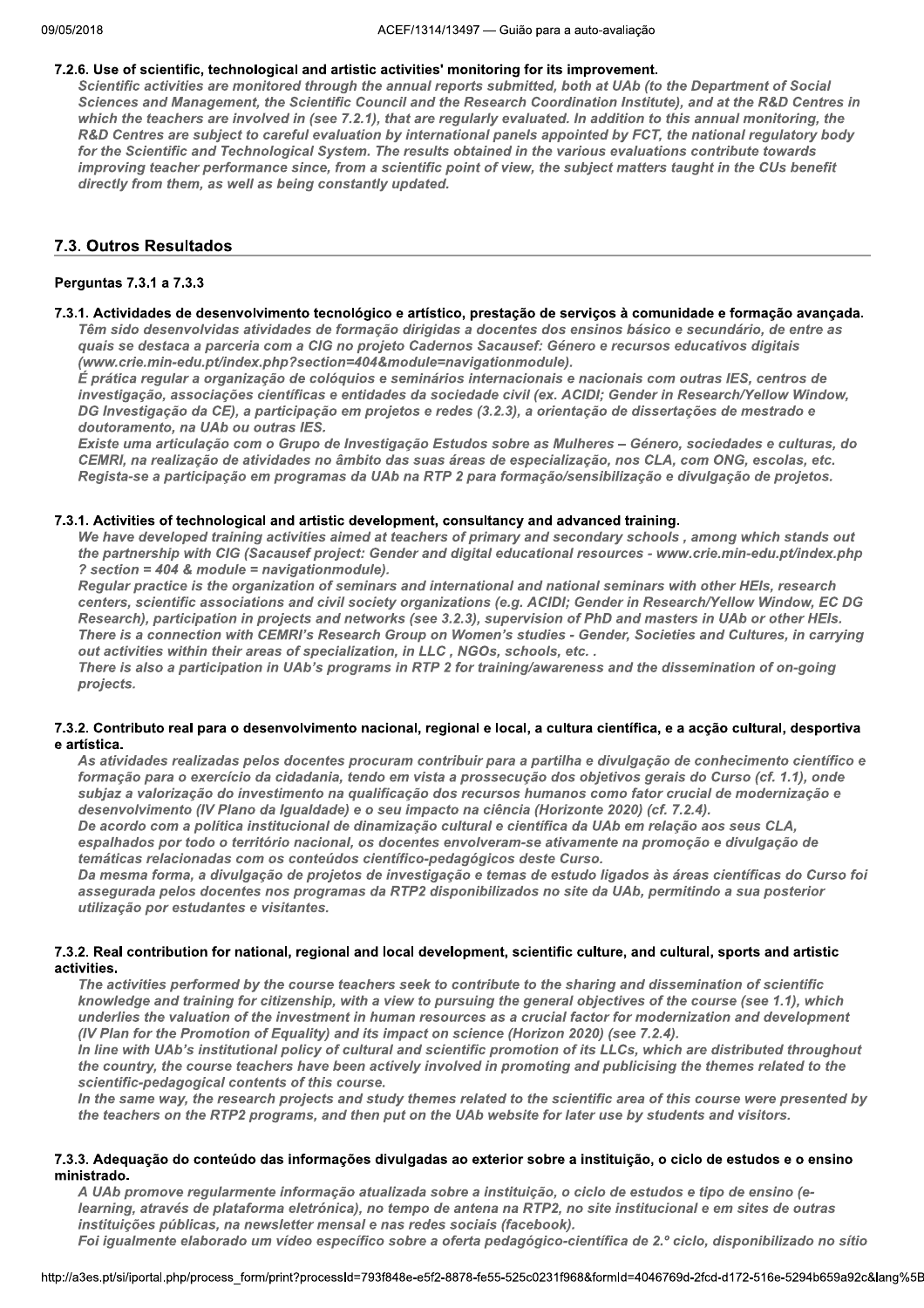#### 7.2.6. Use of scientific, technological and artistic activities' monitoring for its improvement.

*Scientific activities are monitored through the annual reports submitted, both at UAb (to the Department of Social Sciences and Management, the Scientific Council and the Research Coordination Institute), and at the R&D Centres in which the teachers are involved in (see 7.2.1), that are regularly evaluated. In addition to this annual monitoring, the R&D Centres are subject to careful evaluation by international panels appointed by FCT, the national regulatory body for the Scientific and Technological System. The results obtained in the various evaluations contribute towards improving teacher performance since, from a scientific point of view, the subject matters taught in the CUs benefit directly from them, as well as being constantly updated.*

## 7.3. Outros Resultados

### Perguntas 7.3.1 a 7.3.3

#### 7.3.1. Actividades de desenvolvimento tecnológico e artístico, prestação de serviços à comunidade e formação avançada.

*Têm sido desenvolvidas atividades de formação dirigidas a docentes dos ensinos básico e secundário, de entre as quais se destaca a parceria com a CIG no projeto Cadernos Sacausef: Género e recursos educativos digitais (www.crie.min-edu.pt/index.php?section=404&module=navigationmodule).*

*É prática regular a organização de colóquios e seminários internacionais e nacionais com outras IES, centros de investigação, associações científicas e entidades da sociedade civil (ex. ACIDI; Gender in Research/Yellow Window, DG Investigação da CE), a participação em projetos e redes (3.2.3), a orientação de dissertações de mestrado e doutoramento, na UAb ou outras IES.*

*Existe uma articulação com o Grupo de Investigação Estudos sobre as Mulheres – Género, sociedades e culturas, do CEMRI, na realização de atividades no âmbito das suas áreas de especialização, nos CLA, com ONG, escolas, etc. Regista-se a participação em programas da UAb na RTP 2 para formação/sensibilização e divulgação de projetos.*

#### 7.3.1. Activities of technological and artistic development, consultancy and advanced training.

*We have developed training activities aimed at teachers of primary and secondary schools , among which stands out the partnership with CIG (Sacausef project: Gender and digital educational resources - www.crie.min-edu.pt/index.php ? section = 404 & module = navigationmodule).*

*Regular practice is the organization of seminars and international and national seminars with other HEIs, research centers, scientific associations and civil society organizations (e.g. ACIDI; Gender in Research/Yellow Window, EC DG Research), participation in projects and networks (see 3.2.3), supervision of PhD and masters in UAb or other HEIs. There is a connection with CEMRI's Research Group on Women's studies - Gender, Societies and Cultures, in carrying out activities within their areas of specialization, in LLC , NGOs, schools, etc. .*

*There is also a participation in UAb's programs in RTP 2 for training/awareness and the dissemination of on-going projects.*

#### 7.3.2. Contributo real para o desenvolvimento nacional, regional e local, a cultura científica, e a acção cultural, desportiva e artística.

*As atividades realizadas pelos docentes procuram contribuir para a partilha e divulgação de conhecimento científico e formação para o exercício da cidadania, tendo em vista a prossecução dos objetivos gerais do Curso (cf. 1.1), onde subjaz a valorização do investimento na qualificação dos recursos humanos como fator crucial de modernização e desenvolvimento (IV Plano da Igualdade) e o seu impacto na ciência (Horizonte 2020) (cf. 7.2.4).*

*De acordo com a política institucional de dinamização cultural e científica da UAb em relação aos seus CLA, espalhados por todo o território nacional, os docentes envolveram-se ativamente na promoção e divulgação de temáticas relacionadas com os conteúdos científico-pedagógicos deste Curso.*

*Da mesma forma, a divulgação de projetos de investigação e temas de estudo ligados às áreas científicas do Curso foi assegurada pelos docentes nos programas da RTP2 disponibilizados no site da UAb, permitindo a sua posterior utilização por estudantes e visitantes.*

#### 7.3.2. Real contribution for national, regional and local development, scientific culture, and cultural, sports and artistic activities.

*The activities performed by the course teachers seek to contribute to the sharing and dissemination of scientific knowledge and training for citizenship, with a view to pursuing the general objectives of the course (see 1.1), which underlies the valuation of the investment in human resources as a crucial factor for modernization and development (IV Plan for the Promotion of Equality) and its impact on science (Horizon 2020) (see 7.2.4).*

*In line with UAb's institutional policy of cultural and scientific promotion of its LLCs, which are distributed throughout the country, the course teachers have been actively involved in promoting and publicising the themes related to the scientific-pedagogical contents of this course.*

*In the same way, the research projects and study themes related to the scientific area of this course were presented by the teachers on the RTP2 programs, and then put on the UAb website for later use by students and visitors.*

#### 7.3.3. Adequação do conteúdo das informações divulgadas ao exterior sobre a instituição, o ciclo de estudos e o ensino ministrado.

*A UAb promove regularmente informação atualizada sobre a instituição, o ciclo de estudos e tipo de ensino (e-learning, através de plataforma eletrónica), no tempo de antena na RTP2, no site institucional e em sites de outras instituições públicas, na newsletter mensal e nas redes sociais (facebook).*

*Foi igualmente elaborado um vídeo específico sobre a oferta pedagógico-científica de 2.º ciclo, disponibilizado no sítio*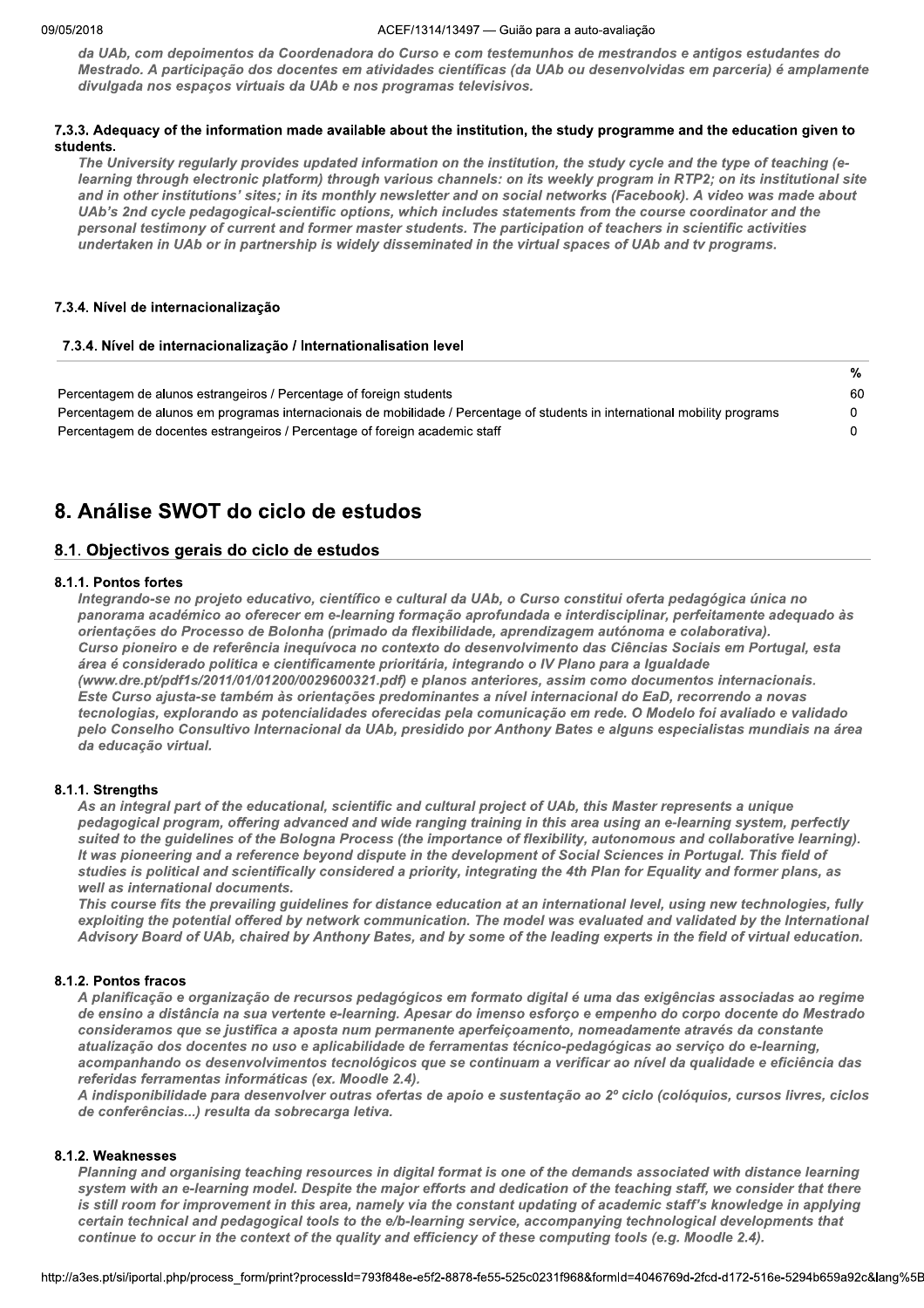*da UAb, com depoimentos da Coordenadora do Curso e com testemunhos de mestrandos e antigos estudantes do Mestrado. A participação dos docentes em atividades científicas (da UAb ou desenvolvidas em parceria) é amplamente divulgada nos espaços virtuais da UAb e nos programas televisivos.*

#### 7.3.3. Adequacy of the information made available about the institution, the study programme and the education given to students.

*The University regularly provides updated information on the institution, the study cycle and the type of teaching (e-learning through electronic platform) through various channels: on its weekly program in RTP2; on its institutional site and in other institutions' sites; in its monthly newsletter and on social networks (Facebook). A video was made about UAb's 2nd cycle pedagogical-scientific options, which includes statements from the course coordinator and the personal testimony of current and former master students. The participation of teachers in scientific activities undertaken in UAb or in partnership is widely disseminated in the virtual spaces of UAb and tv programs.*

#### 7.3.4. Nível de internacionalização

#### 7.3.4. Nível de internacionalização / Internationalisation level

| | % |
|---|---|
| Percentagem de alunos estrangeiros / Percentage of foreign students | 60 |
| Percentagem de alunos em programas internacionais de mobilidade / Percentage of students in international mobility programs | 0 |
| Percentagem de docentes estrangeiros / Percentage of foreign academic staff | 0 |

# 8. Análise SWOT do ciclo de estudos

## 8.1. Objectivos gerais do ciclo de estudos

#### 8.1.1. Pontos fortes

*Integrando-se no projeto educativo, científico e cultural da UAb, o Curso constitui oferta pedagógica única no panorama académico ao oferecer em e-learning formação aprofundada e interdisciplinar, perfeitamente adequado às orientações do Processo de Bolonha (primado da flexibilidade, aprendizagem autónoma e colaborativa).*
*Curso pioneiro e de referência inequívoca no contexto do desenvolvimento das Ciências Sociais em Portugal, esta área é considerado política e cientificamente prioritária, integrando o IV Plano para a Igualdade (www.dre.pt/pdf1s/2011/01/01200/0029600321.pdf) e planos anteriores, assim como documentos internacionais.*
*Este Curso ajusta-se também às orientações predominantes a nível internacional do EaD, recorrendo a novas tecnologias, explorando as potencialidades oferecidas pela comunicação em rede. O Modelo foi avaliado e validado pelo Conselho Consultivo Internacional da UAb, presidido por Anthony Bates e alguns especialistas mundiais na área da educação virtual.*

#### 8.1.1. Strengths

*As an integral part of the educational, scientific and cultural project of UAb, this Master represents a unique pedagogical program, offering advanced and wide ranging training in this area using an e-learning system, perfectly suited to the guidelines of the Bologna Process (the importance of flexibility, autonomous and collaborative learning). It was pioneering and a reference beyond dispute in the development of Social Sciences in Portugal. This field of studies is political and scientifically considered a priority, integrating the 4th Plan for Equality and former plans, as well as international documents.*
*This course fits the prevailing guidelines for distance education at an international level, using new technologies, fully exploiting the potential offered by network communication. The model was evaluated and validated by the International Advisory Board of UAb, chaired by Anthony Bates, and by some of the leading experts in the field of virtual education.*

#### 8.1.2. Pontos fracos

*A planificação e organização de recursos pedagógicos em formato digital é uma das exigências associadas ao regime de ensino a distância na sua vertente e-learning. Apesar do imenso esforço e empenho do corpo docente do Mestrado consideramos que se justifica a aposta num permanente aperfeiçoamento, nomeadamente através da constante atualização dos docentes no uso e aplicabilidade de ferramentas técnico-pedagógicas ao serviço do e-learning, acompanhando os desenvolvimentos tecnológicos que se continuam a verificar ao nível da qualidade e eficiência das referidas ferramentas informáticas (ex. Moodle 2.4).*
*A indisponibilidade para desenvolver outras ofertas de apoio e sustentação ao 2º ciclo (colóquios, cursos livres, ciclos de conferências...) resulta da sobrecarga letiva.*

#### 8.1.2. Weaknesses

*Planning and organising teaching resources in digital format is one of the demands associated with distance learning system with an e-learning model. Despite the major efforts and dedication of the teaching staff, we consider that there is still room for improvement in this area, namely via the constant updating of academic staff's knowledge in applying certain technical and pedagogical tools to the e/b-learning service, accompanying technological developments that continue to occur in the context of the quality and efficiency of these computing tools (e.g. Moodle 2.4).*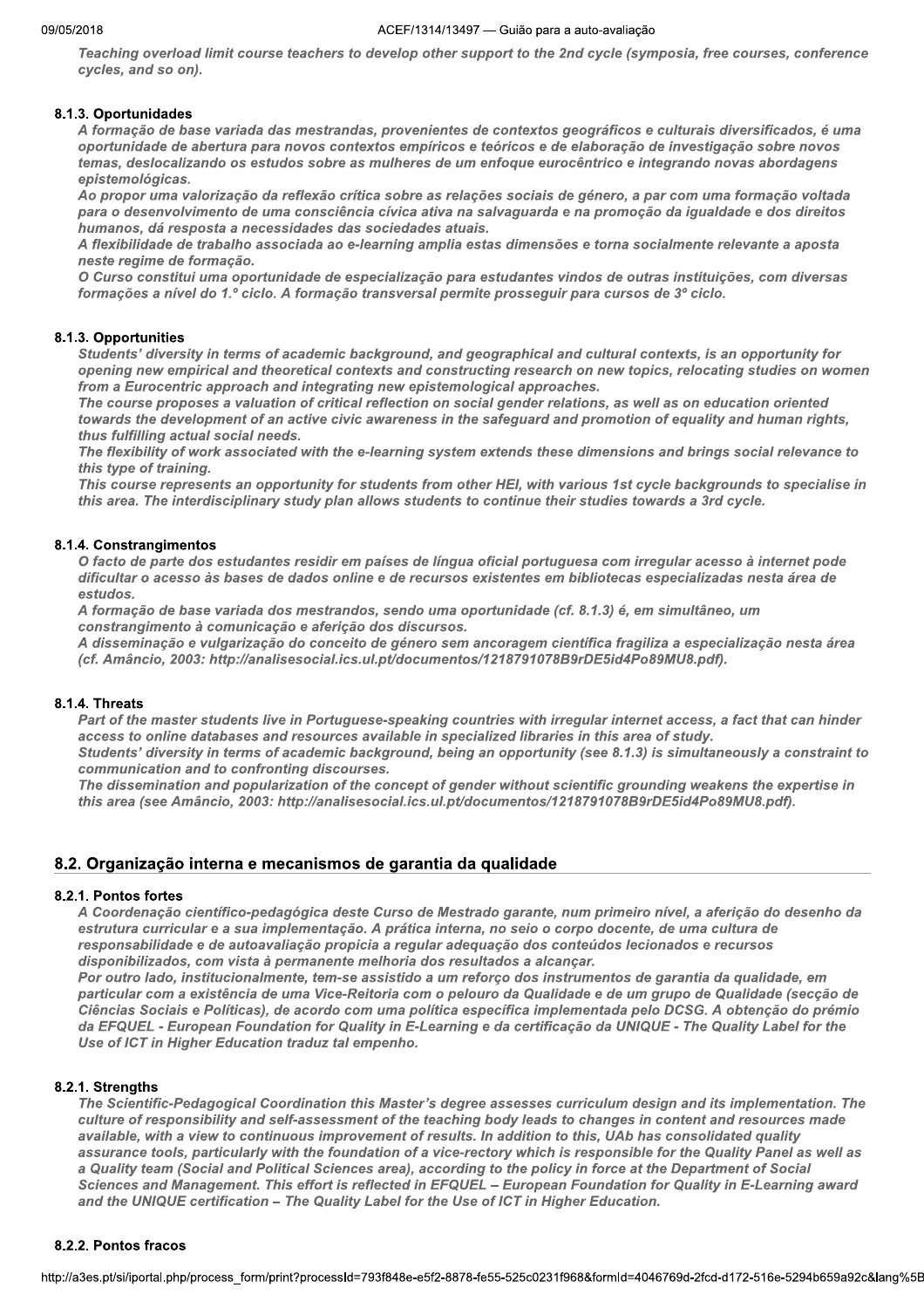*Teaching overload limit course teachers to develop other support to the 2nd cycle (symposia, free courses, conference cycles, and so on).*

#### 8.1.3. Oportunidades

*A formação de base variada das mestrandas, provenientes de contextos geográficos e culturais diversificados, é uma oportunidade de abertura para novos contextos empíricos e teóricos e de elaboração de investigação sobre novos temas, deslocalizando os estudos sobre as mulheres de um enfoque eurocêntrico e integrando novas abordagens epistemológicas.*

*Ao propor uma valorização da reflexão crítica sobre as relações sociais de género, a par com uma formação voltada para o desenvolvimento de uma consciência cívica ativa na salvaguarda e na promoção da igualdade e dos direitos humanos, dá resposta a necessidades das sociedades atuais.*

*A flexibilidade de trabalho associada ao e-learning amplia estas dimensões e torna socialmente relevante a aposta neste regime de formação.*

*O Curso constitui uma oportunidade de especialização para estudantes vindos de outras instituições, com diversas formações a nível do 1.º ciclo. A formação transversal permite prosseguir para cursos de 3º ciclo.*

#### 8.1.3. Opportunities

*Students' diversity in terms of academic background, and geographical and cultural contexts, is an opportunity for opening new empirical and theoretical contexts and constructing research on new topics, relocating studies on women from a Eurocentric approach and integrating new epistemological approaches.*

*The course proposes a valuation of critical reflection on social gender relations, as well as on education oriented towards the development of an active civic awareness in the safeguard and promotion of equality and human rights, thus fulfilling actual social needs.*

*The flexibility of work associated with the e-learning system extends these dimensions and brings social relevance to this type of training.*

*This course represents an opportunity for students from other HEI, with various 1st cycle backgrounds to specialise in this area. The interdisciplinary study plan allows students to continue their studies towards a 3rd cycle.*

#### 8.1.4. Constrangimentos

*O facto de parte dos estudantes residir em países de língua oficial portuguesa com irregular acesso à internet pode dificultar o acesso às bases de dados online e de recursos existentes em bibliotecas especializadas nesta área de estudos.*

*A formação de base variada dos mestrandos, sendo uma oportunidade (cf. 8.1.3) é, em simultâneo, um constrangimento à comunicação e aferição dos discursos.*

*A disseminação e vulgarização do conceito de género sem ancoragem científica fragiliza a especialização nesta área (cf. Amâncio, 2003: http://analisesocial.ics.ul.pt/documentos/1218791078B9rDE5id4Po89MU8.pdf).*

#### 8.1.4. Threats

*Part of the master students live in Portuguese-speaking countries with irregular internet access, a fact that can hinder access to online databases and resources available in specialized libraries in this area of study.*

*Students' diversity in terms of academic background, being an opportunity (see 8.1.3) is simultaneously a constraint to communication and to confronting discourses.*

*The dissemination and popularization of the concept of gender without scientific grounding weakens the expertise in this area (see Amâncio, 2003: http://analisesocial.ics.ul.pt/documentos/1218791078B9rDE5id4Po89MU8.pdf).*

## 8.2. Organização interna e mecanismos de garantia da qualidade

#### 8.2.1. Pontos fortes

*A Coordenação científico-pedagógica deste Curso de Mestrado garante, num primeiro nível, a aferição do desenho da estrutura curricular e a sua implementação. A prática interna, no seio o corpo docente, de uma cultura de responsabilidade e de autoavaliação propicia a regular adequação dos conteúdos lecionados e recursos disponibilizados, com vista à permanente melhoria dos resultados a alcançar.*

*Por outro lado, institucionalmente, tem-se assistido a um reforço dos instrumentos de garantia da qualidade, em particular com a existência de uma Vice-Reitoria com o pelouro da Qualidade e de um grupo de Qualidade (secção de Ciências Sociais e Políticas), de acordo com uma política específica implementada pelo DCSG. A obtenção do prémio da EFQUEL - European Foundation for Quality in E-Learning e da certificação da UNIQUE - The Quality Label for the Use of ICT in Higher Education traduz tal empenho.*

#### 8.2.1. Strengths

*The Scientific-Pedagogical Coordination this Master's degree assesses curriculum design and its implementation. The culture of responsibility and self-assessment of the teaching body leads to changes in content and resources made available, with a view to continuous improvement of results. In addition to this, UAb has consolidated quality assurance tools, particularly with the foundation of a vice-rectory which is responsible for the Quality Panel as well as a Quality team (Social and Political Sciences area), according to the policy in force at the Department of Social Sciences and Management. This effort is reflected in EFQUEL – European Foundation for Quality in E-Learning award and the UNIQUE certification – The Quality Label for the Use of ICT in Higher Education.*

#### 8.2.2. Pontos fracos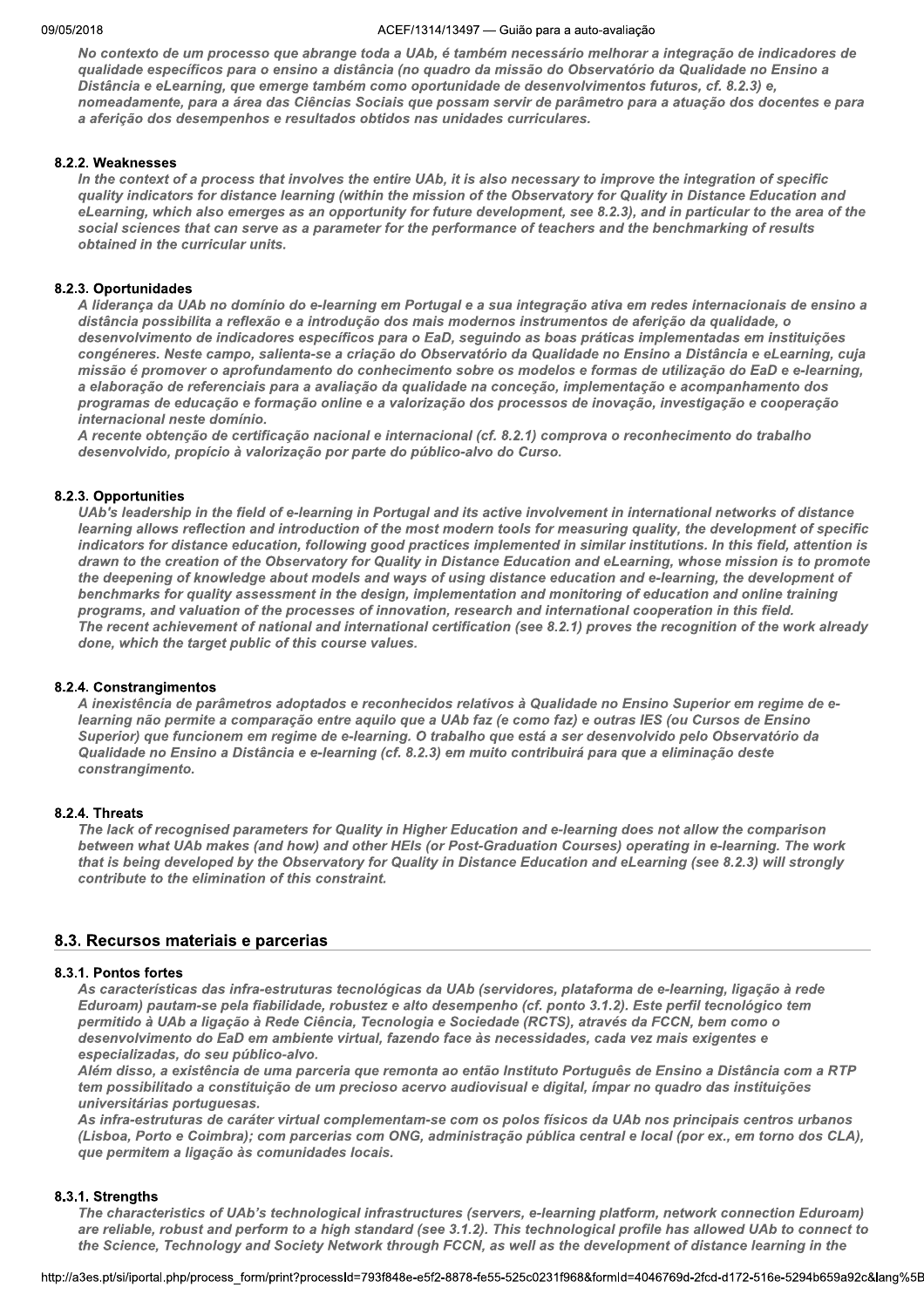*No contexto de um processo que abrange toda a UAb, é também necessário melhorar a integração de indicadores de qualidade específicos para o ensino a distância (no quadro da missão do Observatório da Qualidade no Ensino a Distância e eLearning, que emerge também como oportunidade de desenvolvimentos futuros, cf. 8.2.3) e, nomeadamente, para a área das Ciências Sociais que possam servir de parâmetro para a atuação dos docentes e para a aferição dos desempenhos e resultados obtidos nas unidades curriculares.*

#### 8.2.2. Weaknesses

*In the context of a process that involves the entire UAb, it is also necessary to improve the integration of specific quality indicators for distance learning (within the mission of the Observatory for Quality in Distance Education and eLearning, which also emerges as an opportunity for future development, see 8.2.3), and in particular to the area of the social sciences that can serve as a parameter for the performance of teachers and the benchmarking of results obtained in the curricular units.*

#### 8.2.3. Oportunidades

*A liderança da UAb no domínio do e-learning em Portugal e a sua integração ativa em redes internacionais de ensino a distância possibilita a reflexão e a introdução dos mais modernos instrumentos de aferição da qualidade, o desenvolvimento de indicadores específicos para o EaD, seguindo as boas práticas implementadas em instituições congéneres. Neste campo, salienta-se a criação do Observatório da Qualidade no Ensino a Distância e eLearning, cuja missão é promover o aprofundamento do conhecimento sobre os modelos e formas de utilização do EaD e e-learning, a elaboração de referenciais para a avaliação da qualidade na conceção, implementação e acompanhamento dos programas de educação e formação online e a valorização dos processos de inovação, investigação e cooperação internacional neste domínio.*
*A recente obtenção de certificação nacional e internacional (cf. 8.2.1) comprova o reconhecimento do trabalho desenvolvido, propício à valorização por parte do público-alvo do Curso.*

#### 8.2.3. Opportunities

*UAb's leadership in the field of e-learning in Portugal and its active involvement in international networks of distance learning allows reflection and introduction of the most modern tools for measuring quality, the development of specific indicators for distance education, following good practices implemented in similar institutions. In this field, attention is drawn to the creation of the Observatory for Quality in Distance Education and eLearning, whose mission is to promote the deepening of knowledge about models and ways of using distance education and e-learning, the development of benchmarks for quality assessment in the design, implementation and monitoring of education and online training programs, and valuation of the processes of innovation, research and international cooperation in this field.*
*The recent achievement of national and international certification (see 8.2.1) proves the recognition of the work already done, which the target public of this course values.*

#### 8.2.4. Constrangimentos

*A inexistência de parâmetros adoptados e reconhecidos relativos à Qualidade no Ensino Superior em regime de e-learning não permite a comparação entre aquilo que a UAb faz (e como faz) e outras IES (ou Cursos de Ensino Superior) que funcionem em regime de e-learning. O trabalho que está a ser desenvolvido pelo Observatório da Qualidade no Ensino a Distância e e-learning (cf. 8.2.3) em muito contribuirá para que a eliminação deste constrangimento.*

#### 8.2.4. Threats

*The lack of recognised parameters for Quality in Higher Education and e-learning does not allow the comparison between what UAb makes (and how) and other HEIs (or Post-Graduation Courses) operating in e-learning. The work that is being developed by the Observatory for Quality in Distance Education and eLearning (see 8.2.3) will strongly contribute to the elimination of this constraint.*

### 8.3. Recursos materiais e parcerias

#### 8.3.1. Pontos fortes

*As características das infra-estruturas tecnológicas da UAb (servidores, plataforma de e-learning, ligação à rede Eduroam) pautam-se pela fiabilidade, robustez e alto desempenho (cf. ponto 3.1.2). Este perfil tecnológico tem permitido à UAb a ligação à Rede Ciência, Tecnologia e Sociedade (RCTS), através da FCCN, bem como o desenvolvimento do EaD em ambiente virtual, fazendo face às necessidades, cada vez mais exigentes e especializadas, do seu público-alvo.*
*Além disso, a existência de uma parceria que remonta ao então Instituto Português de Ensino a Distância com a RTP tem possibilitado a constituição de um precioso acervo audiovisual e digital, ímpar no quadro das instituições universitárias portuguesas.*
*As infra-estruturas de caráter virtual complementam-se com os polos físicos da UAb nos principais centros urbanos (Lisboa, Porto e Coimbra); com parcerias com ONG, administração pública central e local (por ex., em torno dos CLA), que permitem a ligação às comunidades locais.*

#### 8.3.1. Strengths

*The characteristics of UAb's technological infrastructures (servers, e-learning platform, network connection Eduroam) are reliable, robust and perform to a high standard (see 3.1.2). This technological profile has allowed UAb to connect to the Science, Technology and Society Network through FCCN, as well as the development of distance learning in the*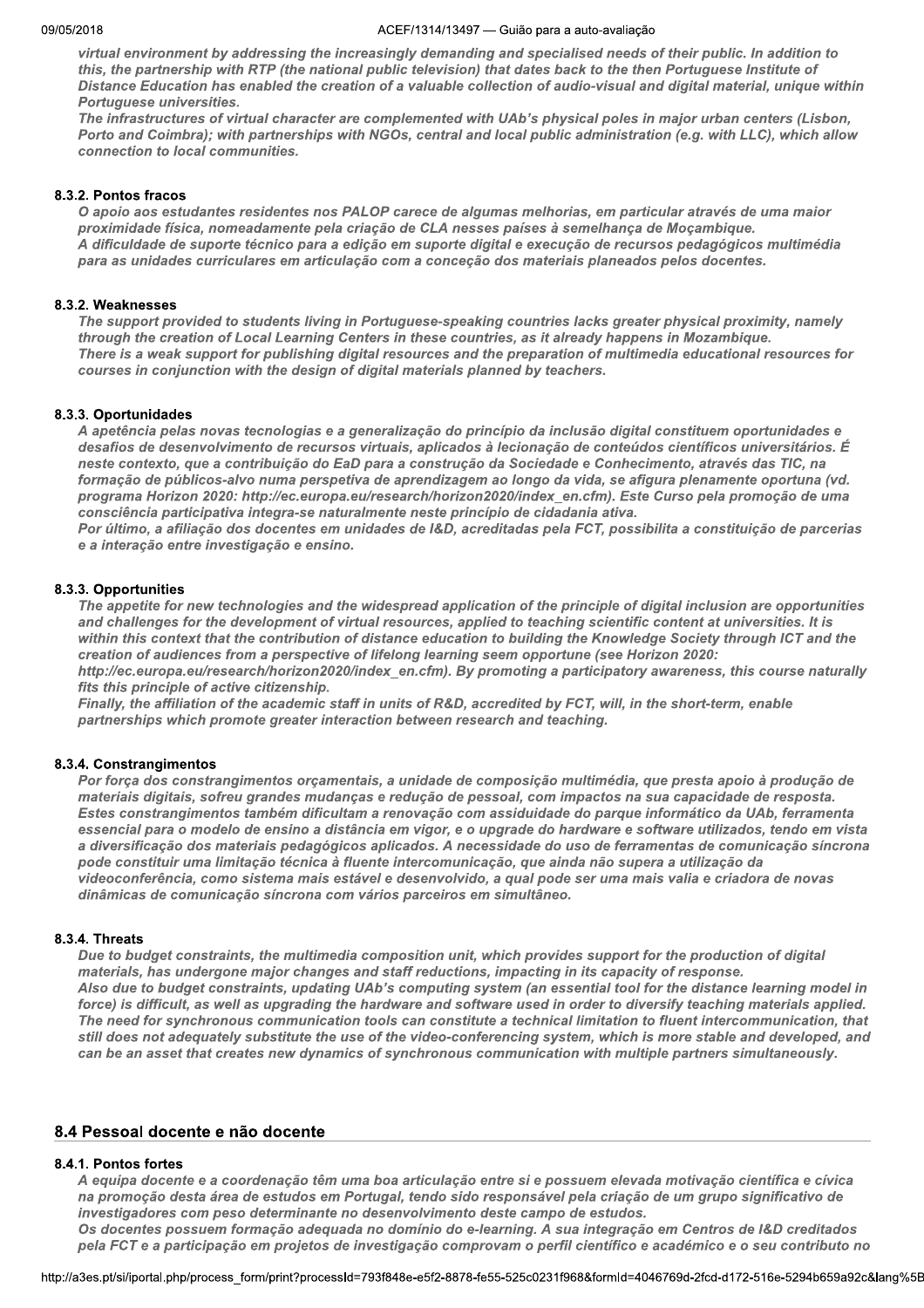*virtual environment by addressing the increasingly demanding and specialised needs of their public. In addition to this, the partnership with RTP (the national public television) that dates back to the then Portuguese Institute of Distance Education has enabled the creation of a valuable collection of audio-visual and digital material, unique within Portuguese universities.*
*The infrastructures of virtual character are complemented with UAb's physical poles in major urban centers (Lisbon, Porto and Coimbra); with partnerships with NGOs, central and local public administration (e.g. with LLC), which allow connection to local communities.*

#### 8.3.2. Pontos fracos

*O apoio aos estudantes residentes nos PALOP carece de algumas melhorias, em particular através de uma maior proximidade física, nomeadamente pela criação de CLA nesses países à semelhança de Moçambique.*
*A dificuldade de suporte técnico para a edição em suporte digital e execução de recursos pedagógicos multimédia para as unidades curriculares em articulação com a conceção dos materiais planeados pelos docentes.*

#### 8.3.2. Weaknesses

*The support provided to students living in Portuguese-speaking countries lacks greater physical proximity, namely through the creation of Local Learning Centers in these countries, as it already happens in Mozambique.*
*There is a weak support for publishing digital resources and the preparation of multimedia educational resources for courses in conjunction with the design of digital materials planned by teachers.*

#### 8.3.3. Oportunidades

*A apetência pelas novas tecnologias e a generalização do princípio da inclusão digital constituem oportunidades e desafios de desenvolvimento de recursos virtuais, aplicados à lecionação de conteúdos científicos universitários. É neste contexto, que a contribuição do EaD para a construção da Sociedade e Conhecimento, através das TIC, na formação de públicos-alvo numa perspetiva de aprendizagem ao longo da vida, se afigura plenamente oportuna (vd. programa Horizon 2020: http://ec.europa.eu/research/horizon2020/index_en.cfm). Este Curso pela promoção de uma consciência participativa integra-se naturalmente neste princípio de cidadania ativa.*
*Por último, a afiliação dos docentes em unidades de I&D, acreditadas pela FCT, possibilita a constituição de parcerias e a interação entre investigação e ensino.*

#### 8.3.3. Opportunities

*The appetite for new technologies and the widespread application of the principle of digital inclusion are opportunities and challenges for the development of virtual resources, applied to teaching scientific content at universities. It is within this context that the contribution of distance education to building the Knowledge Society through ICT and the creation of audiences from a perspective of lifelong learning seem opportune (see Horizon 2020: http://ec.europa.eu/research/horizon2020/index_en.cfm). By promoting a participatory awareness, this course naturally fits this principle of active citizenship.*
*Finally, the affiliation of the academic staff in units of R&D, accredited by FCT, will, in the short-term, enable partnerships which promote greater interaction between research and teaching.*

#### 8.3.4. Constrangimentos

*Por força dos constrangimentos orçamentais, a unidade de composição multimédia, que presta apoio à produção de materiais digitais, sofreu grandes mudanças e redução de pessoal, com impactos na sua capacidade de resposta. Estes constrangimentos também dificultam a renovação com assiduidade do parque informático da UAb, ferramenta essencial para o modelo de ensino a distância em vigor, e o upgrade do hardware e software utilizados, tendo em vista a diversificação dos materiais pedagógicos aplicados. A necessidade do uso de ferramentas de comunicação síncrona pode constituir uma limitação técnica à fluente intercomunicação, que ainda não supera a utilização da videoconferência, como sistema mais estável e desenvolvido, a qual pode ser uma mais valia e criadora de novas dinâmicas de comunicação síncrona com vários parceiros em simultâneo.*

#### 8.3.4. Threats

*Due to budget constraints, the multimedia composition unit, which provides support for the production of digital materials, has undergone major changes and staff reductions, impacting in its capacity of response.*
*Also due to budget constraints, updating UAb's computing system (an essential tool for the distance learning model in force) is difficult, as well as upgrading the hardware and software used in order to diversify teaching materials applied. The need for synchronous communication tools can constitute a technical limitation to fluent intercommunication, that still does not adequately substitute the use of the video-conferencing system, which is more stable and developed, and can be an asset that creates new dynamics of synchronous communication with multiple partners simultaneously.*

## 8.4 Pessoal docente e não docente

#### 8.4.1. Pontos fortes

*A equipa docente e a coordenação têm uma boa articulação entre si e possuem elevada motivação científica e cívica na promoção desta área de estudos em Portugal, tendo sido responsável pela criação de um grupo significativo de investigadores com peso determinante no desenvolvimento deste campo de estudos.*
*Os docentes possuem formação adequada no domínio do e-learning. A sua integração em Centros de I&D creditados pela FCT e a participação em projetos de investigação comprovam o perfil científico e académico e o seu contributo no*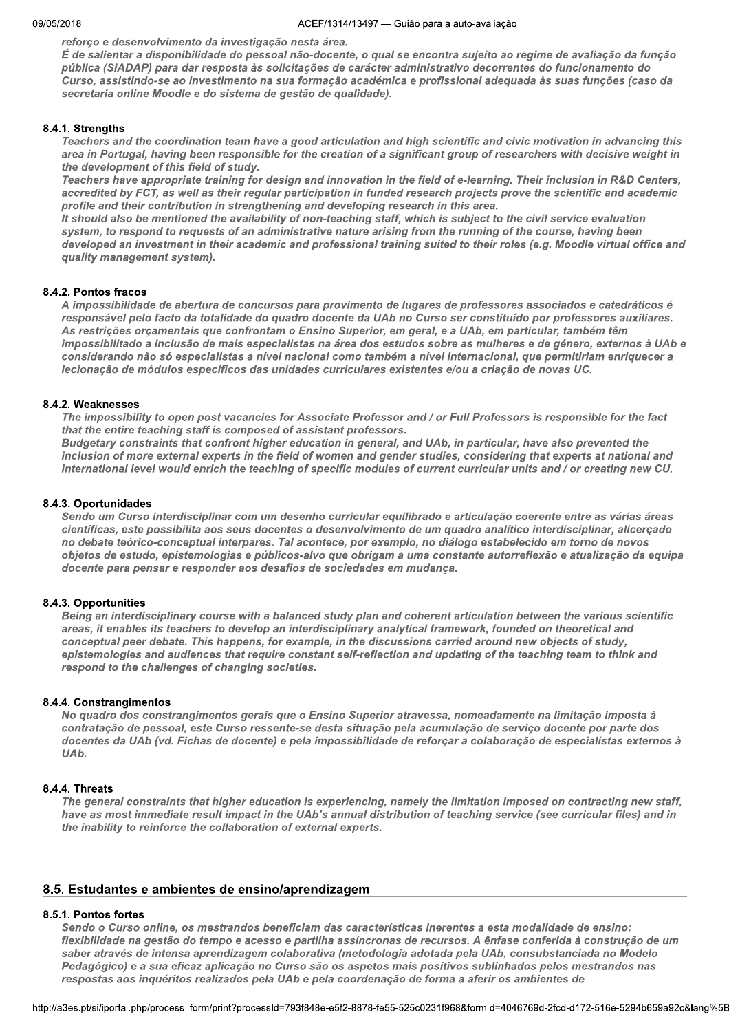*reforço e desenvolvimento da investigação nesta área.*
*É de salientar a disponibilidade do pessoal não-docente, o qual se encontra sujeito ao regime de avaliação da função pública (SIADAP) para dar resposta às solicitações de carácter administrativo decorrentes do funcionamento do Curso, assistindo-se ao investimento na sua formação académica e profissional adequada às suas funções (caso da secretaria online Moodle e do sistema de gestão de qualidade).*

#### 8.4.1. Strengths

*Teachers and the coordination team have a good articulation and high scientific and civic motivation in advancing this area in Portugal, having been responsible for the creation of a significant group of researchers with decisive weight in the development of this field of study.*
*Teachers have appropriate training for design and innovation in the field of e-learning. Their inclusion in R&D Centers, accredited by FCT, as well as their regular participation in funded research projects prove the scientific and academic profile and their contribution in strengthening and developing research in this area.*
*It should also be mentioned the availability of non-teaching staff, which is subject to the civil service evaluation system, to respond to requests of an administrative nature arising from the running of the course, having been developed an investment in their academic and professional training suited to their roles (e.g. Moodle virtual office and quality management system).*

#### 8.4.2. Pontos fracos

*A impossibilidade de abertura de concursos para provimento de lugares de professores associados e catedráticos é responsável pelo facto da totalidade do quadro docente da UAb no Curso ser constituído por professores auxiliares. As restrições orçamentais que confrontam o Ensino Superior, em geral, e a UAb, em particular, também têm impossibilitado a inclusão de mais especialistas na área dos estudos sobre as mulheres e de género, externos à UAb e considerando não só especialistas a nível nacional como também a nível internacional, que permitiriam enriquecer a lecionação de módulos específicos das unidades curriculares existentes e/ou a criação de novas UC.*

#### 8.4.2. Weaknesses

*The impossibility to open post vacancies for Associate Professor and / or Full Professors is responsible for the fact that the entire teaching staff is composed of assistant professors.*
*Budgetary constraints that confront higher education in general, and UAb, in particular, have also prevented the inclusion of more external experts in the field of women and gender studies, considering that experts at national and international level would enrich the teaching of specific modules of current curricular units and / or creating new CU.*

#### 8.4.3. Oportunidades

*Sendo um Curso interdisciplinar com um desenho curricular equilibrado e articulação coerente entre as várias áreas científicas, este possibilita aos seus docentes o desenvolvimento de um quadro analítico interdisciplinar, alicerçado no debate teórico-conceptual interpares. Tal acontece, por exemplo, no diálogo estabelecido em torno de novos objetos de estudo, epistemologias e públicos-alvo que obrigam a uma constante autorreflexão e atualização da equipa docente para pensar e responder aos desafios de sociedades em mudança.*

#### 8.4.3. Opportunities

*Being an interdisciplinary course with a balanced study plan and coherent articulation between the various scientific areas, it enables its teachers to develop an interdisciplinary analytical framework, founded on theoretical and conceptual peer debate. This happens, for example, in the discussions carried around new objects of study, epistemologies and audiences that require constant self-reflection and updating of the teaching team to think and respond to the challenges of changing societies.*

#### 8.4.4. Constrangimentos

*No quadro dos constrangimentos gerais que o Ensino Superior atravessa, nomeadamente na limitação imposta à contratação de pessoal, este Curso ressente-se desta situação pela acumulação de serviço docente por parte dos docentes da UAb (vd. Fichas de docente) e pela impossibilidade de reforçar a colaboração de especialistas externos à UAb.*

#### 8.4.4. Threats

*The general constraints that higher education is experiencing, namely the limitation imposed on contracting new staff, have as most immediate result impact in the UAb's annual distribution of teaching service (see curricular files) and in the inability to reinforce the collaboration of external experts.*

## 8.5. Estudantes e ambientes de ensino/aprendizagem

#### 8.5.1. Pontos fortes

*Sendo o Curso online, os mestrandos beneficiam das características inerentes a esta modalidade de ensino: flexibilidade na gestão do tempo e acesso e partilha assíncronas de recursos. A ênfase conferida à construção de um saber através de intensa aprendizagem colaborativa (metodologia adotada pela UAb, consubstanciada no Modelo Pedagógico) e a sua eficaz aplicação no Curso são os aspetos mais positivos sublinhados pelos mestrandos nas respostas aos inquéritos realizados pela UAb e pela coordenação de forma a aferir os ambientes de*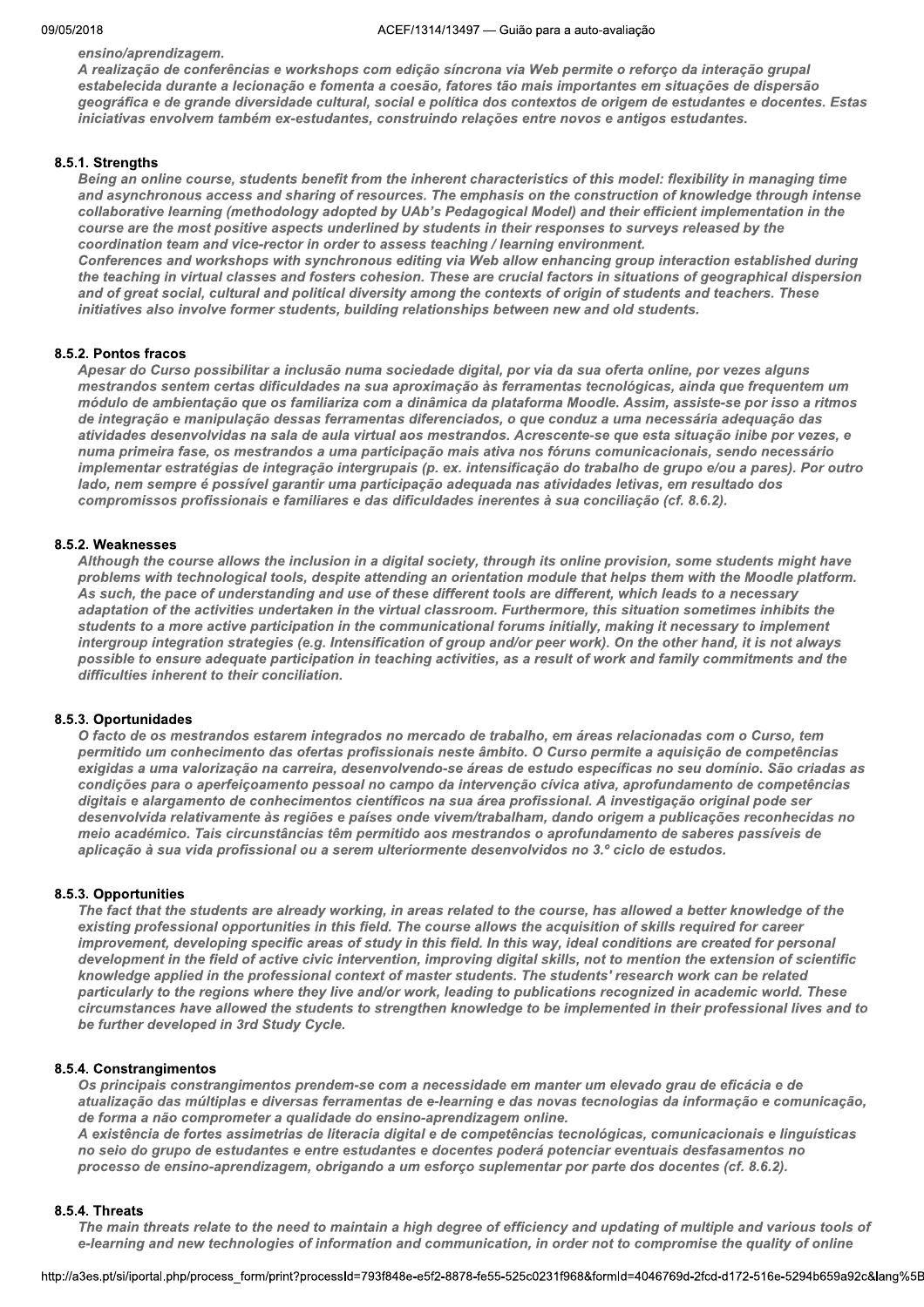*ensino/aprendizagem.*
*A realização de conferências e workshops com edição síncrona via Web permite o reforço da interação grupal estabelecida durante a lecionação e fomenta a coesão, fatores tão mais importantes em situações de dispersão geográfica e de grande diversidade cultural, social e política dos contextos de origem de estudantes e docentes. Estas iniciativas envolvem também ex-estudantes, construindo relações entre novos e antigos estudantes.*

#### 8.5.1. Strengths

*Being an online course, students benefit from the inherent characteristics of this model: flexibility in managing time and asynchronous access and sharing of resources. The emphasis on the construction of knowledge through intense collaborative learning (methodology adopted by UAb's Pedagogical Model) and their efficient implementation in the course are the most positive aspects underlined by students in their responses to surveys released by the coordination team and vice-rector in order to assess teaching / learning environment.*
*Conferences and workshops with synchronous editing via Web allow enhancing group interaction established during the teaching in virtual classes and fosters cohesion. These are crucial factors in situations of geographical dispersion and of great social, cultural and political diversity among the contexts of origin of students and teachers. These initiatives also involve former students, building relationships between new and old students.*

#### 8.5.2. Pontos fracos

*Apesar do Curso possibilitar a inclusão numa sociedade digital, por via da sua oferta online, por vezes alguns mestrandos sentem certas dificuldades na sua aproximação às ferramentas tecnológicas, ainda que frequentem um módulo de ambientação que os familiariza com a dinâmica da plataforma Moodle. Assim, assiste-se por isso a ritmos de integração e manipulação dessas ferramentas diferenciados, o que conduz a uma necessária adequação das atividades desenvolvidas na sala de aula virtual aos mestrandos. Acrescente-se que esta situação inibe por vezes, e numa primeira fase, os mestrandos a uma participação mais ativa nos fóruns comunicacionais, sendo necessário implementar estratégias de integração intergrupais (p. ex. intensificação do trabalho de grupo e/ou a pares). Por outro lado, nem sempre é possível garantir uma participação adequada nas atividades letivas, em resultado dos compromissos profissionais e familiares e das dificuldades inerentes à sua conciliação (cf. 8.6.2).*

#### 8.5.2. Weaknesses

*Although the course allows the inclusion in a digital society, through its online provision, some students might have problems with technological tools, despite attending an orientation module that helps them with the Moodle platform. As such, the pace of understanding and use of these different tools are different, which leads to a necessary adaptation of the activities undertaken in the virtual classroom. Furthermore, this situation sometimes inhibits the students to a more active participation in the communicational forums initially, making it necessary to implement intergroup integration strategies (e.g. Intensification of group and/or peer work). On the other hand, it is not always possible to ensure adequate participation in teaching activities, as a result of work and family commitments and the difficulties inherent to their conciliation.*

#### 8.5.3. Oportunidades

*O facto de os mestrandos estarem integrados no mercado de trabalho, em áreas relacionadas com o Curso, tem permitido um conhecimento das ofertas profissionais neste âmbito. O Curso permite a aquisição de competências exigidas a uma valorização na carreira, desenvolvendo-se áreas de estudo específicas no seu domínio. São criadas as condições para o aperfeiçoamento pessoal no campo da intervenção cívica ativa, aprofundamento de competências digitais e alargamento de conhecimentos científicos na sua área profissional. A investigação original pode ser desenvolvida relativamente às regiões e países onde vivem/trabalham, dando origem a publicações reconhecidas no meio académico. Tais circunstâncias têm permitido aos mestrandos o aprofundamento de saberes passíveis de aplicação à sua vida profissional ou a serem ulteriormente desenvolvidos no 3.º ciclo de estudos.*

#### 8.5.3. Opportunities

*The fact that the students are already working, in areas related to the course, has allowed a better knowledge of the existing professional opportunities in this field. The course allows the acquisition of skills required for career improvement, developing specific areas of study in this field. In this way, ideal conditions are created for personal development in the field of active civic intervention, improving digital skills, not to mention the extension of scientific knowledge applied in the professional context of master students. The students' research work can be related particularly to the regions where they live and/or work, leading to publications recognized in academic world. These circumstances have allowed the students to strengthen knowledge to be implemented in their professional lives and to be further developed in 3rd Study Cycle.*

#### 8.5.4. Constrangimentos

*Os principais constrangimentos prendem-se com a necessidade em manter um elevado grau de eficácia e de atualização das múltiplas e diversas ferramentas de e-learning e das novas tecnologias da informação e comunicação, de forma a não comprometer a qualidade do ensino-aprendizagem online.*
*A existência de fortes assimetrias de literacia digital e de competências tecnológicas, comunicacionais e linguísticas no seio do grupo de estudantes e entre estudantes e docentes poderá potenciar eventuais desfasamentos no processo de ensino-aprendizagem, obrigando a um esforço suplementar por parte dos docentes (cf. 8.6.2).*

#### 8.5.4. Threats

*The main threats relate to the need to maintain a high degree of efficiency and updating of multiple and various tools of e-learning and new technologies of information and communication, in order not to compromise the quality of online*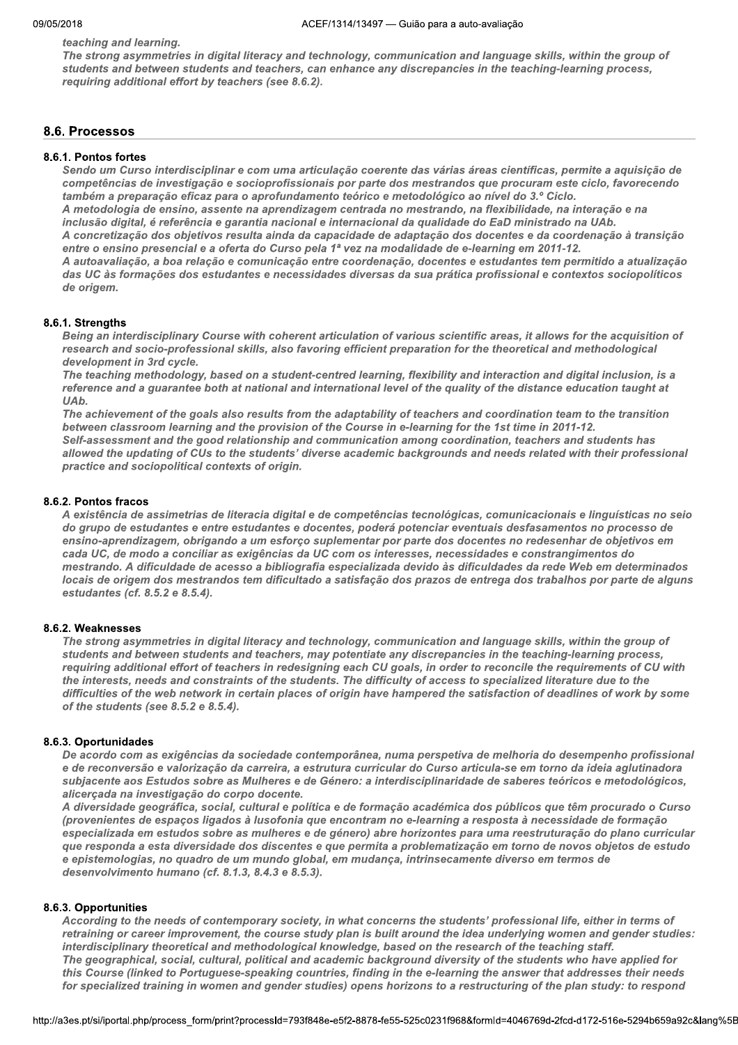*teaching and learning.*
*The strong asymmetries in digital literacy and technology, communication and language skills, within the group of students and between students and teachers, can enhance any discrepancies in the teaching-learning process, requiring additional effort by teachers (see 8.6.2).*

## 8.6. Processos

### 8.6.1. Pontos fortes

*Sendo um Curso interdisciplinar e com uma articulação coerente das várias áreas científicas, permite a aquisição de competências de investigação e socioprofissionais por parte dos mestrandos que procuram este ciclo, favorecendo também a preparação eficaz para o aprofundamento teórico e metodológico ao nível do 3.º Ciclo.*
*A metodologia de ensino, assente na aprendizagem centrada no mestrando, na flexibilidade, na interação e na inclusão digital, é referência e garantia nacional e internacional da qualidade do EaD ministrado na UAb.*
*A concretização dos objetivos resulta ainda da capacidade de adaptação dos docentes e da coordenação à transição entre o ensino presencial e a oferta do Curso pela 1ª vez na modalidade de e-learning em 2011-12.*
*A autoavaliação, a boa relação e comunicação entre coordenação, docentes e estudantes tem permitido a atualização das UC às formações dos estudantes e necessidades diversas da sua prática profissional e contextos sociopolíticos de origem.*

### 8.6.1. Strengths

*Being an interdisciplinary Course with coherent articulation of various scientific areas, it allows for the acquisition of research and socio-professional skills, also favoring efficient preparation for the theoretical and methodological development in 3rd cycle.*
*The teaching methodology, based on a student-centred learning, flexibility and interaction and digital inclusion, is a reference and a guarantee both at national and international level of the quality of the distance education taught at UAb.*
*The achievement of the goals also results from the adaptability of teachers and coordination team to the transition between classroom learning and the provision of the Course in e-learning for the 1st time in 2011-12.*
*Self-assessment and the good relationship and communication among coordination, teachers and students has allowed the updating of CUs to the students' diverse academic backgrounds and needs related with their professional practice and sociopolitical contexts of origin.*

### 8.6.2. Pontos fracos

*A existência de assimetrias de literacia digital e de competências tecnológicas, comunicacionais e linguísticas no seio do grupo de estudantes e entre estudantes e docentes, poderá potenciar eventuais desfasamentos no processo de ensino-aprendizagem, obrigando a um esforço suplementar por parte dos docentes no redesenhar de objetivos em cada UC, de modo a conciliar as exigências da UC com os interesses, necessidades e constrangimentos do mestrando. A dificuldade de acesso a bibliografia especializada devido às dificuldades da rede Web em determinados locais de origem dos mestrandos tem dificultado a satisfação dos prazos de entrega dos trabalhos por parte de alguns estudantes (cf. 8.5.2 e 8.5.4).*

### 8.6.2. Weaknesses

*The strong asymmetries in digital literacy and technology, communication and language skills, within the group of students and between students and teachers, may potentiate any discrepancies in the teaching-learning process, requiring additional effort of teachers in redesigning each CU goals, in order to reconcile the requirements of CU with the interests, needs and constraints of the students. The difficulty of access to specialized literature due to the difficulties of the web network in certain places of origin have hampered the satisfaction of deadlines of work by some of the students (see 8.5.2 e 8.5.4).*

### 8.6.3. Oportunidades

*De acordo com as exigências da sociedade contemporânea, numa perspetiva de melhoria do desempenho profissional e de reconversão e valorização da carreira, a estrutura curricular do Curso articula-se em torno da ideia aglutinadora subjacente aos Estudos sobre as Mulheres e de Género: a interdisciplinaridade de saberes teóricos e metodológicos, alicerçada na investigação do corpo docente.*
*A diversidade geográfica, social, cultural e política e de formação académica dos públicos que têm procurado o Curso (provenientes de espaços ligados à lusofonia que encontram no e-learning a resposta à necessidade de formação especializada em estudos sobre as mulheres e de género) abre horizontes para uma reestruturação do plano curricular que responda a esta diversidade dos discentes e que permita a problematização em torno de novos objetos de estudo e epistemologias, no quadro de um mundo global, em mudança, intrinsecamente diverso em termos de desenvolvimento humano (cf. 8.1.3, 8.4.3 e 8.5.3).*

### 8.6.3. Opportunities

*According to the needs of contemporary society, in what concerns the students' professional life, either in terms of retraining or career improvement, the course study plan is built around the idea underlying women and gender studies: interdisciplinary theoretical and methodological knowledge, based on the research of the teaching staff.*
*The geographical, social, cultural, political and academic background diversity of the students who have applied for this Course (linked to Portuguese-speaking countries, finding in the e-learning the answer that addresses their needs for specialized training in women and gender studies) opens horizons to a restructuring of the plan study: to respond*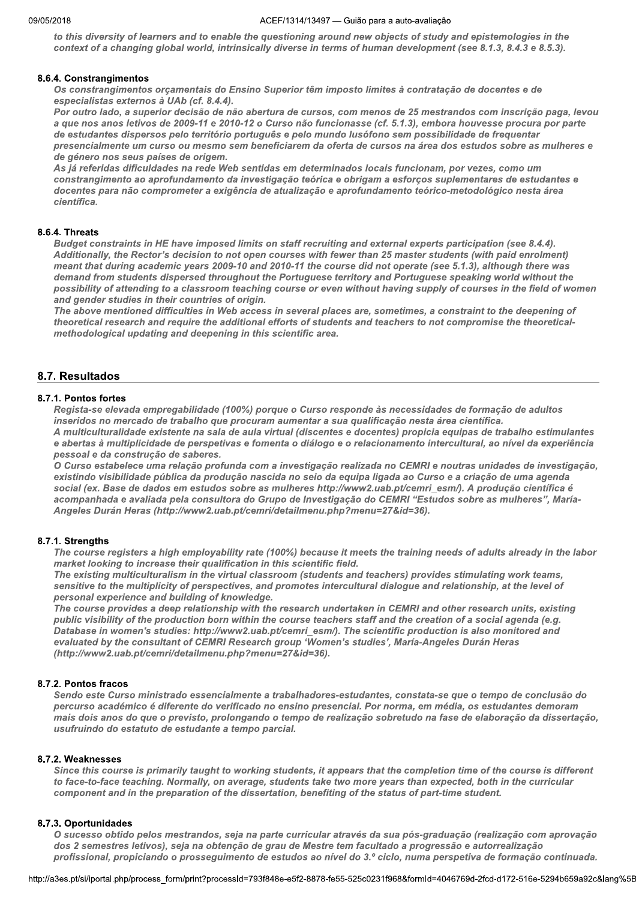*to this diversity of learners and to enable the questioning around new objects of study and epistemologies in the context of a changing global world, intrinsically diverse in terms of human development (see 8.1.3, 8.4.3 e 8.5.3).*

#### 8.6.4. Constrangimentos

*Os constrangimentos orçamentais do Ensino Superior têm imposto limites à contratação de docentes e de especialistas externos à UAb (cf. 8.4.4).*
*Por outro lado, a superior decisão de não abertura de cursos, com menos de 25 mestrandos com inscrição paga, levou a que nos anos letivos de 2009-11 e 2010-12 o Curso não funcionasse (cf. 5.1.3), embora houvesse procura por parte de estudantes dispersos pelo território português e pelo mundo lusófono sem possibilidade de frequentar presencialmente um curso ou mesmo sem beneficiarem da oferta de cursos na área dos estudos sobre as mulheres e de género nos seus países de origem.*
*As já referidas dificuldades na rede Web sentidas em determinados locais funcionam, por vezes, como um constrangimento ao aprofundamento da investigação teórica e obrigam a esforços suplementares de estudantes e docentes para não comprometer a exigência de atualização e aprofundamento teórico-metodológico nesta área científica.*

#### 8.6.4. Threats

*Budget constraints in HE have imposed limits on staff recruiting and external experts participation (see 8.4.4).*
*Additionally, the Rector's decision to not open courses with fewer than 25 master students (with paid enrolment) meant that during academic years 2009-10 and 2010-11 the course did not operate (see 5.1.3), although there was demand from students dispersed throughout the Portuguese territory and Portuguese speaking world without the possibility of attending to a classroom teaching course or even without having supply of courses in the field of women and gender studies in their countries of origin.*
*The above mentioned difficulties in Web access in several places are, sometimes, a constraint to the deepening of theoretical research and require the additional efforts of students and teachers to not compromise the theoretical-methodological updating and deepening in this scientific area.*

## 8.7. Resultados

#### 8.7.1. Pontos fortes

*Regista-se elevada empregabilidade (100%) porque o Curso responde às necessidades de formação de adultos inseridos no mercado de trabalho que procuram aumentar a sua qualificação nesta área científica.*
*A multiculturalidade existente na sala de aula virtual (discentes e docentes) propicia equipas de trabalho estimulantes e abertas à multiplicidade de perspetivas e fomenta o diálogo e o relacionamento intercultural, ao nível da experiência pessoal e da construção de saberes.*
*O Curso estabelece uma relação profunda com a investigação realizada no CEMRI e noutras unidades de investigação, existindo visibilidade pública da produção nascida no seio da equipa ligada ao Curso e a criação de uma agenda social (ex. Base de dados em estudos sobre as mulheres http://www2.uab.pt/cemri_esm/). A produção científica é acompanhada e avaliada pela consultora do Grupo de Investigação do CEMRI "Estudos sobre as mulheres", María-Angeles Durán Heras (http://www2.uab.pt/cemri/detailmenu.php?menu=27&id=36).*

#### 8.7.1. Strengths

*The course registers a high employability rate (100%) because it meets the training needs of adults already in the labor market looking to increase their qualification in this scientific field.*
*The existing multiculturalism in the virtual classroom (students and teachers) provides stimulating work teams, sensitive to the multiplicity of perspectives, and promotes intercultural dialogue and relationship, at the level of personal experience and building of knowledge.*
*The course provides a deep relationship with the research undertaken in CEMRI and other research units, existing public visibility of the production born within the course teachers staff and the creation of a social agenda (e.g. Database in women's studies: http://www2.uab.pt/cemri_esm/). The scientific production is also monitored and evaluated by the consultant of CEMRI Research group 'Women's studies', María-Angeles Durán Heras (http://www2.uab.pt/cemri/detailmenu.php?menu=27&id=36).*

#### 8.7.2. Pontos fracos

*Sendo este Curso ministrado essencialmente a trabalhadores-estudantes, constata-se que o tempo de conclusão do percurso académico é diferente do verificado no ensino presencial. Por norma, em média, os estudantes demoram mais dois anos do que o previsto, prolongando o tempo de realização sobretudo na fase de elaboração da dissertação, usufruindo do estatuto de estudante a tempo parcial.*

#### 8.7.2. Weaknesses

*Since this course is primarily taught to working students, it appears that the completion time of the course is different to face-to-face teaching. Normally, on average, students take two more years than expected, both in the curricular component and in the preparation of the dissertation, benefiting of the status of part-time student.*

#### 8.7.3. Oportunidades

*O sucesso obtido pelos mestrandos, seja na parte curricular através da sua pós-graduação (realização com aprovação dos 2 semestres letivos), seja na obtenção de grau de Mestre tem facultado a progressão e autorrealização profissional, propiciando o prosseguimento de estudos ao nível do 3.º ciclo, numa perspetiva de formação continuada.*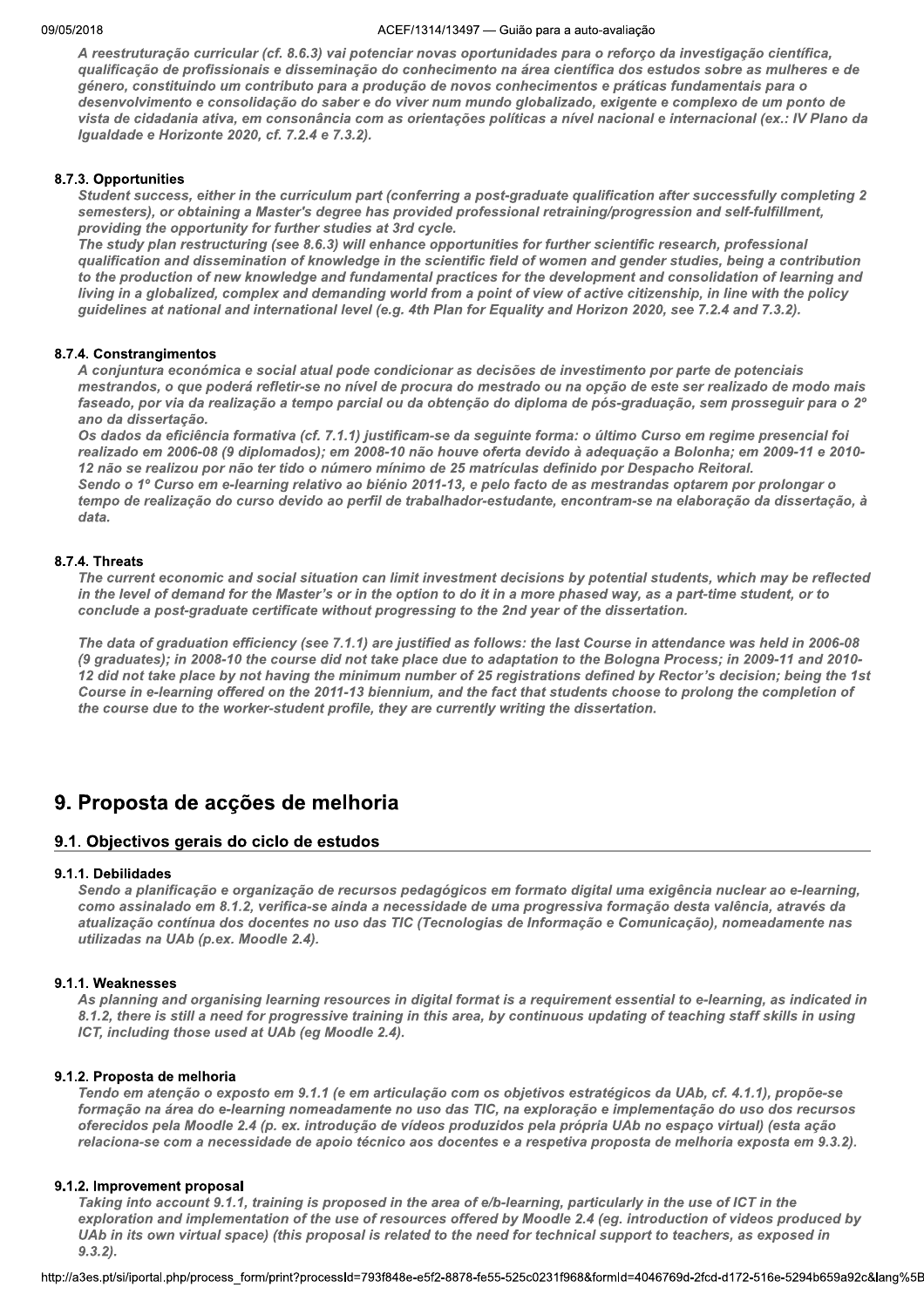*A reestruturação curricular (cf. 8.6.3) vai potenciar novas oportunidades para o reforço da investigação científica, qualificação de profissionais e disseminação do conhecimento na área científica dos estudos sobre as mulheres e de género, constituindo um contributo para a produção de novos conhecimentos e práticas fundamentais para o desenvolvimento e consolidação do saber e do viver num mundo globalizado, exigente e complexo de um ponto de vista de cidadania ativa, em consonância com as orientações políticas a nível nacional e internacional (ex.: IV Plano da Igualdade e Horizonte 2020, cf. 7.2.4 e 7.3.2).*

#### 8.7.3. Opportunities

*Student success, either in the curriculum part (conferring a post-graduate qualification after successfully completing 2 semesters), or obtaining a Master's degree has provided professional retraining/progression and self-fulfillment, providing the opportunity for further studies at 3rd cycle.*
*The study plan restructuring (see 8.6.3) will enhance opportunities for further scientific research, professional qualification and dissemination of knowledge in the scientific field of women and gender studies, being a contribution to the production of new knowledge and fundamental practices for the development and consolidation of learning and living in a globalized, complex and demanding world from a point of view of active citizenship, in line with the policy guidelines at national and international level (e.g. 4th Plan for Equality and Horizon 2020, see 7.2.4 and 7.3.2).*

#### 8.7.4. Constrangimentos

*A conjuntura económica e social atual pode condicionar as decisões de investimento por parte de potenciais mestrandos, o que poderá refletir-se no nível de procura do mestrado ou na opção de este ser realizado de modo mais faseado, por via da realização a tempo parcial ou da obtenção do diploma de pós-graduação, sem prosseguir para o 2º ano da dissertação.*
*Os dados da eficiência formativa (cf. 7.1.1) justificam-se da seguinte forma: o último Curso em regime presencial foi realizado em 2006-08 (9 diplomados); em 2008-10 não houve oferta devido à adequação a Bolonha; em 2009-11 e 2010-12 não se realizou por não ter tido o número mínimo de 25 matrículas definido por Despacho Reitoral.*
*Sendo o 1º Curso em e-learning relativo ao biénio 2011-13, e pelo facto de as mestrandas optarem por prolongar o tempo de realização do curso devido ao perfil de trabalhador-estudante, encontram-se na elaboração da dissertação, à data.*

#### 8.7.4. Threats

*The current economic and social situation can limit investment decisions by potential students, which may be reflected in the level of demand for the Master's or in the option to do it in a more phased way, as a part-time student, or to conclude a post-graduate certificate without progressing to the 2nd year of the dissertation.*

*The data of graduation efficiency (see 7.1.1) are justified as follows: the last Course in attendance was held in 2006-08 (9 graduates); in 2008-10 the course did not take place due to adaptation to the Bologna Process; in 2009-11 and 2010-12 did not take place by not having the minimum number of 25 registrations defined by Rector's decision; being the 1st Course in e-learning offered on the 2011-13 biennium, and the fact that students choose to prolong the completion of the course due to the worker-student profile, they are currently writing the dissertation.*

## 9. Proposta de acções de melhoria

### 9.1. Objectivos gerais do ciclo de estudos

#### 9.1.1. Debilidades

*Sendo a planificação e organização de recursos pedagógicos em formato digital uma exigência nuclear ao e-learning, como assinalado em 8.1.2, verifica-se ainda a necessidade de uma progressiva formação desta valência, através da atualização contínua dos docentes no uso das TIC (Tecnologias de Informação e Comunicação), nomeadamente nas utilizadas na UAb (p.ex. Moodle 2.4).*

#### 9.1.1. Weaknesses

*As planning and organising learning resources in digital format is a requirement essential to e-learning, as indicated in 8.1.2, there is still a need for progressive training in this area, by continuous updating of teaching staff skills in using ICT, including those used at UAb (eg Moodle 2.4).*

#### 9.1.2. Proposta de melhoria

*Tendo em atenção o exposto em 9.1.1 (e em articulação com os objetivos estratégicos da UAb, cf. 4.1.1), propõe-se formação na área do e-learning nomeadamente no uso das TIC, na exploração e implementação do uso dos recursos oferecidos pela Moodle 2.4 (p. ex. introdução de vídeos produzidos pela própria UAb no espaço virtual) (esta ação relaciona-se com a necessidade de apoio técnico aos docentes e a respetiva proposta de melhoria exposta em 9.3.2).*

#### 9.1.2. Improvement proposal

*Taking into account 9.1.1, training is proposed in the area of e/b-learning, particularly in the use of ICT in the exploration and implementation of the use of resources offered by Moodle 2.4 (eg. introduction of videos produced by UAb in its own virtual space) (this proposal is related to the need for technical support to teachers, as exposed in 9.3.2).*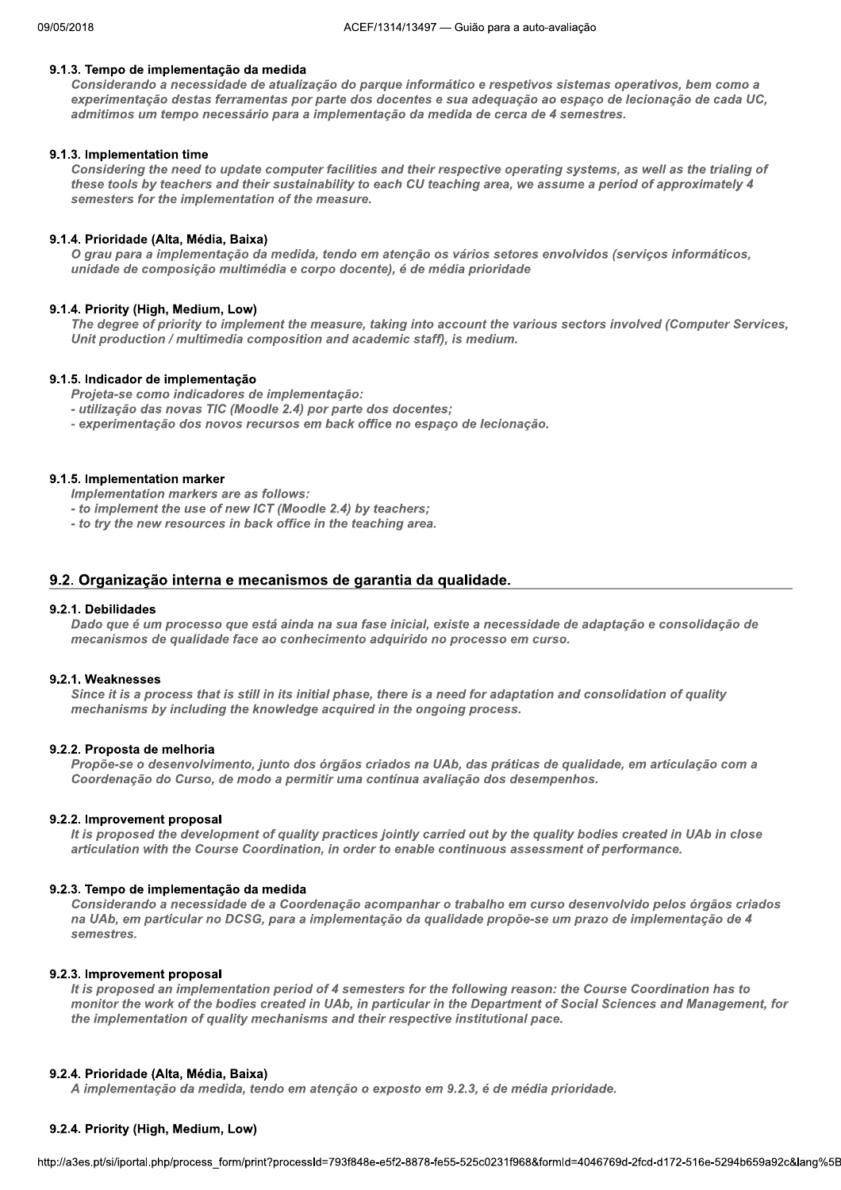#### 9.1.3. Tempo de implementação da medida

*Considerando a necessidade de atualização do parque informático e respetivos sistemas operativos, bem como a experimentação destas ferramentas por parte dos docentes e sua adequação ao espaço de lecionação de cada UC, admitimos um tempo necessário para a implementação da medida de cerca de 4 semestres.*

#### 9.1.3. Implementation time

*Considering the need to update computer facilities and their respective operating systems, as well as the trialing of these tools by teachers and their sustainability to each CU teaching area, we assume a period of approximately 4 semesters for the implementation of the measure.*

#### 9.1.4. Prioridade (Alta, Média, Baixa)

*O grau para a implementação da medida, tendo em atenção os vários setores envolvidos (serviços informáticos, unidade de composição multimédia e corpo docente), é de média prioridade*

#### 9.1.4. Priority (High, Medium, Low)

*The degree of priority to implement the measure, taking into account the various sectors involved (Computer Services, Unit production / multimedia composition and academic staff), is medium.*

#### 9.1.5. Indicador de implementação

*Projeta-se como indicadores de implementação:*
*- utilização das novas TIC (Moodle 2.4) por parte dos docentes;*
*- experimentação dos novos recursos em back office no espaço de lecionação.*

#### 9.1.5. Implementation marker

*Implementation markers are as follows:*
*- to implement the use of new ICT (Moodle 2.4) by teachers;*
*- to try the new resources in back office in the teaching area.*

## 9.2. Organização interna e mecanismos de garantia da qualidade.

#### 9.2.1. Debilidades

*Dado que é um processo que está ainda na sua fase inicial, existe a necessidade de adaptação e consolidação de mecanismos de qualidade face ao conhecimento adquirido no processo em curso.*

#### 9.2.1. Weaknesses

*Since it is a process that is still in its initial phase, there is a need for adaptation and consolidation of quality mechanisms by including the knowledge acquired in the ongoing process.*

#### 9.2.2. Proposta de melhoria

*Propõe-se o desenvolvimento, junto dos órgãos criados na UAb, das práticas de qualidade, em articulação com a Coordenação do Curso, de modo a permitir uma contínua avaliação dos desempenhos.*

#### 9.2.2. Improvement proposal

*It is proposed the development of quality practices jointly carried out by the quality bodies created in UAb in close articulation with the Course Coordination, in order to enable continuous assessment of performance.*

#### 9.2.3. Tempo de implementação da medida

*Considerando a necessidade de a Coordenação acompanhar o trabalho em curso desenvolvido pelos órgãos criados na UAb, em particular no DCSG, para a implementação da qualidade propõe-se um prazo de implementação de 4 semestres.*

#### 9.2.3. Improvement proposal

*It is proposed an implementation period of 4 semesters for the following reason: the Course Coordination has to monitor the work of the bodies created in UAb, in particular in the Department of Social Sciences and Management, for the implementation of quality mechanisms and their respective institutional pace.*

#### 9.2.4. Prioridade (Alta, Média, Baixa)

*A implementação da medida, tendo em atenção o exposto em 9.2.3, é de média prioridade.*

#### 9.2.4. Priority (High, Medium, Low)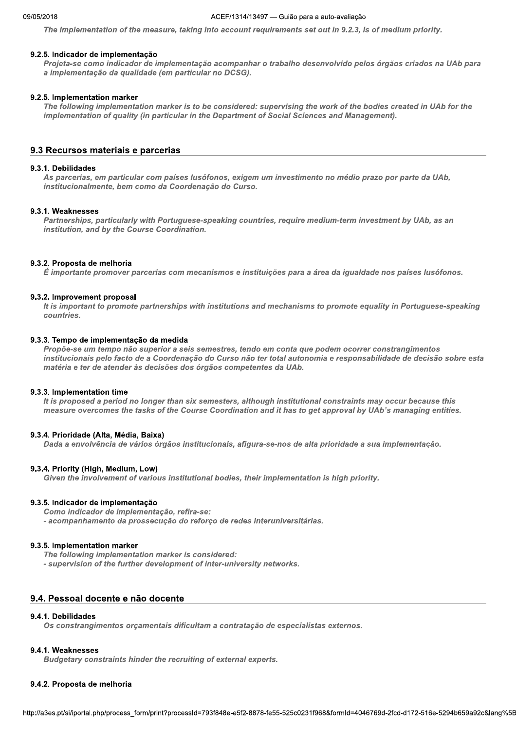*The implementation of the measure, taking into account requirements set out in 9.2.3, is of medium priority.*

#### 9.2.5. Indicador de implementação

*Projeta-se como indicador de implementação acompanhar o trabalho desenvolvido pelos órgãos criados na UAb para a implementação da qualidade (em particular no DCSG).*

#### 9.2.5. Implementation marker

*The following implementation marker is to be considered: supervising the work of the bodies created in UAb for the implementation of quality (in particular in the Department of Social Sciences and Management).*

## 9.3 Recursos materiais e parcerias

#### 9.3.1. Debilidades

*As parcerias, em particular com países lusófonos, exigem um investimento no médio prazo por parte da UAb, institucionalmente, bem como da Coordenação do Curso.*

#### 9.3.1. Weaknesses

*Partnerships, particularly with Portuguese-speaking countries, require medium-term investment by UAb, as an institution, and by the Course Coordination.*

#### 9.3.2. Proposta de melhoria

*É importante promover parcerias com mecanismos e instituições para a área da igualdade nos países lusófonos.*

#### 9.3.2. Improvement proposal

*It is important to promote partnerships with institutions and mechanisms to promote equality in Portuguese-speaking countries.*

#### 9.3.3. Tempo de implementação da medida

*Propõe-se um tempo não superior a seis semestres, tendo em conta que podem ocorrer constrangimentos institucionais pelo facto de a Coordenação do Curso não ter total autonomia e responsabilidade de decisão sobre esta matéria e ter de atender às decisões dos órgãos competentes da UAb.*

#### 9.3.3. Implementation time

*It is proposed a period no longer than six semesters, although institutional constraints may occur because this measure overcomes the tasks of the Course Coordination and it has to get approval by UAb's managing entities.*

#### 9.3.4. Prioridade (Alta, Média, Baixa)

*Dada a envolvência de vários órgãos institucionais, afigura-se-nos de alta prioridade a sua implementação.*

#### 9.3.4. Priority (High, Medium, Low)

*Given the involvement of various institutional bodies, their implementation is high priority.*

#### 9.3.5. Indicador de implementação

*Como indicador de implementação, refira-se:*
*- acompanhamento da prossecução do reforço de redes interuniversitárias.*

#### 9.3.5. Implementation marker

*The following implementation marker is considered:*
*- supervision of the further development of inter-university networks.*

## 9.4. Pessoal docente e não docente

#### 9.4.1. Debilidades

*Os constrangimentos orçamentais dificultam a contratação de especialistas externos.*

#### 9.4.1. Weaknesses

*Budgetary constraints hinder the recruiting of external experts.*

#### 9.4.2. Proposta de melhoria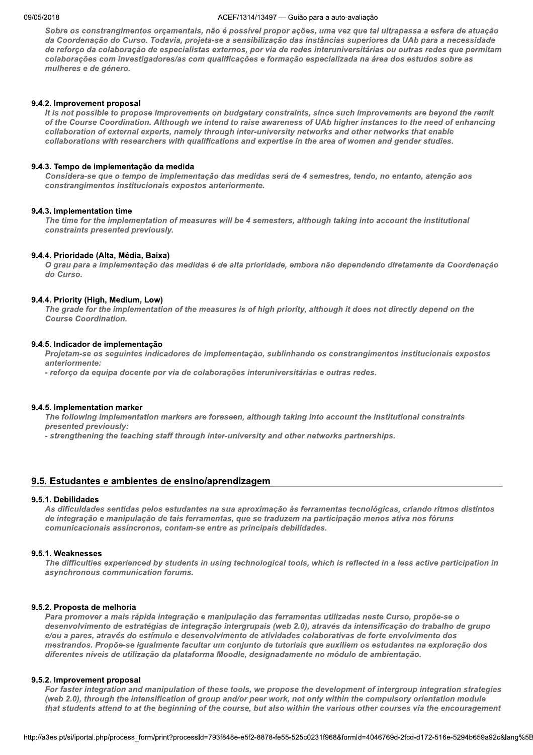*Sobre os constrangimentos orçamentais, não é possível propor ações, uma vez que tal ultrapassa a esfera de atuação da Coordenação do Curso. Todavia, projeta-se a sensibilização das instâncias superiores da UAb para a necessidade de reforço da colaboração de especialistas externos, por via de redes interuniversitárias ou outras redes que permitam colaborações com investigadores/as com qualificações e formação especializada na área dos estudos sobre as mulheres e de género.*

#### 9.4.2. Improvement proposal

*It is not possible to propose improvements on budgetary constraints, since such improvements are beyond the remit of the Course Coordination. Although we intend to raise awareness of UAb higher instances to the need of enhancing collaboration of external experts, namely through inter-university networks and other networks that enable collaborations with researchers with qualifications and expertise in the area of women and gender studies.*

#### 9.4.3. Tempo de implementação da medida

*Considera-se que o tempo de implementação das medidas será de 4 semestres, tendo, no entanto, atenção aos constrangimentos institucionais expostos anteriormente.*

#### 9.4.3. Implementation time

*The time for the implementation of measures will be 4 semesters, although taking into account the institutional constraints presented previously.*

#### 9.4.4. Prioridade (Alta, Média, Baixa)

*O grau para a implementação das medidas é de alta prioridade, embora não dependendo diretamente da Coordenação do Curso.*

#### 9.4.4. Priority (High, Medium, Low)

*The grade for the implementation of the measures is of high priority, although it does not directly depend on the Course Coordination.*

#### 9.4.5. Indicador de implementação

*Projetam-se os seguintes indicadores de implementação, sublinhando os constrangimentos institucionais expostos anteriormente:*
*- reforço da equipa docente por via de colaborações interuniversitárias e outras redes.*

#### 9.4.5. Implementation marker

*The following implementation markers are foreseen, although taking into account the institutional constraints presented previously:*
*- strengthening the teaching staff through inter-university and other networks partnerships.*

## 9.5. Estudantes e ambientes de ensino/aprendizagem

#### 9.5.1. Debilidades

*As dificuldades sentidas pelos estudantes na sua aproximação às ferramentas tecnológicas, criando ritmos distintos de integração e manipulação de tais ferramentas, que se traduzem na participação menos ativa nos fóruns comunicacionais assíncronos, contam-se entre as principais debilidades.*

#### 9.5.1. Weaknesses

*The difficulties experienced by students in using technological tools, which is reflected in a less active participation in asynchronous communication forums.*

#### 9.5.2. Proposta de melhoria

*Para promover a mais rápida integração e manipulação das ferramentas utilizadas neste Curso, propõe-se o desenvolvimento de estratégias de integração intergrupais (web 2.0), através da intensificação do trabalho de grupo e/ou a pares, através do estímulo e desenvolvimento de atividades colaborativas de forte envolvimento dos mestrandos. Propõe-se igualmente facultar um conjunto de tutoriais que auxiliem os estudantes na exploração dos diferentes níveis de utilização da plataforma Moodle, designadamente no módulo de ambientação.*

#### 9.5.2. Improvement proposal

*For faster integration and manipulation of these tools, we propose the development of intergroup integration strategies (web 2.0), through the intensification of group and/or peer work, not only within the compulsory orientation module that students attend to at the beginning of the course, but also within the various other courses via the encouragement*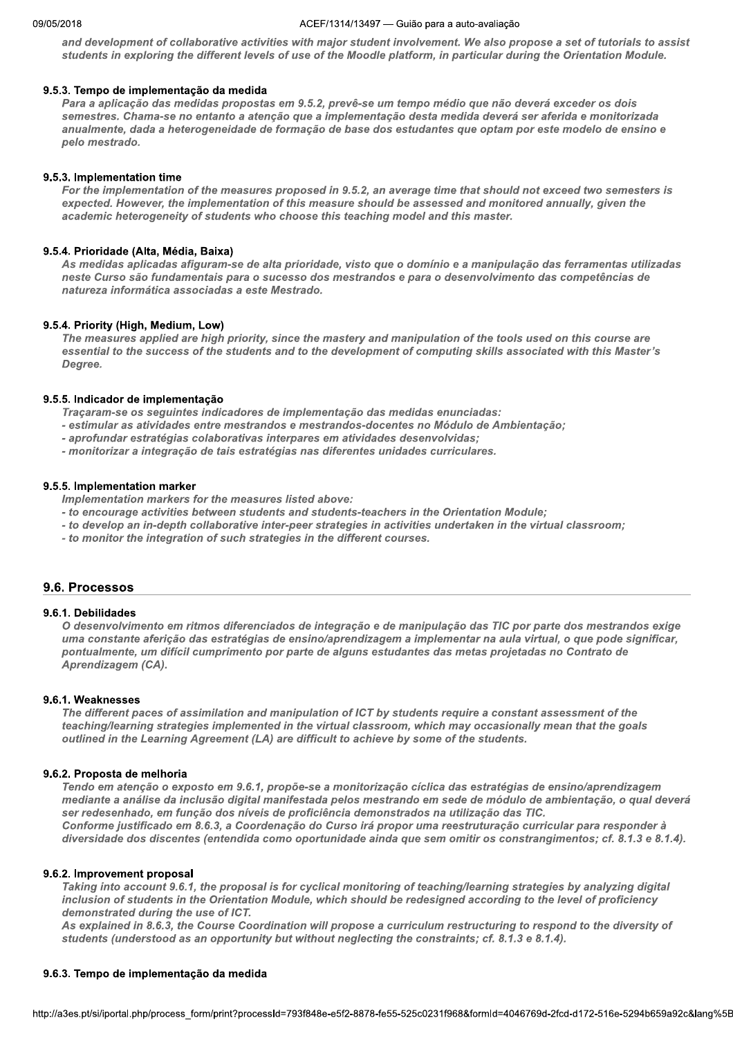*and development of collaborative activities with major student involvement. We also propose a set of tutorials to assist students in exploring the different levels of use of the Moodle platform, in particular during the Orientation Module.*

#### 9.5.3. Tempo de implementação da medida

*Para a aplicação das medidas propostas em 9.5.2, prevê-se um tempo médio que não deverá exceder os dois semestres. Chama-se no entanto a atenção que a implementação desta medida deverá ser aferida e monitorizada anualmente, dada a heterogeneidade de formação de base dos estudantes que optam por este modelo de ensino e pelo mestrado.*

#### 9.5.3. Implementation time

*For the implementation of the measures proposed in 9.5.2, an average time that should not exceed two semesters is expected. However, the implementation of this measure should be assessed and monitored annually, given the academic heterogeneity of students who choose this teaching model and this master.*

#### 9.5.4. Prioridade (Alta, Média, Baixa)

*As medidas aplicadas afiguram-se de alta prioridade, visto que o domínio e a manipulação das ferramentas utilizadas neste Curso são fundamentais para o sucesso dos mestrandos e para o desenvolvimento das competências de natureza informática associadas a este Mestrado.*

#### 9.5.4. Priority (High, Medium, Low)

*The measures applied are high priority, since the mastery and manipulation of the tools used on this course are essential to the success of the students and to the development of computing skills associated with this Master's Degree.*

#### 9.5.5. Indicador de implementação

*Traçaram-se os seguintes indicadores de implementação das medidas enunciadas:*
*- estimular as atividades entre mestrandos e mestrandos-docentes no Módulo de Ambientação;*
*- aprofundar estratégias colaborativas interpares em atividades desenvolvidas;*
*- monitorizar a integração de tais estratégias nas diferentes unidades curriculares.*

#### 9.5.5. Implementation marker

*Implementation markers for the measures listed above:*
*- to encourage activities between students and students-teachers in the Orientation Module;*
*- to develop an in-depth collaborative inter-peer strategies in activities undertaken in the virtual classroom;*
*- to monitor the integration of such strategies in the different courses.*

## 9.6. Processos

#### 9.6.1. Debilidades

*O desenvolvimento em ritmos diferenciados de integração e de manipulação das TIC por parte dos mestrandos exige uma constante aferição das estratégias de ensino/aprendizagem a implementar na aula virtual, o que pode significar, pontualmente, um difícil cumprimento por parte de alguns estudantes das metas projetadas no Contrato de Aprendizagem (CA).*

#### 9.6.1. Weaknesses

*The different paces of assimilation and manipulation of ICT by students require a constant assessment of the teaching/learning strategies implemented in the virtual classroom, which may occasionally mean that the goals outlined in the Learning Agreement (LA) are difficult to achieve by some of the students.*

#### 9.6.2. Proposta de melhoria

*Tendo em atenção o exposto em 9.6.1, propõe-se a monitorização cíclica das estratégias de ensino/aprendizagem mediante a análise da inclusão digital manifestada pelos mestrando em sede de módulo de ambientação, o qual deverá ser redesenhado, em função dos níveis de proficiência demonstrados na utilização das TIC.*
*Conforme justificado em 8.6.3, a Coordenação do Curso irá propor uma reestruturação curricular para responder à diversidade dos discentes (entendida como oportunidade ainda que sem omitir os constrangimentos; cf. 8.1.3 e 8.1.4).*

#### 9.6.2. Improvement proposal

*Taking into account 9.6.1, the proposal is for cyclical monitoring of teaching/learning strategies by analyzing digital inclusion of students in the Orientation Module, which should be redesigned according to the level of proficiency demonstrated during the use of ICT.*
*As explained in 8.6.3, the Course Coordination will propose a curriculum restructuring to respond to the diversity of students (understood as an opportunity but without neglecting the constraints; cf. 8.1.3 e 8.1.4).*

#### 9.6.3. Tempo de implementação da medida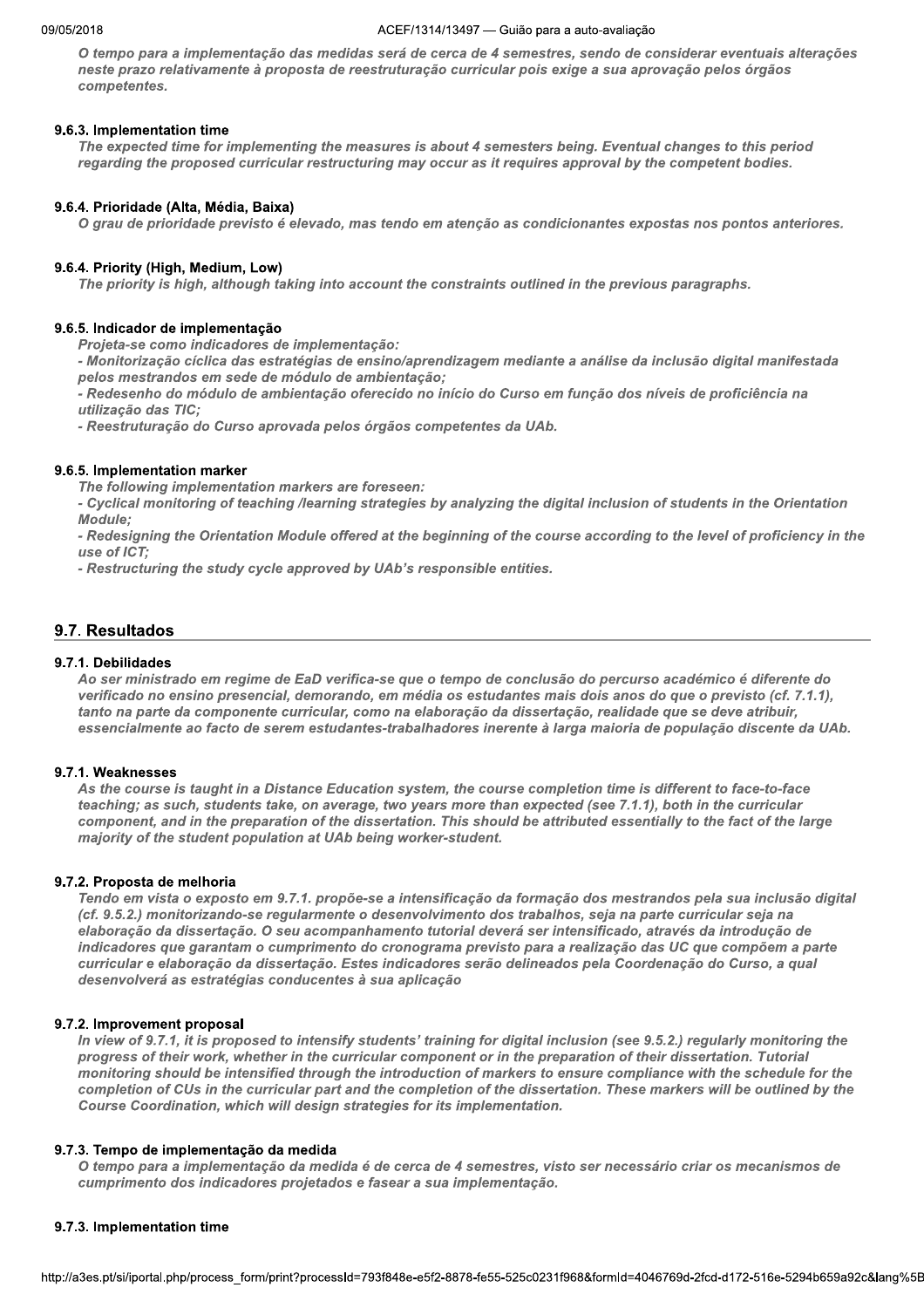*O tempo para a implementação das medidas será de cerca de 4 semestres, sendo de considerar eventuais alterações neste prazo relativamente à proposta de reestruturação curricular pois exige a sua aprovação pelos órgãos competentes.*

#### 9.6.3. Implementation time

*The expected time for implementing the measures is about 4 semesters being. Eventual changes to this period regarding the proposed curricular restructuring may occur as it requires approval by the competent bodies.*

#### 9.6.4. Prioridade (Alta, Média, Baixa)

*O grau de prioridade previsto é elevado, mas tendo em atenção as condicionantes expostas nos pontos anteriores.*

#### 9.6.4. Priority (High, Medium, Low)

*The priority is high, although taking into account the constraints outlined in the previous paragraphs.*

#### 9.6.5. Indicador de implementação

*Projeta-se como indicadores de implementação:*
*- Monitorização cíclica das estratégias de ensino/aprendizagem mediante a análise da inclusão digital manifestada pelos mestrandos em sede de módulo de ambientação;*
*- Redesenho do módulo de ambientação oferecido no início do Curso em função dos níveis de proficiência na utilização das TIC;*
*- Reestruturação do Curso aprovada pelos órgãos competentes da UAb.*

#### 9.6.5. Implementation marker

*The following implementation markers are foreseen:*
*- Cyclical monitoring of teaching /learning strategies by analyzing the digital inclusion of students in the Orientation Module;*
*- Redesigning the Orientation Module offered at the beginning of the course according to the level of proficiency in the use of ICT;*
*- Restructuring the study cycle approved by UAb's responsible entities.*

## 9.7. Resultados

#### 9.7.1. Debilidades

*Ao ser ministrado em regime de EaD verifica-se que o tempo de conclusão do percurso académico é diferente do verificado no ensino presencial, demorando, em média os estudantes mais dois anos do que o previsto (cf. 7.1.1), tanto na parte da componente curricular, como na elaboração da dissertação, realidade que se deve atribuir, essencialmente ao facto de serem estudantes-trabalhadores inerente à larga maioria de população discente da UAb.*

#### 9.7.1. Weaknesses

*As the course is taught in a Distance Education system, the course completion time is different to face-to-face teaching; as such, students take, on average, two years more than expected (see 7.1.1), both in the curricular component, and in the preparation of the dissertation. This should be attributed essentially to the fact of the large majority of the student population at UAb being worker-student.*

#### 9.7.2. Proposta de melhoria

*Tendo em vista o exposto em 9.7.1. propõe-se a intensificação da formação dos mestrandos pela sua inclusão digital (cf. 9.5.2.) monitorizando-se regularmente o desenvolvimento dos trabalhos, seja na parte curricular seja na elaboração da dissertação. O seu acompanhamento tutorial deverá ser intensificado, através da introdução de indicadores que garantam o cumprimento do cronograma previsto para a realização das UC que compõem a parte curricular e elaboração da dissertação. Estes indicadores serão delineados pela Coordenação do Curso, a qual desenvolverá as estratégias conducentes à sua aplicação*

#### 9.7.2. Improvement proposal

*In view of 9.7.1, it is proposed to intensify students' training for digital inclusion (see 9.5.2.) regularly monitoring the progress of their work, whether in the curricular component or in the preparation of their dissertation. Tutorial monitoring should be intensified through the introduction of markers to ensure compliance with the schedule for the completion of CUs in the curricular part and the completion of the dissertation. These markers will be outlined by the Course Coordination, which will design strategies for its implementation.*

#### 9.7.3. Tempo de implementação da medida

*O tempo para a implementação da medida é de cerca de 4 semestres, visto ser necessário criar os mecanismos de cumprimento dos indicadores projetados e fasear a sua implementação.*

#### 9.7.3. Implementation time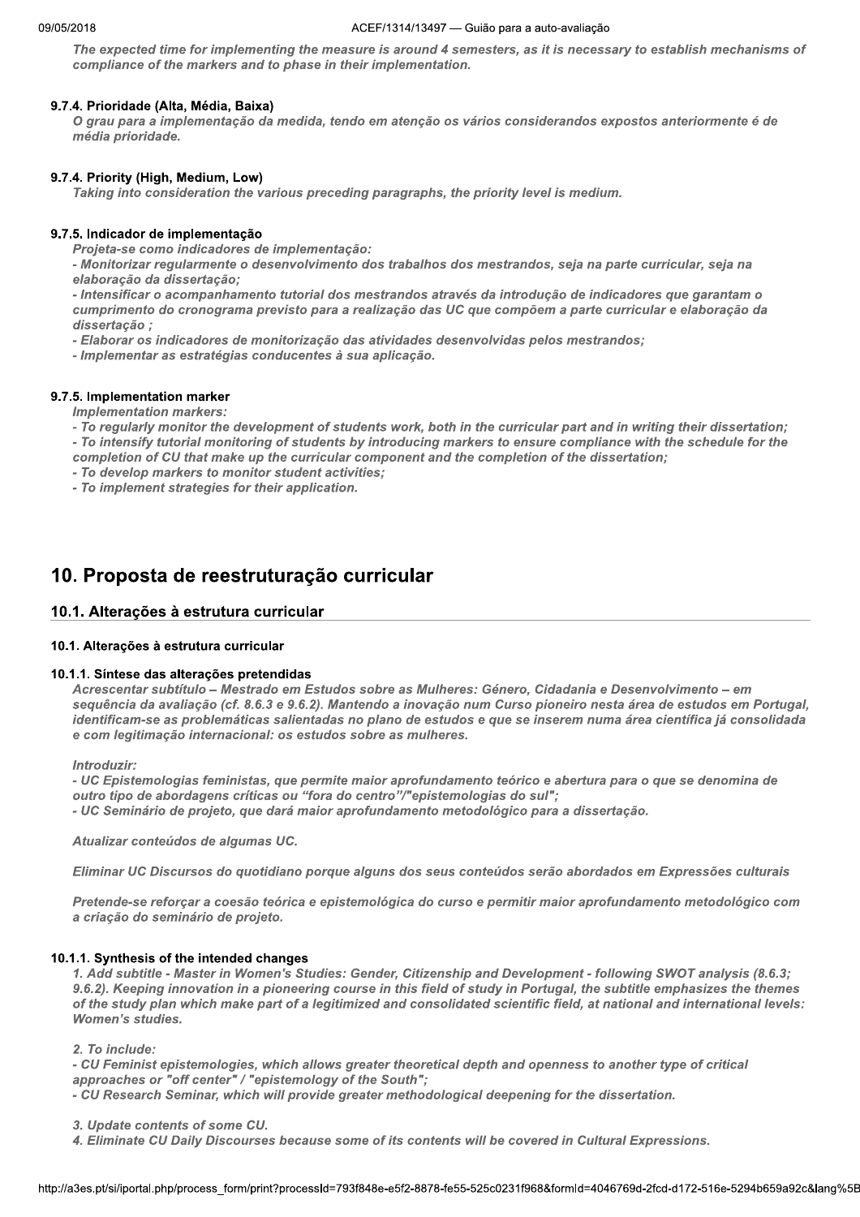*The expected time for implementing the measure is around 4 semesters, as it is necessary to establish mechanisms of compliance of the markers and to phase in their implementation.*

#### 9.7.4. Prioridade (Alta, Média, Baixa)

*O grau para a implementação da medida, tendo em atenção os vários considerandos expostos anteriormente é de média prioridade.*

#### 9.7.4. Priority (High, Medium, Low)

*Taking into consideration the various preceding paragraphs, the priority level is medium.*

#### 9.7.5. Indicador de implementação

*Projeta-se como indicadores de implementação:*
*- Monitorizar regularmente o desenvolvimento dos trabalhos dos mestrandos, seja na parte curricular, seja na elaboração da dissertação;*
*- Intensificar o acompanhamento tutorial dos mestrandos através da introdução de indicadores que garantam o cumprimento do cronograma previsto para a realização das UC que compõem a parte curricular e elaboração da dissertação ;*
*- Elaborar os indicadores de monitorização das atividades desenvolvidas pelos mestrandos;*
*- Implementar as estratégias conducentes à sua aplicação.*

#### 9.7.5. Implementation marker

*Implementation markers:*
*- To regularly monitor the development of students work, both in the curricular part and in writing their dissertation;*
*- To intensify tutorial monitoring of students by introducing markers to ensure compliance with the schedule for the completion of CU that make up the curricular component and the completion of the dissertation;*
*- To develop markers to monitor student activities;*
*- To implement strategies for their application.*

# 10. Proposta de reestruturação curricular

## 10.1. Alterações à estrutura curricular

#### 10.1. Alterações à estrutura curricular

#### 10.1.1. Síntese das alterações pretendidas

*Acrescentar subtítulo – Mestrado em Estudos sobre as Mulheres: Género, Cidadania e Desenvolvimento – em sequência da avaliação (cf. 8.6.3 e 9.6.2). Mantendo a inovação num Curso pioneiro nesta área de estudos em Portugal, identificam-se as problemáticas salientadas no plano de estudos e que se inserem numa área científica já consolidada e com legitimação internacional: os estudos sobre as mulheres.*

*Introduzir:*
*- UC Epistemologias feministas, que permite maior aprofundamento teórico e abertura para o que se denomina de outro tipo de abordagens críticas ou "fora do centro"/"epistemologias do sul";*
*- UC Seminário de projeto, que dará maior aprofundamento metodológico para a dissertação.*

*Atualizar conteúdos de algumas UC.*

*Eliminar UC Discursos do quotidiano porque alguns dos seus conteúdos serão abordados em Expressões culturais*

*Pretende-se reforçar a coesão teórica e epistemológica do curso e permitir maior aprofundamento metodológico com a criação do seminário de projeto.*

#### 10.1.1. Synthesis of the intended changes

*1. Add subtitle - Master in Women's Studies: Gender, Citizenship and Development - following SWOT analysis (8.6.3; 9.6.2). Keeping innovation in a pioneering course in this field of study in Portugal, the subtitle emphasizes the themes of the study plan which make part of a legitimized and consolidated scientific field, at national and international levels: Women's studies.*

*2. To include:*
*- CU Feminist epistemologies, which allows greater theoretical depth and openness to another type of critical approaches or "off center" / "epistemology of the South";*
*- CU Research Seminar, which will provide greater methodological deepening for the dissertation.*

*3. Update contents of some CU.*
*4. Eliminate CU Daily Discourses because some of its contents will be covered in Cultural Expressions.*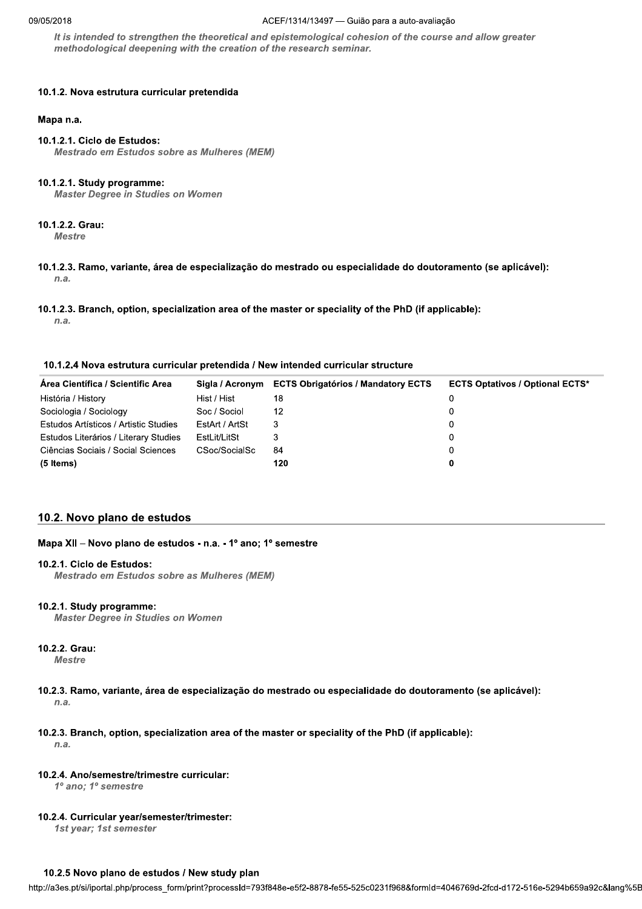*It is intended to strengthen the theoretical and epistemological cohesion of the course and allow greater methodological deepening with the creation of the research seminar.*

#### 10.1.2. Nova estrutura curricular pretendida

**Mapa n.a.**

**10.1.2.1. Ciclo de Estudos:**
*Mestrado em Estudos sobre as Mulheres (MEM)*

**10.1.2.1. Study programme:**
*Master Degree in Studies on Women*

**10.1.2.2. Grau:**
*Mestre*

**10.1.2.3. Ramo, variante, área de especialização do mestrado ou especialidade do doutoramento (se aplicável):**
*n.a.*

**10.1.2.3. Branch, option, specialization area of the master or speciality of the PhD (if applicable):**
*n.a.*

**10.1.2.4 Nova estrutura curricular pretendida / New intended curricular structure**

| Área Científica / Scientific Area | Sigla / Acronym | ECTS Obrigatórios / Mandatory ECTS | ECTS Optativos / Optional ECTS* |
|---|---|---|---|
| História / History | Hist / Hist | 18 | 0 |
| Sociologia / Sociology | Soc / Sociol | 12 | 0 |
| Estudos Artísticos / Artistic Studies | EstArt / ArtSt | 3 | 0 |
| Estudos Literários / Literary Studies | EstLit/LitSt | 3 | 0 |
| Ciências Sociais / Social Sciences | CSoc/SocialSc | 84 | 0 |
| **(5 Items)** | | **120** | **0** |

## 10.2. Novo plano de estudos

**Mapa XII – Novo plano de estudos - n.a. - 1º ano; 1º semestre**

**10.2.1. Ciclo de Estudos:**
*Mestrado em Estudos sobre as Mulheres (MEM)*

**10.2.1. Study programme:**
*Master Degree in Studies on Women*

**10.2.2. Grau:**
*Mestre*

**10.2.3. Ramo, variante, área de especialização do mestrado ou especialidade do doutoramento (se aplicável):**
*n.a.*

**10.2.3. Branch, option, specialization area of the master or speciality of the PhD (if applicable):**
*n.a.*

**10.2.4. Ano/semestre/trimestre curricular:**
*1º ano; 1º semestre*

**10.2.4. Curricular year/semester/trimester:**
*1st year; 1st semester*

**10.2.5 Novo plano de estudos / New study plan**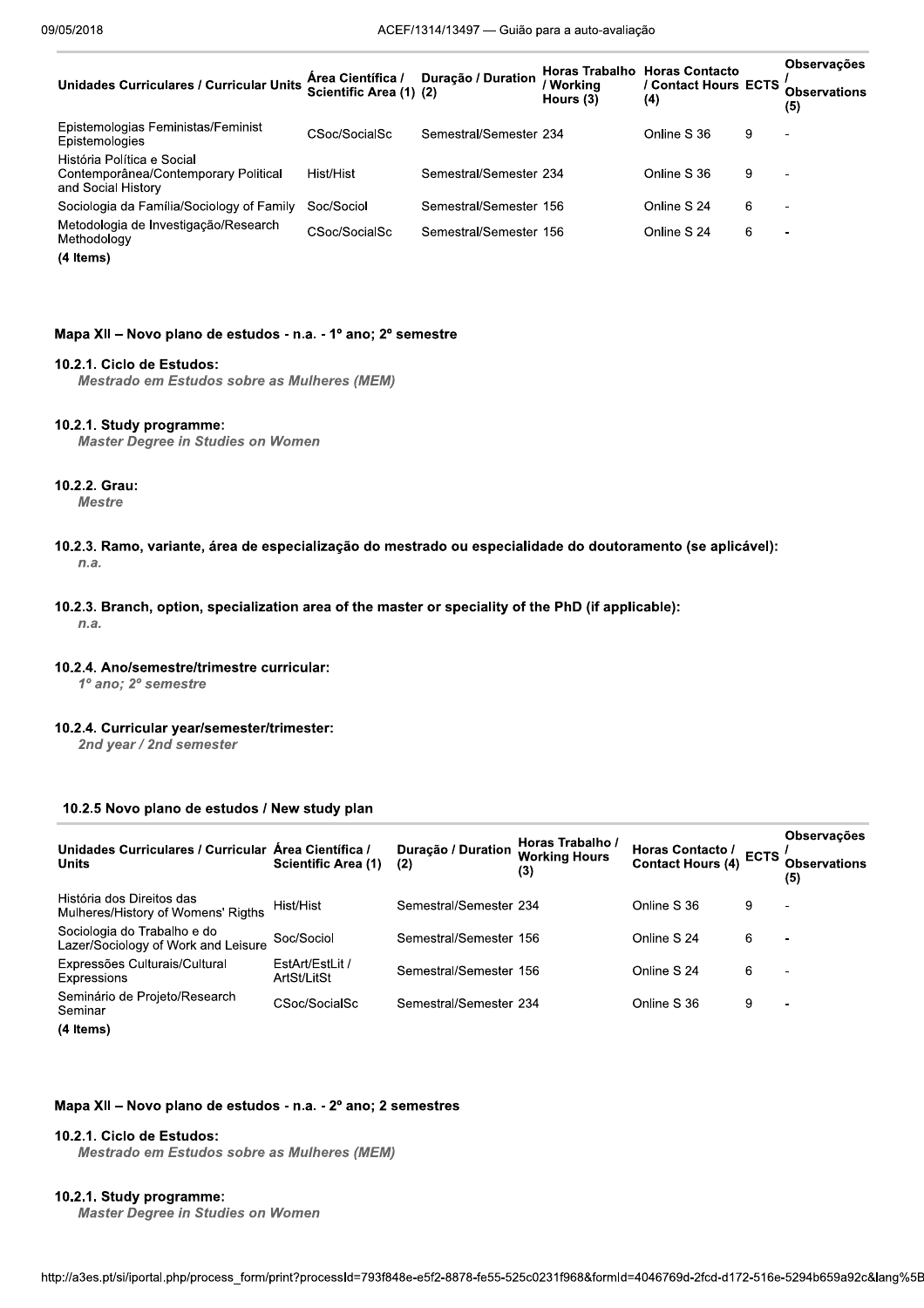| Unidades Curriculares / Curricular Units | Área Científica / Scientific Area (1) | Duração / Duration (2) | Horas Trabalho / Working Hours (3) | Horas Contacto / Contact Hours (4) | ECTS | Observações / Observations (5) |
|---|---|---|---|---|---|---|
| Epistemologias Feministas/Feminist Epistemologies | CSoc/SocialSc | Semestral/Semester | 234 | Online S 36 | 9 | - |
| História Política e Social Contemporânea/Contemporary Political and Social History | Hist/Hist | Semestral/Semester | 234 | Online S 36 | 9 | - |
| Sociologia da Família/Sociology of Family | Soc/Sociol | Semestral/Semester | 156 | Online S 24 | 6 | - |
| Metodologia de Investigação/Research Methodology | CSoc/SocialSc | Semestral/Semester | 156 | Online S 24 | 6 | - |

**(4 Items)**

### Mapa XII – Novo plano de estudos - n.a. - 1º ano; 2º semestre

#### 10.2.1. Ciclo de Estudos:
*Mestrado em Estudos sobre as Mulheres (MEM)*

#### 10.2.1. Study programme:
*Master Degree in Studies on Women*

#### 10.2.2. Grau:
*Mestre*

#### 10.2.3. Ramo, variante, área de especialização do mestrado ou especialidade do doutoramento (se aplicável):
*n.a.*

#### 10.2.3. Branch, option, specialization area of the master or speciality of the PhD (if applicable):
*n.a.*

#### 10.2.4. Ano/semestre/trimestre curricular:
*1º ano; 2º semestre*

#### 10.2.4. Curricular year/semester/trimester:
*2nd year / 2nd semester*

#### 10.2.5 Novo plano de estudos / New study plan

| Unidades Curriculares / Curricular Units | Área Científica / Scientific Area (1) | Duração / Duration (2) | Horas Trabalho / Working Hours (3) | Horas Contacto / Contact Hours (4) | ECTS | Observações / Observations (5) |
|---|---|---|---|---|---|---|
| História dos Direitos das Mulheres/History of Womens' Rigths | Hist/Hist | Semestral/Semester | 234 | Online S 36 | 9 | - |
| Sociologia do Trabalho e do Lazer/Sociology of Work and Leisure | Soc/Sociol | Semestral/Semester | 156 | Online S 24 | 6 | - |
| Expressões Culturais/Cultural Expressions | EstArt/EstLit / ArtSt/LitSt | Semestral/Semester | 156 | Online S 24 | 6 | - |
| Seminário de Projeto/Research Seminar | CSoc/SocialSc | Semestral/Semester | 234 | Online S 36 | 9 | - |

**(4 Items)**

### Mapa XII – Novo plano de estudos - n.a. - 2º ano; 2 semestres

#### 10.2.1. Ciclo de Estudos:
*Mestrado em Estudos sobre as Mulheres (MEM)*

#### 10.2.1. Study programme:
*Master Degree in Studies on Women*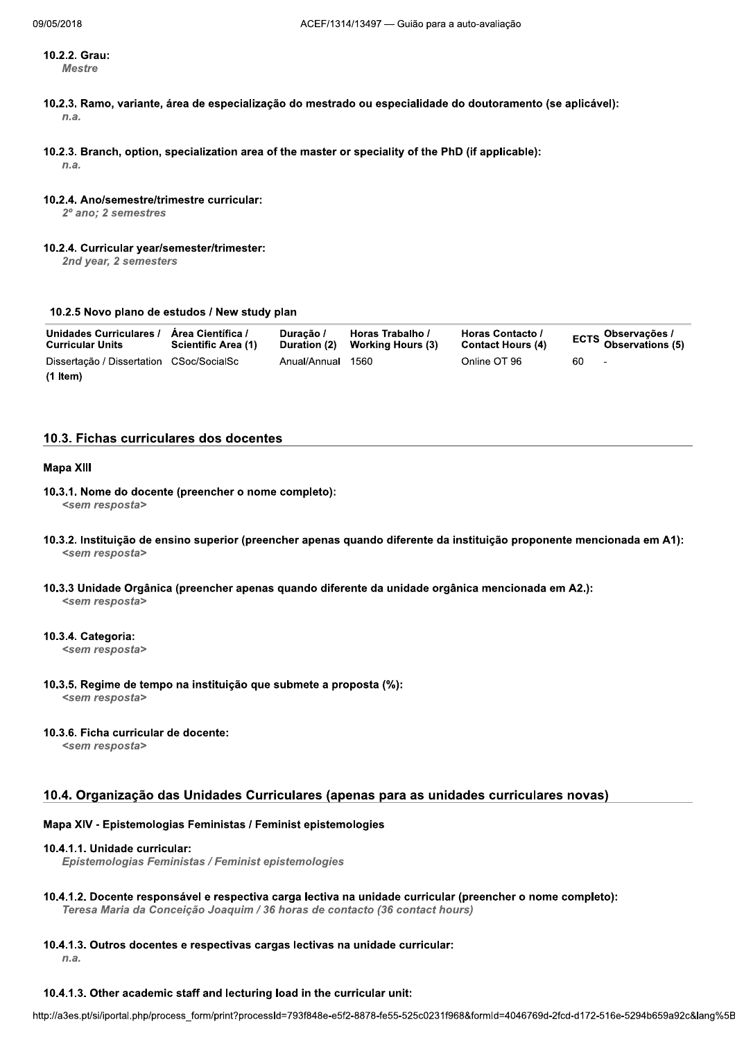**10.2.2. Grau:**
*Mestre*

**10.2.3. Ramo, variante, área de especialização do mestrado ou especialidade do doutoramento (se aplicável):**
*n.a.*

**10.2.3. Branch, option, specialization area of the master or speciality of the PhD (if applicable):**
*n.a.*

**10.2.4. Ano/semestre/trimestre curricular:**
*2º ano; 2 semestres*

**10.2.4. Curricular year/semester/trimester:**
*2nd year, 2 semesters*

**10.2.5 Novo plano de estudos / New study plan**

| Unidades Curriculares / Curricular Units | Área Científica / Scientific Area (1) | Duração / Duration (2) | Horas Trabalho / Working Hours (3) | Horas Contacto / Contact Hours (4) | ECTS | Observações / Observations (5) |
|---|---|---|---|---|---|---|
| Dissertação / Dissertation | CSoc/SocialSc | Anual/Annual | 1560 | Online OT 96 | 60 | - |
| **(1 Item)** | | | | | | |

## 10.3. Fichas curriculares dos docentes

**Mapa XIII**

**10.3.1. Nome do docente (preencher o nome completo):**
*<sem resposta>*

**10.3.2. Instituição de ensino superior (preencher apenas quando diferente da instituição proponente mencionada em A1):**
*<sem resposta>*

**10.3.3 Unidade Orgânica (preencher apenas quando diferente da unidade orgânica mencionada em A2.):**
*<sem resposta>*

**10.3.4. Categoria:**
*<sem resposta>*

**10.3.5. Regime de tempo na instituição que submete a proposta (%):**
*<sem resposta>*

**10.3.6. Ficha curricular de docente:**
*<sem resposta>*

## 10.4. Organização das Unidades Curriculares (apenas para as unidades curriculares novas)

**Mapa XIV - Epistemologias Feministas / Feminist epistemologies**

**10.4.1.1. Unidade curricular:**
*Epistemologias Feministas / Feminist epistemologies*

**10.4.1.2. Docente responsável e respectiva carga lectiva na unidade curricular (preencher o nome completo):**
*Teresa Maria da Conceição Joaquim / 36 horas de contacto (36 contact hours)*

**10.4.1.3. Outros docentes e respectivas cargas lectivas na unidade curricular:**
*n.a.*

**10.4.1.3. Other academic staff and lecturing load in the curricular unit:**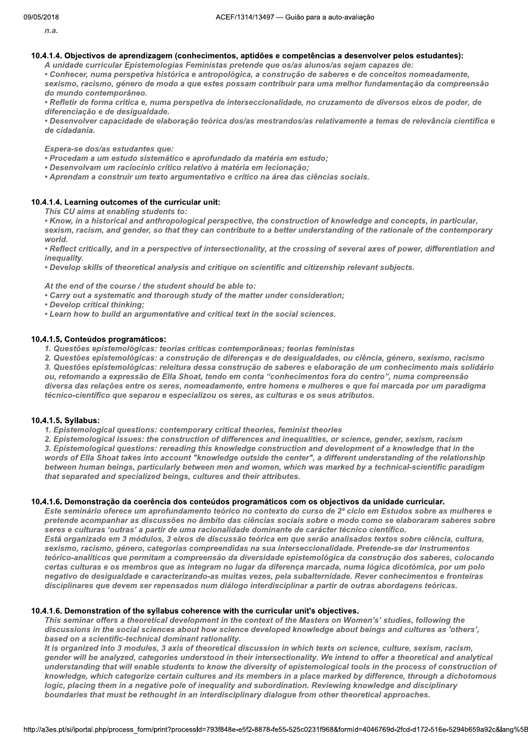*n.a.*

#### 10.4.1.4. Objectivos de aprendizagem (conhecimentos, aptidões e competências a desenvolver pelos estudantes):

*A unidade curricular Epistemologias Feministas pretende que os/as alunos/as sejam capazes de:*
*• Conhecer, numa perspetiva histórica e antropológica, a construção de saberes e de conceitos nomeadamente, sexismo, racismo, género de modo a que estes possam contribuir para uma melhor fundamentação da compreensão do mundo contemporâneo.*
*• Refletir de forma crítica e, numa perspetiva de interseccionalidade, no cruzamento de diversos eixos de poder, de diferenciação e de desigualdade.*
*• Desenvolver capacidade de elaboração teórica dos/as mestrandos/as relativamente a temas de relevância cientifica e de cidadania.*

*Espera-se dos/as estudantes que:*
*• Procedam a um estudo sistemático e aprofundado da matéria em estudo;*
*• Desenvolvam um raciocínio crítico relativo à matéria em lecionação;*
*• Aprendam a construir um texto argumentativo e crítico na área das ciências sociais.*

#### 10.4.1.4. Learning outcomes of the curricular unit:

*This CU aims at enabling students to:*
*• Know, in a historical and anthropological perspective, the construction of knowledge and concepts, in particular, sexism, racism, and gender, so that they can contribute to a better understanding of the rationale of the contemporary world.*
*• Reflect critically, and in a perspective of intersectionality, at the crossing of several axes of power, differentiation and inequality.*
*• Develop skills of theoretical analysis and critique on scientific and citizenship relevant subjects.*

*At the end of the course / the student should be able to:*
*• Carry out a systematic and thorough study of the matter under consideration;*
*• Develop critical thinking;*
*• Learn how to build an argumentative and critical text in the social sciences.*

#### 10.4.1.5. Conteúdos programáticos:

*1. Questões epistemológicas: teorias críticas contemporâneas; teorias feministas*
*2. Questões epistemológicas: a construção de diferenças e de desigualdades, ou ciência, género, sexismo, racismo*
*3. Questões epistemológicas: releitura dessa construção de saberes e elaboração de um conhecimento mais solidário ou, retomando a expressão de Ella Shoat, tendo em conta "conhecimentos fora do centro", numa compreensão diversa das relações entre os seres, nomeadamente, entre homens e mulheres e que foi marcada por um paradigma técnico-científico que separou e especializou os seres, as culturas e os seus atributos.*

#### 10.4.1.5. Syllabus:

*1. Epistemological questions: contemporary critical theories, feminist theories*
*2. Epistemological issues: the construction of differences and inequalities, or science, gender, sexism, racism*
*3. Epistemological questions: rereading this knowledge construction and development of a knowledge that in the words of Ella Shoat takes into account "knowledge outside the center", a different understanding of the relationship between human beings, particularly between men and women, which was marked by a technical-scientific paradigm that separated and specialized beings, cultures and their attributes.*

#### 10.4.1.6. Demonstração da coerência dos conteúdos programáticos com os objectivos da unidade curricular.

*Este seminário oferece um aprofundamento teórico no contexto do curso de 2º ciclo em Estudos sobre as mulheres e pretende acompanhar as discussões no âmbito das ciências sociais sobre o modo como se elaboraram saberes sobre seres e culturas 'outras' a partir de uma racionalidade dominante de carácter técnico científico.*
*Está organizado em 3 módulos, 3 eixos de discussão teórica em que serão analisados textos sobre ciência, cultura, sexismo, racismo, género, categorias compreendidas na sua interseccionalidade. Pretende-se dar instrumentos teórico-analíticos que permitam a compreensão da diversidade epistemológica da construção dos saberes, colocando certas culturas e os membros que as integram no lugar da diferença marcada, numa lógica dicotómica, por um polo negativo de desigualdade e caracterizando-as muitas vezes, pela subalternidade. Rever conhecimentos e fronteiras disciplinares que devem ser repensados num diálogo interdisciplinar a partir de outras abordagens teóricas.*

#### 10.4.1.6. Demonstration of the syllabus coherence with the curricular unit's objectives.

*This seminar offers a theoretical development in the context of the Masters on Women's' studies, following the discussions in the social sciences about how science developed knowledge about beings and cultures as 'others', based on a scientific-technical dominant rationality.*
*It is organized into 3 modules, 3 axis of theoretical discussion in which texts on science, culture, sexism, racism, gender will be analyzed, categories understood in their intersectionality. We intend to offer a theoretical and analytical understanding that will enable students to know the diversity of epistemological tools in the process of construction of knowledge, which categorize certain cultures and its members in a place marked by difference, through a dichotomous logic, placing them in a negative pole of inequality and subordination. Reviewing knowledge and disciplinary boundaries that must be rethought in an interdisciplinary dialogue from other theoretical approaches.*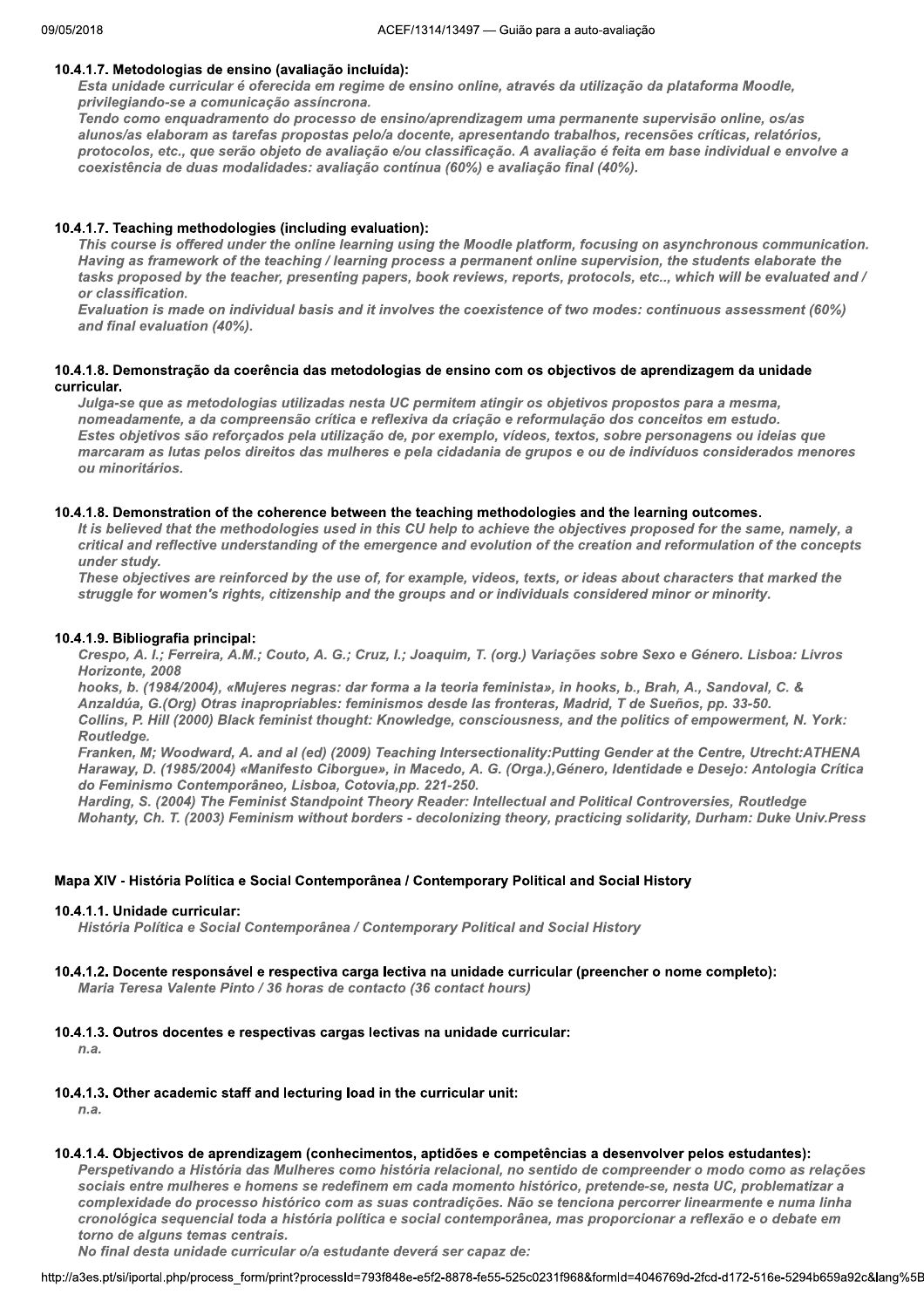#### 10.4.1.7. Metodologias de ensino (avaliação incluída):

*Esta unidade curricular é oferecida em regime de ensino online, através da utilização da plataforma Moodle, privilegiando-se a comunicação assíncrona.*
*Tendo como enquadramento do processo de ensino/aprendizagem uma permanente supervisão online, os/as alunos/as elaboram as tarefas propostas pelo/a docente, apresentando trabalhos, recensões críticas, relatórios, protocolos, etc., que serão objeto de avaliação e/ou classificação. A avaliação é feita em base individual e envolve a coexistência de duas modalidades: avaliação contínua (60%) e avaliação final (40%).*

#### 10.4.1.7. Teaching methodologies (including evaluation):

*This course is offered under the online learning using the Moodle platform, focusing on asynchronous communication. Having as framework of the teaching / learning process a permanent online supervision, the students elaborate the tasks proposed by the teacher, presenting papers, book reviews, reports, protocols, etc.., which will be evaluated and / or classification.*
*Evaluation is made on individual basis and it involves the coexistence of two modes: continuous assessment (60%) and final evaluation (40%).*

#### 10.4.1.8. Demonstração da coerência das metodologias de ensino com os objectivos de aprendizagem da unidade curricular.

*Julga-se que as metodologias utilizadas nesta UC permitem atingir os objetivos propostos para a mesma, nomeadamente, a da compreensão crítica e reflexiva da criação e reformulação dos conceitos em estudo.*
*Estes objetivos são reforçados pela utilização de, por exemplo, vídeos, textos, sobre personagens ou ideias que marcaram as lutas pelos direitos das mulheres e pela cidadania de grupos e ou de indivíduos considerados menores ou minoritários.*

#### 10.4.1.8. Demonstration of the coherence between the teaching methodologies and the learning outcomes.

*It is believed that the methodologies used in this CU help to achieve the objectives proposed for the same, namely, a critical and reflective understanding of the emergence and evolution of the creation and reformulation of the concepts under study.*
*These objectives are reinforced by the use of, for example, videos, texts, or ideas about characters that marked the struggle for women's rights, citizenship and the groups and or individuals considered minor or minority.*

#### 10.4.1.9. Bibliografia principal:

*Crespo, A. I.; Ferreira, A.M.; Couto, A. G.; Cruz, I.; Joaquim, T. (org.) Variações sobre Sexo e Género. Lisboa: Livros Horizonte, 2008*
*hooks, b. (1984/2004), «Mujeres negras: dar forma a la teoria feminista», in hooks, b., Brah, A., Sandoval, C. & Anzaldúa, G.(Org) Otras inapropriables: feminismos desde las fronteras, Madrid, T de Sueños, pp. 33-50.*
*Collins, P. Hill (2000) Black feminist thought: Knowledge, consciousness, and the politics of empowerment, N. York: Routledge.*
*Franken, M; Woodward, A. and al (ed) (2009) Teaching Intersectionality:Putting Gender at the Centre, Utrecht:ATHENA*
*Haraway, D. (1985/2004) «Manifesto Ciborgue», in Macedo, A. G. (Orga.),Género, Identidade e Desejo: Antologia Crítica do Feminismo Contemporâneo, Lisboa, Cotovia,pp. 221-250.*
*Harding, S. (2004) The Feminist Standpoint Theory Reader: Intellectual and Political Controversies, Routledge*
*Mohanty, Ch. T. (2003) Feminism without borders - decolonizing theory, practicing solidarity, Durham: Duke Univ.Press*

### Mapa XIV - História Política e Social Contemporânea / Contemporary Political and Social History

#### 10.4.1.1. Unidade curricular:

*História Política e Social Contemporânea / Contemporary Political and Social History*

#### 10.4.1.2. Docente responsável e respectiva carga lectiva na unidade curricular (preencher o nome completo):

*Maria Teresa Valente Pinto / 36 horas de contacto (36 contact hours)*

#### 10.4.1.3. Outros docentes e respectivas cargas lectivas na unidade curricular:

*n.a.*

#### 10.4.1.3. Other academic staff and lecturing load in the curricular unit:

*n.a.*

#### 10.4.1.4. Objectivos de aprendizagem (conhecimentos, aptidões e competências a desenvolver pelos estudantes):

*Perspetivando a História das Mulheres como história relacional, no sentido de compreender o modo como as relações sociais entre mulheres e homens se redefinem em cada momento histórico, pretende-se, nesta UC, problematizar a complexidade do processo histórico com as suas contradições. Não se tenciona percorrer linearmente e numa linha cronológica sequencial toda a história política e social contemporânea, mas proporcionar a reflexão e o debate em torno de alguns temas centrais.*
*No final desta unidade curricular o/a estudante deverá ser capaz de:*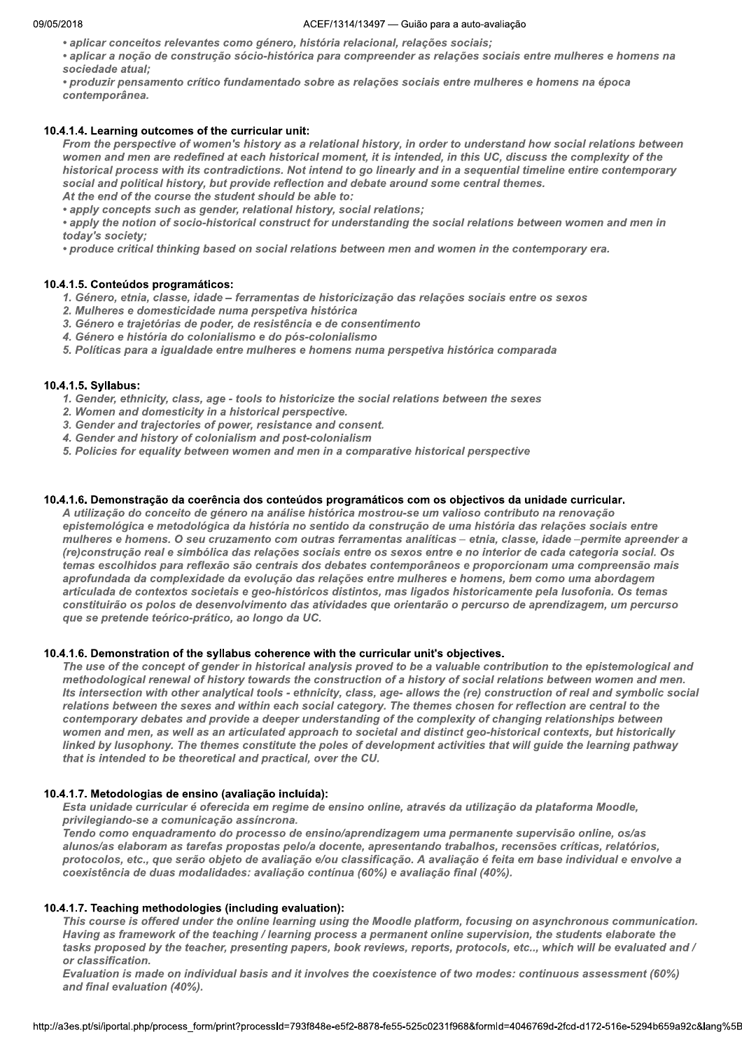*• aplicar conceitos relevantes como género, história relacional, relações sociais;*
*• aplicar a noção de construção sócio-histórica para compreender as relações sociais entre mulheres e homens na sociedade atual;*
*• produzir pensamento crítico fundamentado sobre as relações sociais entre mulheres e homens na época contemporânea.*

#### 10.4.1.4. Learning outcomes of the curricular unit:

*From the perspective of women's history as a relational history, in order to understand how social relations between women and men are redefined at each historical moment, it is intended, in this UC, discuss the complexity of the historical process with its contradictions. Not intend to go linearly and in a sequential timeline entire contemporary social and political history, but provide reflection and debate around some central themes.*
*At the end of the course the student should be able to:*
*• apply concepts such as gender, relational history, social relations;*
*• apply the notion of socio-historical construct for understanding the social relations between women and men in today's society;*
*• produce critical thinking based on social relations between men and women in the contemporary era.*

#### 10.4.1.5. Conteúdos programáticos:

*1. Género, etnia, classe, idade – ferramentas de historicização das relações sociais entre os sexos*
*2. Mulheres e domesticidade numa perspetiva histórica*
*3. Género e trajetórias de poder, de resistência e de consentimento*
*4. Género e história do colonialismo e do pós-colonialismo*
*5. Políticas para a igualdade entre mulheres e homens numa perspetiva histórica comparada*

#### 10.4.1.5. Syllabus:

*1. Gender, ethnicity, class, age - tools to historicize the social relations between the sexes*
*2. Women and domesticity in a historical perspective.*
*3. Gender and trajectories of power, resistance and consent.*
*4. Gender and history of colonialism and post-colonialism*
*5. Policies for equality between women and men in a comparative historical perspective*

#### 10.4.1.6. Demonstração da coerência dos conteúdos programáticos com os objectivos da unidade curricular.

*A utilização do conceito de género na análise histórica mostrou-se um valioso contributo na renovação epistemológica e metodológica da história no sentido da construção de uma história das relações sociais entre mulheres e homens. O seu cruzamento com outras ferramentas analíticas – etnia, classe, idade –permite apreender a (re)construção real e simbólica das relações sociais entre os sexos entre e no interior de cada categoria social. Os temas escolhidos para reflexão são centrais dos debates contemporâneos e proporcionam uma compreensão mais aprofundada da complexidade da evolução das relações entre mulheres e homens, bem como uma abordagem articulada de contextos societais e geo-históricos distintos, mas ligados historicamente pela lusofonia. Os temas constituirão os polos de desenvolvimento das atividades que orientarão o percurso de aprendizagem, um percurso que se pretende teórico-prático, ao longo da UC.*

#### 10.4.1.6. Demonstration of the syllabus coherence with the curricular unit's objectives.

*The use of the concept of gender in historical analysis proved to be a valuable contribution to the epistemological and methodological renewal of history towards the construction of a history of social relations between women and men. Its intersection with other analytical tools - ethnicity, class, age- allows the (re) construction of real and symbolic social relations between the sexes and within each social category. The themes chosen for reflection are central to the contemporary debates and provide a deeper understanding of the complexity of changing relationships between women and men, as well as an articulated approach to societal and distinct geo-historical contexts, but historically linked by lusophony. The themes constitute the poles of development activities that will guide the learning pathway that is intended to be theoretical and practical, over the CU.*

#### 10.4.1.7. Metodologias de ensino (avaliação incluída):

*Esta unidade curricular é oferecida em regime de ensino online, através da utilização da plataforma Moodle, privilegiando-se a comunicação assíncrona.*
*Tendo como enquadramento do processo de ensino/aprendizagem uma permanente supervisão online, os/as alunos/as elaboram as tarefas propostas pelo/a docente, apresentando trabalhos, recensões críticas, relatórios, protocolos, etc., que serão objeto de avaliação e/ou classificação. A avaliação é feita em base individual e envolve a coexistência de duas modalidades: avaliação contínua (60%) e avaliação final (40%).*

#### 10.4.1.7. Teaching methodologies (including evaluation):

*This course is offered under the online learning using the Moodle platform, focusing on asynchronous communication. Having as framework of the teaching / learning process a permanent online supervision, the students elaborate the tasks proposed by the teacher, presenting papers, book reviews, reports, protocols, etc.., which will be evaluated and / or classification.*
*Evaluation is made on individual basis and it involves the coexistence of two modes: continuous assessment (60%) and final evaluation (40%).*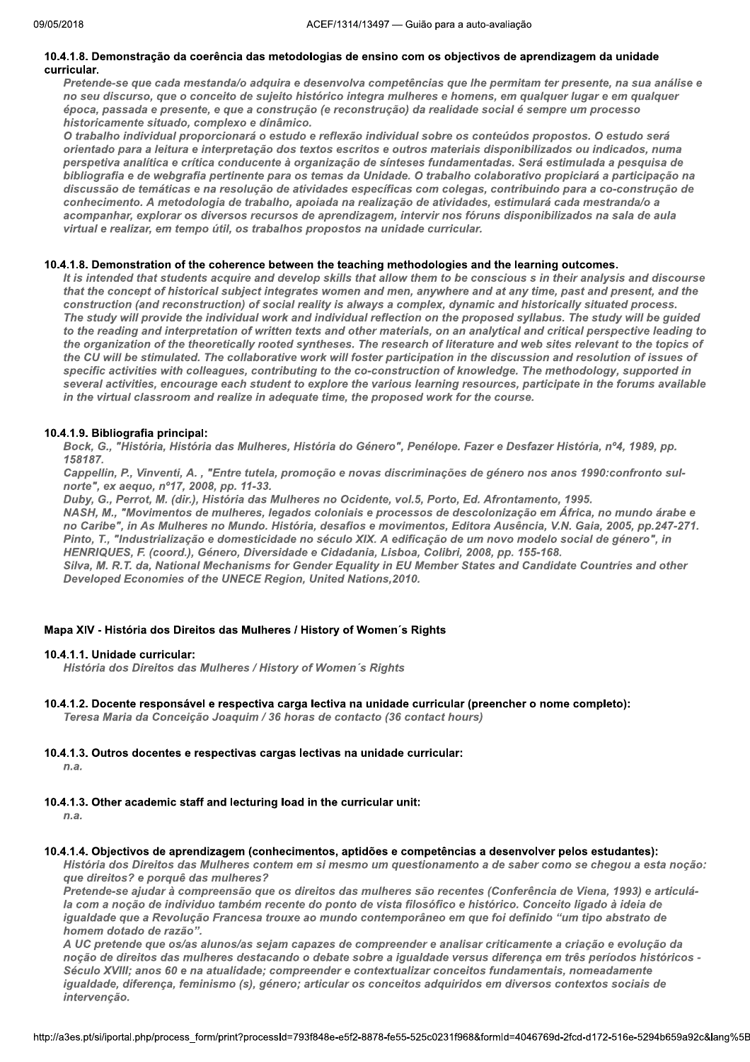#### 10.4.1.8. Demonstração da coerência das metodologias de ensino com os objectivos de aprendizagem da unidade curricular.

*Pretende-se que cada mestanda/o adquira e desenvolva competências que lhe permitam ter presente, na sua análise e no seu discurso, que o conceito de sujeito histórico integra mulheres e homens, em qualquer lugar e em qualquer época, passada e presente, e que a construção (e reconstrução) da realidade social é sempre um processo historicamente situado, complexo e dinâmico.*
*O trabalho individual proporcionará o estudo e reflexão individual sobre os conteúdos propostos. O estudo será orientado para a leitura e interpretação dos textos escritos e outros materiais disponibilizados ou indicados, numa perspetiva analítica e crítica conducente à organização de sínteses fundamentadas. Será estimulada a pesquisa de bibliografia e de webgrafia pertinente para os temas da Unidade. O trabalho colaborativo propiciará a participação na discussão de temáticas e na resolução de atividades específicas com colegas, contribuindo para a co-construção de conhecimento. A metodologia de trabalho, apoiada na realização de atividades, estimulará cada mestranda/o a acompanhar, explorar os diversos recursos de aprendizagem, intervir nos fóruns disponibilizados na sala de aula virtual e realizar, em tempo útil, os trabalhos propostos na unidade curricular.*

#### 10.4.1.8. Demonstration of the coherence between the teaching methodologies and the learning outcomes.

*It is intended that students acquire and develop skills that allow them to be conscious s in their analysis and discourse that the concept of historical subject integrates women and men, anywhere and at any time, past and present, and the construction (and reconstruction) of social reality is always a complex, dynamic and historically situated process.*
*The study will provide the individual work and individual reflection on the proposed syllabus. The study will be guided to the reading and interpretation of written texts and other materials, on an analytical and critical perspective leading to the organization of the theoretically rooted syntheses. The research of literature and web sites relevant to the topics of the CU will be stimulated. The collaborative work will foster participation in the discussion and resolution of issues of specific activities with colleagues, contributing to the co-construction of knowledge. The methodology, supported in several activities, encourage each student to explore the various learning resources, participate in the forums available in the virtual classroom and realize in adequate time, the proposed work for the course.*

#### 10.4.1.9. Bibliografia principal:

*Bock, G., "História, História das Mulheres, História do Género", Penélope. Fazer e Desfazer História, nº4, 1989, pp. 158187.*
*Cappellin, P., Vinventi, A. , "Entre tutela, promoção e novas discriminações de género nos anos 1990:confronto sul-norte", ex aequo, nº17, 2008, pp. 11-33.*
*Duby, G., Perrot, M. (dir.), História das Mulheres no Ocidente, vol.5, Porto, Ed. Afrontamento, 1995.*
*NASH, M., "Movimentos de mulheres, legados coloniais e processos de descolonização em África, no mundo árabe e no Caribe", in As Mulheres no Mundo. História, desafios e movimentos, Editora Ausência, V.N. Gaia, 2005, pp.247-271.*
*Pinto, T., "Industrialização e domesticidade no século XIX. A edificação de um novo modelo social de género", in HENRIQUES, F. (coord.), Género, Diversidade e Cidadania, Lisboa, Colibri, 2008, pp. 155-168.*
*Silva, M. R.T. da, National Mechanisms for Gender Equality in EU Member States and Candidate Countries and other Developed Economies of the UNECE Region, United Nations,2010.*

### Mapa XIV - História dos Direitos das Mulheres / History of Women´s Rights

#### 10.4.1.1. Unidade curricular:

*História dos Direitos das Mulheres / History of Women´s Rights*

#### 10.4.1.2. Docente responsável e respectiva carga lectiva na unidade curricular (preencher o nome completo):

*Teresa Maria da Conceição Joaquim / 36 horas de contacto (36 contact hours)*

#### 10.4.1.3. Outros docentes e respectivas cargas lectivas na unidade curricular:

*n.a.*

#### 10.4.1.3. Other academic staff and lecturing load in the curricular unit:

*n.a.*

#### 10.4.1.4. Objectivos de aprendizagem (conhecimentos, aptidões e competências a desenvolver pelos estudantes):

*História dos Direitos das Mulheres contem em si mesmo um questionamento a de saber como se chegou a esta noção: que direitos? e porquê das mulheres?*
*Pretende-se ajudar à compreensão que os direitos das mulheres são recentes (Conferência de Viena, 1993) e articulá-la com a noção de indivíduo também recente do ponto de vista filosófico e histórico. Conceito ligado à ideia de igualdade que a Revolução Francesa trouxe ao mundo contemporâneo em que foi definido "um tipo abstrato de homem dotado de razão".*
*A UC pretende que os/as alunos/as sejam capazes de compreender e analisar criticamente a criação e evolução da noção de direitos das mulheres destacando o debate sobre a igualdade versus diferença em três períodos históricos - Século XVIII; anos 60 e na atualidade; compreender e contextualizar conceitos fundamentais, nomeadamente igualdade, diferença, feminismo (s), género; articular os conceitos adquiridos em diversos contextos sociais de intervenção.*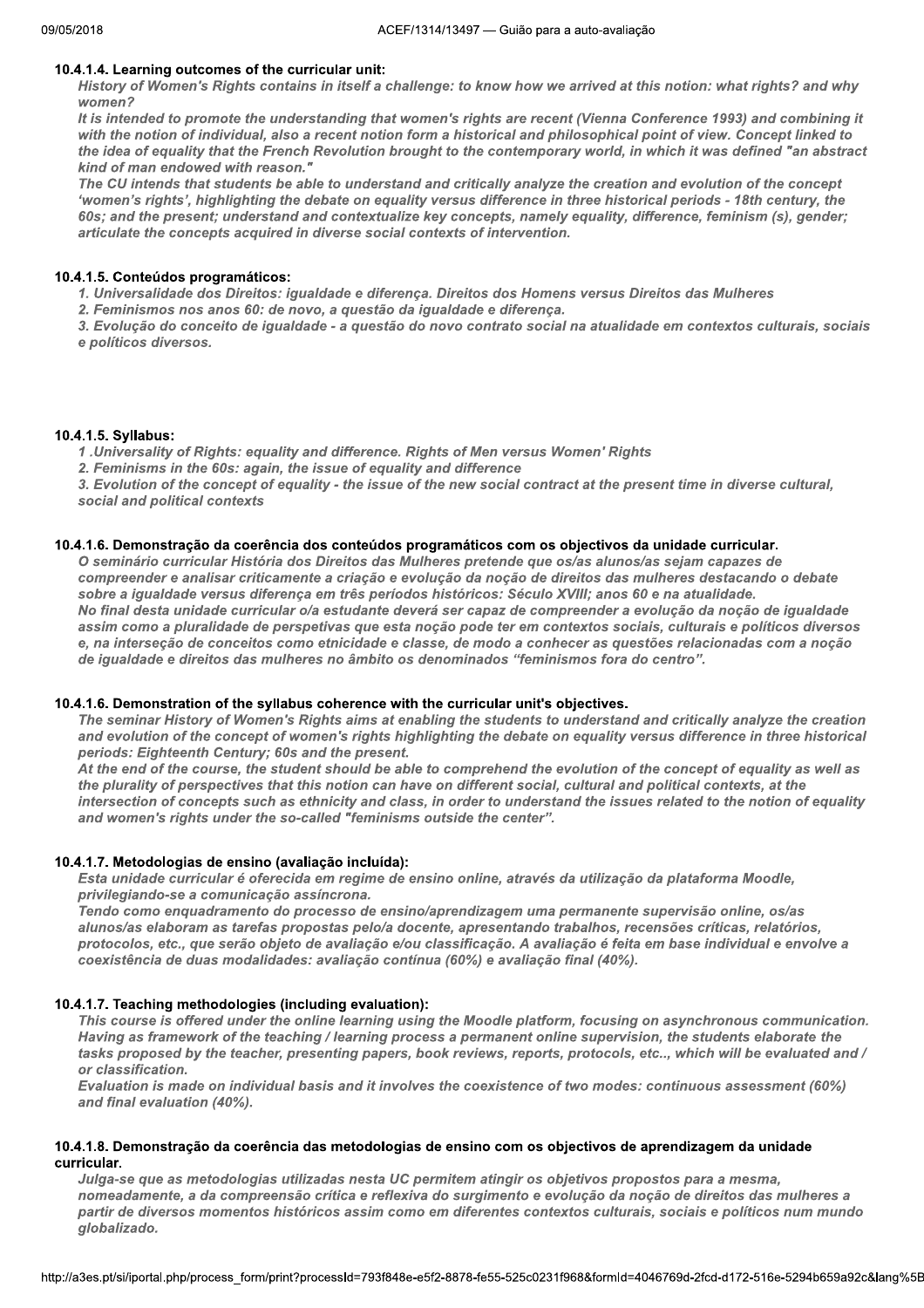#### 10.4.1.4. Learning outcomes of the curricular unit:

*History of Women's Rights contains in itself a challenge: to know how we arrived at this notion: what rights? and why women?*

*It is intended to promote the understanding that women's rights are recent (Vienna Conference 1993) and combining it with the notion of individual, also a recent notion form a historical and philosophical point of view. Concept linked to the idea of equality that the French Revolution brought to the contemporary world, in which it was defined "an abstract kind of man endowed with reason."*

*The CU intends that students be able to understand and critically analyze the creation and evolution of the concept 'women's rights', highlighting the debate on equality versus difference in three historical periods - 18th century, the 60s; and the present; understand and contextualize key concepts, namely equality, difference, feminism (s), gender; articulate the concepts acquired in diverse social contexts of intervention.*

#### 10.4.1.5. Conteúdos programáticos:

*1. Universalidade dos Direitos: igualdade e diferença. Direitos dos Homens versus Direitos das Mulheres*
*2. Feminismos nos anos 60: de novo, a questão da igualdade e diferença.*
*3. Evolução do conceito de igualdade - a questão do novo contrato social na atualidade em contextos culturais, sociais e políticos diversos.*

#### 10.4.1.5. Syllabus:

*1 .Universality of Rights: equality and difference. Rights of Men versus Women' Rights*
*2. Feminisms in the 60s: again, the issue of equality and difference*
*3. Evolution of the concept of equality - the issue of the new social contract at the present time in diverse cultural, social and political contexts*

#### 10.4.1.6. Demonstração da coerência dos conteúdos programáticos com os objectivos da unidade curricular.

*O seminário curricular História dos Direitos das Mulheres pretende que os/as alunos/as sejam capazes de compreender e analisar criticamente a criação e evolução da noção de direitos das mulheres destacando o debate sobre a igualdade versus diferença em três períodos históricos: Século XVIII; anos 60 e na atualidade.*

*No final desta unidade curricular o/a estudante deverá ser capaz de compreender a evolução da noção de igualdade assim como a pluralidade de perspetivas que esta noção pode ter em contextos sociais, culturais e políticos diversos e, na interseção de conceitos como etnicidade e classe, de modo a conhecer as questões relacionadas com a noção de igualdade e direitos das mulheres no âmbito os denominados "feminismos fora do centro".*

#### 10.4.1.6. Demonstration of the syllabus coherence with the curricular unit's objectives.

*The seminar History of Women's Rights aims at enabling the students to understand and critically analyze the creation and evolution of the concept of women's rights highlighting the debate on equality versus difference in three historical periods: Eighteenth Century; 60s and the present.*

*At the end of the course, the student should be able to comprehend the evolution of the concept of equality as well as the plurality of perspectives that this notion can have on different social, cultural and political contexts, at the intersection of concepts such as ethnicity and class, in order to understand the issues related to the notion of equality and women's rights under the so-called "feminisms outside the center".*

#### 10.4.1.7. Metodologias de ensino (avaliação incluída):

*Esta unidade curricular é oferecida em regime de ensino online, através da utilização da plataforma Moodle, privilegiando-se a comunicação assíncrona.*

*Tendo como enquadramento do processo de ensino/aprendizagem uma permanente supervisão online, os/as alunos/as elaboram as tarefas propostas pelo/a docente, apresentando trabalhos, recensões críticas, relatórios, protocolos, etc., que serão objeto de avaliação e/ou classificação. A avaliação é feita em base individual e envolve a coexistência de duas modalidades: avaliação contínua (60%) e avaliação final (40%).*

#### 10.4.1.7. Teaching methodologies (including evaluation):

*This course is offered under the online learning using the Moodle platform, focusing on asynchronous communication. Having as framework of the teaching / learning process a permanent online supervision, the students elaborate the tasks proposed by the teacher, presenting papers, book reviews, reports, protocols, etc.., which will be evaluated and / or classification.*

*Evaluation is made on individual basis and it involves the coexistence of two modes: continuous assessment (60%) and final evaluation (40%).*

#### 10.4.1.8. Demonstração da coerência das metodologias de ensino com os objectivos de aprendizagem da unidade curricular.

*Julga-se que as metodologias utilizadas nesta UC permitem atingir os objetivos propostos para a mesma, nomeadamente, a da compreensão crítica e reflexiva do surgimento e evolução da noção de direitos das mulheres a partir de diversos momentos históricos assim como em diferentes contextos culturais, sociais e políticos num mundo globalizado.*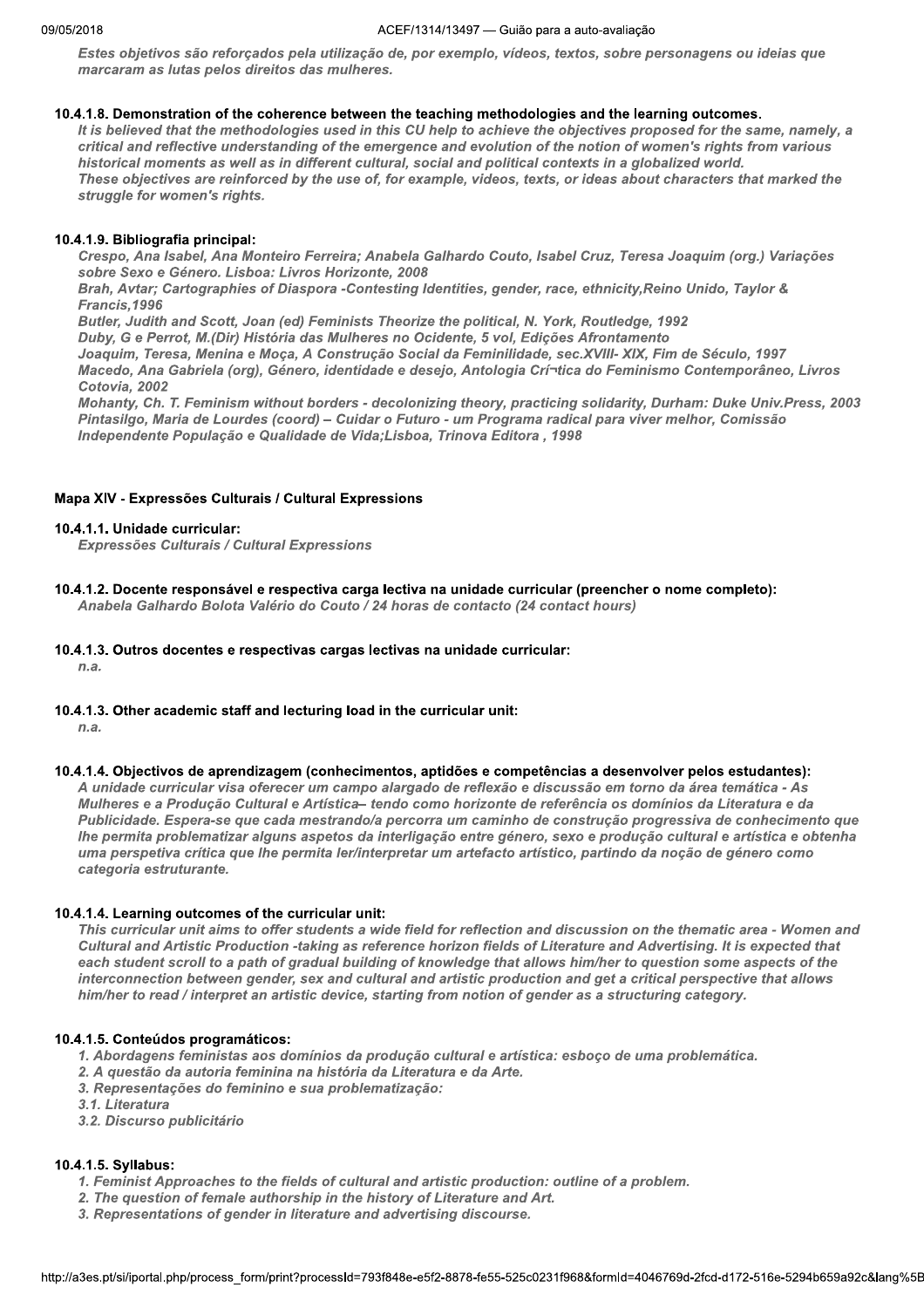*Estes objetivos são reforçados pela utilização de, por exemplo, vídeos, textos, sobre personagens ou ideias que marcaram as lutas pelos direitos das mulheres.*

#### 10.4.1.8. Demonstration of the coherence between the teaching methodologies and the learning outcomes.

*It is believed that the methodologies used in this CU help to achieve the objectives proposed for the same, namely, a critical and reflective understanding of the emergence and evolution of the notion of women's rights from various historical moments as well as in different cultural, social and political contexts in a globalized world.*
*These objectives are reinforced by the use of, for example, videos, texts, or ideas about characters that marked the struggle for women's rights.*

#### 10.4.1.9. Bibliografia principal:

*Crespo, Ana Isabel, Ana Monteiro Ferreira; Anabela Galhardo Couto, Isabel Cruz, Teresa Joaquim (org.) Variações sobre Sexo e Género. Lisboa: Livros Horizonte, 2008*
*Brah, Avtar; Cartographies of Diaspora -Contesting Identities, gender, race, ethnicity,Reino Unido, Taylor & Francis,1996*
*Butler, Judith and Scott, Joan (ed) Feminists Theorize the political, N. York, Routledge, 1992*
*Duby, G e Perrot, M.(Dir) História das Mulheres no Ocidente, 5 vol, Edições Afrontamento*
*Joaquim, Teresa, Menina e Moça, A Construção Social da Feminilidade, sec.XVIII- XIX, Fim de Século, 1997*
*Macedo, Ana Gabriela (org), Género, identidade e desejo, Antologia Crí¬tica do Feminismo Contemporâneo, Livros Cotovia, 2002*
*Mohanty, Ch. T. Feminism without borders - decolonizing theory, practicing solidarity, Durham: Duke Univ.Press, 2003*
*Pintasilgo, Maria de Lourdes (coord) – Cuidar o Futuro - um Programa radical para viver melhor, Comissão Independente População e Qualidade de Vida;Lisboa, Trinova Editora , 1998*

### Mapa XIV - Expressões Culturais / Cultural Expressions

#### 10.4.1.1. Unidade curricular:

*Expressões Culturais / Cultural Expressions*

#### 10.4.1.2. Docente responsável e respectiva carga lectiva na unidade curricular (preencher o nome completo):

*Anabela Galhardo Bolota Valério do Couto / 24 horas de contacto (24 contact hours)*

#### 10.4.1.3. Outros docentes e respectivas cargas lectivas na unidade curricular:

*n.a.*

#### 10.4.1.3. Other academic staff and lecturing load in the curricular unit:

*n.a.*

#### 10.4.1.4. Objectivos de aprendizagem (conhecimentos, aptidões e competências a desenvolver pelos estudantes):

*A unidade curricular visa oferecer um campo alargado de reflexão e discussão em torno da área temática - As Mulheres e a Produção Cultural e Artística– tendo como horizonte de referência os domínios da Literatura e da Publicidade. Espera-se que cada mestrando/a percorra um caminho de construção progressiva de conhecimento que lhe permita problematizar alguns aspetos da interligação entre género, sexo e produção cultural e artística e obtenha uma perspetiva crítica que lhe permita ler/interpretar um artefacto artístico, partindo da noção de género como categoria estruturante.*

#### 10.4.1.4. Learning outcomes of the curricular unit:

*This curricular unit aims to offer students a wide field for reflection and discussion on the thematic area - Women and Cultural and Artistic Production -taking as reference horizon fields of Literature and Advertising. It is expected that each student scroll to a path of gradual building of knowledge that allows him/her to question some aspects of the interconnection between gender, sex and cultural and artistic production and get a critical perspective that allows him/her to read / interpret an artistic device, starting from notion of gender as a structuring category.*

#### 10.4.1.5. Conteúdos programáticos:

*1. Abordagens feministas aos domínios da produção cultural e artística: esboço de uma problemática.*
*2. A questão da autoria feminina na história da Literatura e da Arte.*
*3. Representações do feminino e sua problematização:*
*3.1. Literatura*
*3.2. Discurso publicitário*

#### 10.4.1.5. Syllabus:

*1. Feminist Approaches to the fields of cultural and artistic production: outline of a problem.*
*2. The question of female authorship in the history of Literature and Art.*
*3. Representations of gender in literature and advertising discourse.*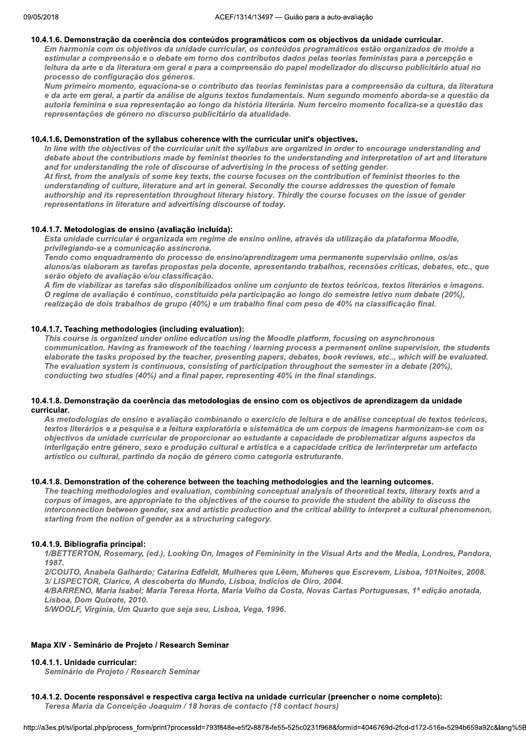#### 10.4.1.6. Demonstração da coerência dos conteúdos programáticos com os objectivos da unidade curricular.

*Em harmonia com os objetivos da unidade curricular, os conteúdos programáticos estão organizados de molde a estimular a compreensão e o debate em torno dos contributos dados pelas teorias feministas para a perceção e leitura da arte e da literatura em geral e para a compreensão do papel modelizador do discurso publicitário atual no processo de configuração dos géneros.*

*Num primeiro momento, equaciona-se o contributo das teorias feministas para a compreensão da cultura, da literatura e da arte em geral, a partir da análise de alguns textos fundamentais. Num segundo momento aborda-se a questão da autoria feminina e sua representação ao longo da história literária. Num terceiro momento focaliza-se a questão das representações de género no discurso publicitário da atualidade.*

#### 10.4.1.6. Demonstration of the syllabus coherence with the curricular unit's objectives.

*In line with the objectives of the curricular unit the syllabus are organized in order to encourage understanding and debate about the contributions made by feminist theories to the understanding and interpretation of art and literature and for understanding the role of discourse of advertising in the process of setting gender.*

*At first, from the analysis of some key texts, the course focuses on the contribution of feminist theories to the understanding of culture, literature and art in general. Secondly the course addresses the question of female authorship and its representation throughout literary history. Thirdly the course focuses on the issue of gender representations in literature and advertising discourse of today.*

#### 10.4.1.7. Metodologias de ensino (avaliação incluída):

*Esta unidade curricular é organizada em regime de ensino online, através da utilização da plataforma Moodle, privilegiando-se a comunicação assíncrona.*

*Tendo como enquadramento do processo de ensino/aprendizagem uma permanente supervisão online, os/as alunos/as elaboram as tarefas propostas pela docente, apresentando trabalhos, recensões críticas, debates, etc., que serão objeto de avaliação e/ou classificação.*

*A fim de viabilizar as tarefas são disponibilizados online um conjunto de textos teóricos, textos literários e imagens. O regime de avaliação é contínuo, constituído pela participação ao longo do semestre letivo num debate (20%), realização de dois trabalhos de grupo (40%) e um trabalho final com peso de 40% na classificação final.*

#### 10.4.1.7. Teaching methodologies (including evaluation):

*This course is organized under online education using the Moodle platform, focusing on asynchronous communication. Having as framework of the teaching / learning process a permanent online supervision, the students elaborate the tasks proposed by the teacher, presenting papers, debates, book reviews, etc.., which will be evaluated. The evaluation system is continuous, consisting of participation throughout the semester in a debate (20%), conducting two studies (40%) and a final paper, representing 40% in the final standings.*

#### 10.4.1.8. Demonstração da coerência das metodologias de ensino com os objectivos de aprendizagem da unidade curricular.

*As metodologias de ensino e avaliação combinando o exercício de leitura e de análise conceptual de textos teóricos, textos literários e a pesquisa e a leitura exploratória e sistemática de um corpus de imagens harmonizam-se com os objectivos da unidade curricular de proporcionar ao estudante a capacidade de problematizar alguns aspectos da interligação entre género, sexo e produção cultural e artística e a capacidade crítica de ler/interpretar um artefacto artístico ou cultural, partindo da noção de género como categoria estruturante.*

#### 10.4.1.8. Demonstration of the coherence between the teaching methodologies and the learning outcomes.

*The teaching methodologies and evaluation, combining conceptual analysis of theoretical texts, literary texts and a corpus of images, are appropriate to the objectives of the course to provide the student the ability to discuss the interconnection between gender, sex and artistic production and the critical ability to interpret a cultural phenomenon, starting from the notion of gender as a structuring category.*

#### 10.4.1.9. Bibliografia principal:

*1/BETTERTON, Rosemary, (ed.), Looking On, Images of Femininity in the Visual Arts and the Media, Londres, Pandora, 1987.*
*2/COUTO, Anabela Galhardo; Catarina Edfeldt, Mulheres que Lêem, Muheres que Escrevem, Lisboa, 101Noites, 2008.*
*3/ LISPECTOR, Clarice, A descoberta do Mundo, Lisboa, Indícios de Oiro, 2004.*
*4/BARRENO, Maria Isabel; Maria Teresa Horta, Maria Velho da Costa, Novas Cartas Portuguesas, 1ª edição anotada, Lisboa, Dom Quixote, 2010.*
*5/WOOLF, Virginia, Um Quarto que seja seu, Lisboa, Vega, 1996.*

### Mapa XIV - Seminário de Projeto / Research Seminar

#### 10.4.1.1. Unidade curricular:

*Seminário de Projeto / Research Seminar*

#### 10.4.1.2. Docente responsável e respectiva carga lectiva na unidade curricular (preencher o nome completo):

*Teresa Maria da Conceição Joaquim / 18 horas de contacto (18 contact hours)*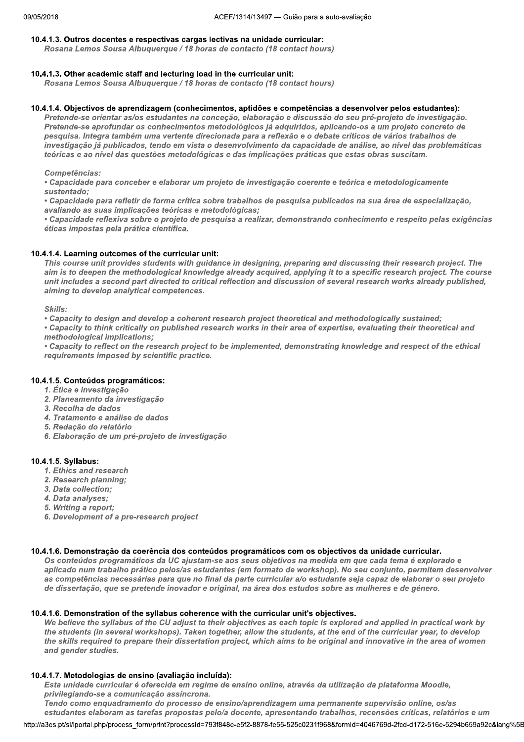#### 10.4.1.3. Outros docentes e respectivas cargas lectivas na unidade curricular:

*Rosana Lemos Sousa Albuquerque / 18 horas de contacto (18 contact hours)*

#### 10.4.1.3. Other academic staff and lecturing load in the curricular unit:

*Rosana Lemos Sousa Albuquerque / 18 horas de contacto (18 contact hours)*

#### 10.4.1.4. Objectivos de aprendizagem (conhecimentos, aptidões e competências a desenvolver pelos estudantes):

*Pretende-se orientar as/os estudantes na conceção, elaboração e discussão do seu pré-projeto de investigação. Pretende-se aprofundar os conhecimentos metodológicos já adquiridos, aplicando-os a um projeto concreto de pesquisa. Integra também uma vertente direcionada para a reflexão e o debate críticos de vários trabalhos de investigação já publicados, tendo em vista o desenvolvimento da capacidade de análise, ao nível das problemáticas teóricas e ao nível das questões metodológicas e das implicações práticas que estas obras suscitam.*

*Competências:*

*• Capacidade para conceber e elaborar um projeto de investigação coerente e teórica e metodologicamente sustentado;*
*• Capacidade para refletir de forma crítica sobre trabalhos de pesquisa publicados na sua área de especialização, avaliando as suas implicações teóricas e metodológicas;*
*• Capacidade reflexiva sobre o projeto de pesquisa a realizar, demonstrando conhecimento e respeito pelas exigências éticas impostas pela prática científica.*

#### 10.4.1.4. Learning outcomes of the curricular unit:

*This course unit provides students with guidance in designing, preparing and discussing their research project. The aim is to deepen the methodological knowledge already acquired, applying it to a specific research project. The course unit includes a second part directed to critical reflection and discussion of several research works already published, aiming to develop analytical competences.*

*Skills:*

*• Capacity to design and develop a coherent research project theoretical and methodologically sustained;*
*• Capacity to think critically on published research works in their area of expertise, evaluating their theoretical and methodological implications;*
*• Capacity to reflect on the research project to be implemented, demonstrating knowledge and respect of the ethical requirements imposed by scientific practice.*

#### 10.4.1.5. Conteúdos programáticos:

*1. Ética e investigação*
*2. Planeamento da investigação*
*3. Recolha de dados*
*4. Tratamento e análise de dados*
*5. Redação do relatório*
*6. Elaboração de um pré-projeto de investigação*

#### 10.4.1.5. Syllabus:

*1. Ethics and research*
*2. Research planning;*
*3. Data collection;*
*4. Data analyses;*
*5. Writing a report;*
*6. Development of a pre-research project*

#### 10.4.1.6. Demonstração da coerência dos conteúdos programáticos com os objectivos da unidade curricular.

*Os conteúdos programáticos da UC ajustam-se aos seus objetivos na medida em que cada tema é explorado e aplicado num trabalho prático pelos/as estudantes (em formato de workshop). No seu conjunto, permitem desenvolver as competências necessárias para que no final da parte curricular a/o estudante seja capaz de elaborar o seu projeto de dissertação, que se pretende inovador e original, na área dos estudos sobre as mulheres e de género.*

#### 10.4.1.6. Demonstration of the syllabus coherence with the curricular unit's objectives.

*We believe the syllabus of the CU adjust to their objectives as each topic is explored and applied in practical work by the students (in several workshops). Taken together, allow the students, at the end of the curricular year, to develop the skills required to prepare their dissertation project, which aims to be original and innovative in the area of women and gender studies.*

#### 10.4.1.7. Metodologias de ensino (avaliação incluída):

*Esta unidade curricular é oferecida em regime de ensino online, através da utilização da plataforma Moodle, privilegiando-se a comunicação assíncrona.*
*Tendo como enquadramento do processo de ensino/aprendizagem uma permanente supervisão online, os/as estudantes elaboram as tarefas propostas pelo/a docente, apresentando trabalhos, recensões críticas, relatórios e um*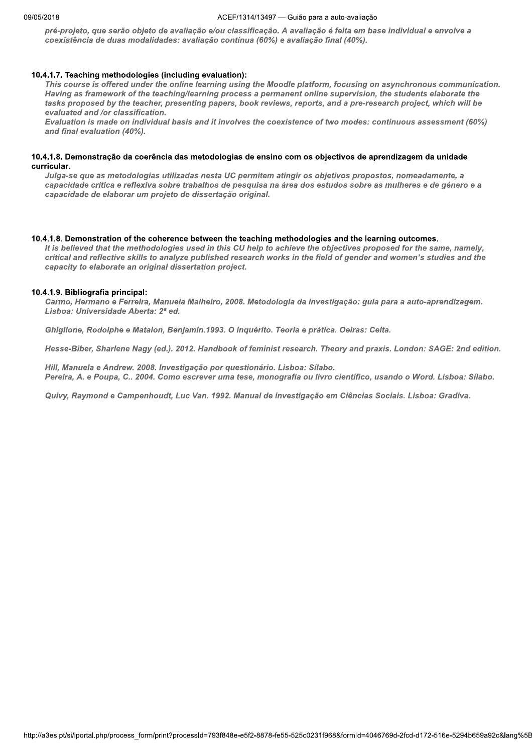*pré-projeto, que serão objeto de avaliação e/ou classificação. A avaliação é feita em base individual e envolve a coexistência de duas modalidades: avaliação contínua (60%) e avaliação final (40%).*

### 10.4.1.7. Teaching methodologies (including evaluation):

*This course is offered under the online learning using the Moodle platform, focusing on asynchronous communication. Having as framework of the teaching/learning process a permanent online supervision, the students elaborate the tasks proposed by the teacher, presenting papers, book reviews, reports, and a pre-research project, which will be evaluated and /or classification.*

*Evaluation is made on individual basis and it involves the coexistence of two modes: continuous assessment (60%) and final evaluation (40%).*

### 10.4.1.8. Demonstração da coerência das metodologias de ensino com os objectivos de aprendizagem da unidade curricular.

*Julga-se que as metodologias utilizadas nesta UC permitem atingir os objetivos propostos, nomeadamente, a capacidade crítica e reflexiva sobre trabalhos de pesquisa na área dos estudos sobre as mulheres e de género e a capacidade de elaborar um projeto de dissertação original.*

### 10.4.1.8. Demonstration of the coherence between the teaching methodologies and the learning outcomes.

*It is believed that the methodologies used in this CU help to achieve the objectives proposed for the same, namely, critical and reflective skills to analyze published research works in the field of gender and women's studies and the capacity to elaborate an original dissertation project.*

### 10.4.1.9. Bibliografia principal:

*Carmo, Hermano e Ferreira, Manuela Malheiro, 2008. Metodologia da investigação: guia para a auto-aprendizagem. Lisboa: Universidade Aberta: 2ª ed.*

*Ghiglione, Rodolphe e Matalon, Benjamin.1993. O inquérito. Teoria e prática. Oeiras: Celta.*

*Hesse-Biber, Sharlene Nagy (ed.). 2012. Handbook of feminist research. Theory and praxis. London: SAGE: 2nd edition.*

*Hill, Manuela e Andrew. 2008. Investigação por questionário. Lisboa: Sílabo.*
*Pereira, A. e Poupa, C.. 2004. Como escrever uma tese, monografia ou livro científico, usando o Word. Lisboa: Sílabo.*

*Quivy, Raymond e Campenhoudt, Luc Van. 1992. Manual de investigação em Ciências Sociais. Lisboa: Gradiva.*